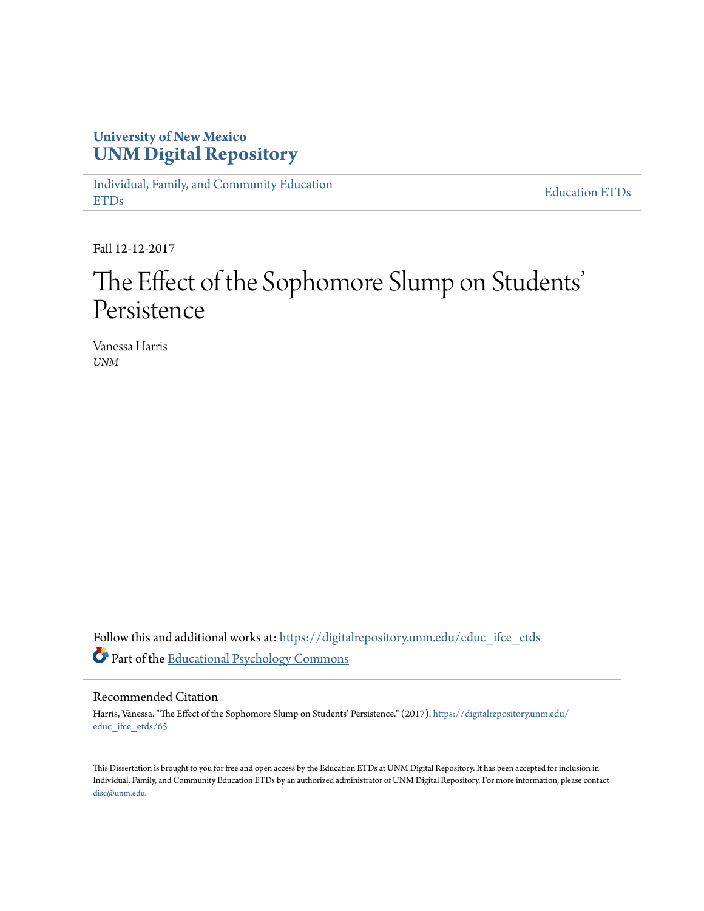**University of New Mexico**
**UNM Digital Repository**

Individual, Family, and Community Education ETDs | Education ETDs

Fall 12-12-2017

# The Effect of the Sophomore Slump on Students' Persistence

Vanessa Harris
*UNM*

Follow this and additional works at: https://digitalrepository.unm.edu/educ_ifce_etds

Part of the Educational Psychology Commons

## Recommended Citation

Harris, Vanessa. "The Effect of the Sophomore Slump on Students' Persistence." (2017). https://digitalrepository.unm.edu/educ_ifce_etds/65

This Dissertation is brought to you for free and open access by the Education ETDs at UNM Digital Repository. It has been accepted for inclusion in Individual, Family, and Community Education ETDs by an authorized administrator of UNM Digital Repository. For more information, please contact disc@unm.edu.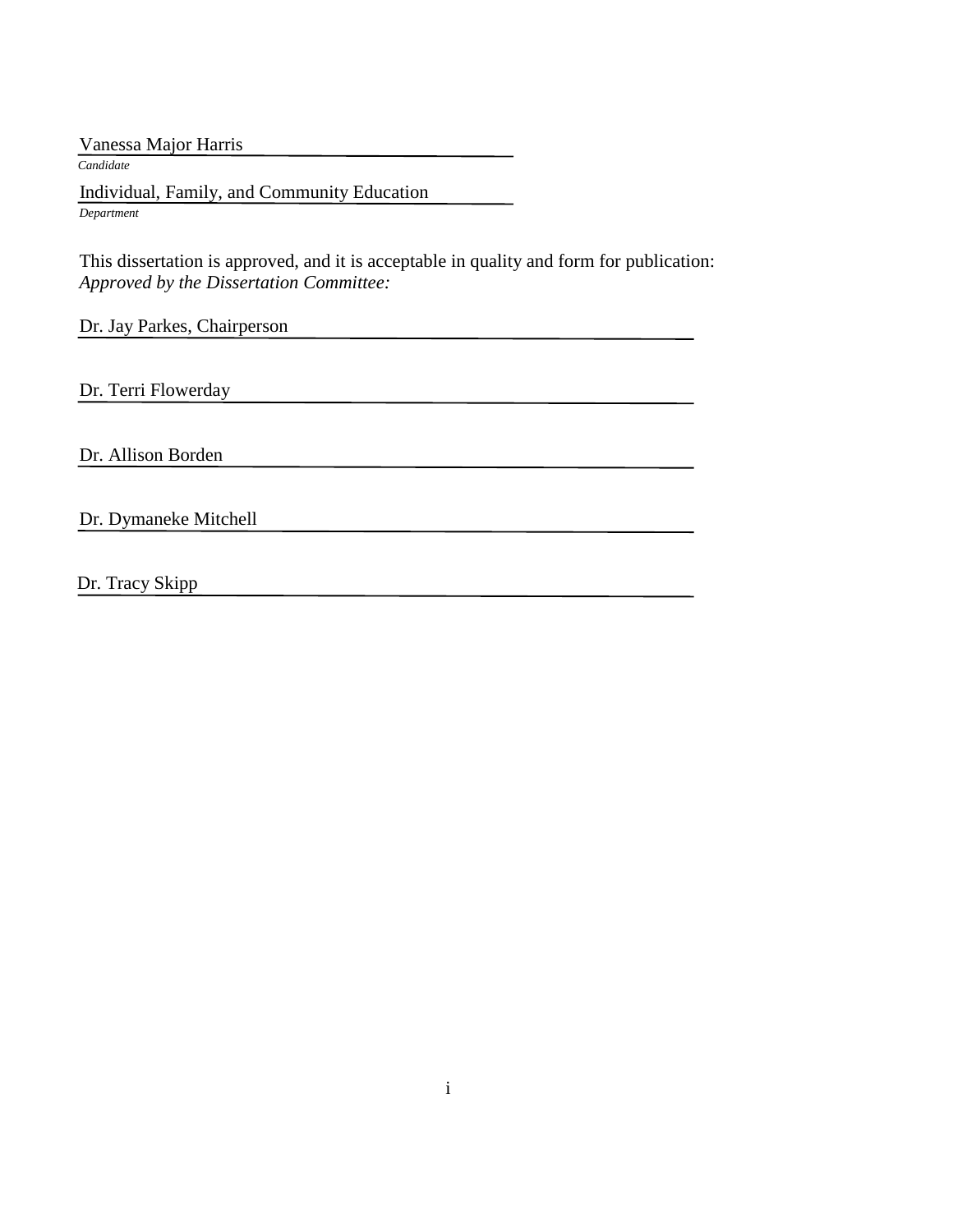Vanessa Major Harris
*Candidate*

Individual, Family, and Community Education
*Department*

This dissertation is approved, and it is acceptable in quality and form for publication:
*Approved by the Dissertation Committee:*

Dr. Jay Parkes, Chairperson

Dr. Terri Flowerday

Dr. Allison Borden

Dr. Dymaneke Mitchell

Dr. Tracy Skipp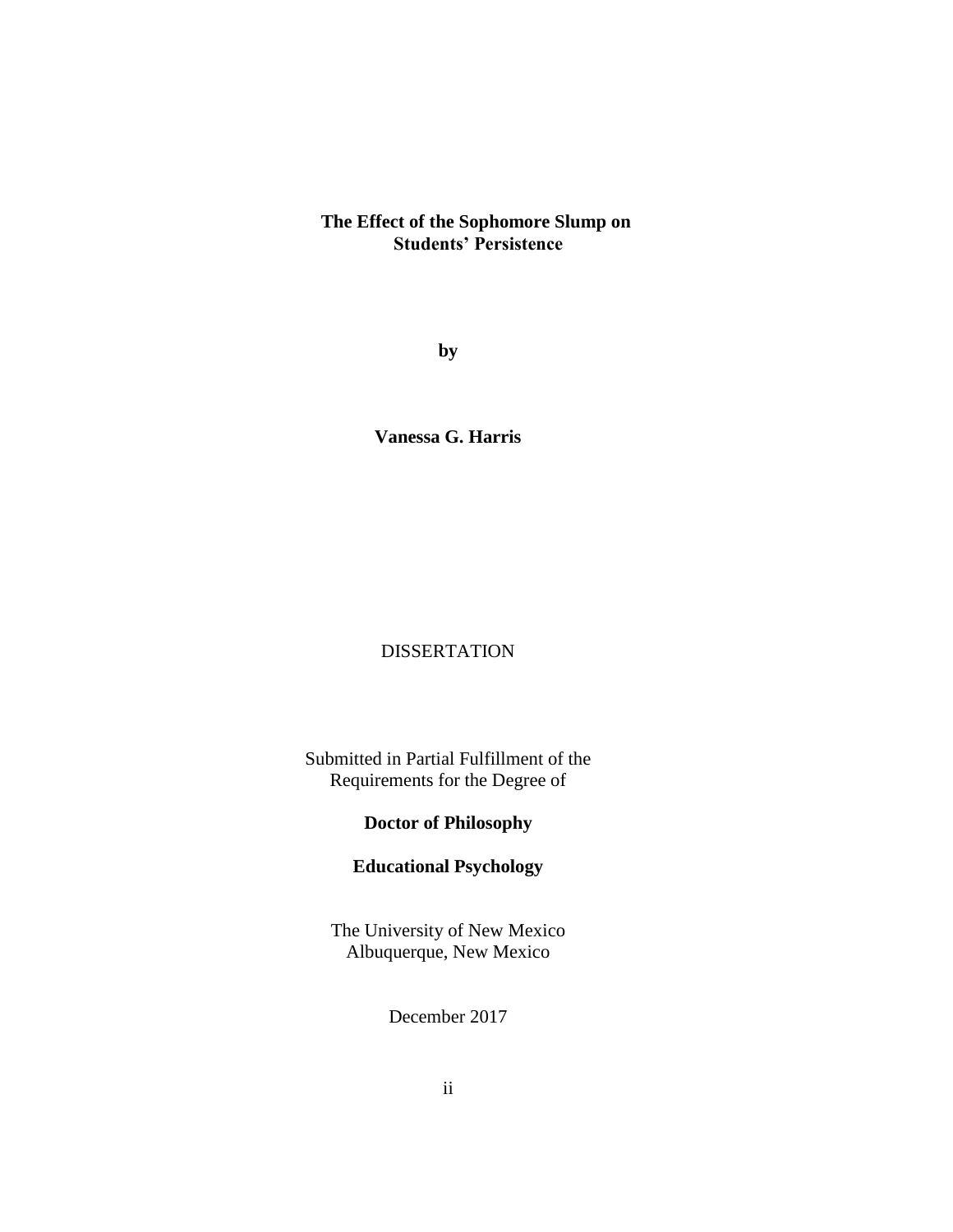**The Effect of the Sophomore Slump on Students' Persistence**

**by**

**Vanessa G. Harris**

DISSERTATION

Submitted in Partial Fulfillment of the Requirements for the Degree of

**Doctor of Philosophy**

**Educational Psychology**

The University of New Mexico
Albuquerque, New Mexico

December 2017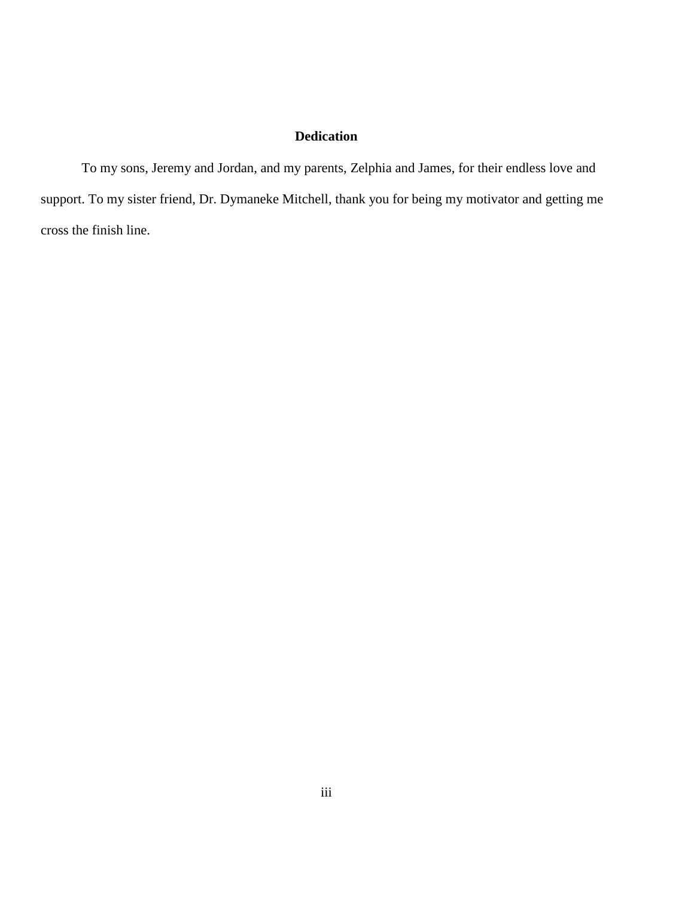# Dedication

To my sons, Jeremy and Jordan, and my parents, Zelphia and James, for their endless love and support. To my sister friend, Dr. Dymaneke Mitchell, thank you for being my motivator and getting me cross the finish line.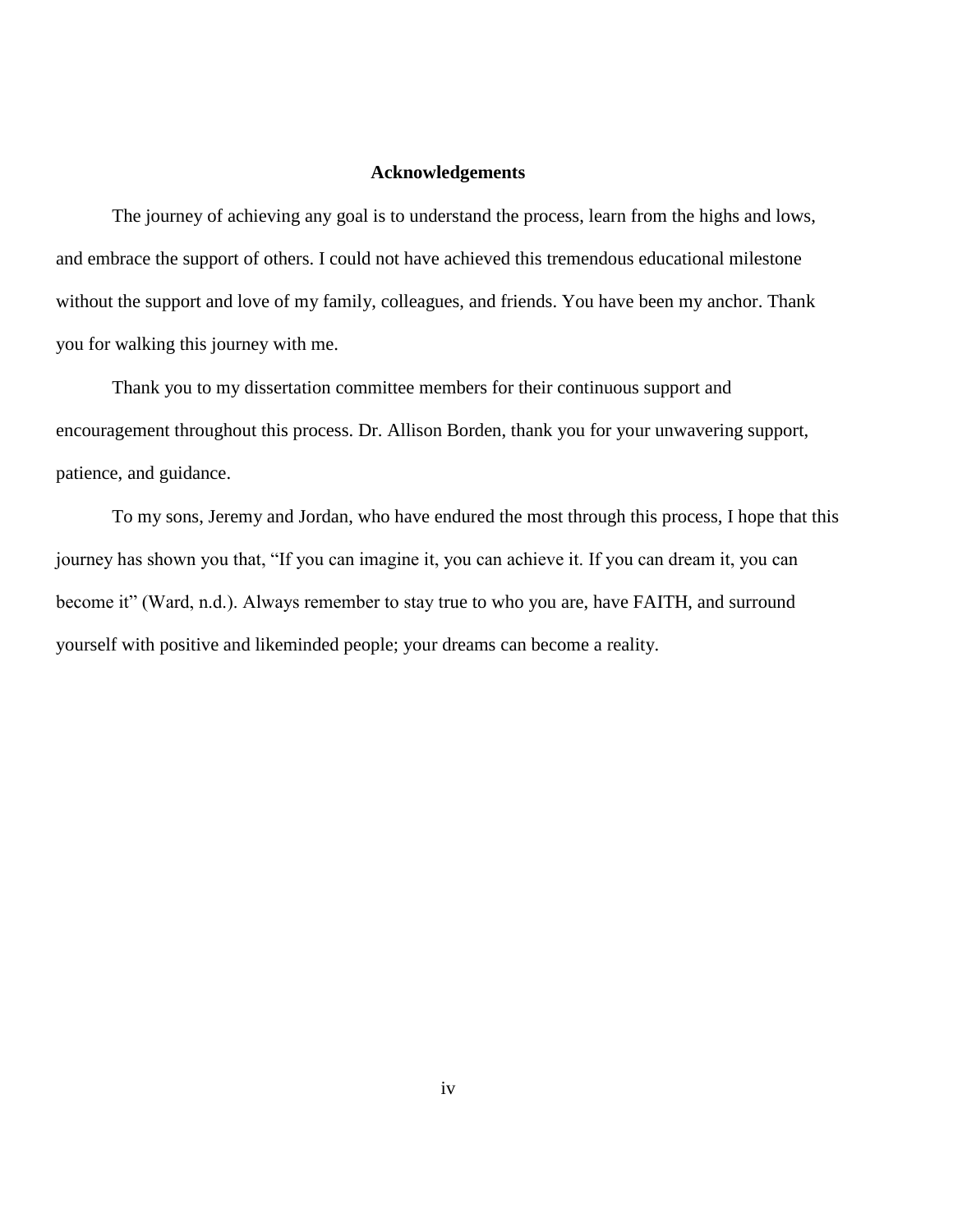# Acknowledgements

The journey of achieving any goal is to understand the process, learn from the highs and lows, and embrace the support of others. I could not have achieved this tremendous educational milestone without the support and love of my family, colleagues, and friends. You have been my anchor. Thank you for walking this journey with me.

Thank you to my dissertation committee members for their continuous support and encouragement throughout this process. Dr. Allison Borden, thank you for your unwavering support, patience, and guidance.

To my sons, Jeremy and Jordan, who have endured the most through this process, I hope that this journey has shown you that, "If you can imagine it, you can achieve it. If you can dream it, you can become it" (Ward, n.d.). Always remember to stay true to who you are, have FAITH, and surround yourself with positive and likeminded people; your dreams can become a reality.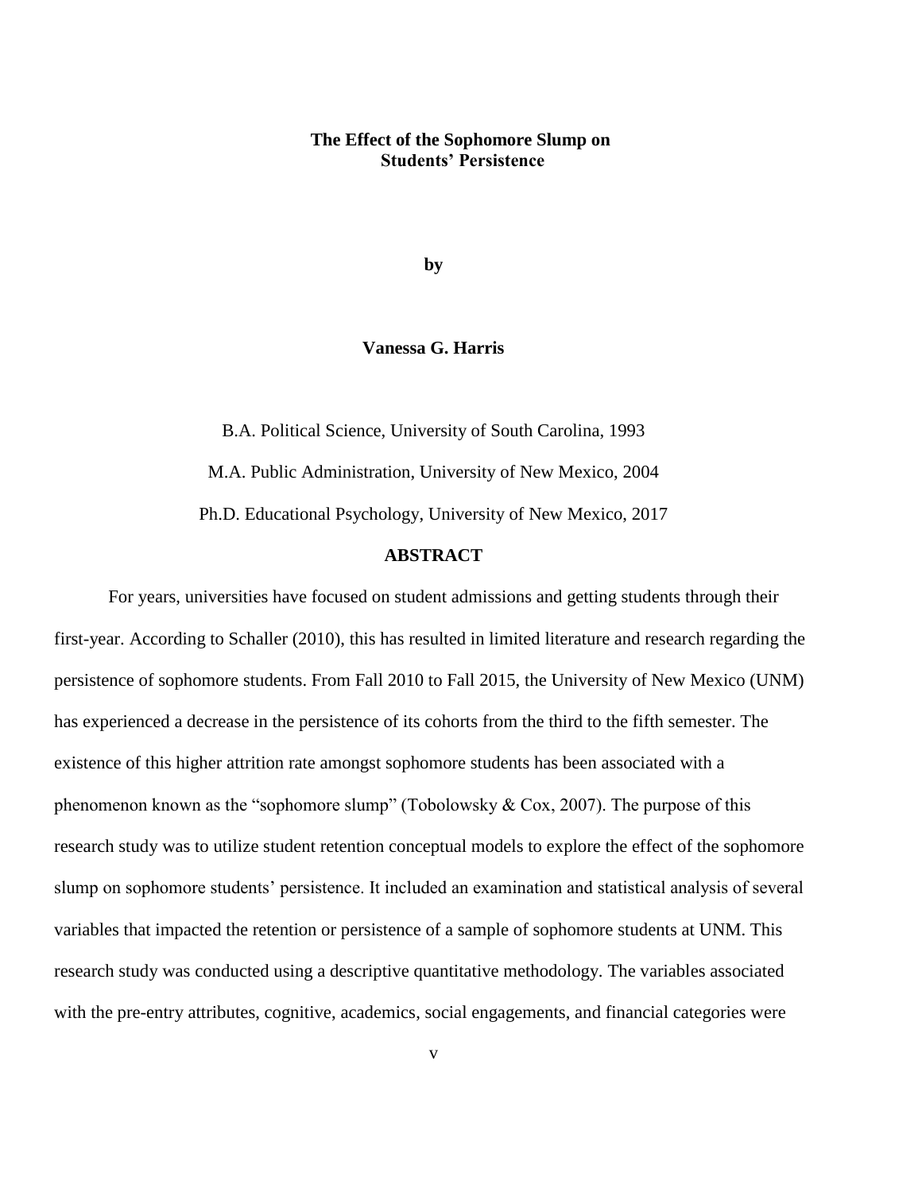**The Effect of the Sophomore Slump on Students' Persistence**

**by**

**Vanessa G. Harris**

B.A. Political Science, University of South Carolina, 1993

M.A. Public Administration, University of New Mexico, 2004

Ph.D. Educational Psychology, University of New Mexico, 2017

## ABSTRACT

For years, universities have focused on student admissions and getting students through their first-year. According to Schaller (2010), this has resulted in limited literature and research regarding the persistence of sophomore students. From Fall 2010 to Fall 2015, the University of New Mexico (UNM) has experienced a decrease in the persistence of its cohorts from the third to the fifth semester. The existence of this higher attrition rate amongst sophomore students has been associated with a phenomenon known as the "sophomore slump" (Tobolowsky & Cox, 2007). The purpose of this research study was to utilize student retention conceptual models to explore the effect of the sophomore slump on sophomore students' persistence. It included an examination and statistical analysis of several variables that impacted the retention or persistence of a sample of sophomore students at UNM. This research study was conducted using a descriptive quantitative methodology. The variables associated with the pre-entry attributes, cognitive, academics, social engagements, and financial categories were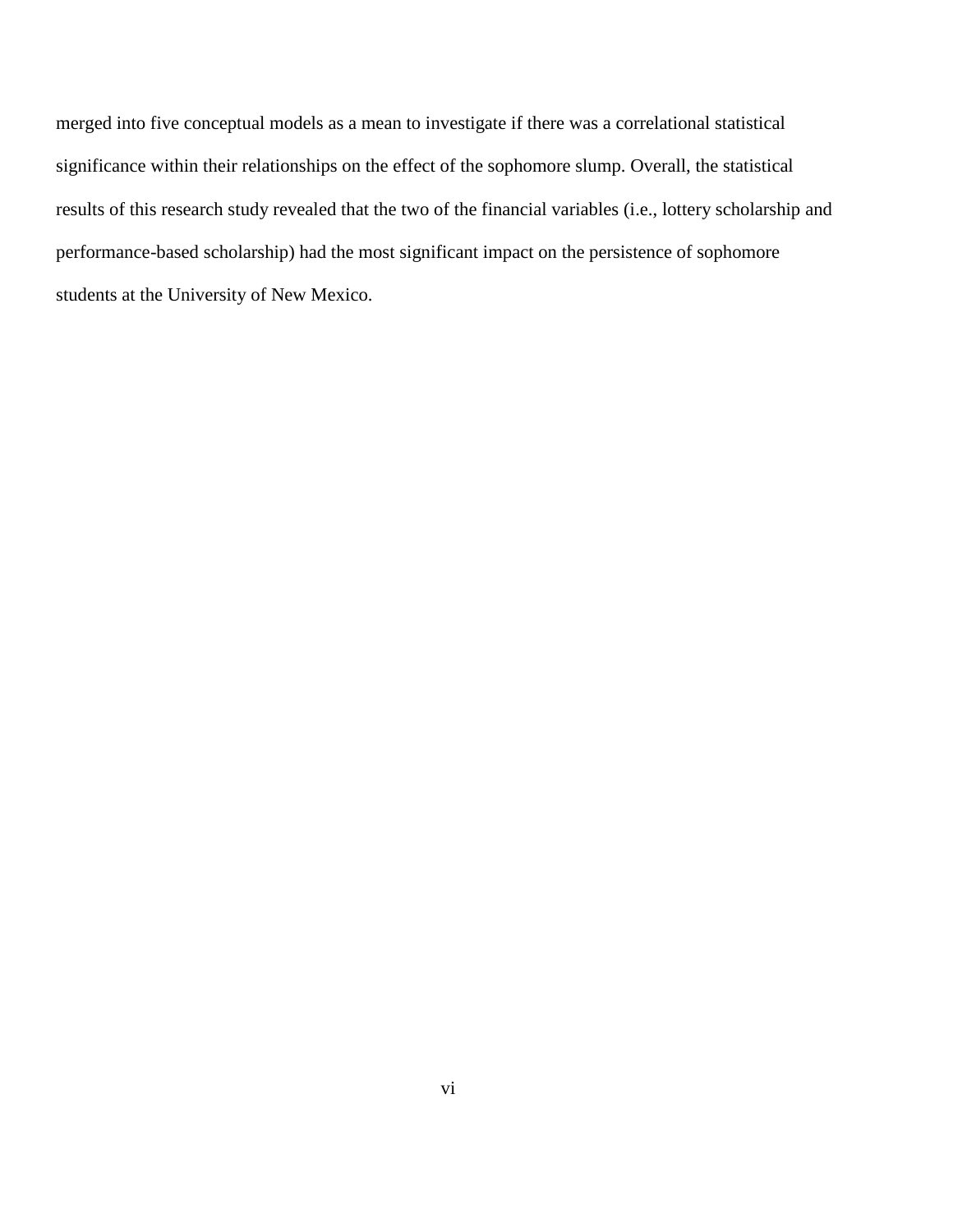merged into five conceptual models as a mean to investigate if there was a correlational statistical significance within their relationships on the effect of the sophomore slump. Overall, the statistical results of this research study revealed that the two of the financial variables (i.e., lottery scholarship and performance-based scholarship) had the most significant impact on the persistence of sophomore students at the University of New Mexico.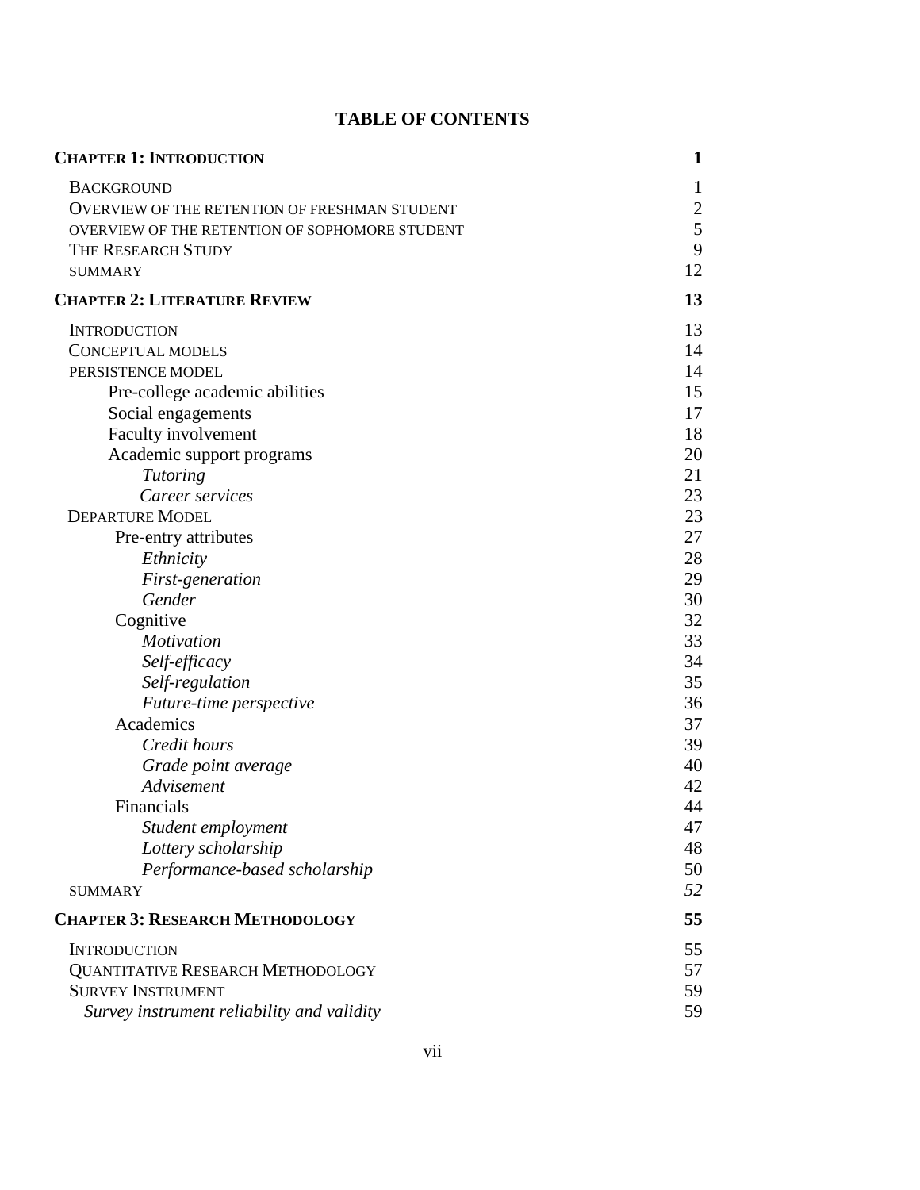# TABLE OF CONTENTS

| | |
|---|---|
| **CHAPTER 1: INTRODUCTION** | **1** |
| BACKGROUND | 1 |
| OVERVIEW OF THE RETENTION OF FRESHMAN STUDENT | 2 |
| OVERVIEW OF THE RETENTION OF SOPHOMORE STUDENT | 5 |
| THE RESEARCH STUDY | 9 |
| SUMMARY | 12 |
| **CHAPTER 2: LITERATURE REVIEW** | **13** |
| INTRODUCTION | 13 |
| CONCEPTUAL MODELS | 14 |
| PERSISTENCE MODEL | 14 |
| Pre-college academic abilities | 15 |
| Social engagements | 17 |
| Faculty involvement | 18 |
| Academic support programs | 20 |
| *Tutoring* | 21 |
| *Career services* | 23 |
| DEPARTURE MODEL | 23 |
| Pre-entry attributes | 27 |
| *Ethnicity* | 28 |
| *First-generation* | 29 |
| *Gender* | 30 |
| Cognitive | 32 |
| *Motivation* | 33 |
| *Self-efficacy* | 34 |
| *Self-regulation* | 35 |
| *Future-time perspective* | 36 |
| Academics | 37 |
| *Credit hours* | 39 |
| *Grade point average* | 40 |
| *Advisement* | 42 |
| Financials | 44 |
| *Student employment* | 47 |
| *Lottery scholarship* | 48 |
| *Performance-based scholarship* | 50 |
| SUMMARY | *52* |
| **CHAPTER 3: RESEARCH METHODOLOGY** | **55** |
| INTRODUCTION | 55 |
| QUANTITATIVE RESEARCH METHODOLOGY | 57 |
| SURVEY INSTRUMENT | 59 |
| *Survey instrument reliability and validity* | 59 |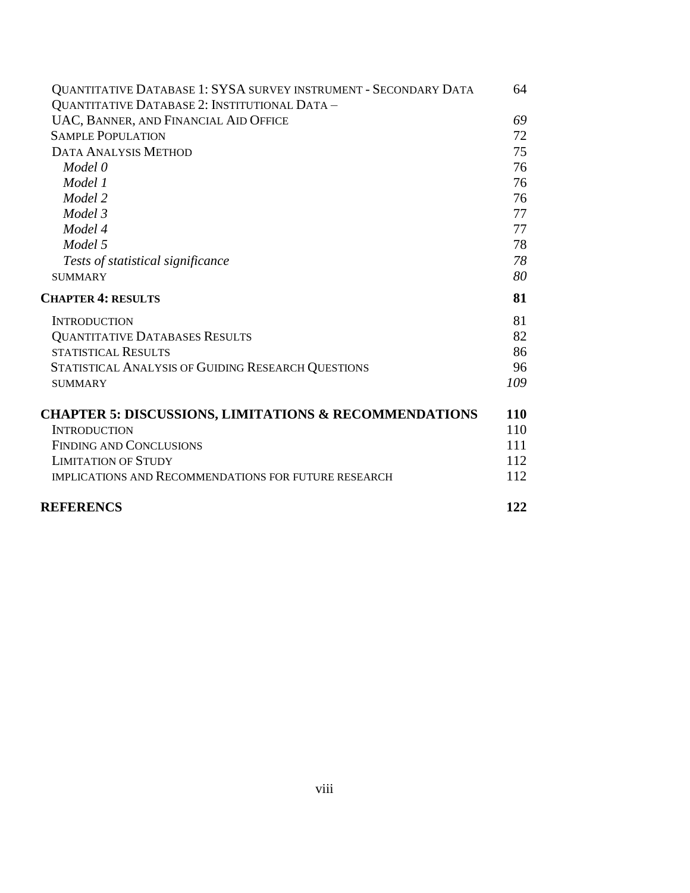Quantitative Database 1: SYSA survey instrument - Secondary Data 64
Quantitative Database 2: Institutional Data –
UAC, Banner, and Financial Aid Office *69*
Sample Population 72
Data Analysis Method 75
*Model 0* 76
*Model 1* 76
*Model 2* 76
*Model 3* 77
*Model 4* 77
*Model 5* 78
*Tests of statistical significance* *78*
summary *80*

**CHAPTER 4: RESULTS 81**

Introduction 81
Quantitative Databases Results 82
statistical Results 86
Statistical Analysis of Guiding Research Questions 96
summary *109*

**CHAPTER 5: DISCUSSIONS, LIMITATIONS & RECOMMENDATIONS 110**

Introduction 110
Finding and Conclusions 111
Limitation of Study 112
implications and Recommendations for future research 112

**REFERENCS 122**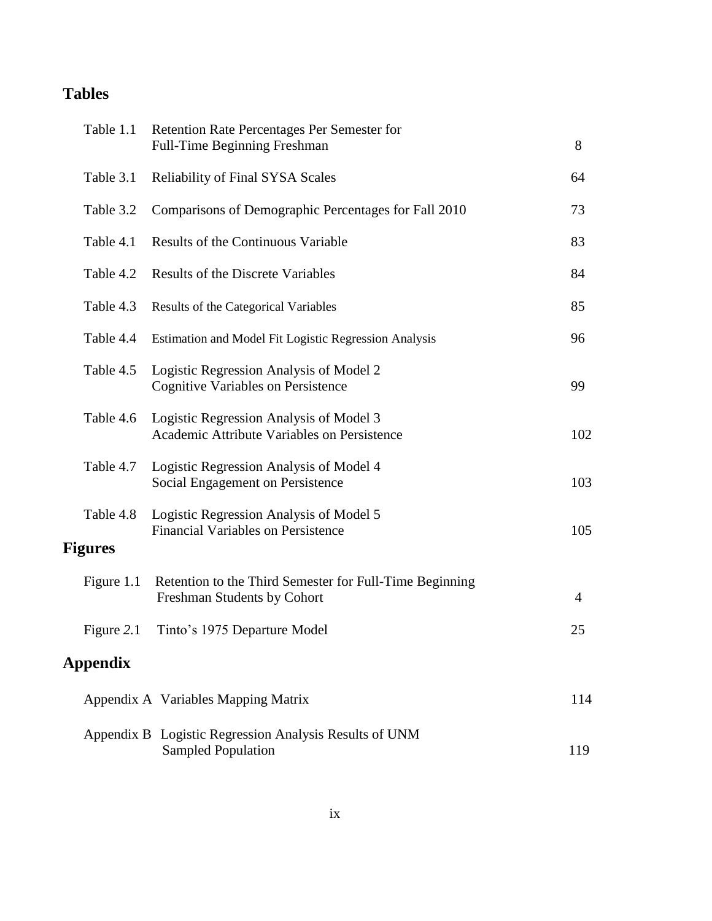## Tables

| | | |
|---|---|---|
| Table 1.1 | Retention Rate Percentages Per Semester for Full-Time Beginning Freshman | 8 |
| Table 3.1 | Reliability of Final SYSA Scales | 64 |
| Table 3.2 | Comparisons of Demographic Percentages for Fall 2010 | 73 |
| Table 4.1 | Results of the Continuous Variable | 83 |
| Table 4.2 | Results of the Discrete Variables | 84 |
| Table 4.3 | Results of the Categorical Variables | 85 |
| Table 4.4 | Estimation and Model Fit Logistic Regression Analysis | 96 |
| Table 4.5 | Logistic Regression Analysis of Model 2 Cognitive Variables on Persistence | 99 |
| Table 4.6 | Logistic Regression Analysis of Model 3 Academic Attribute Variables on Persistence | 102 |
| Table 4.7 | Logistic Regression Analysis of Model 4 Social Engagement on Persistence | 103 |
| Table 4.8 | Logistic Regression Analysis of Model 5 Financial Variables on Persistence | 105 |

## Figures

| | | |
|---|---|---|
| Figure 1.1 | Retention to the Third Semester for Full-Time Beginning Freshman Students by Cohort | 4 |
| Figure 2.1 | Tinto's 1975 Departure Model | 25 |

## Appendix

| | | |
|---|---|---|
| Appendix A | Variables Mapping Matrix | 114 |
| Appendix B | Logistic Regression Analysis Results of UNM Sampled Population | 119 |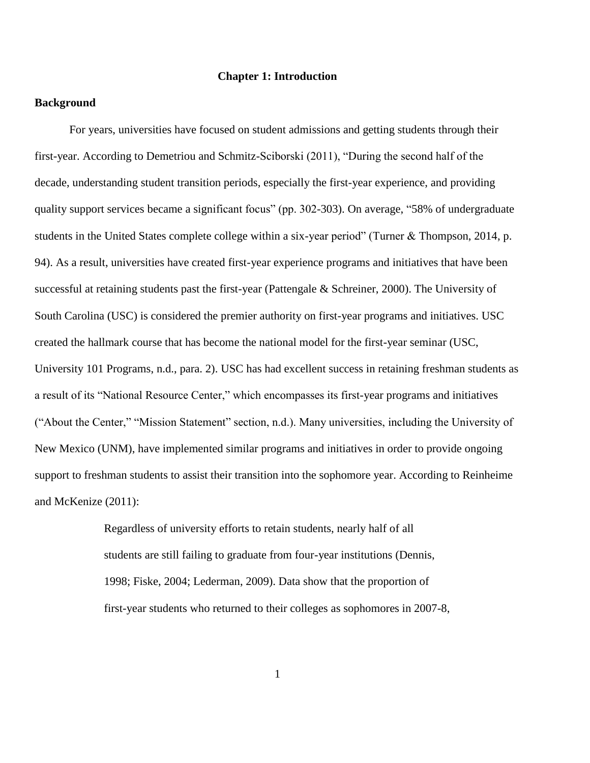# Chapter 1: Introduction

## Background

For years, universities have focused on student admissions and getting students through their first-year. According to Demetriou and Schmitz-Sciborski (2011), "During the second half of the decade, understanding student transition periods, especially the first-year experience, and providing quality support services became a significant focus" (pp. 302-303). On average, "58% of undergraduate students in the United States complete college within a six-year period" (Turner & Thompson, 2014, p. 94). As a result, universities have created first-year experience programs and initiatives that have been successful at retaining students past the first-year (Pattengale & Schreiner, 2000). The University of South Carolina (USC) is considered the premier authority on first-year programs and initiatives. USC created the hallmark course that has become the national model for the first-year seminar (USC, University 101 Programs, n.d., para. 2). USC has had excellent success in retaining freshman students as a result of its "National Resource Center," which encompasses its first-year programs and initiatives ("About the Center," "Mission Statement" section, n.d.). Many universities, including the University of New Mexico (UNM), have implemented similar programs and initiatives in order to provide ongoing support to freshman students to assist their transition into the sophomore year. According to Reinheime and McKenize (2011):

> Regardless of university efforts to retain students, nearly half of all students are still failing to graduate from four-year institutions (Dennis, 1998; Fiske, 2004; Lederman, 2009). Data show that the proportion of first-year students who returned to their colleges as sophomores in 2007-8,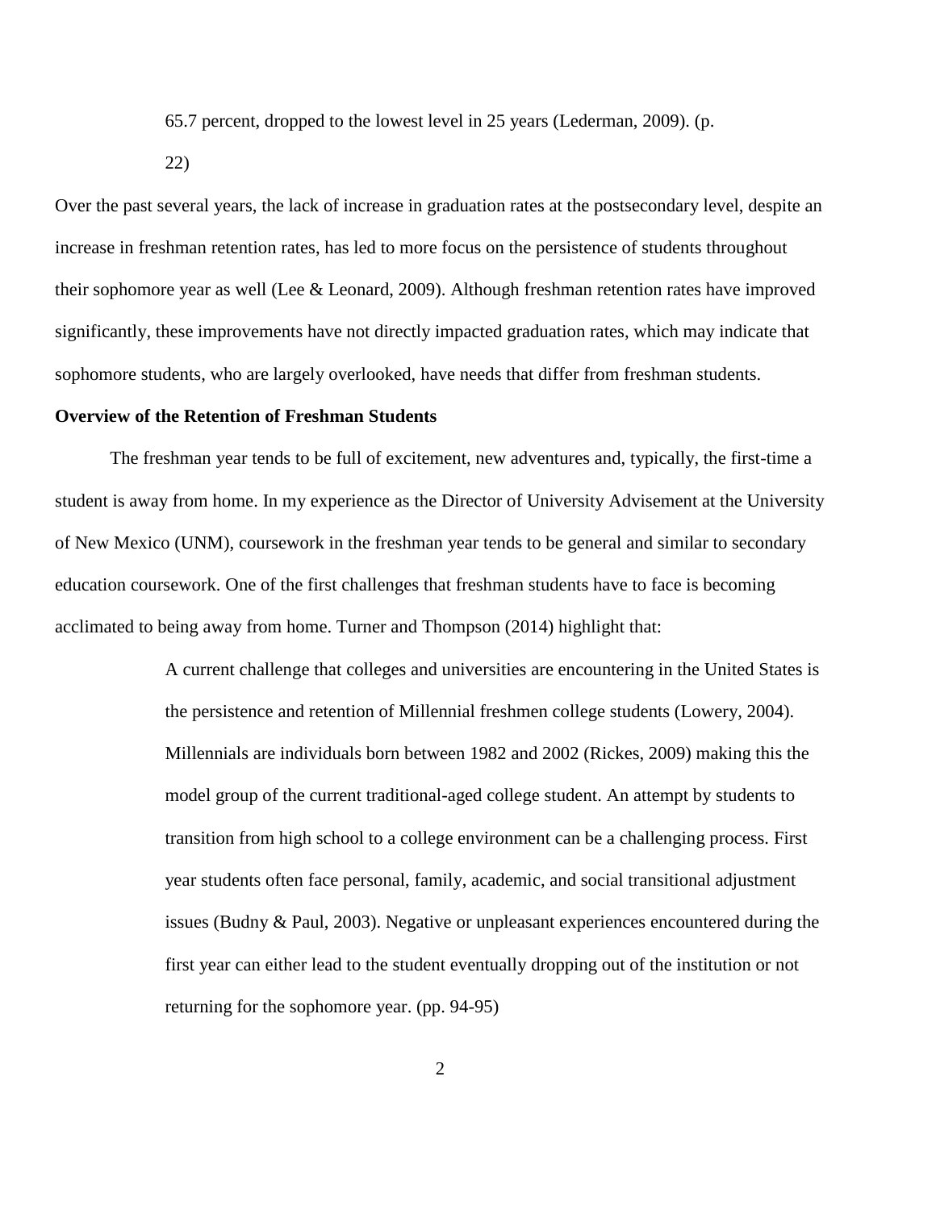> 65.7 percent, dropped to the lowest level in 25 years (Lederman, 2009). (p. 22)

Over the past several years, the lack of increase in graduation rates at the postsecondary level, despite an increase in freshman retention rates, has led to more focus on the persistence of students throughout their sophomore year as well (Lee & Leonard, 2009). Although freshman retention rates have improved significantly, these improvements have not directly impacted graduation rates, which may indicate that sophomore students, who are largely overlooked, have needs that differ from freshman students.

**Overview of the Retention of Freshman Students**

The freshman year tends to be full of excitement, new adventures and, typically, the first-time a student is away from home. In my experience as the Director of University Advisement at the University of New Mexico (UNM), coursework in the freshman year tends to be general and similar to secondary education coursework. One of the first challenges that freshman students have to face is becoming acclimated to being away from home. Turner and Thompson (2014) highlight that:

> A current challenge that colleges and universities are encountering in the United States is the persistence and retention of Millennial freshmen college students (Lowery, 2004). Millennials are individuals born between 1982 and 2002 (Rickes, 2009) making this the model group of the current traditional-aged college student. An attempt by students to transition from high school to a college environment can be a challenging process. First year students often face personal, family, academic, and social transitional adjustment issues (Budny & Paul, 2003). Negative or unpleasant experiences encountered during the first year can either lead to the student eventually dropping out of the institution or not returning for the sophomore year. (pp. 94-95)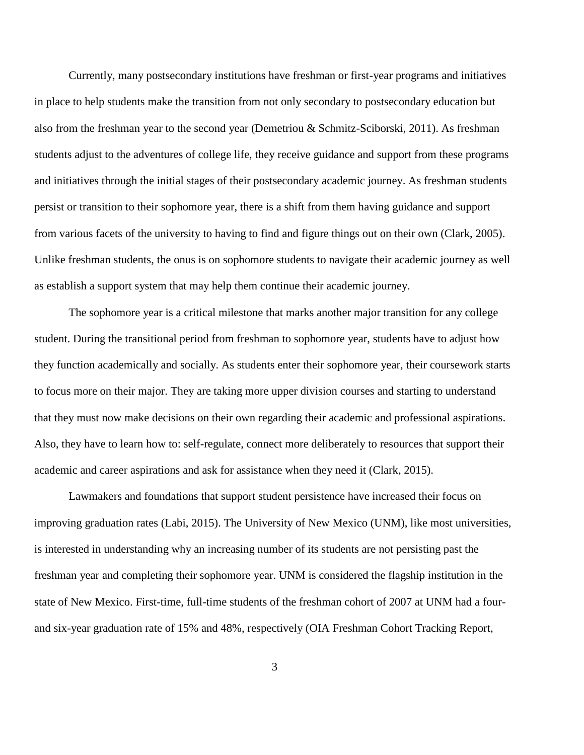Currently, many postsecondary institutions have freshman or first-year programs and initiatives in place to help students make the transition from not only secondary to postsecondary education but also from the freshman year to the second year (Demetriou & Schmitz-Sciborski, 2011). As freshman students adjust to the adventures of college life, they receive guidance and support from these programs and initiatives through the initial stages of their postsecondary academic journey. As freshman students persist or transition to their sophomore year, there is a shift from them having guidance and support from various facets of the university to having to find and figure things out on their own (Clark, 2005). Unlike freshman students, the onus is on sophomore students to navigate their academic journey as well as establish a support system that may help them continue their academic journey.

The sophomore year is a critical milestone that marks another major transition for any college student. During the transitional period from freshman to sophomore year, students have to adjust how they function academically and socially. As students enter their sophomore year, their coursework starts to focus more on their major. They are taking more upper division courses and starting to understand that they must now make decisions on their own regarding their academic and professional aspirations. Also, they have to learn how to: self-regulate, connect more deliberately to resources that support their academic and career aspirations and ask for assistance when they need it (Clark, 2015).

Lawmakers and foundations that support student persistence have increased their focus on improving graduation rates (Labi, 2015). The University of New Mexico (UNM), like most universities, is interested in understanding why an increasing number of its students are not persisting past the freshman year and completing their sophomore year. UNM is considered the flagship institution in the state of New Mexico. First-time, full-time students of the freshman cohort of 2007 at UNM had a four- and six-year graduation rate of 15% and 48%, respectively (OIA Freshman Cohort Tracking Report,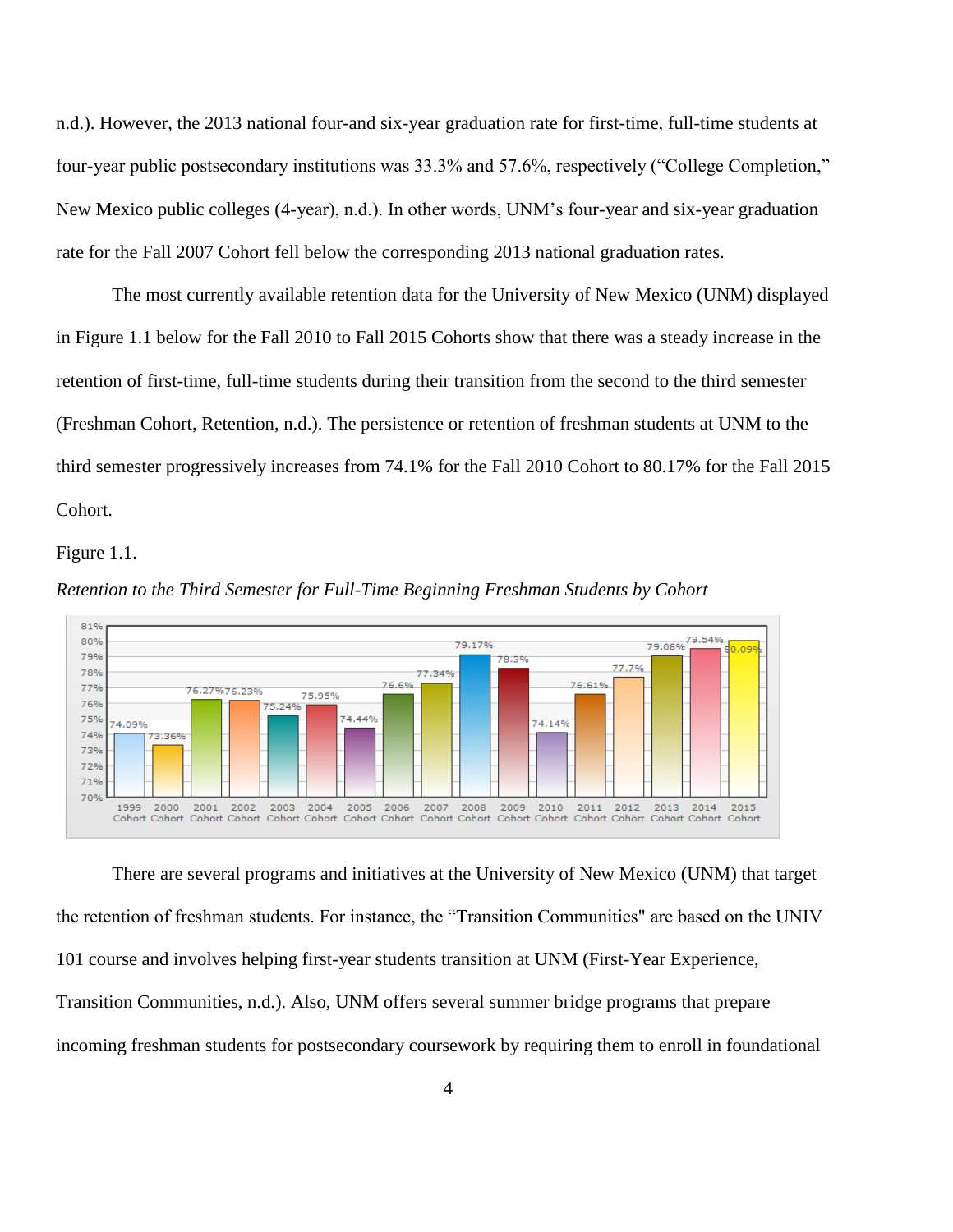n.d.). However, the 2013 national four-and six-year graduation rate for first-time, full-time students at four-year public postsecondary institutions was 33.3% and 57.6%, respectively ("College Completion," New Mexico public colleges (4-year), n.d.). In other words, UNM's four-year and six-year graduation rate for the Fall 2007 Cohort fell below the corresponding 2013 national graduation rates.

The most currently available retention data for the University of New Mexico (UNM) displayed in Figure 1.1 below for the Fall 2010 to Fall 2015 Cohorts show that there was a steady increase in the retention of first-time, full-time students during their transition from the second to the third semester (Freshman Cohort, Retention, n.d.). The persistence or retention of freshman students at UNM to the third semester progressively increases from 74.1% for the Fall 2010 Cohort to 80.17% for the Fall 2015 Cohort.

Figure 1.1.

*Retention to the Third Semester for Full-Time Beginning Freshman Students by Cohort*

| Cohort | Retention |
|---|---|
| 1999 Cohort | 74.09% |
| 2000 Cohort | 73.36% |
| 2001 Cohort | 76.27% |
| 2002 Cohort | 76.23% |
| 2003 Cohort | 75.24% |
| 2004 Cohort | 75.95% |
| 2005 Cohort | 74.44% |
| 2006 Cohort | 76.6% |
| 2007 Cohort | 77.34% |
| 2008 Cohort | 79.17% |
| 2009 Cohort | 78.3% |
| 2010 Cohort | 74.14% |
| 2011 Cohort | 76.61% |
| 2012 Cohort | 77.7% |
| 2013 Cohort | 79.08% |
| 2014 Cohort | 79.54% |
| 2015 Cohort | 80.09% |

There are several programs and initiatives at the University of New Mexico (UNM) that target the retention of freshman students. For instance, the "Transition Communities" are based on the UNIV 101 course and involves helping first-year students transition at UNM (First-Year Experience, Transition Communities, n.d.). Also, UNM offers several summer bridge programs that prepare incoming freshman students for postsecondary coursework by requiring them to enroll in foundational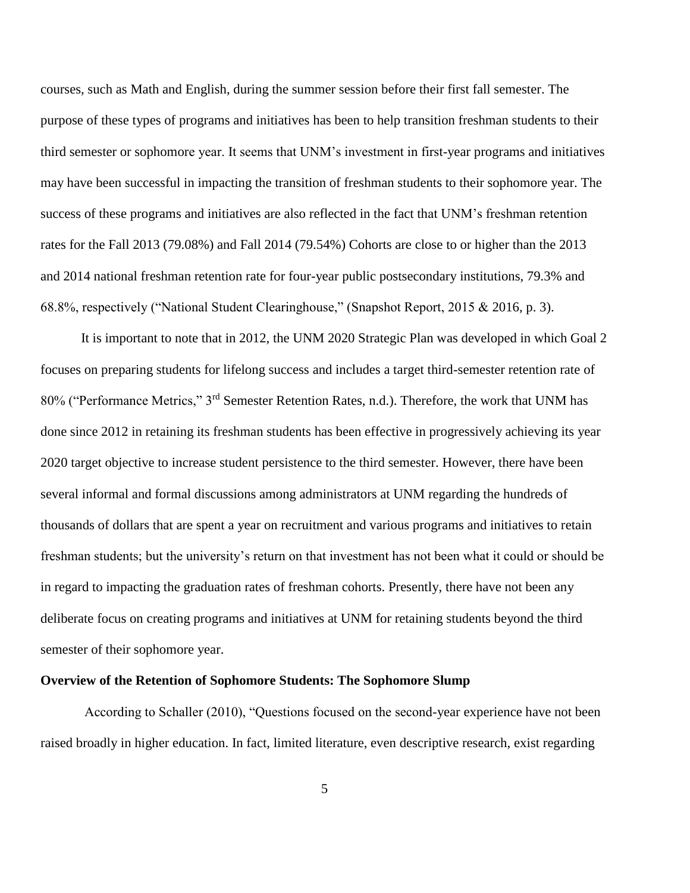courses, such as Math and English, during the summer session before their first fall semester. The purpose of these types of programs and initiatives has been to help transition freshman students to their third semester or sophomore year. It seems that UNM's investment in first-year programs and initiatives may have been successful in impacting the transition of freshman students to their sophomore year. The success of these programs and initiatives are also reflected in the fact that UNM's freshman retention rates for the Fall 2013 (79.08%) and Fall 2014 (79.54%) Cohorts are close to or higher than the 2013 and 2014 national freshman retention rate for four-year public postsecondary institutions, 79.3% and 68.8%, respectively ("National Student Clearinghouse," (Snapshot Report, 2015 & 2016, p. 3).

It is important to note that in 2012, the UNM 2020 Strategic Plan was developed in which Goal 2 focuses on preparing students for lifelong success and includes a target third-semester retention rate of 80% ("Performance Metrics," 3rd Semester Retention Rates, n.d.). Therefore, the work that UNM has done since 2012 in retaining its freshman students has been effective in progressively achieving its year 2020 target objective to increase student persistence to the third semester. However, there have been several informal and formal discussions among administrators at UNM regarding the hundreds of thousands of dollars that are spent a year on recruitment and various programs and initiatives to retain freshman students; but the university's return on that investment has not been what it could or should be in regard to impacting the graduation rates of freshman cohorts. Presently, there have not been any deliberate focus on creating programs and initiatives at UNM for retaining students beyond the third semester of their sophomore year.

**Overview of the Retention of Sophomore Students: The Sophomore Slump**

According to Schaller (2010), "Questions focused on the second-year experience have not been raised broadly in higher education. In fact, limited literature, even descriptive research, exist regarding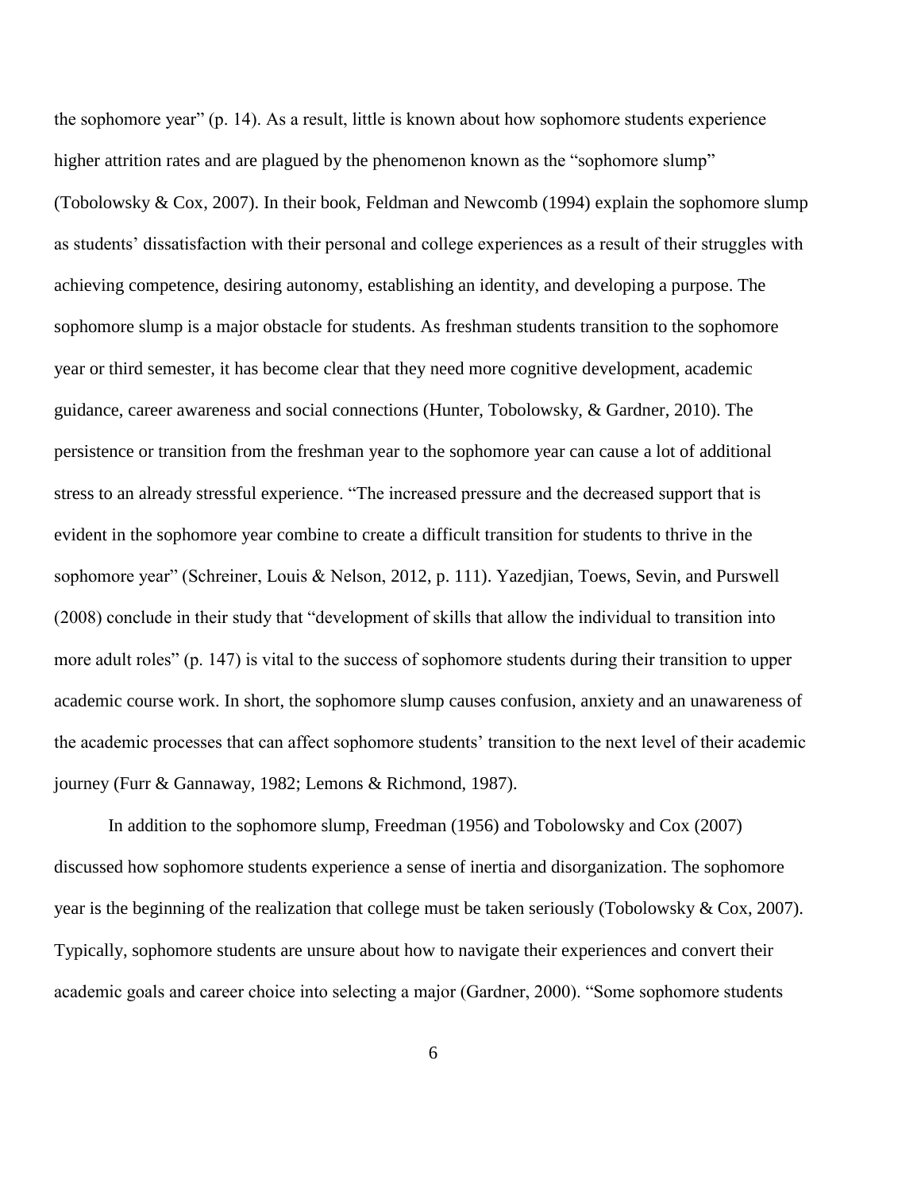the sophomore year" (p. 14). As a result, little is known about how sophomore students experience higher attrition rates and are plagued by the phenomenon known as the "sophomore slump" (Tobolowsky & Cox, 2007). In their book, Feldman and Newcomb (1994) explain the sophomore slump as students' dissatisfaction with their personal and college experiences as a result of their struggles with achieving competence, desiring autonomy, establishing an identity, and developing a purpose. The sophomore slump is a major obstacle for students. As freshman students transition to the sophomore year or third semester, it has become clear that they need more cognitive development, academic guidance, career awareness and social connections (Hunter, Tobolowsky, & Gardner, 2010). The persistence or transition from the freshman year to the sophomore year can cause a lot of additional stress to an already stressful experience. "The increased pressure and the decreased support that is evident in the sophomore year combine to create a difficult transition for students to thrive in the sophomore year" (Schreiner, Louis & Nelson, 2012, p. 111). Yazedjian, Toews, Sevin, and Purswell (2008) conclude in their study that "development of skills that allow the individual to transition into more adult roles" (p. 147) is vital to the success of sophomore students during their transition to upper academic course work. In short, the sophomore slump causes confusion, anxiety and an unawareness of the academic processes that can affect sophomore students' transition to the next level of their academic journey (Furr & Gannaway, 1982; Lemons & Richmond, 1987).

In addition to the sophomore slump, Freedman (1956) and Tobolowsky and Cox (2007) discussed how sophomore students experience a sense of inertia and disorganization. The sophomore year is the beginning of the realization that college must be taken seriously (Tobolowsky & Cox, 2007). Typically, sophomore students are unsure about how to navigate their experiences and convert their academic goals and career choice into selecting a major (Gardner, 2000). "Some sophomore students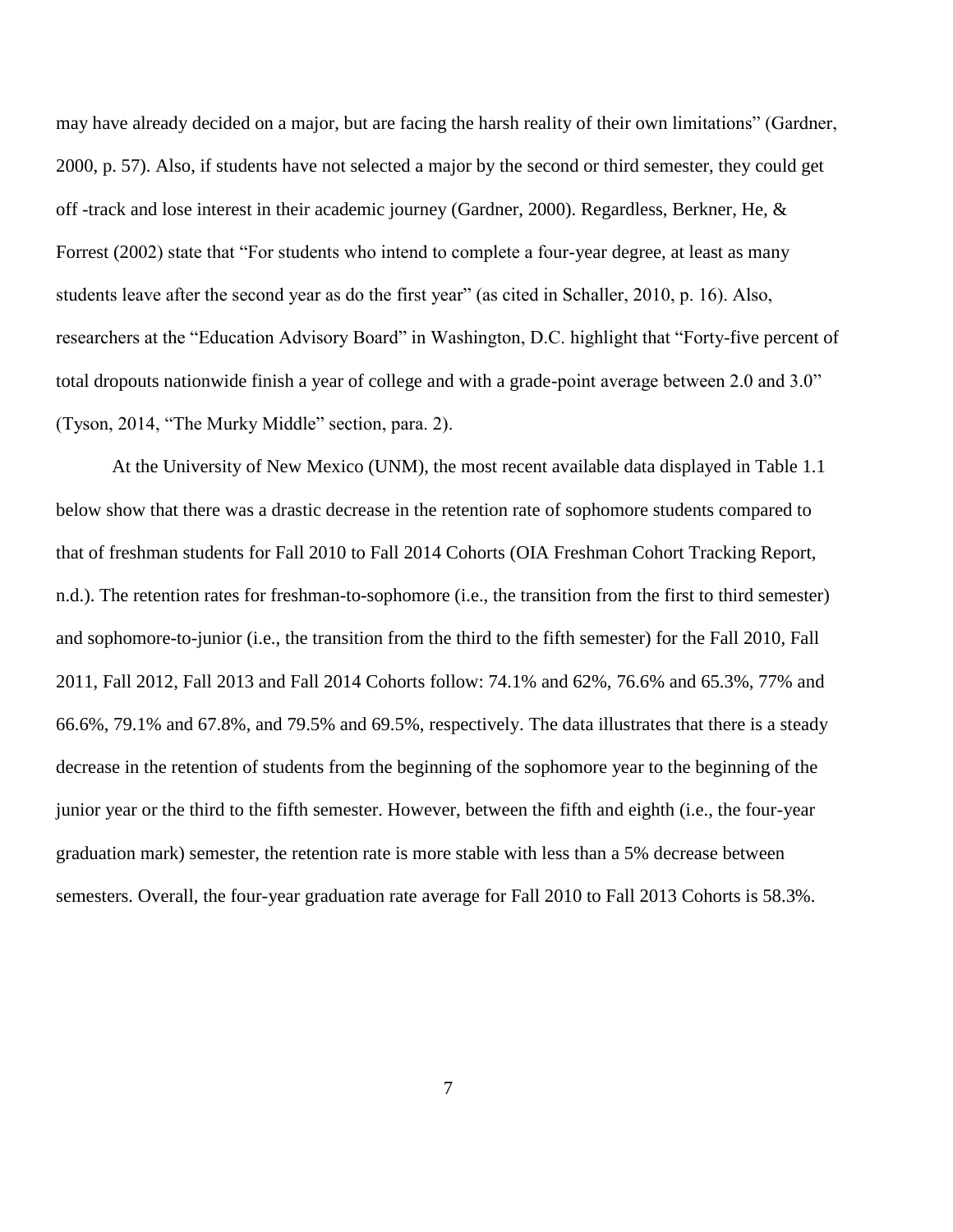may have already decided on a major, but are facing the harsh reality of their own limitations" (Gardner, 2000, p. 57). Also, if students have not selected a major by the second or third semester, they could get off -track and lose interest in their academic journey (Gardner, 2000). Regardless, Berkner, He, & Forrest (2002) state that "For students who intend to complete a four-year degree, at least as many students leave after the second year as do the first year" (as cited in Schaller, 2010, p. 16). Also, researchers at the "Education Advisory Board" in Washington, D.C. highlight that "Forty-five percent of total dropouts nationwide finish a year of college and with a grade-point average between 2.0 and 3.0" (Tyson, 2014, "The Murky Middle" section, para. 2).

At the University of New Mexico (UNM), the most recent available data displayed in Table 1.1 below show that there was a drastic decrease in the retention rate of sophomore students compared to that of freshman students for Fall 2010 to Fall 2014 Cohorts (OIA Freshman Cohort Tracking Report, n.d.). The retention rates for freshman-to-sophomore (i.e., the transition from the first to third semester) and sophomore-to-junior (i.e., the transition from the third to the fifth semester) for the Fall 2010, Fall 2011, Fall 2012, Fall 2013 and Fall 2014 Cohorts follow: 74.1% and 62%, 76.6% and 65.3%, 77% and 66.6%, 79.1% and 67.8%, and 79.5% and 69.5%, respectively. The data illustrates that there is a steady decrease in the retention of students from the beginning of the sophomore year to the beginning of the junior year or the third to the fifth semester. However, between the fifth and eighth (i.e., the four-year graduation mark) semester, the retention rate is more stable with less than a 5% decrease between semesters. Overall, the four-year graduation rate average for Fall 2010 to Fall 2013 Cohorts is 58.3%.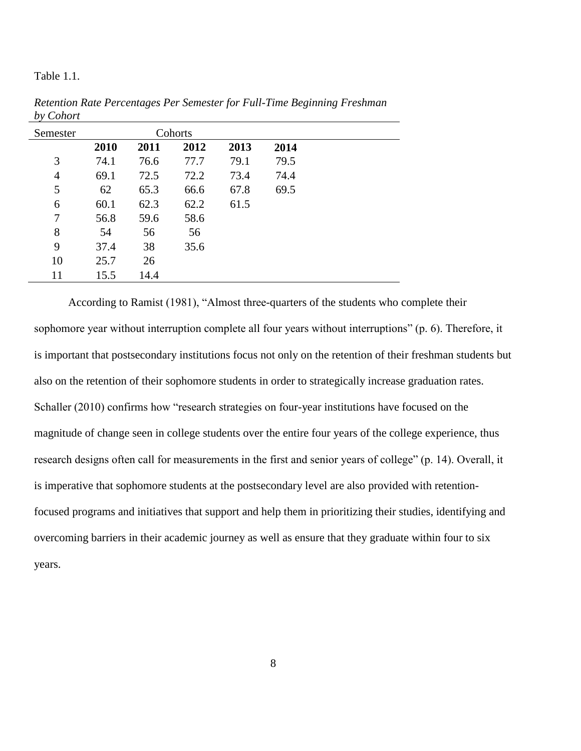Table 1.1.

*Retention Rate Percentages Per Semester for Full-Time Beginning Freshman by Cohort*

| Semester | Cohorts | | | | |
|---|---|---|---|---|---|
| | **2010** | **2011** | **2012** | **2013** | **2014** |
| 3 | 74.1 | 76.6 | 77.7 | 79.1 | 79.5 |
| 4 | 69.1 | 72.5 | 72.2 | 73.4 | 74.4 |
| 5 | 62 | 65.3 | 66.6 | 67.8 | 69.5 |
| 6 | 60.1 | 62.3 | 62.2 | 61.5 | |
| 7 | 56.8 | 59.6 | 58.6 | | |
| 8 | 54 | 56 | 56 | | |
| 9 | 37.4 | 38 | 35.6 | | |
| 10 | 25.7 | 26 | | | |
| 11 | 15.5 | 14.4 | | | |

According to Ramist (1981), "Almost three-quarters of the students who complete their sophomore year without interruption complete all four years without interruptions" (p. 6). Therefore, it is important that postsecondary institutions focus not only on the retention of their freshman students but also on the retention of their sophomore students in order to strategically increase graduation rates. Schaller (2010) confirms how "research strategies on four-year institutions have focused on the magnitude of change seen in college students over the entire four years of the college experience, thus research designs often call for measurements in the first and senior years of college" (p. 14). Overall, it is imperative that sophomore students at the postsecondary level are also provided with retention-focused programs and initiatives that support and help them in prioritizing their studies, identifying and overcoming barriers in their academic journey as well as ensure that they graduate within four to six years.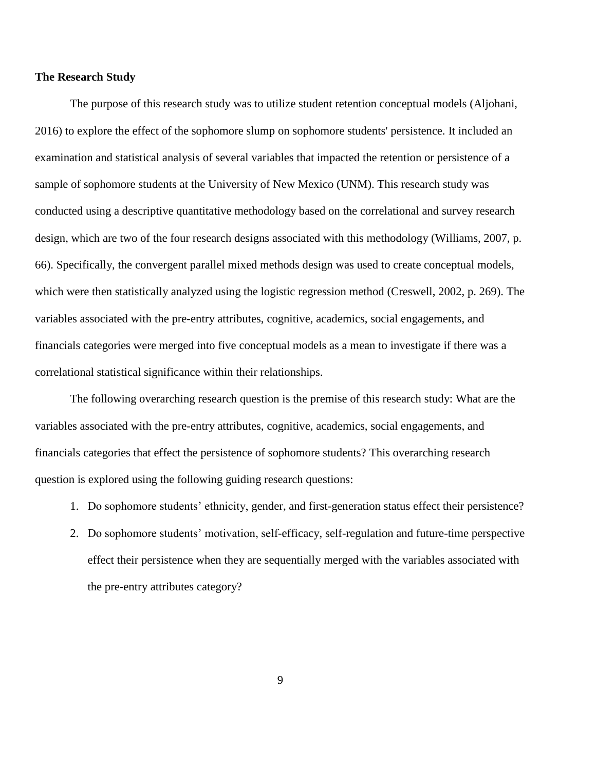**The Research Study**

The purpose of this research study was to utilize student retention conceptual models (Aljohani, 2016) to explore the effect of the sophomore slump on sophomore students' persistence. It included an examination and statistical analysis of several variables that impacted the retention or persistence of a sample of sophomore students at the University of New Mexico (UNM). This research study was conducted using a descriptive quantitative methodology based on the correlational and survey research design, which are two of the four research designs associated with this methodology (Williams, 2007, p. 66). Specifically, the convergent parallel mixed methods design was used to create conceptual models, which were then statistically analyzed using the logistic regression method (Creswell, 2002, p. 269). The variables associated with the pre-entry attributes, cognitive, academics, social engagements, and financials categories were merged into five conceptual models as a mean to investigate if there was a correlational statistical significance within their relationships.

The following overarching research question is the premise of this research study: What are the variables associated with the pre-entry attributes, cognitive, academics, social engagements, and financials categories that effect the persistence of sophomore students? This overarching research question is explored using the following guiding research questions:

1. Do sophomore students' ethnicity, gender, and first-generation status effect their persistence?
2. Do sophomore students' motivation, self-efficacy, self-regulation and future-time perspective effect their persistence when they are sequentially merged with the variables associated with the pre-entry attributes category?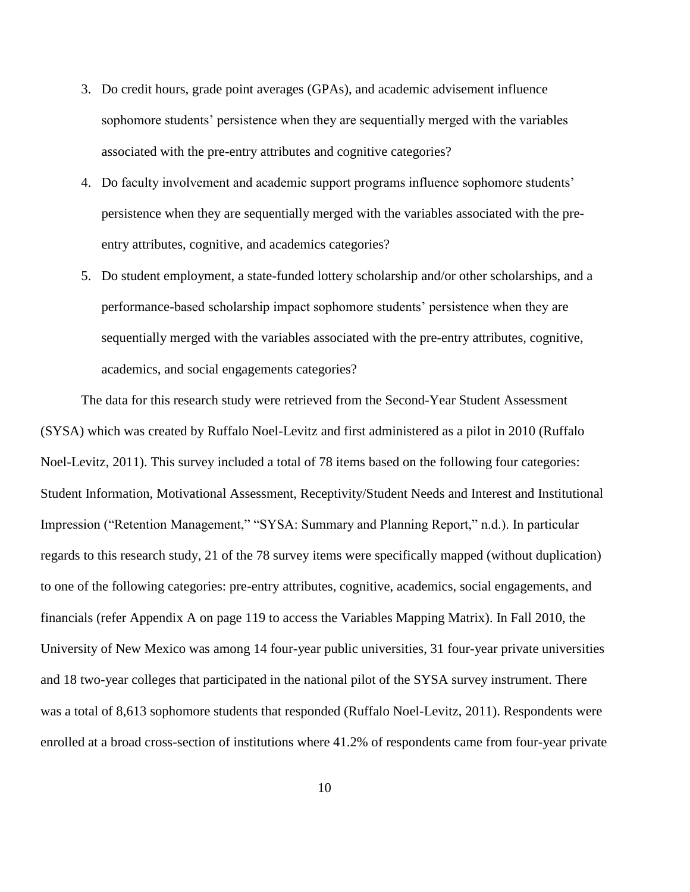3. Do credit hours, grade point averages (GPAs), and academic advisement influence sophomore students' persistence when they are sequentially merged with the variables associated with the pre-entry attributes and cognitive categories?
4. Do faculty involvement and academic support programs influence sophomore students' persistence when they are sequentially merged with the variables associated with the pre-entry attributes, cognitive, and academics categories?
5. Do student employment, a state-funded lottery scholarship and/or other scholarships, and a performance-based scholarship impact sophomore students' persistence when they are sequentially merged with the variables associated with the pre-entry attributes, cognitive, academics, and social engagements categories?

The data for this research study were retrieved from the Second-Year Student Assessment (SYSA) which was created by Ruffalo Noel-Levitz and first administered as a pilot in 2010 (Ruffalo Noel-Levitz, 2011). This survey included a total of 78 items based on the following four categories: Student Information, Motivational Assessment, Receptivity/Student Needs and Interest and Institutional Impression ("Retention Management," "SYSA: Summary and Planning Report," n.d.). In particular regards to this research study, 21 of the 78 survey items were specifically mapped (without duplication) to one of the following categories: pre-entry attributes, cognitive, academics, social engagements, and financials (refer Appendix A on page 119 to access the Variables Mapping Matrix). In Fall 2010, the University of New Mexico was among 14 four-year public universities, 31 four-year private universities and 18 two-year colleges that participated in the national pilot of the SYSA survey instrument. There was a total of 8,613 sophomore students that responded (Ruffalo Noel-Levitz, 2011). Respondents were enrolled at a broad cross-section of institutions where 41.2% of respondents came from four-year private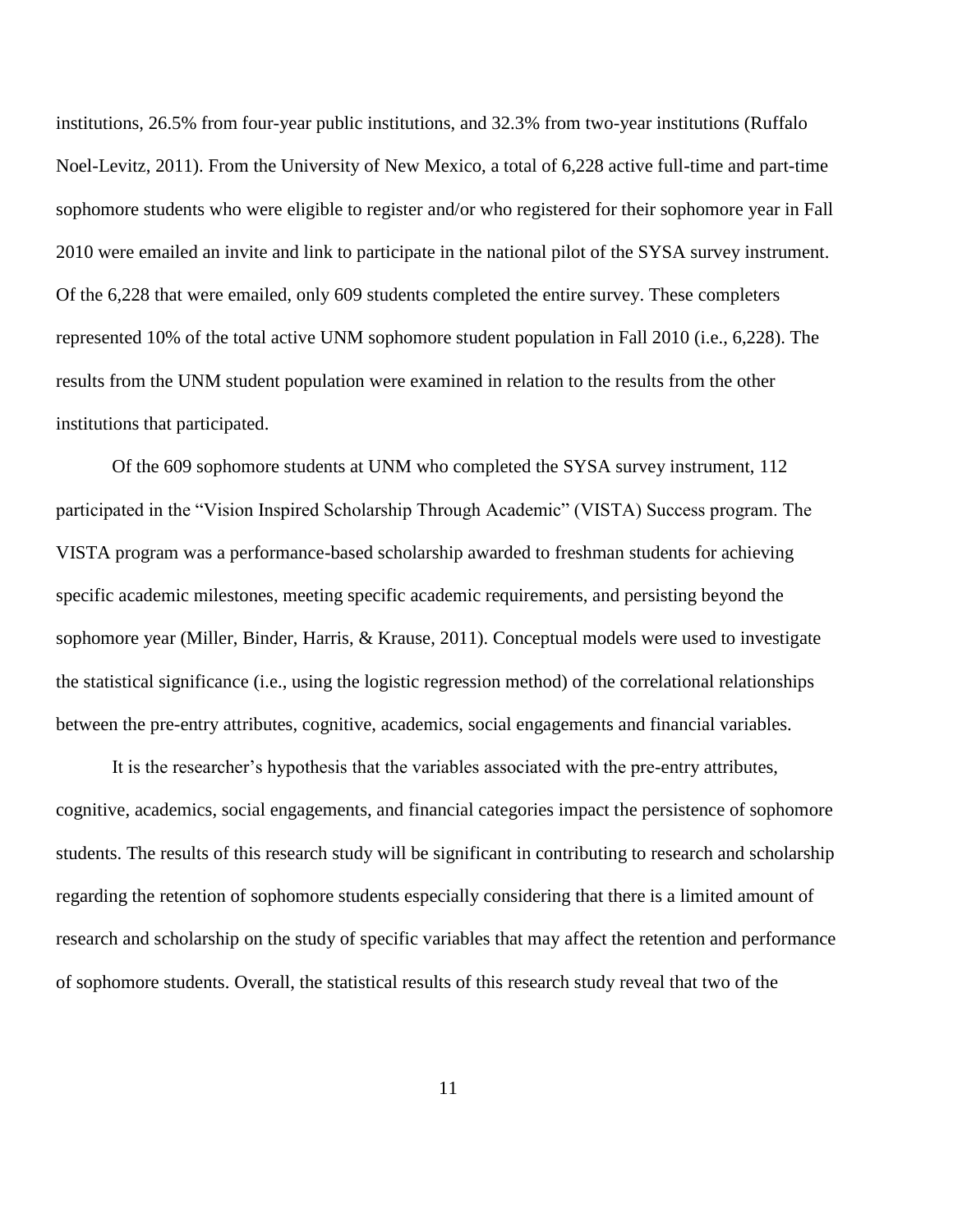institutions, 26.5% from four-year public institutions, and 32.3% from two-year institutions (Ruffalo Noel-Levitz, 2011). From the University of New Mexico, a total of 6,228 active full-time and part-time sophomore students who were eligible to register and/or who registered for their sophomore year in Fall 2010 were emailed an invite and link to participate in the national pilot of the SYSA survey instrument. Of the 6,228 that were emailed, only 609 students completed the entire survey. These completers represented 10% of the total active UNM sophomore student population in Fall 2010 (i.e., 6,228). The results from the UNM student population were examined in relation to the results from the other institutions that participated.

Of the 609 sophomore students at UNM who completed the SYSA survey instrument, 112 participated in the "Vision Inspired Scholarship Through Academic" (VISTA) Success program. The VISTA program was a performance-based scholarship awarded to freshman students for achieving specific academic milestones, meeting specific academic requirements, and persisting beyond the sophomore year (Miller, Binder, Harris, & Krause, 2011). Conceptual models were used to investigate the statistical significance (i.e., using the logistic regression method) of the correlational relationships between the pre-entry attributes, cognitive, academics, social engagements and financial variables.

It is the researcher's hypothesis that the variables associated with the pre-entry attributes, cognitive, academics, social engagements, and financial categories impact the persistence of sophomore students. The results of this research study will be significant in contributing to research and scholarship regarding the retention of sophomore students especially considering that there is a limited amount of research and scholarship on the study of specific variables that may affect the retention and performance of sophomore students. Overall, the statistical results of this research study reveal that two of the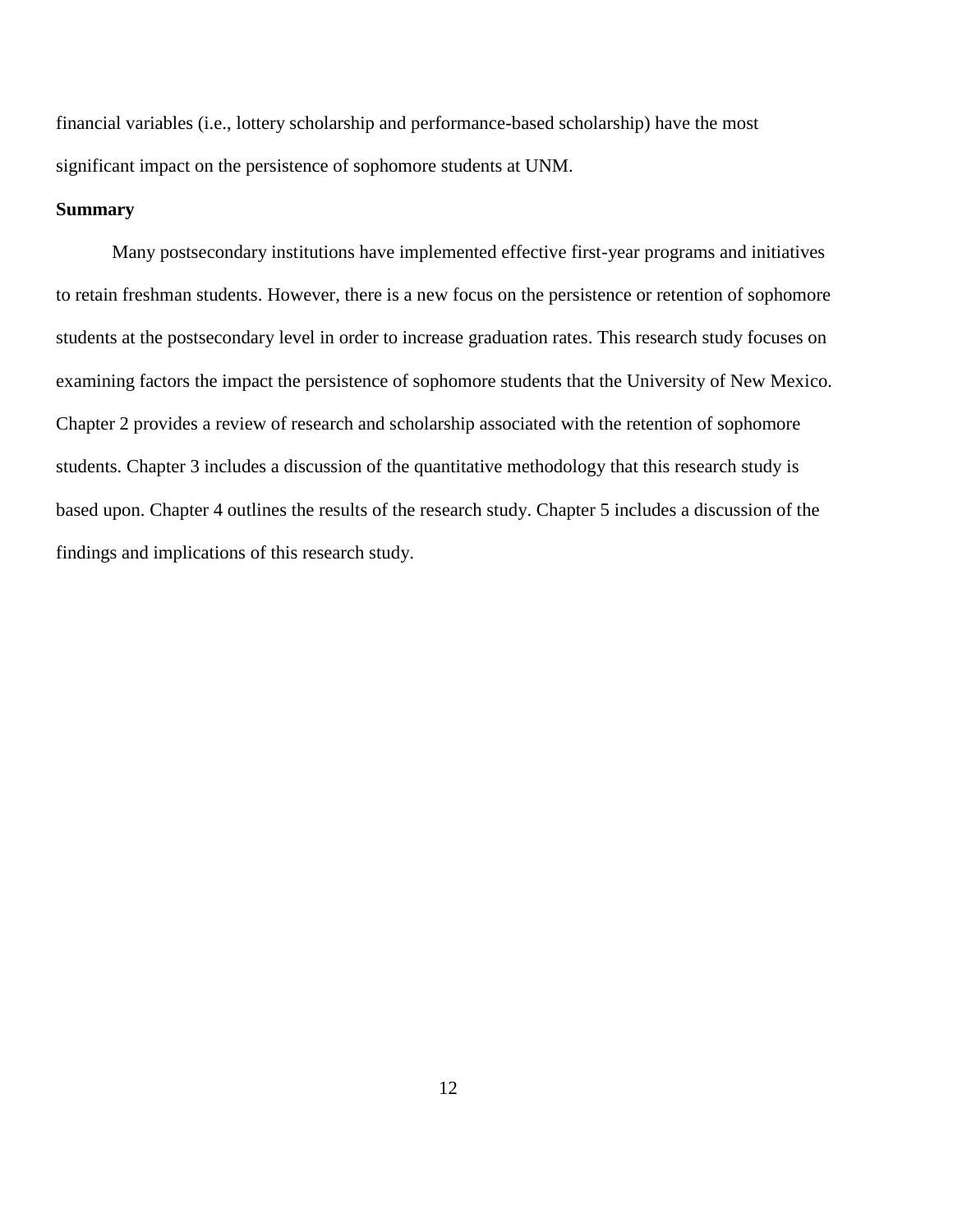financial variables (i.e., lottery scholarship and performance-based scholarship) have the most significant impact on the persistence of sophomore students at UNM.

**Summary**

Many postsecondary institutions have implemented effective first-year programs and initiatives to retain freshman students. However, there is a new focus on the persistence or retention of sophomore students at the postsecondary level in order to increase graduation rates. This research study focuses on examining factors the impact the persistence of sophomore students that the University of New Mexico. Chapter 2 provides a review of research and scholarship associated with the retention of sophomore students. Chapter 3 includes a discussion of the quantitative methodology that this research study is based upon. Chapter 4 outlines the results of the research study. Chapter 5 includes a discussion of the findings and implications of this research study.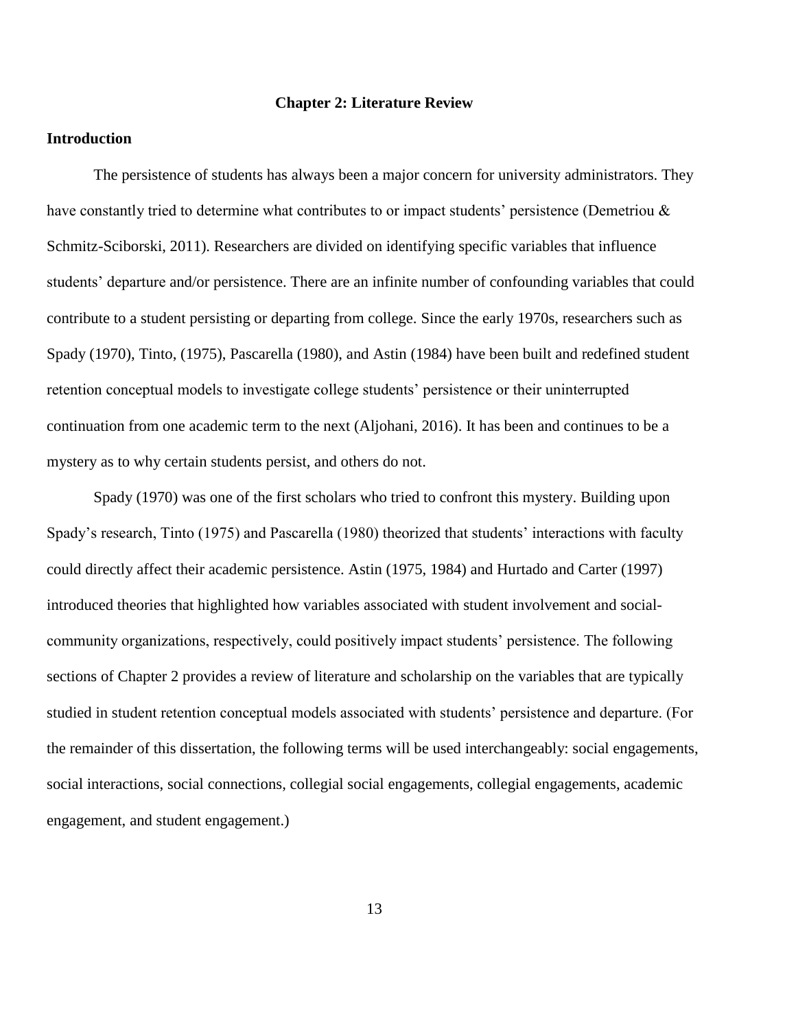# Chapter 2: Literature Review

## Introduction

The persistence of students has always been a major concern for university administrators. They have constantly tried to determine what contributes to or impact students' persistence (Demetriou & Schmitz-Sciborski, 2011). Researchers are divided on identifying specific variables that influence students' departure and/or persistence. There are an infinite number of confounding variables that could contribute to a student persisting or departing from college. Since the early 1970s, researchers such as Spady (1970), Tinto, (1975), Pascarella (1980), and Astin (1984) have been built and redefined student retention conceptual models to investigate college students' persistence or their uninterrupted continuation from one academic term to the next (Aljohani, 2016). It has been and continues to be a mystery as to why certain students persist, and others do not.

Spady (1970) was one of the first scholars who tried to confront this mystery. Building upon Spady's research, Tinto (1975) and Pascarella (1980) theorized that students' interactions with faculty could directly affect their academic persistence. Astin (1975, 1984) and Hurtado and Carter (1997) introduced theories that highlighted how variables associated with student involvement and social-community organizations, respectively, could positively impact students' persistence. The following sections of Chapter 2 provides a review of literature and scholarship on the variables that are typically studied in student retention conceptual models associated with students' persistence and departure. (For the remainder of this dissertation, the following terms will be used interchangeably: social engagements, social interactions, social connections, collegial social engagements, collegial engagements, academic engagement, and student engagement.)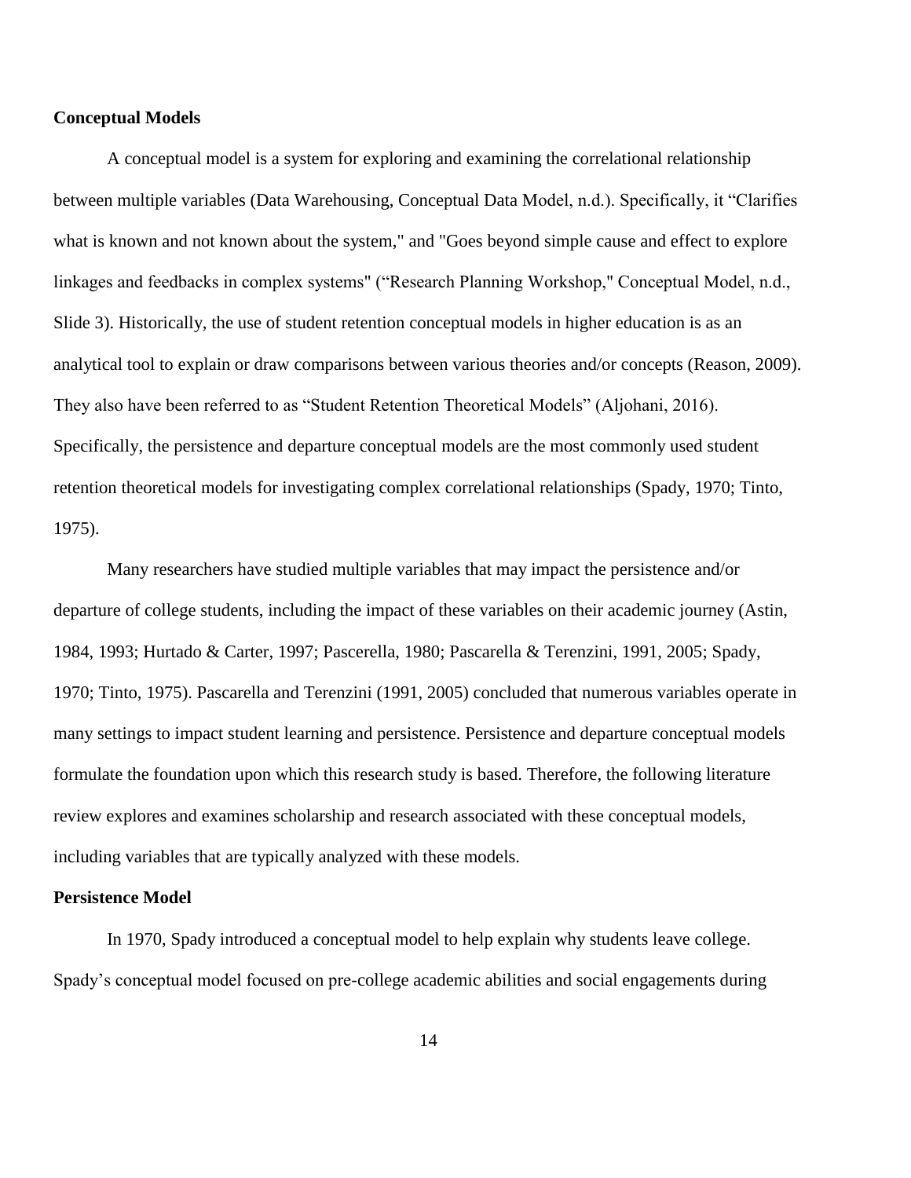**Conceptual Models**

A conceptual model is a system for exploring and examining the correlational relationship between multiple variables (Data Warehousing, Conceptual Data Model, n.d.). Specifically, it "Clarifies what is known and not known about the system," and "Goes beyond simple cause and effect to explore linkages and feedbacks in complex systems" ("Research Planning Workshop," Conceptual Model, n.d., Slide 3). Historically, the use of student retention conceptual models in higher education is as an analytical tool to explain or draw comparisons between various theories and/or concepts (Reason, 2009). They also have been referred to as "Student Retention Theoretical Models" (Aljohani, 2016). Specifically, the persistence and departure conceptual models are the most commonly used student retention theoretical models for investigating complex correlational relationships (Spady, 1970; Tinto, 1975).

Many researchers have studied multiple variables that may impact the persistence and/or departure of college students, including the impact of these variables on their academic journey (Astin, 1984, 1993; Hurtado & Carter, 1997; Pascerella, 1980; Pascarella & Terenzini, 1991, 2005; Spady, 1970; Tinto, 1975). Pascarella and Terenzini (1991, 2005) concluded that numerous variables operate in many settings to impact student learning and persistence. Persistence and departure conceptual models formulate the foundation upon which this research study is based. Therefore, the following literature review explores and examines scholarship and research associated with these conceptual models, including variables that are typically analyzed with these models.

**Persistence Model**

In 1970, Spady introduced a conceptual model to help explain why students leave college. Spady's conceptual model focused on pre-college academic abilities and social engagements during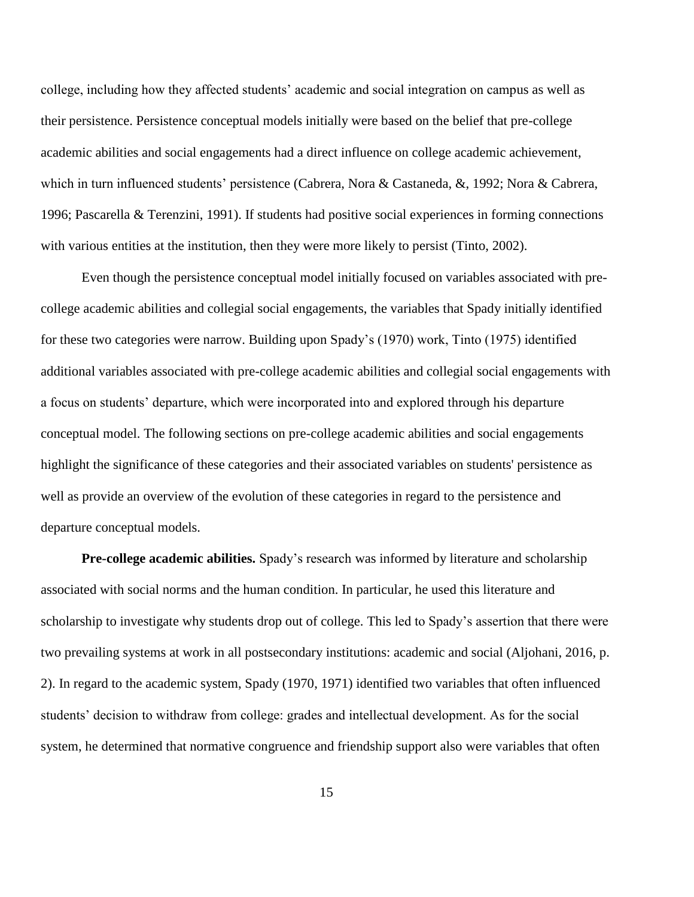college, including how they affected students' academic and social integration on campus as well as their persistence. Persistence conceptual models initially were based on the belief that pre-college academic abilities and social engagements had a direct influence on college academic achievement, which in turn influenced students' persistence (Cabrera, Nora & Castaneda, &, 1992; Nora & Cabrera, 1996; Pascarella & Terenzini, 1991). If students had positive social experiences in forming connections with various entities at the institution, then they were more likely to persist (Tinto, 2002).

Even though the persistence conceptual model initially focused on variables associated with pre-college academic abilities and collegial social engagements, the variables that Spady initially identified for these two categories were narrow. Building upon Spady's (1970) work, Tinto (1975) identified additional variables associated with pre-college academic abilities and collegial social engagements with a focus on students' departure, which were incorporated into and explored through his departure conceptual model. The following sections on pre-college academic abilities and social engagements highlight the significance of these categories and their associated variables on students' persistence as well as provide an overview of the evolution of these categories in regard to the persistence and departure conceptual models.

**Pre-college academic abilities.** Spady's research was informed by literature and scholarship associated with social norms and the human condition. In particular, he used this literature and scholarship to investigate why students drop out of college. This led to Spady's assertion that there were two prevailing systems at work in all postsecondary institutions: academic and social (Aljohani, 2016, p. 2). In regard to the academic system, Spady (1970, 1971) identified two variables that often influenced students' decision to withdraw from college: grades and intellectual development. As for the social system, he determined that normative congruence and friendship support also were variables that often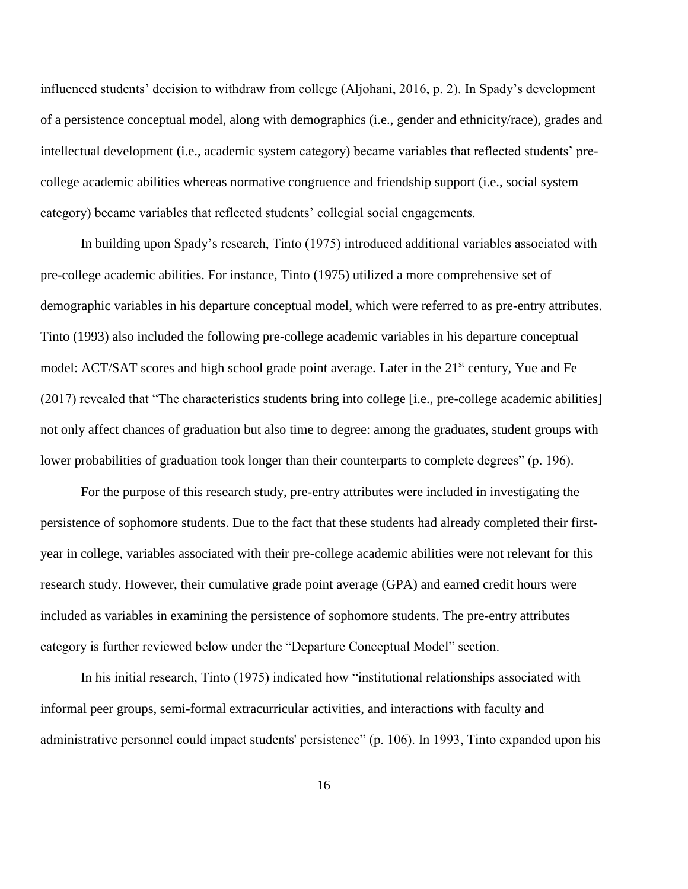influenced students' decision to withdraw from college (Aljohani, 2016, p. 2). In Spady's development of a persistence conceptual model, along with demographics (i.e., gender and ethnicity/race), grades and intellectual development (i.e., academic system category) became variables that reflected students' pre-college academic abilities whereas normative congruence and friendship support (i.e., social system category) became variables that reflected students' collegial social engagements.

In building upon Spady's research, Tinto (1975) introduced additional variables associated with pre-college academic abilities. For instance, Tinto (1975) utilized a more comprehensive set of demographic variables in his departure conceptual model, which were referred to as pre-entry attributes. Tinto (1993) also included the following pre-college academic variables in his departure conceptual model: ACT/SAT scores and high school grade point average. Later in the 21st century, Yue and Fe (2017) revealed that "The characteristics students bring into college [i.e., pre-college academic abilities] not only affect chances of graduation but also time to degree: among the graduates, student groups with lower probabilities of graduation took longer than their counterparts to complete degrees" (p. 196).

For the purpose of this research study, pre-entry attributes were included in investigating the persistence of sophomore students. Due to the fact that these students had already completed their first-year in college, variables associated with their pre-college academic abilities were not relevant for this research study. However, their cumulative grade point average (GPA) and earned credit hours were included as variables in examining the persistence of sophomore students. The pre-entry attributes category is further reviewed below under the "Departure Conceptual Model" section.

In his initial research, Tinto (1975) indicated how "institutional relationships associated with informal peer groups, semi-formal extracurricular activities, and interactions with faculty and administrative personnel could impact students' persistence" (p. 106). In 1993, Tinto expanded upon his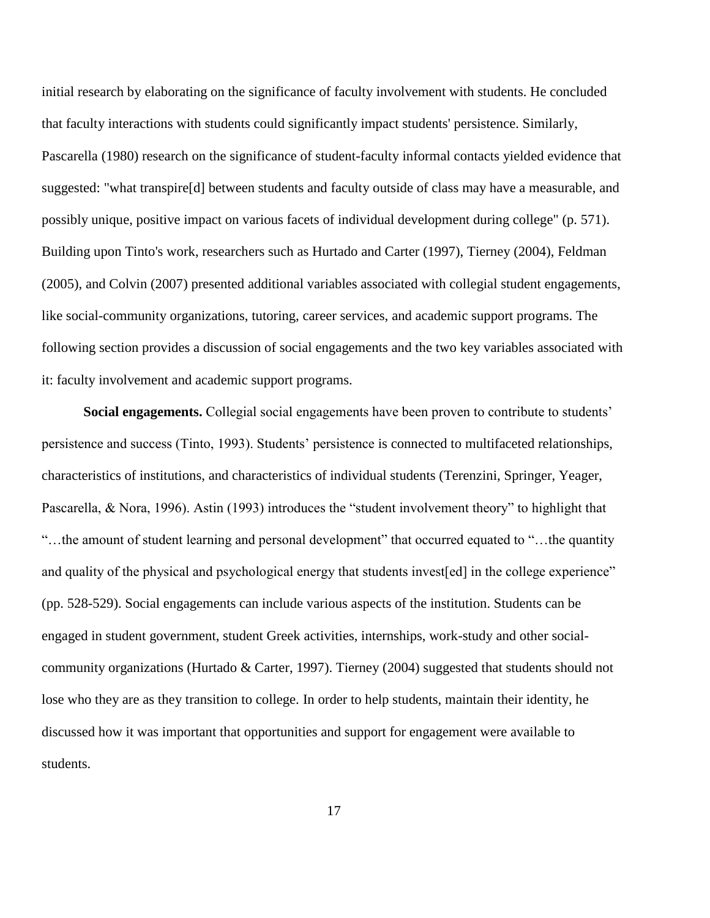initial research by elaborating on the significance of faculty involvement with students. He concluded that faculty interactions with students could significantly impact students' persistence. Similarly, Pascarella (1980) research on the significance of student-faculty informal contacts yielded evidence that suggested: "what transpire[d] between students and faculty outside of class may have a measurable, and possibly unique, positive impact on various facets of individual development during college" (p. 571). Building upon Tinto's work, researchers such as Hurtado and Carter (1997), Tierney (2004), Feldman (2005), and Colvin (2007) presented additional variables associated with collegial student engagements, like social-community organizations, tutoring, career services, and academic support programs. The following section provides a discussion of social engagements and the two key variables associated with it: faculty involvement and academic support programs.

**Social engagements.** Collegial social engagements have been proven to contribute to students' persistence and success (Tinto, 1993). Students' persistence is connected to multifaceted relationships, characteristics of institutions, and characteristics of individual students (Terenzini, Springer, Yeager, Pascarella, & Nora, 1996). Astin (1993) introduces the "student involvement theory" to highlight that "…the amount of student learning and personal development" that occurred equated to "…the quantity and quality of the physical and psychological energy that students invest[ed] in the college experience" (pp. 528-529). Social engagements can include various aspects of the institution. Students can be engaged in student government, student Greek activities, internships, work-study and other social-community organizations (Hurtado & Carter, 1997). Tierney (2004) suggested that students should not lose who they are as they transition to college. In order to help students, maintain their identity, he discussed how it was important that opportunities and support for engagement were available to students.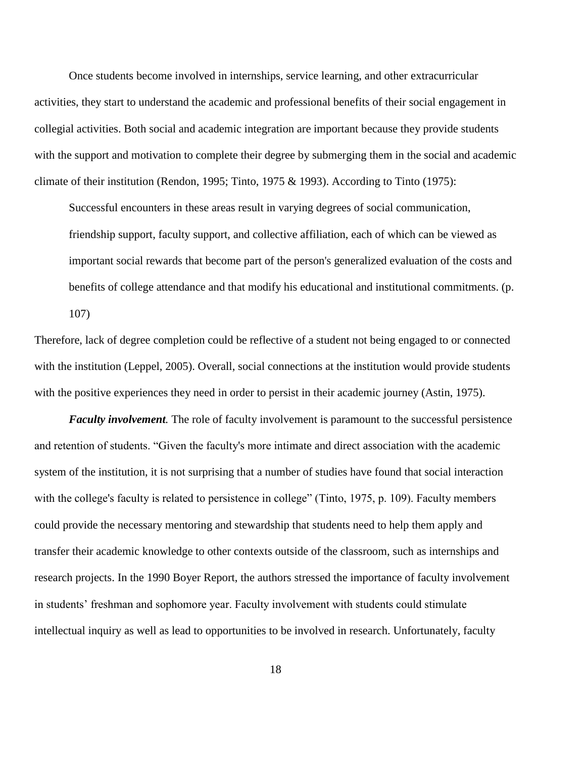Once students become involved in internships, service learning, and other extracurricular activities, they start to understand the academic and professional benefits of their social engagement in collegial activities. Both social and academic integration are important because they provide students with the support and motivation to complete their degree by submerging them in the social and academic climate of their institution (Rendon, 1995; Tinto, 1975 & 1993). According to Tinto (1975):

> Successful encounters in these areas result in varying degrees of social communication, friendship support, faculty support, and collective affiliation, each of which can be viewed as important social rewards that become part of the person's generalized evaluation of the costs and benefits of college attendance and that modify his educational and institutional commitments. (p. 107)

Therefore, lack of degree completion could be reflective of a student not being engaged to or connected with the institution (Leppel, 2005). Overall, social connections at the institution would provide students with the positive experiences they need in order to persist in their academic journey (Astin, 1975).

***Faculty involvement.*** The role of faculty involvement is paramount to the successful persistence and retention of students. "Given the faculty's more intimate and direct association with the academic system of the institution, it is not surprising that a number of studies have found that social interaction with the college's faculty is related to persistence in college" (Tinto, 1975, p. 109). Faculty members could provide the necessary mentoring and stewardship that students need to help them apply and transfer their academic knowledge to other contexts outside of the classroom, such as internships and research projects. In the 1990 Boyer Report, the authors stressed the importance of faculty involvement in students' freshman and sophomore year. Faculty involvement with students could stimulate intellectual inquiry as well as lead to opportunities to be involved in research. Unfortunately, faculty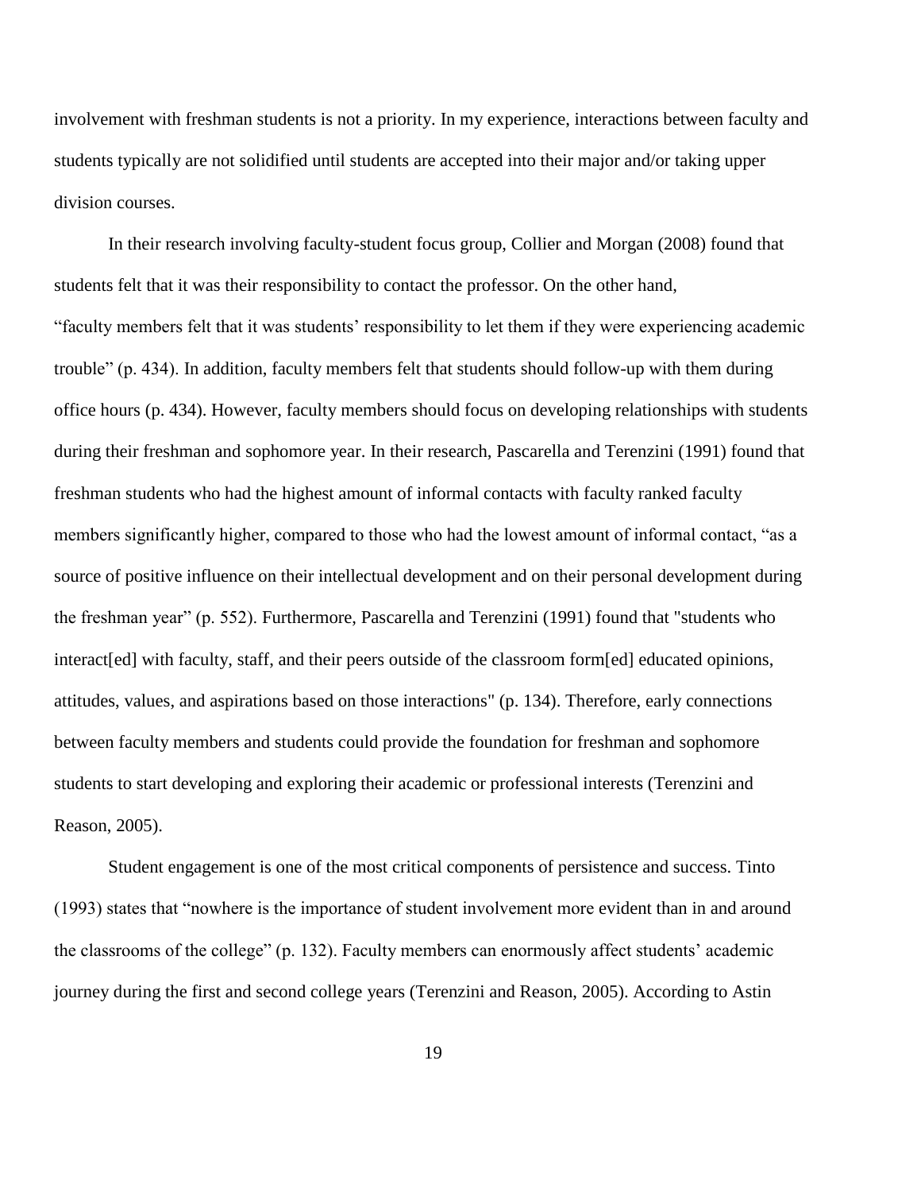involvement with freshman students is not a priority. In my experience, interactions between faculty and students typically are not solidified until students are accepted into their major and/or taking upper division courses.

In their research involving faculty-student focus group, Collier and Morgan (2008) found that students felt that it was their responsibility to contact the professor. On the other hand, "faculty members felt that it was students' responsibility to let them if they were experiencing academic trouble" (p. 434). In addition, faculty members felt that students should follow-up with them during office hours (p. 434). However, faculty members should focus on developing relationships with students during their freshman and sophomore year. In their research, Pascarella and Terenzini (1991) found that freshman students who had the highest amount of informal contacts with faculty ranked faculty members significantly higher, compared to those who had the lowest amount of informal contact, "as a source of positive influence on their intellectual development and on their personal development during the freshman year" (p. 552). Furthermore, Pascarella and Terenzini (1991) found that "students who interact[ed] with faculty, staff, and their peers outside of the classroom form[ed] educated opinions, attitudes, values, and aspirations based on those interactions" (p. 134). Therefore, early connections between faculty members and students could provide the foundation for freshman and sophomore students to start developing and exploring their academic or professional interests (Terenzini and Reason, 2005).

Student engagement is one of the most critical components of persistence and success. Tinto (1993) states that "nowhere is the importance of student involvement more evident than in and around the classrooms of the college" (p. 132). Faculty members can enormously affect students' academic journey during the first and second college years (Terenzini and Reason, 2005). According to Astin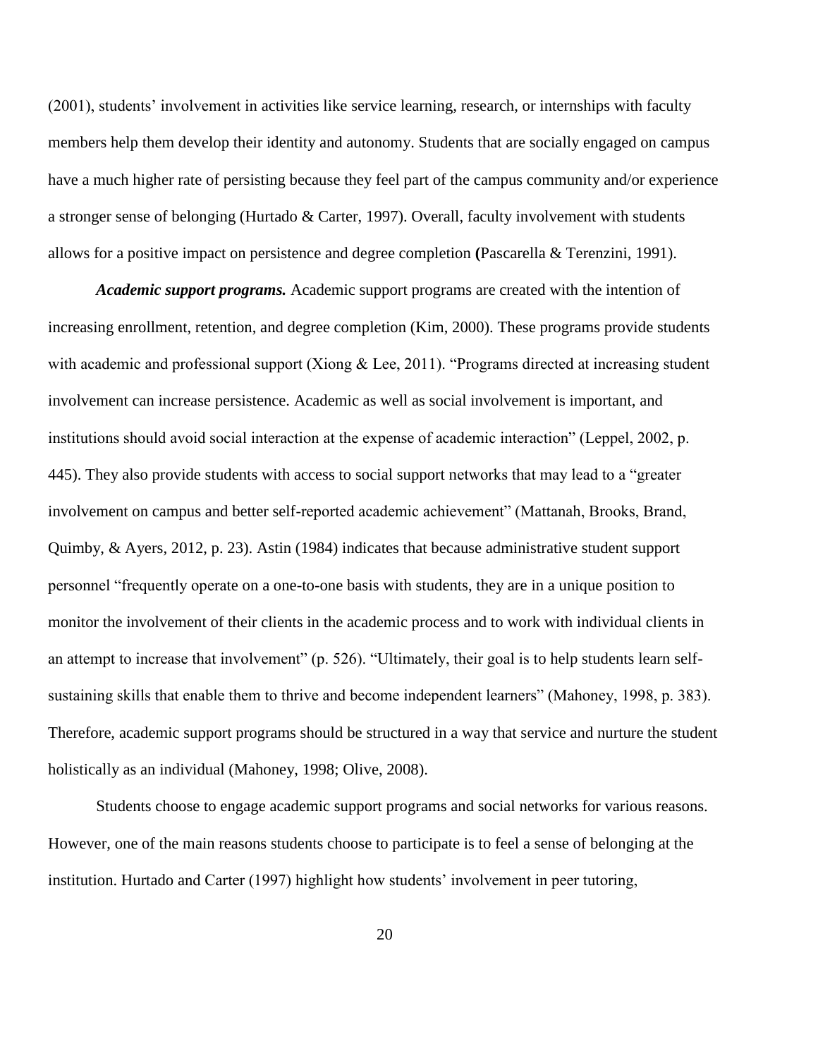(2001), students' involvement in activities like service learning, research, or internships with faculty members help them develop their identity and autonomy. Students that are socially engaged on campus have a much higher rate of persisting because they feel part of the campus community and/or experience a stronger sense of belonging (Hurtado & Carter, 1997). Overall, faculty involvement with students allows for a positive impact on persistence and degree completion **(**Pascarella & Terenzini, 1991).

***Academic support programs.*** Academic support programs are created with the intention of increasing enrollment, retention, and degree completion (Kim, 2000). These programs provide students with academic and professional support (Xiong & Lee, 2011). "Programs directed at increasing student involvement can increase persistence. Academic as well as social involvement is important, and institutions should avoid social interaction at the expense of academic interaction" (Leppel, 2002, p. 445). They also provide students with access to social support networks that may lead to a "greater involvement on campus and better self-reported academic achievement" (Mattanah, Brooks, Brand, Quimby, & Ayers, 2012, p. 23). Astin (1984) indicates that because administrative student support personnel "frequently operate on a one-to-one basis with students, they are in a unique position to monitor the involvement of their clients in the academic process and to work with individual clients in an attempt to increase that involvement" (p. 526). "Ultimately, their goal is to help students learn self-sustaining skills that enable them to thrive and become independent learners" (Mahoney, 1998, p. 383). Therefore, academic support programs should be structured in a way that service and nurture the student holistically as an individual (Mahoney, 1998; Olive, 2008).

Students choose to engage academic support programs and social networks for various reasons. However, one of the main reasons students choose to participate is to feel a sense of belonging at the institution. Hurtado and Carter (1997) highlight how students' involvement in peer tutoring,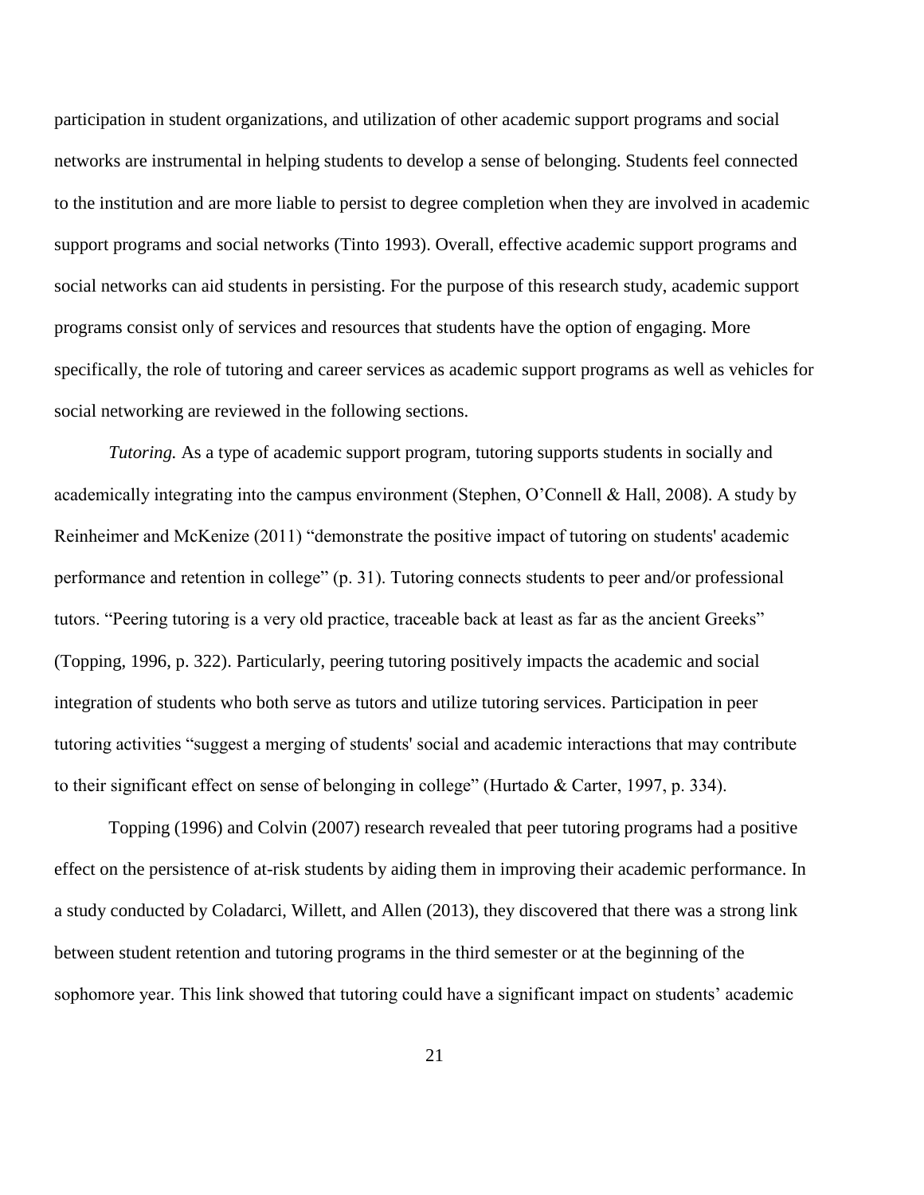participation in student organizations, and utilization of other academic support programs and social networks are instrumental in helping students to develop a sense of belonging. Students feel connected to the institution and are more liable to persist to degree completion when they are involved in academic support programs and social networks (Tinto 1993). Overall, effective academic support programs and social networks can aid students in persisting. For the purpose of this research study, academic support programs consist only of services and resources that students have the option of engaging. More specifically, the role of tutoring and career services as academic support programs as well as vehicles for social networking are reviewed in the following sections.

*Tutoring.* As a type of academic support program, tutoring supports students in socially and academically integrating into the campus environment (Stephen, O'Connell & Hall, 2008). A study by Reinheimer and McKenize (2011) "demonstrate the positive impact of tutoring on students' academic performance and retention in college" (p. 31). Tutoring connects students to peer and/or professional tutors. "Peering tutoring is a very old practice, traceable back at least as far as the ancient Greeks" (Topping, 1996, p. 322). Particularly, peering tutoring positively impacts the academic and social integration of students who both serve as tutors and utilize tutoring services. Participation in peer tutoring activities "suggest a merging of students' social and academic interactions that may contribute to their significant effect on sense of belonging in college" (Hurtado & Carter, 1997, p. 334).

Topping (1996) and Colvin (2007) research revealed that peer tutoring programs had a positive effect on the persistence of at-risk students by aiding them in improving their academic performance. In a study conducted by Coladarci, Willett, and Allen (2013), they discovered that there was a strong link between student retention and tutoring programs in the third semester or at the beginning of the sophomore year. This link showed that tutoring could have a significant impact on students' academic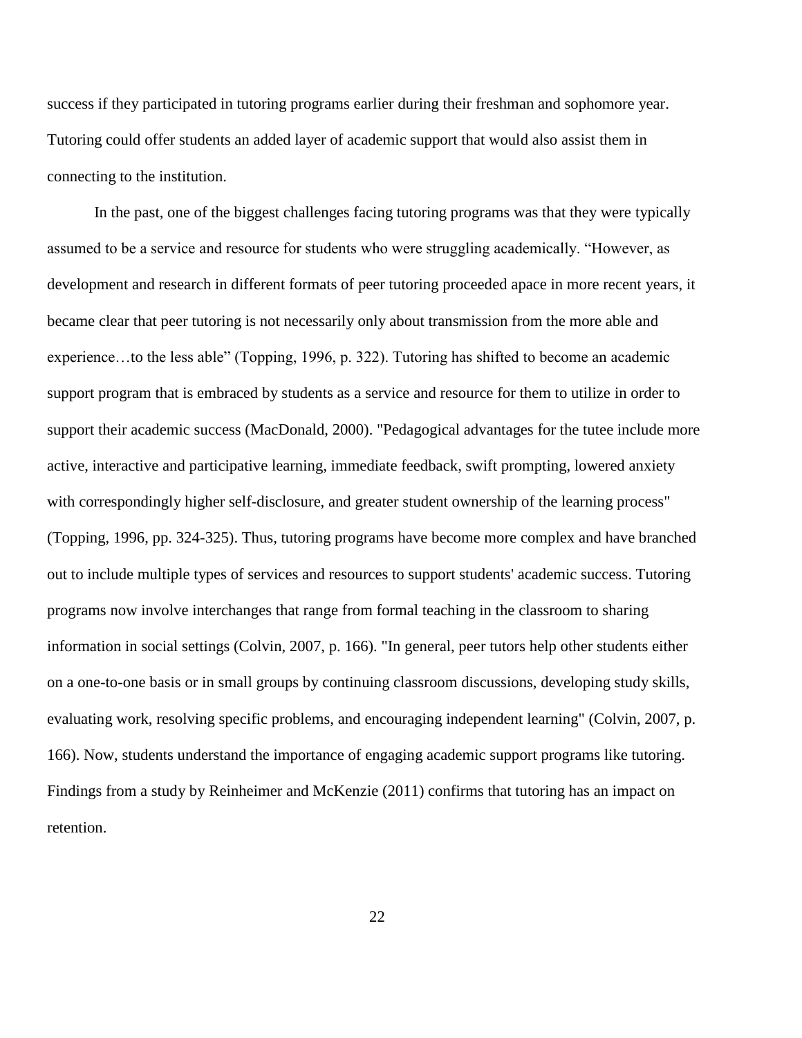success if they participated in tutoring programs earlier during their freshman and sophomore year. Tutoring could offer students an added layer of academic support that would also assist them in connecting to the institution.

In the past, one of the biggest challenges facing tutoring programs was that they were typically assumed to be a service and resource for students who were struggling academically. "However, as development and research in different formats of peer tutoring proceeded apace in more recent years, it became clear that peer tutoring is not necessarily only about transmission from the more able and experience…to the less able" (Topping, 1996, p. 322). Tutoring has shifted to become an academic support program that is embraced by students as a service and resource for them to utilize in order to support their academic success (MacDonald, 2000). "Pedagogical advantages for the tutee include more active, interactive and participative learning, immediate feedback, swift prompting, lowered anxiety with correspondingly higher self-disclosure, and greater student ownership of the learning process" (Topping, 1996, pp. 324-325). Thus, tutoring programs have become more complex and have branched out to include multiple types of services and resources to support students' academic success. Tutoring programs now involve interchanges that range from formal teaching in the classroom to sharing information in social settings (Colvin, 2007, p. 166). "In general, peer tutors help other students either on a one-to-one basis or in small groups by continuing classroom discussions, developing study skills, evaluating work, resolving specific problems, and encouraging independent learning" (Colvin, 2007, p. 166). Now, students understand the importance of engaging academic support programs like tutoring. Findings from a study by Reinheimer and McKenzie (2011) confirms that tutoring has an impact on retention.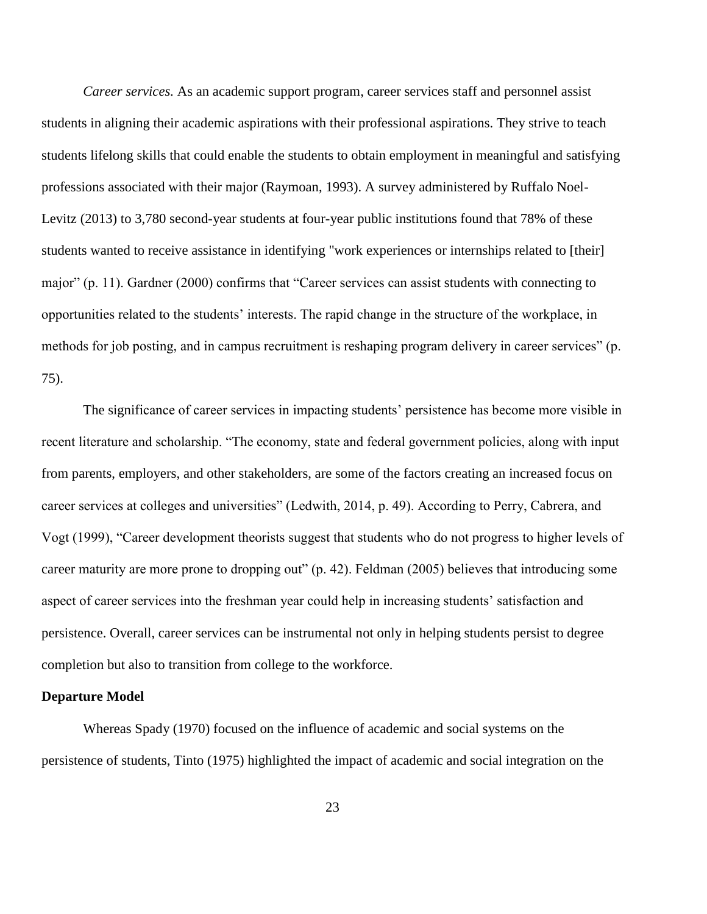*Career services.* As an academic support program, career services staff and personnel assist students in aligning their academic aspirations with their professional aspirations. They strive to teach students lifelong skills that could enable the students to obtain employment in meaningful and satisfying professions associated with their major (Raymoan, 1993). A survey administered by Ruffalo Noel-Levitz (2013) to 3,780 second-year students at four-year public institutions found that 78% of these students wanted to receive assistance in identifying "work experiences or internships related to [their] major" (p. 11). Gardner (2000) confirms that "Career services can assist students with connecting to opportunities related to the students' interests. The rapid change in the structure of the workplace, in methods for job posting, and in campus recruitment is reshaping program delivery in career services" (p. 75).

The significance of career services in impacting students' persistence has become more visible in recent literature and scholarship. "The economy, state and federal government policies, along with input from parents, employers, and other stakeholders, are some of the factors creating an increased focus on career services at colleges and universities" (Ledwith, 2014, p. 49). According to Perry, Cabrera, and Vogt (1999), "Career development theorists suggest that students who do not progress to higher levels of career maturity are more prone to dropping out" (p. 42). Feldman (2005) believes that introducing some aspect of career services into the freshman year could help in increasing students' satisfaction and persistence. Overall, career services can be instrumental not only in helping students persist to degree completion but also to transition from college to the workforce.

**Departure Model**

Whereas Spady (1970) focused on the influence of academic and social systems on the persistence of students, Tinto (1975) highlighted the impact of academic and social integration on the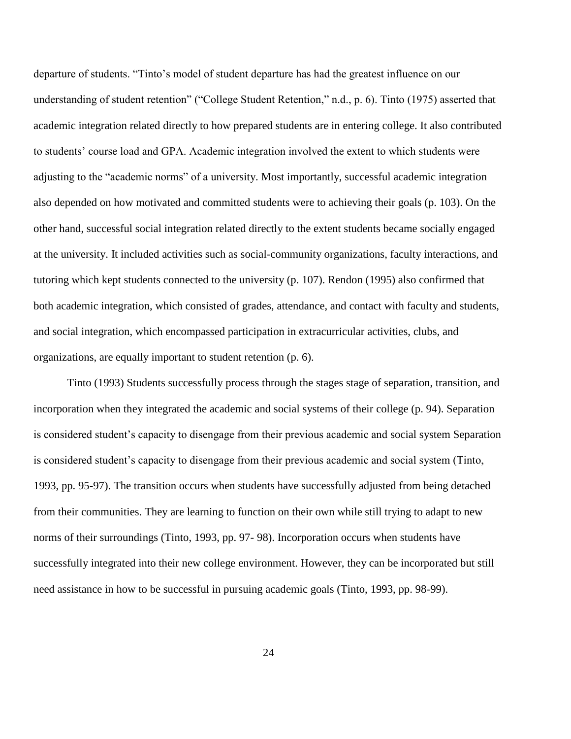departure of students. "Tinto's model of student departure has had the greatest influence on our understanding of student retention" ("College Student Retention," n.d., p. 6). Tinto (1975) asserted that academic integration related directly to how prepared students are in entering college. It also contributed to students' course load and GPA. Academic integration involved the extent to which students were adjusting to the "academic norms" of a university. Most importantly, successful academic integration also depended on how motivated and committed students were to achieving their goals (p. 103). On the other hand, successful social integration related directly to the extent students became socially engaged at the university. It included activities such as social-community organizations, faculty interactions, and tutoring which kept students connected to the university (p. 107). Rendon (1995) also confirmed that both academic integration, which consisted of grades, attendance, and contact with faculty and students, and social integration, which encompassed participation in extracurricular activities, clubs, and organizations, are equally important to student retention (p. 6).

Tinto (1993) Students successfully process through the stages stage of separation, transition, and incorporation when they integrated the academic and social systems of their college (p. 94). Separation is considered student's capacity to disengage from their previous academic and social system Separation is considered student's capacity to disengage from their previous academic and social system (Tinto, 1993, pp. 95-97). The transition occurs when students have successfully adjusted from being detached from their communities. They are learning to function on their own while still trying to adapt to new norms of their surroundings (Tinto, 1993, pp. 97- 98). Incorporation occurs when students have successfully integrated into their new college environment. However, they can be incorporated but still need assistance in how to be successful in pursuing academic goals (Tinto, 1993, pp. 98-99).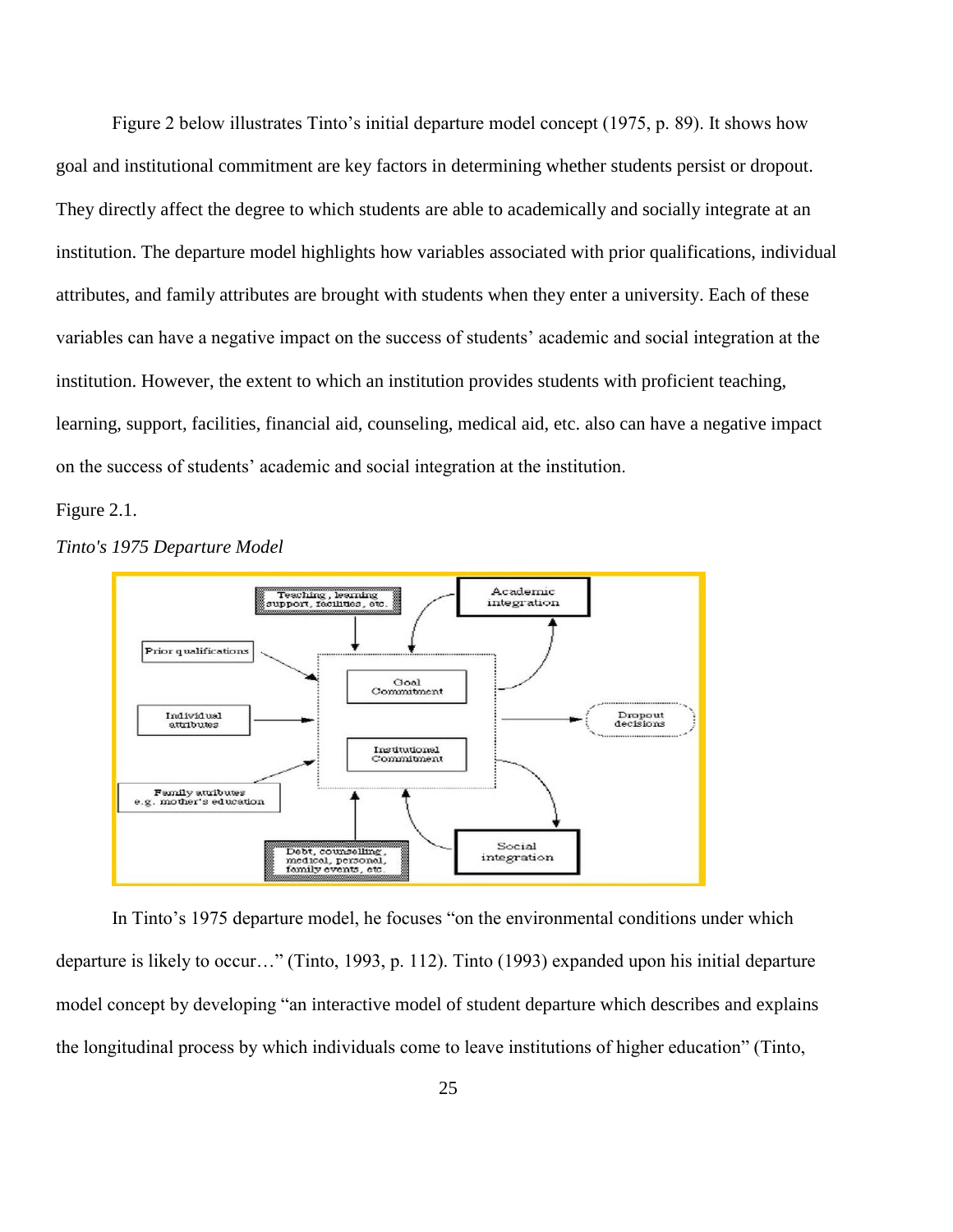Figure 2 below illustrates Tinto's initial departure model concept (1975, p. 89). It shows how goal and institutional commitment are key factors in determining whether students persist or dropout. They directly affect the degree to which students are able to academically and socially integrate at an institution. The departure model highlights how variables associated with prior qualifications, individual attributes, and family attributes are brought with students when they enter a university. Each of these variables can have a negative impact on the success of students' academic and social integration at the institution. However, the extent to which an institution provides students with proficient teaching, learning, support, facilities, financial aid, counseling, medical aid, etc. also can have a negative impact on the success of students' academic and social integration at the institution.

Figure 2.1.

*Tinto's 1975 Departure Model*

In Tinto's 1975 departure model, he focuses "on the environmental conditions under which departure is likely to occur…" (Tinto, 1993, p. 112). Tinto (1993) expanded upon his initial departure model concept by developing "an interactive model of student departure which describes and explains the longitudinal process by which individuals come to leave institutions of higher education" (Tinto,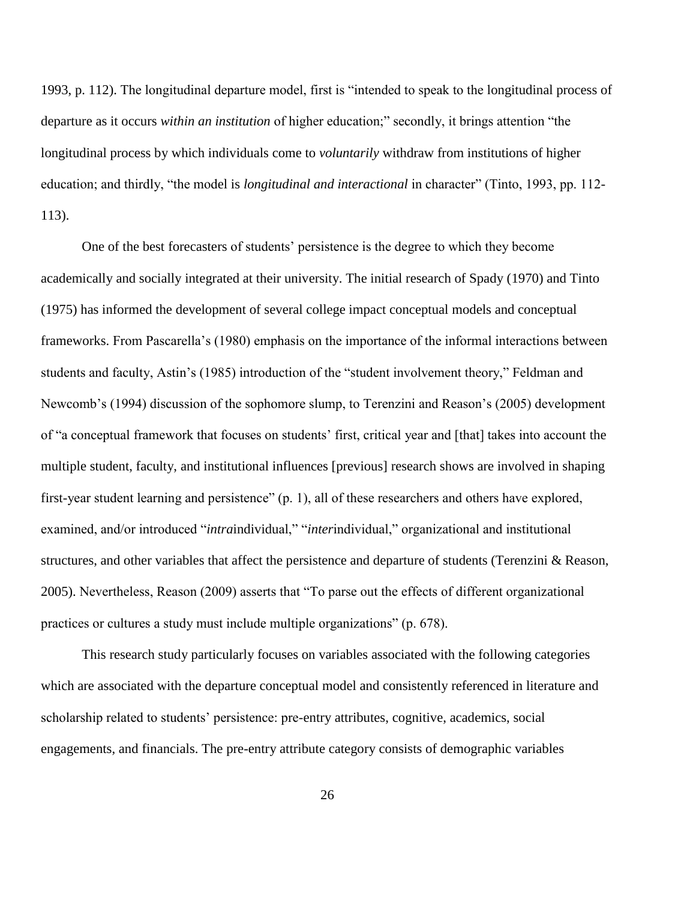1993, p. 112). The longitudinal departure model, first is "intended to speak to the longitudinal process of departure as it occurs *within an institution* of higher education;" secondly, it brings attention "the longitudinal process by which individuals come to *voluntarily* withdraw from institutions of higher education; and thirdly, "the model is *longitudinal and interactional* in character" (Tinto, 1993, pp. 112-113).

One of the best forecasters of students' persistence is the degree to which they become academically and socially integrated at their university. The initial research of Spady (1970) and Tinto (1975) has informed the development of several college impact conceptual models and conceptual frameworks. From Pascarella's (1980) emphasis on the importance of the informal interactions between students and faculty, Astin's (1985) introduction of the "student involvement theory," Feldman and Newcomb's (1994) discussion of the sophomore slump, to Terenzini and Reason's (2005) development of "a conceptual framework that focuses on students' first, critical year and [that] takes into account the multiple student, faculty, and institutional influences [previous] research shows are involved in shaping first-year student learning and persistence" (p. 1), all of these researchers and others have explored, examined, and/or introduced "*intra*individual," "*inter*individual," organizational and institutional structures, and other variables that affect the persistence and departure of students (Terenzini & Reason, 2005). Nevertheless, Reason (2009) asserts that "To parse out the effects of different organizational practices or cultures a study must include multiple organizations" (p. 678).

This research study particularly focuses on variables associated with the following categories which are associated with the departure conceptual model and consistently referenced in literature and scholarship related to students' persistence: pre-entry attributes, cognitive, academics, social engagements, and financials. The pre-entry attribute category consists of demographic variables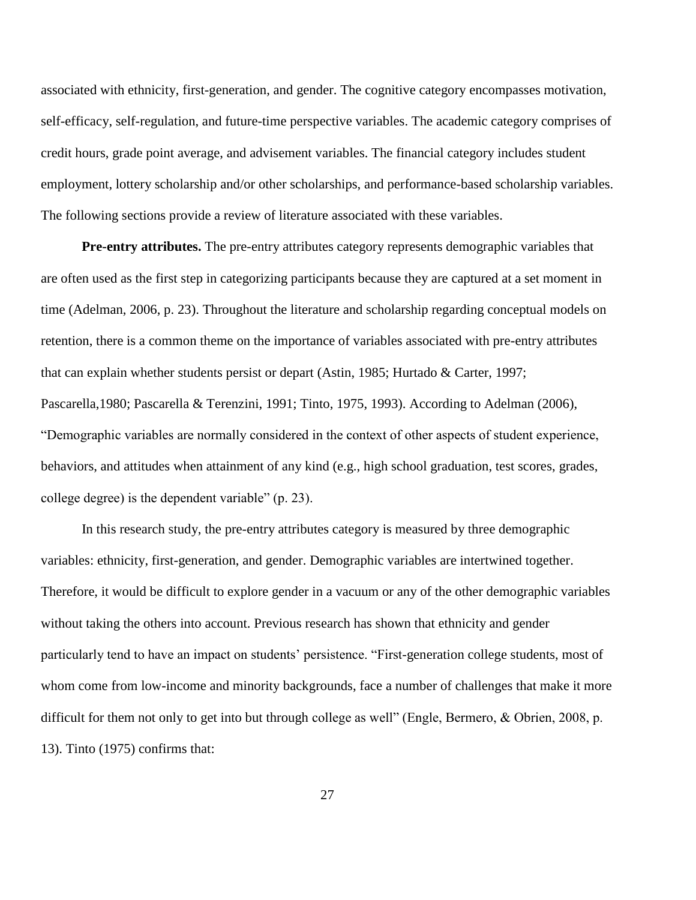associated with ethnicity, first-generation, and gender. The cognitive category encompasses motivation, self-efficacy, self-regulation, and future-time perspective variables. The academic category comprises of credit hours, grade point average, and advisement variables. The financial category includes student employment, lottery scholarship and/or other scholarships, and performance-based scholarship variables. The following sections provide a review of literature associated with these variables.

**Pre-entry attributes.** The pre-entry attributes category represents demographic variables that are often used as the first step in categorizing participants because they are captured at a set moment in time (Adelman, 2006, p. 23). Throughout the literature and scholarship regarding conceptual models on retention, there is a common theme on the importance of variables associated with pre-entry attributes that can explain whether students persist or depart (Astin, 1985; Hurtado & Carter, 1997; Pascarella,1980; Pascarella & Terenzini, 1991; Tinto, 1975, 1993). According to Adelman (2006), "Demographic variables are normally considered in the context of other aspects of student experience, behaviors, and attitudes when attainment of any kind (e.g., high school graduation, test scores, grades, college degree) is the dependent variable" (p. 23).

In this research study, the pre-entry attributes category is measured by three demographic variables: ethnicity, first-generation, and gender. Demographic variables are intertwined together. Therefore, it would be difficult to explore gender in a vacuum or any of the other demographic variables without taking the others into account. Previous research has shown that ethnicity and gender particularly tend to have an impact on students' persistence. "First-generation college students, most of whom come from low-income and minority backgrounds, face a number of challenges that make it more difficult for them not only to get into but through college as well" (Engle, Bermero, & Obrien, 2008, p. 13). Tinto (1975) confirms that: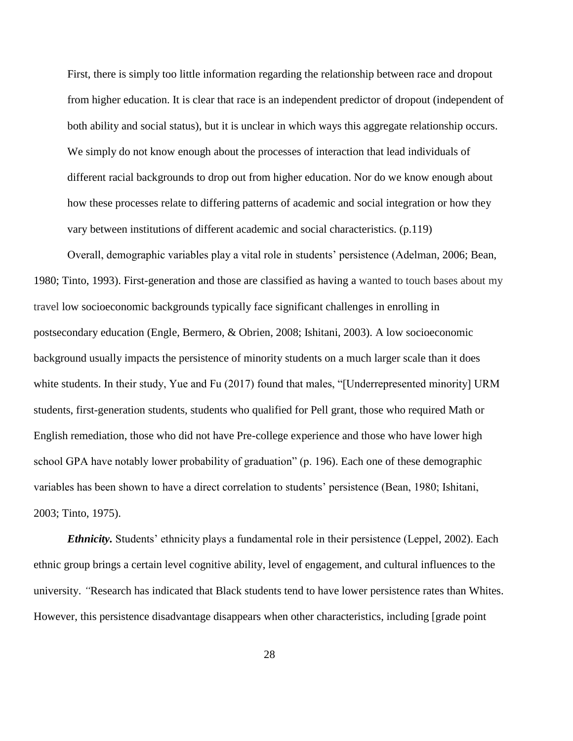> First, there is simply too little information regarding the relationship between race and dropout from higher education. It is clear that race is an independent predictor of dropout (independent of both ability and social status), but it is unclear in which ways this aggregate relationship occurs. We simply do not know enough about the processes of interaction that lead individuals of different racial backgrounds to drop out from higher education. Nor do we know enough about how these processes relate to differing patterns of academic and social integration or how they vary between institutions of different academic and social characteristics. (p.119)

Overall, demographic variables play a vital role in students' persistence (Adelman, 2006; Bean, 1980; Tinto, 1993). First-generation and those are classified as having a wanted to touch bases about my travel low socioeconomic backgrounds typically face significant challenges in enrolling in postsecondary education (Engle, Bermero, & Obrien, 2008; Ishitani, 2003). A low socioeconomic background usually impacts the persistence of minority students on a much larger scale than it does white students. In their study, Yue and Fu (2017) found that males, "[Underrepresented minority] URM students, first-generation students, students who qualified for Pell grant, those who required Math or English remediation, those who did not have Pre-college experience and those who have lower high school GPA have notably lower probability of graduation" (p. 196). Each one of these demographic variables has been shown to have a direct correlation to students' persistence (Bean, 1980; Ishitani, 2003; Tinto, 1975).

***Ethnicity.*** Students' ethnicity plays a fundamental role in their persistence (Leppel, 2002). Each ethnic group brings a certain level cognitive ability, level of engagement, and cultural influences to the university. *"*Research has indicated that Black students tend to have lower persistence rates than Whites. However, this persistence disadvantage disappears when other characteristics, including [grade point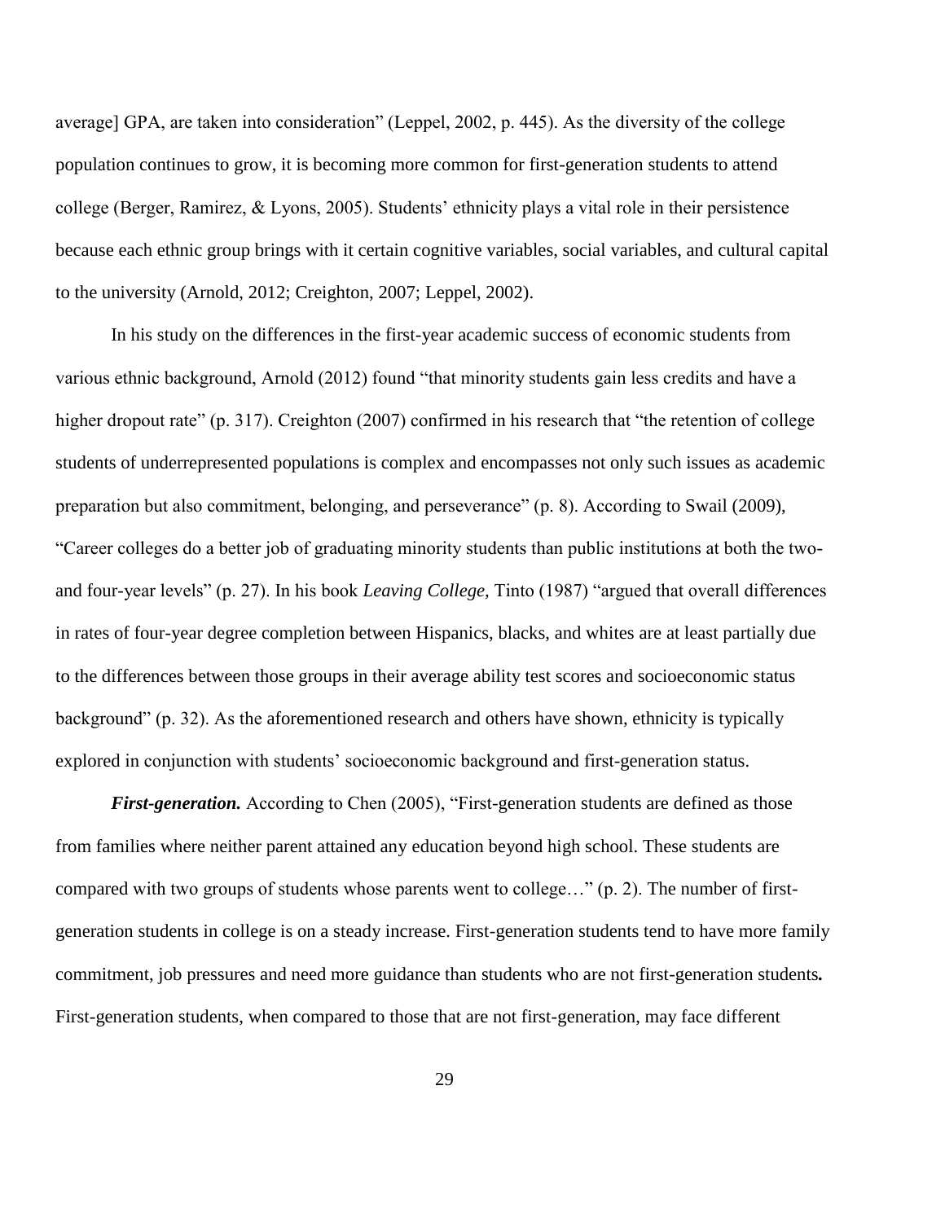average] GPA, are taken into consideration" (Leppel, 2002, p. 445). As the diversity of the college population continues to grow, it is becoming more common for first-generation students to attend college (Berger, Ramirez, & Lyons, 2005). Students' ethnicity plays a vital role in their persistence because each ethnic group brings with it certain cognitive variables, social variables, and cultural capital to the university (Arnold, 2012; Creighton, 2007; Leppel, 2002).

In his study on the differences in the first-year academic success of economic students from various ethnic background, Arnold (2012) found "that minority students gain less credits and have a higher dropout rate" (p. 317). Creighton (2007) confirmed in his research that "the retention of college students of underrepresented populations is complex and encompasses not only such issues as academic preparation but also commitment, belonging, and perseverance" (p. 8). According to Swail (2009), "Career colleges do a better job of graduating minority students than public institutions at both the two- and four-year levels" (p. 27). In his book *Leaving College,* Tinto (1987) "argued that overall differences in rates of four-year degree completion between Hispanics, blacks, and whites are at least partially due to the differences between those groups in their average ability test scores and socioeconomic status background" (p. 32). As the aforementioned research and others have shown, ethnicity is typically explored in conjunction with students' socioeconomic background and first-generation status.

***First-generation.*** According to Chen (2005), "First-generation students are defined as those from families where neither parent attained any education beyond high school. These students are compared with two groups of students whose parents went to college…" (p. 2). The number of first-generation students in college is on a steady increase. First-generation students tend to have more family commitment, job pressures and need more guidance than students who are not first-generation students**.** First-generation students, when compared to those that are not first-generation, may face different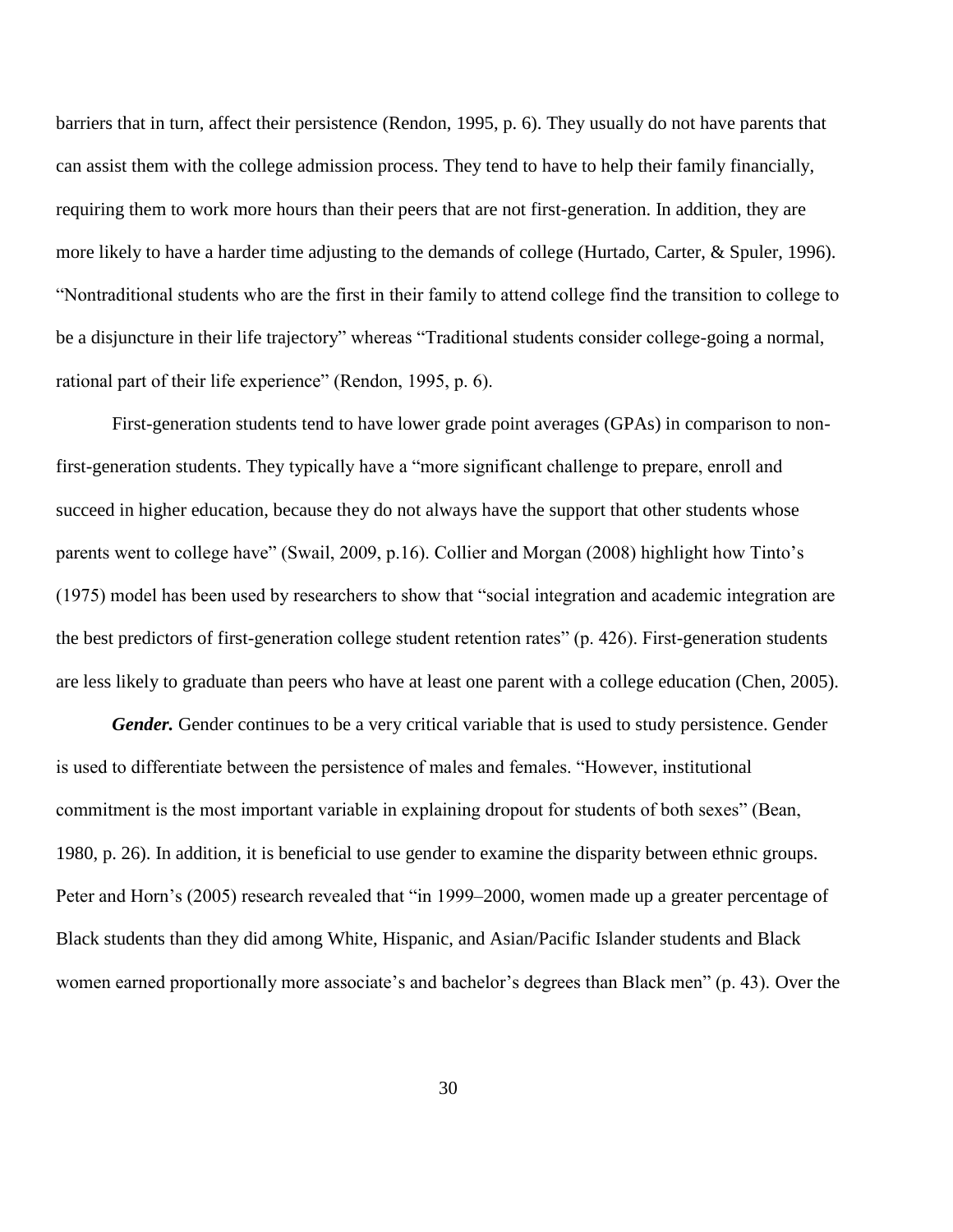barriers that in turn, affect their persistence (Rendon, 1995, p. 6). They usually do not have parents that can assist them with the college admission process. They tend to have to help their family financially, requiring them to work more hours than their peers that are not first-generation. In addition, they are more likely to have a harder time adjusting to the demands of college (Hurtado, Carter, & Spuler, 1996). "Nontraditional students who are the first in their family to attend college find the transition to college to be a disjuncture in their life trajectory" whereas "Traditional students consider college-going a normal, rational part of their life experience" (Rendon, 1995, p. 6).

First-generation students tend to have lower grade point averages (GPAs) in comparison to non-first-generation students. They typically have a "more significant challenge to prepare, enroll and succeed in higher education, because they do not always have the support that other students whose parents went to college have" (Swail, 2009, p.16). Collier and Morgan (2008) highlight how Tinto's (1975) model has been used by researchers to show that "social integration and academic integration are the best predictors of first-generation college student retention rates" (p. 426). First-generation students are less likely to graduate than peers who have at least one parent with a college education (Chen, 2005).

***Gender.*** Gender continues to be a very critical variable that is used to study persistence. Gender is used to differentiate between the persistence of males and females. "However, institutional commitment is the most important variable in explaining dropout for students of both sexes" (Bean, 1980, p. 26). In addition, it is beneficial to use gender to examine the disparity between ethnic groups. Peter and Horn's (2005) research revealed that "in 1999–2000, women made up a greater percentage of Black students than they did among White, Hispanic, and Asian/Pacific Islander students and Black women earned proportionally more associate's and bachelor's degrees than Black men" (p. 43). Over the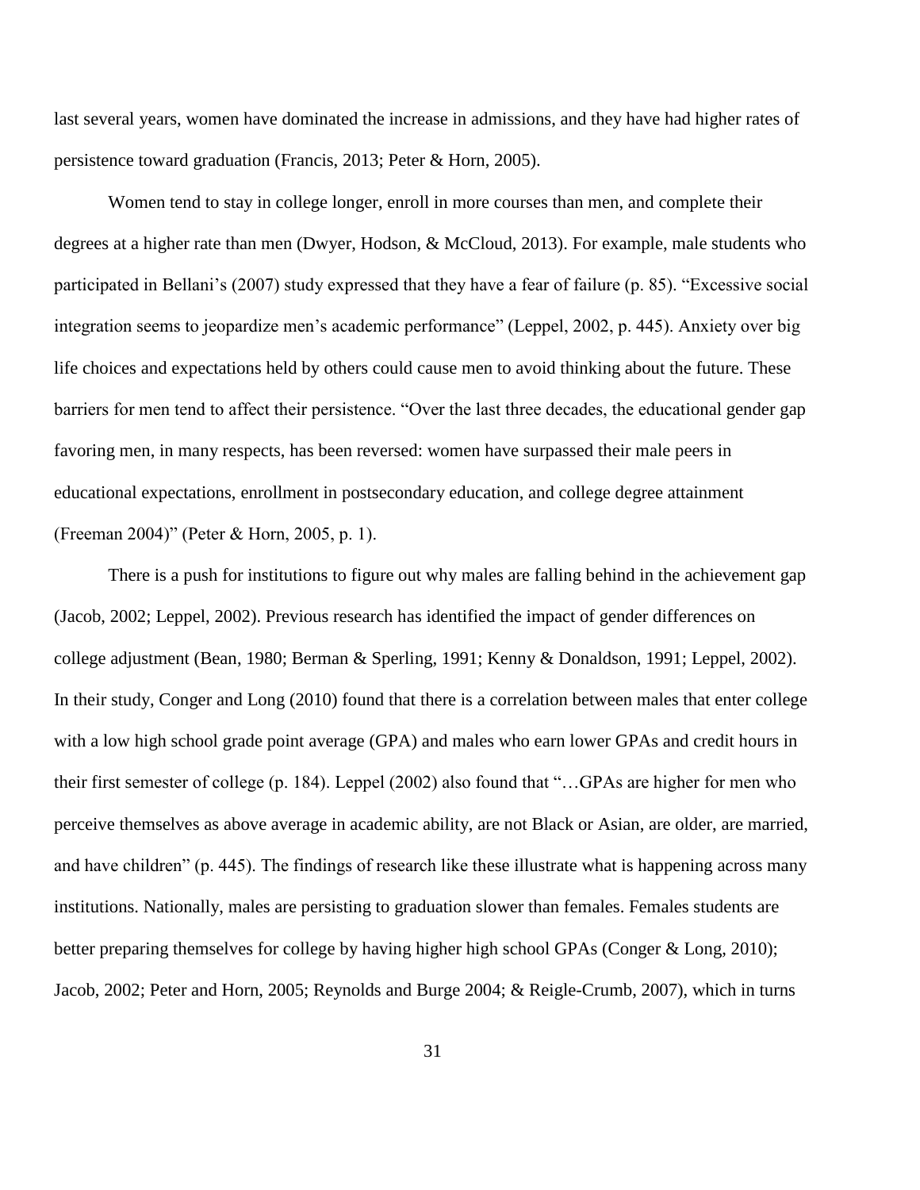last several years, women have dominated the increase in admissions, and they have had higher rates of persistence toward graduation (Francis, 2013; Peter & Horn, 2005).

Women tend to stay in college longer, enroll in more courses than men, and complete their degrees at a higher rate than men (Dwyer, Hodson, & McCloud, 2013). For example, male students who participated in Bellani's (2007) study expressed that they have a fear of failure (p. 85). "Excessive social integration seems to jeopardize men's academic performance" (Leppel, 2002, p. 445). Anxiety over big life choices and expectations held by others could cause men to avoid thinking about the future. These barriers for men tend to affect their persistence. "Over the last three decades, the educational gender gap favoring men, in many respects, has been reversed: women have surpassed their male peers in educational expectations, enrollment in postsecondary education, and college degree attainment (Freeman 2004)" (Peter & Horn, 2005, p. 1).

There is a push for institutions to figure out why males are falling behind in the achievement gap (Jacob, 2002; Leppel, 2002). Previous research has identified the impact of gender differences on college adjustment (Bean, 1980; Berman & Sperling, 1991; Kenny & Donaldson, 1991; Leppel, 2002). In their study, Conger and Long (2010) found that there is a correlation between males that enter college with a low high school grade point average (GPA) and males who earn lower GPAs and credit hours in their first semester of college (p. 184). Leppel (2002) also found that "…GPAs are higher for men who perceive themselves as above average in academic ability, are not Black or Asian, are older, are married, and have children" (p. 445). The findings of research like these illustrate what is happening across many institutions. Nationally, males are persisting to graduation slower than females. Females students are better preparing themselves for college by having higher high school GPAs (Conger & Long, 2010); Jacob, 2002; Peter and Horn, 2005; Reynolds and Burge 2004; & Reigle-Crumb, 2007), which in turns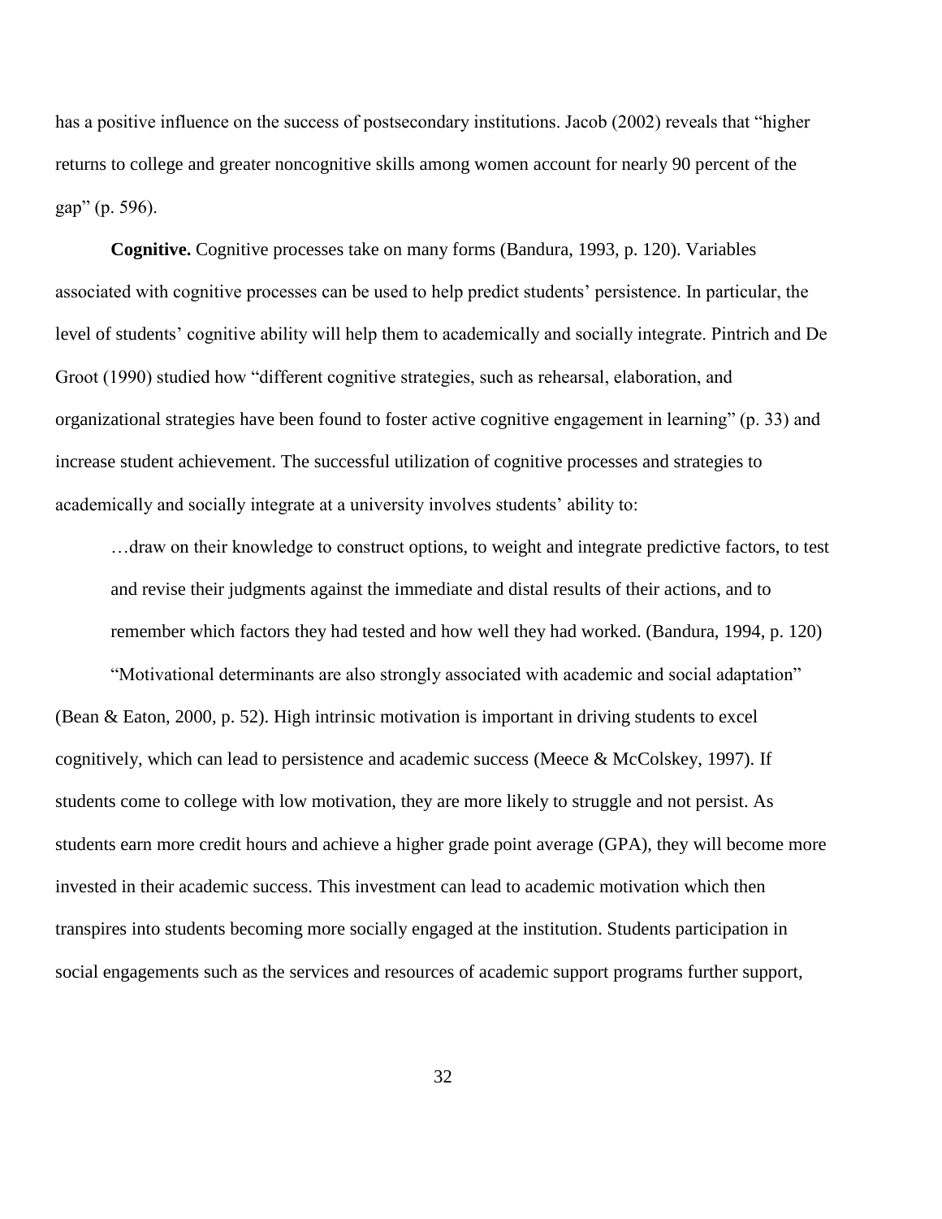has a positive influence on the success of postsecondary institutions. Jacob (2002) reveals that "higher returns to college and greater noncognitive skills among women account for nearly 90 percent of the gap" (p. 596).

**Cognitive.** Cognitive processes take on many forms (Bandura, 1993, p. 120). Variables associated with cognitive processes can be used to help predict students' persistence. In particular, the level of students' cognitive ability will help them to academically and socially integrate. Pintrich and De Groot (1990) studied how "different cognitive strategies, such as rehearsal, elaboration, and organizational strategies have been found to foster active cognitive engagement in learning" (p. 33) and increase student achievement. The successful utilization of cognitive processes and strategies to academically and socially integrate at a university involves students' ability to:

> …draw on their knowledge to construct options, to weight and integrate predictive factors, to test and revise their judgments against the immediate and distal results of their actions, and to remember which factors they had tested and how well they had worked. (Bandura, 1994, p. 120)

"Motivational determinants are also strongly associated with academic and social adaptation" (Bean & Eaton, 2000, p. 52). High intrinsic motivation is important in driving students to excel cognitively, which can lead to persistence and academic success (Meece & McColskey, 1997). If students come to college with low motivation, they are more likely to struggle and not persist. As students earn more credit hours and achieve a higher grade point average (GPA), they will become more invested in their academic success. This investment can lead to academic motivation which then transpires into students becoming more socially engaged at the institution. Students participation in social engagements such as the services and resources of academic support programs further support,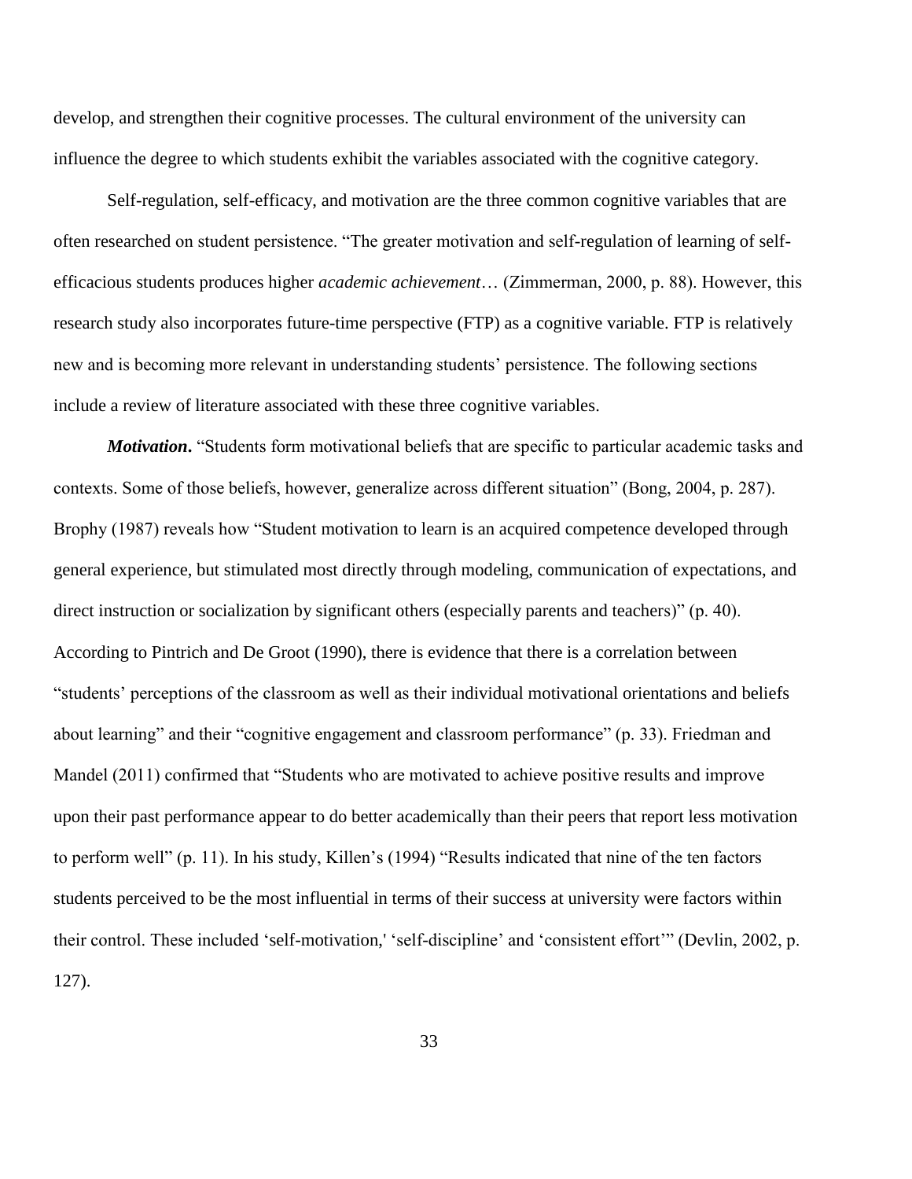develop, and strengthen their cognitive processes. The cultural environment of the university can influence the degree to which students exhibit the variables associated with the cognitive category.

Self-regulation, self-efficacy, and motivation are the three common cognitive variables that are often researched on student persistence. "The greater motivation and self-regulation of learning of self-efficacious students produces higher *academic achievement*… (Zimmerman, 2000, p. 88). However, this research study also incorporates future-time perspective (FTP) as a cognitive variable. FTP is relatively new and is becoming more relevant in understanding students' persistence. The following sections include a review of literature associated with these three cognitive variables.

***Motivation.*** "Students form motivational beliefs that are specific to particular academic tasks and contexts. Some of those beliefs, however, generalize across different situation" (Bong, 2004, p. 287). Brophy (1987) reveals how "Student motivation to learn is an acquired competence developed through general experience, but stimulated most directly through modeling, communication of expectations, and direct instruction or socialization by significant others (especially parents and teachers)" (p. 40). According to Pintrich and De Groot (1990), there is evidence that there is a correlation between "students' perceptions of the classroom as well as their individual motivational orientations and beliefs about learning" and their "cognitive engagement and classroom performance" (p. 33). Friedman and Mandel (2011) confirmed that "Students who are motivated to achieve positive results and improve upon their past performance appear to do better academically than their peers that report less motivation to perform well" (p. 11). In his study, Killen's (1994) "Results indicated that nine of the ten factors students perceived to be the most influential in terms of their success at university were factors within their control. These included 'self-motivation,' 'self-discipline' and 'consistent effort'" (Devlin, 2002, p. 127).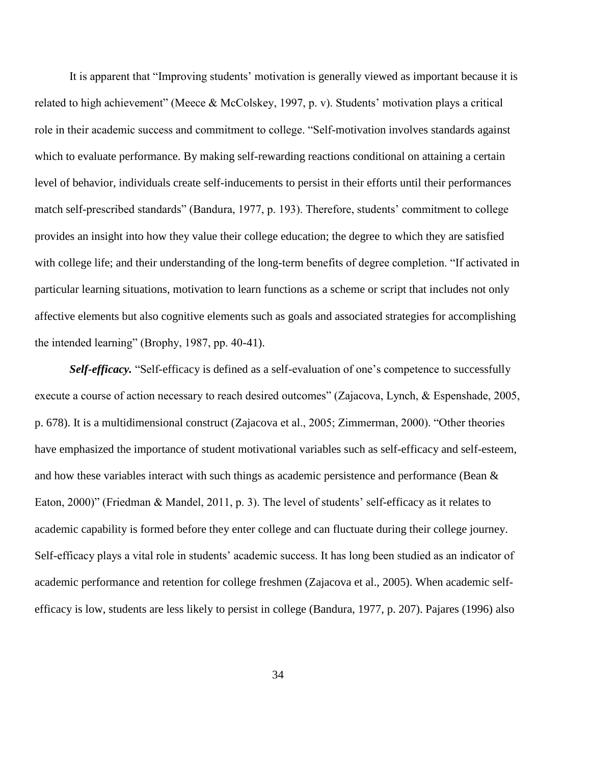It is apparent that "Improving students' motivation is generally viewed as important because it is related to high achievement" (Meece & McColskey, 1997, p. v). Students' motivation plays a critical role in their academic success and commitment to college. "Self-motivation involves standards against which to evaluate performance. By making self-rewarding reactions conditional on attaining a certain level of behavior, individuals create self-inducements to persist in their efforts until their performances match self-prescribed standards" (Bandura, 1977, p. 193). Therefore, students' commitment to college provides an insight into how they value their college education; the degree to which they are satisfied with college life; and their understanding of the long-term benefits of degree completion. "If activated in particular learning situations, motivation to learn functions as a scheme or script that includes not only affective elements but also cognitive elements such as goals and associated strategies for accomplishing the intended learning" (Brophy, 1987, pp. 40-41).

***Self-efficacy.*** "Self-efficacy is defined as a self-evaluation of one's competence to successfully execute a course of action necessary to reach desired outcomes" (Zajacova, Lynch, & Espenshade, 2005, p. 678). It is a multidimensional construct (Zajacova et al., 2005; Zimmerman, 2000). "Other theories have emphasized the importance of student motivational variables such as self-efficacy and self-esteem, and how these variables interact with such things as academic persistence and performance (Bean & Eaton, 2000)" (Friedman & Mandel, 2011, p. 3). The level of students' self-efficacy as it relates to academic capability is formed before they enter college and can fluctuate during their college journey. Self-efficacy plays a vital role in students' academic success. It has long been studied as an indicator of academic performance and retention for college freshmen (Zajacova et al., 2005). When academic self-efficacy is low, students are less likely to persist in college (Bandura, 1977, p. 207). Pajares (1996) also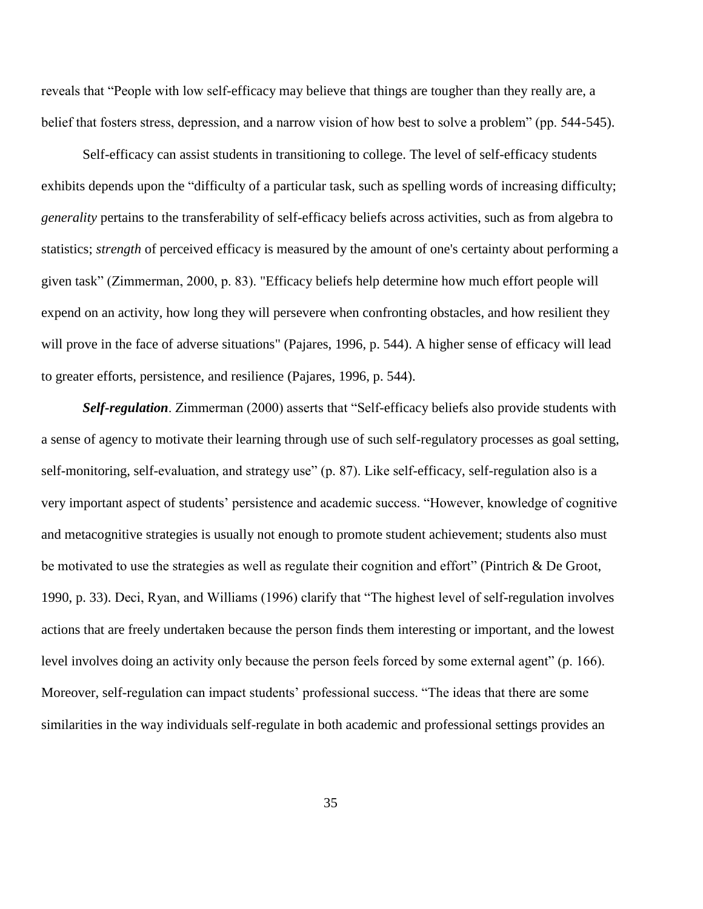reveals that "People with low self-efficacy may believe that things are tougher than they really are, a belief that fosters stress, depression, and a narrow vision of how best to solve a problem" (pp. 544-545).

Self-efficacy can assist students in transitioning to college. The level of self-efficacy students exhibits depends upon the "difficulty of a particular task, such as spelling words of increasing difficulty; *generality* pertains to the transferability of self-efficacy beliefs across activities, such as from algebra to statistics; *strength* of perceived efficacy is measured by the amount of one's certainty about performing a given task" (Zimmerman, 2000, p. 83). "Efficacy beliefs help determine how much effort people will expend on an activity, how long they will persevere when confronting obstacles, and how resilient they will prove in the face of adverse situations" (Pajares, 1996, p. 544). A higher sense of efficacy will lead to greater efforts, persistence, and resilience (Pajares, 1996, p. 544).

***Self-regulation***. Zimmerman (2000) asserts that "Self-efficacy beliefs also provide students with a sense of agency to motivate their learning through use of such self-regulatory processes as goal setting, self-monitoring, self-evaluation, and strategy use" (p. 87). Like self-efficacy, self-regulation also is a very important aspect of students' persistence and academic success. "However, knowledge of cognitive and metacognitive strategies is usually not enough to promote student achievement; students also must be motivated to use the strategies as well as regulate their cognition and effort" (Pintrich & De Groot, 1990, p. 33). Deci, Ryan, and Williams (1996) clarify that "The highest level of self-regulation involves actions that are freely undertaken because the person finds them interesting or important, and the lowest level involves doing an activity only because the person feels forced by some external agent" (p. 166). Moreover, self-regulation can impact students' professional success. "The ideas that there are some similarities in the way individuals self-regulate in both academic and professional settings provides an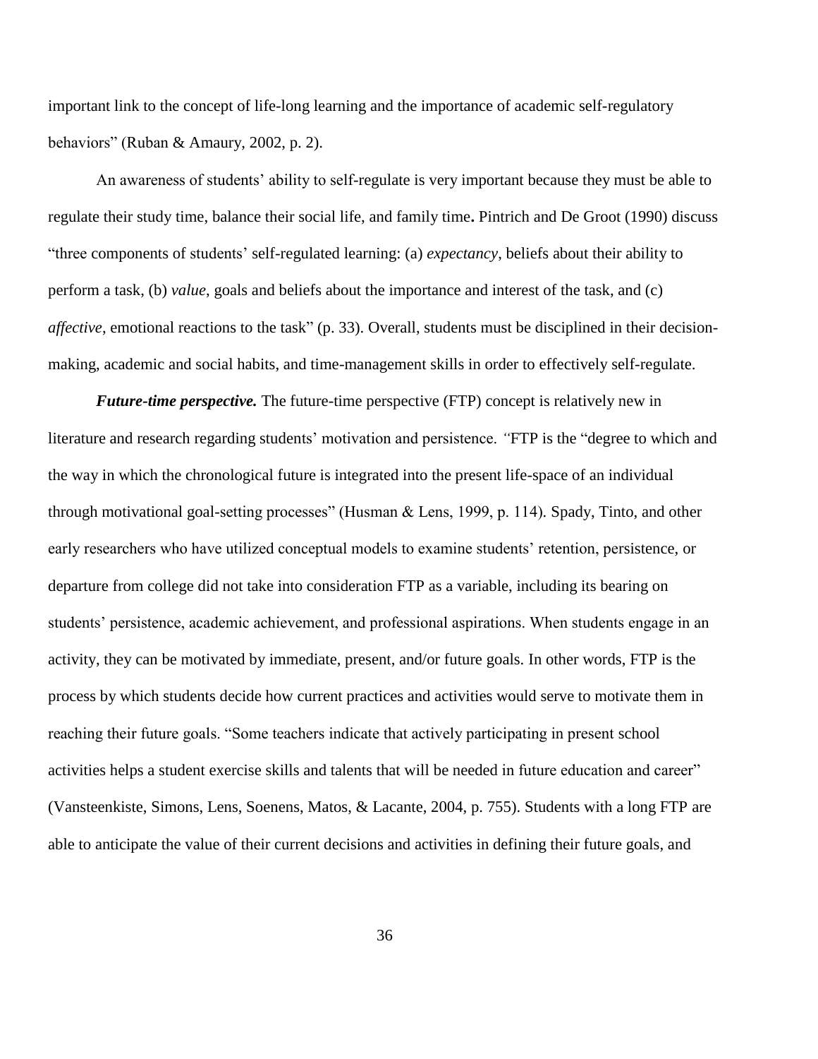important link to the concept of life-long learning and the importance of academic self-regulatory behaviors" (Ruban & Amaury, 2002, p. 2).

An awareness of students' ability to self-regulate is very important because they must be able to regulate their study time, balance their social life, and family time**.** Pintrich and De Groot (1990) discuss "three components of students' self-regulated learning: (a) *expectancy*, beliefs about their ability to perform a task, (b) *value*, goals and beliefs about the importance and interest of the task, and (c) *affective*, emotional reactions to the task" (p. 33). Overall, students must be disciplined in their decision-making, academic and social habits, and time-management skills in order to effectively self-regulate.

***Future-time perspective.*** The future-time perspective (FTP) concept is relatively new in literature and research regarding students' motivation and persistence. *"*FTP is the "degree to which and the way in which the chronological future is integrated into the present life-space of an individual through motivational goal-setting processes" (Husman & Lens, 1999, p. 114). Spady, Tinto, and other early researchers who have utilized conceptual models to examine students' retention, persistence, or departure from college did not take into consideration FTP as a variable, including its bearing on students' persistence, academic achievement, and professional aspirations. When students engage in an activity, they can be motivated by immediate, present, and/or future goals. In other words, FTP is the process by which students decide how current practices and activities would serve to motivate them in reaching their future goals. "Some teachers indicate that actively participating in present school activities helps a student exercise skills and talents that will be needed in future education and career" (Vansteenkiste, Simons, Lens, Soenens, Matos, & Lacante, 2004, p. 755). Students with a long FTP are able to anticipate the value of their current decisions and activities in defining their future goals, and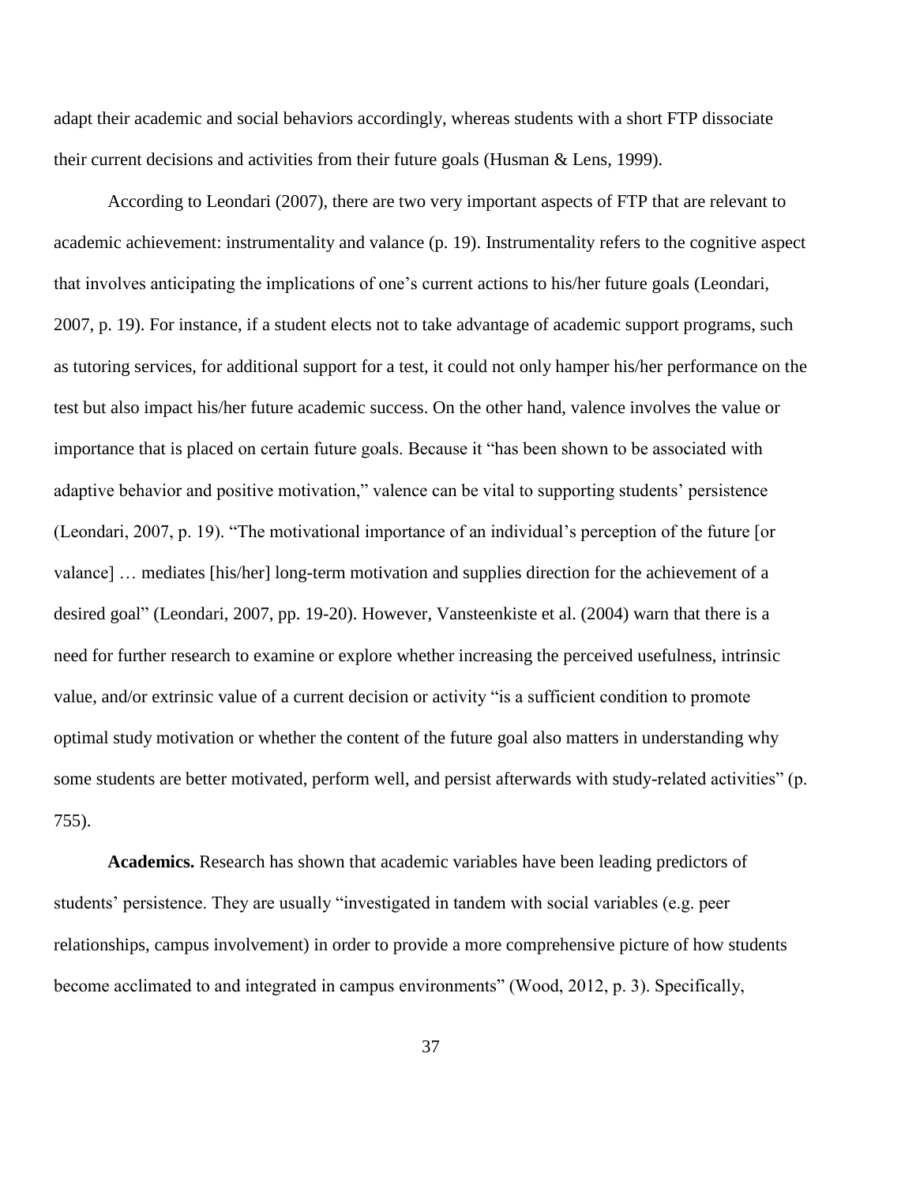adapt their academic and social behaviors accordingly, whereas students with a short FTP dissociate their current decisions and activities from their future goals (Husman & Lens, 1999).

According to Leondari (2007), there are two very important aspects of FTP that are relevant to academic achievement: instrumentality and valance (p. 19). Instrumentality refers to the cognitive aspect that involves anticipating the implications of one's current actions to his/her future goals (Leondari, 2007, p. 19). For instance, if a student elects not to take advantage of academic support programs, such as tutoring services, for additional support for a test, it could not only hamper his/her performance on the test but also impact his/her future academic success. On the other hand, valence involves the value or importance that is placed on certain future goals. Because it "has been shown to be associated with adaptive behavior and positive motivation," valence can be vital to supporting students' persistence (Leondari, 2007, p. 19). "The motivational importance of an individual's perception of the future [or valance] … mediates [his/her] long-term motivation and supplies direction for the achievement of a desired goal" (Leondari, 2007, pp. 19-20). However, Vansteenkiste et al. (2004) warn that there is a need for further research to examine or explore whether increasing the perceived usefulness, intrinsic value, and/or extrinsic value of a current decision or activity "is a sufficient condition to promote optimal study motivation or whether the content of the future goal also matters in understanding why some students are better motivated, perform well, and persist afterwards with study-related activities" (p. 755).

**Academics.** Research has shown that academic variables have been leading predictors of students' persistence. They are usually "investigated in tandem with social variables (e.g. peer relationships, campus involvement) in order to provide a more comprehensive picture of how students become acclimated to and integrated in campus environments" (Wood, 2012, p. 3). Specifically,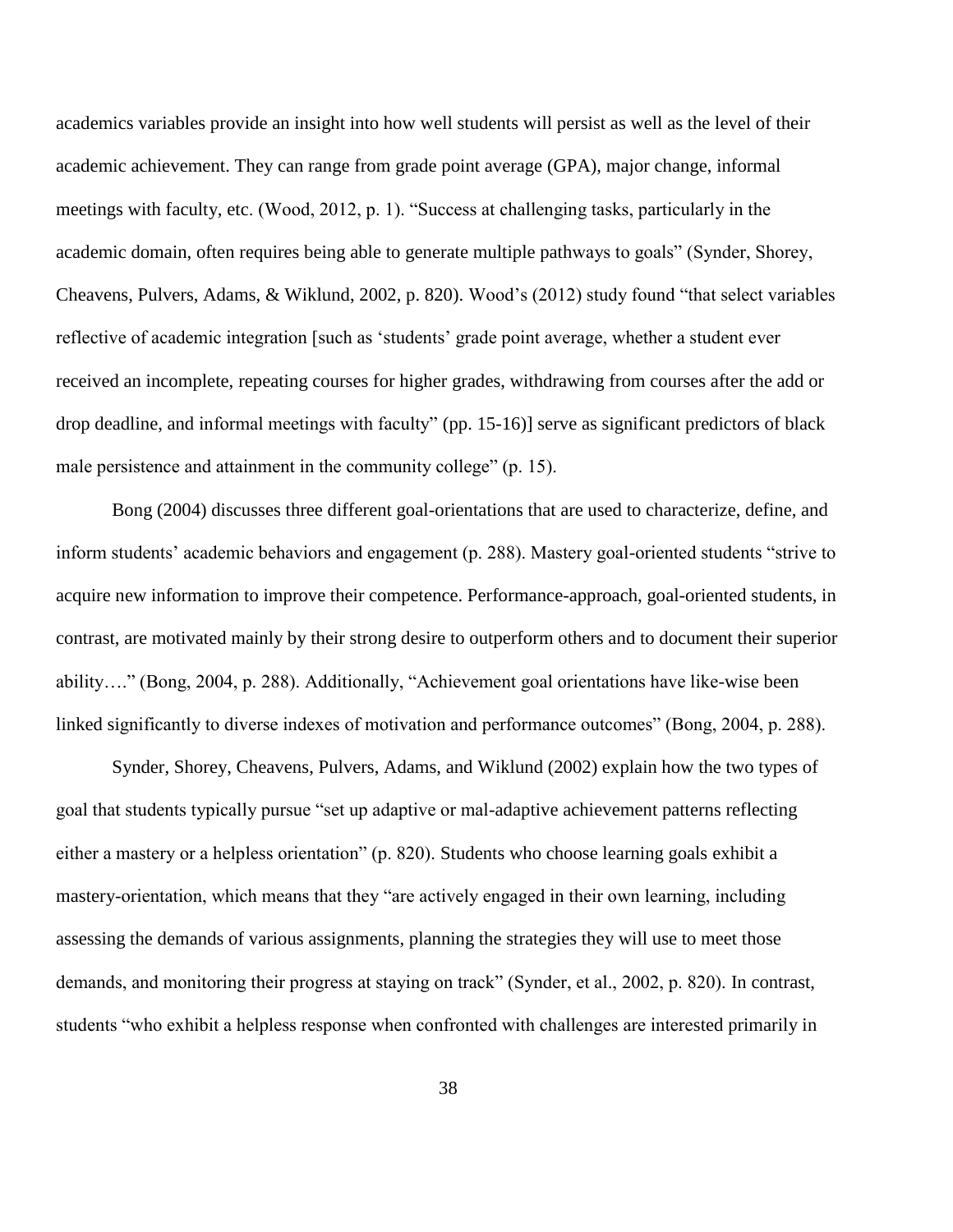academics variables provide an insight into how well students will persist as well as the level of their academic achievement. They can range from grade point average (GPA), major change, informal meetings with faculty, etc. (Wood, 2012, p. 1). "Success at challenging tasks, particularly in the academic domain, often requires being able to generate multiple pathways to goals" (Synder, Shorey, Cheavens, Pulvers, Adams, & Wiklund, 2002, p. 820). Wood's (2012) study found "that select variables reflective of academic integration [such as 'students' grade point average, whether a student ever received an incomplete, repeating courses for higher grades, withdrawing from courses after the add or drop deadline, and informal meetings with faculty" (pp. 15-16)] serve as significant predictors of black male persistence and attainment in the community college" (p. 15).

Bong (2004) discusses three different goal-orientations that are used to characterize, define, and inform students' academic behaviors and engagement (p. 288). Mastery goal-oriented students "strive to acquire new information to improve their competence. Performance-approach, goal-oriented students, in contrast, are motivated mainly by their strong desire to outperform others and to document their superior ability…." (Bong, 2004, p. 288). Additionally, "Achievement goal orientations have like-wise been linked significantly to diverse indexes of motivation and performance outcomes" (Bong, 2004, p. 288).

Synder, Shorey, Cheavens, Pulvers, Adams, and Wiklund (2002) explain how the two types of goal that students typically pursue "set up adaptive or mal-adaptive achievement patterns reflecting either a mastery or a helpless orientation" (p. 820). Students who choose learning goals exhibit a mastery-orientation, which means that they "are actively engaged in their own learning, including assessing the demands of various assignments, planning the strategies they will use to meet those demands, and monitoring their progress at staying on track" (Synder, et al., 2002, p. 820). In contrast, students "who exhibit a helpless response when confronted with challenges are interested primarily in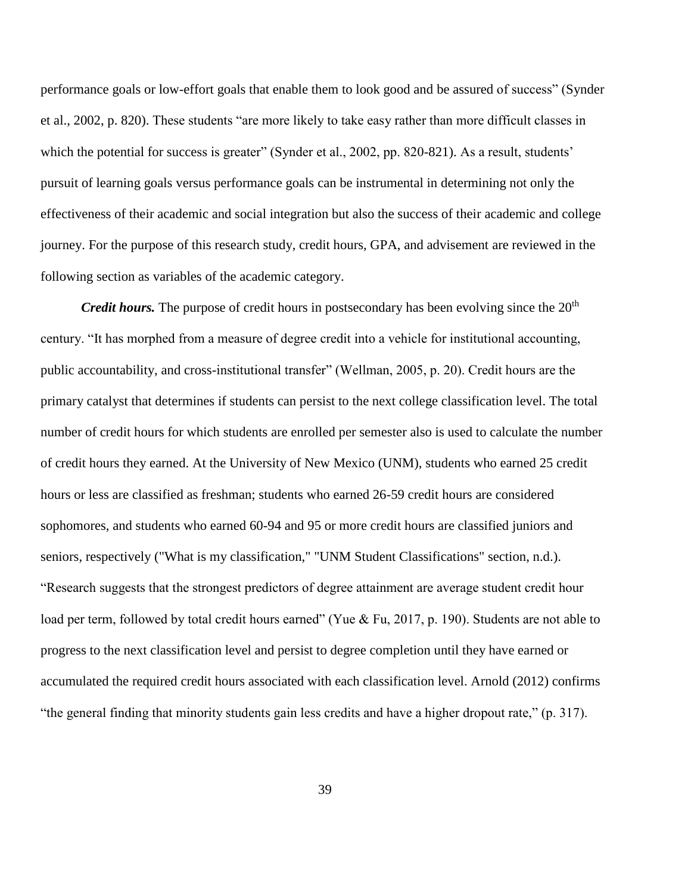performance goals or low-effort goals that enable them to look good and be assured of success" (Synder et al., 2002, p. 820). These students "are more likely to take easy rather than more difficult classes in which the potential for success is greater" (Synder et al., 2002, pp. 820-821). As a result, students' pursuit of learning goals versus performance goals can be instrumental in determining not only the effectiveness of their academic and social integration but also the success of their academic and college journey. For the purpose of this research study, credit hours, GPA, and advisement are reviewed in the following section as variables of the academic category.

***Credit hours.*** The purpose of credit hours in postsecondary has been evolving since the 20th century. "It has morphed from a measure of degree credit into a vehicle for institutional accounting, public accountability, and cross-institutional transfer" (Wellman, 2005, p. 20). Credit hours are the primary catalyst that determines if students can persist to the next college classification level. The total number of credit hours for which students are enrolled per semester also is used to calculate the number of credit hours they earned. At the University of New Mexico (UNM), students who earned 25 credit hours or less are classified as freshman; students who earned 26-59 credit hours are considered sophomores, and students who earned 60-94 and 95 or more credit hours are classified juniors and seniors, respectively ("What is my classification," "UNM Student Classifications" section, n.d.). "Research suggests that the strongest predictors of degree attainment are average student credit hour load per term, followed by total credit hours earned" (Yue & Fu, 2017, p. 190). Students are not able to progress to the next classification level and persist to degree completion until they have earned or accumulated the required credit hours associated with each classification level. Arnold (2012) confirms "the general finding that minority students gain less credits and have a higher dropout rate," (p. 317).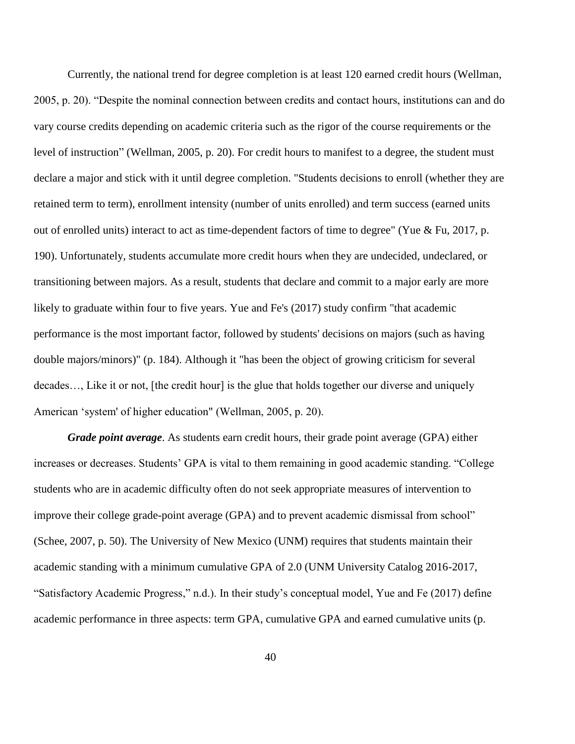Currently, the national trend for degree completion is at least 120 earned credit hours (Wellman, 2005, p. 20). “Despite the nominal connection between credits and contact hours, institutions can and do vary course credits depending on academic criteria such as the rigor of the course requirements or the level of instruction” (Wellman, 2005, p. 20). For credit hours to manifest to a degree, the student must declare a major and stick with it until degree completion. "Students decisions to enroll (whether they are retained term to term), enrollment intensity (number of units enrolled) and term success (earned units out of enrolled units) interact to act as time-dependent factors of time to degree" (Yue & Fu, 2017, p. 190). Unfortunately, students accumulate more credit hours when they are undecided, undeclared, or transitioning between majors. As a result, students that declare and commit to a major early are more likely to graduate within four to five years. Yue and Fe's (2017) study confirm "that academic performance is the most important factor, followed by students' decisions on majors (such as having double majors/minors)" (p. 184). Although it "has been the object of growing criticism for several decades…, Like it or not, [the credit hour] is the glue that holds together our diverse and uniquely American ‘system' of higher education" (Wellman, 2005, p. 20).

***Grade point average***. As students earn credit hours, their grade point average (GPA) either increases or decreases. Students’ GPA is vital to them remaining in good academic standing. “College students who are in academic difficulty often do not seek appropriate measures of intervention to improve their college grade-point average (GPA) and to prevent academic dismissal from school” (Schee, 2007, p. 50). The University of New Mexico (UNM) requires that students maintain their academic standing with a minimum cumulative GPA of 2.0 (UNM University Catalog 2016-2017, “Satisfactory Academic Progress,” n.d.). In their study’s conceptual model, Yue and Fe (2017) define academic performance in three aspects: term GPA, cumulative GPA and earned cumulative units (p.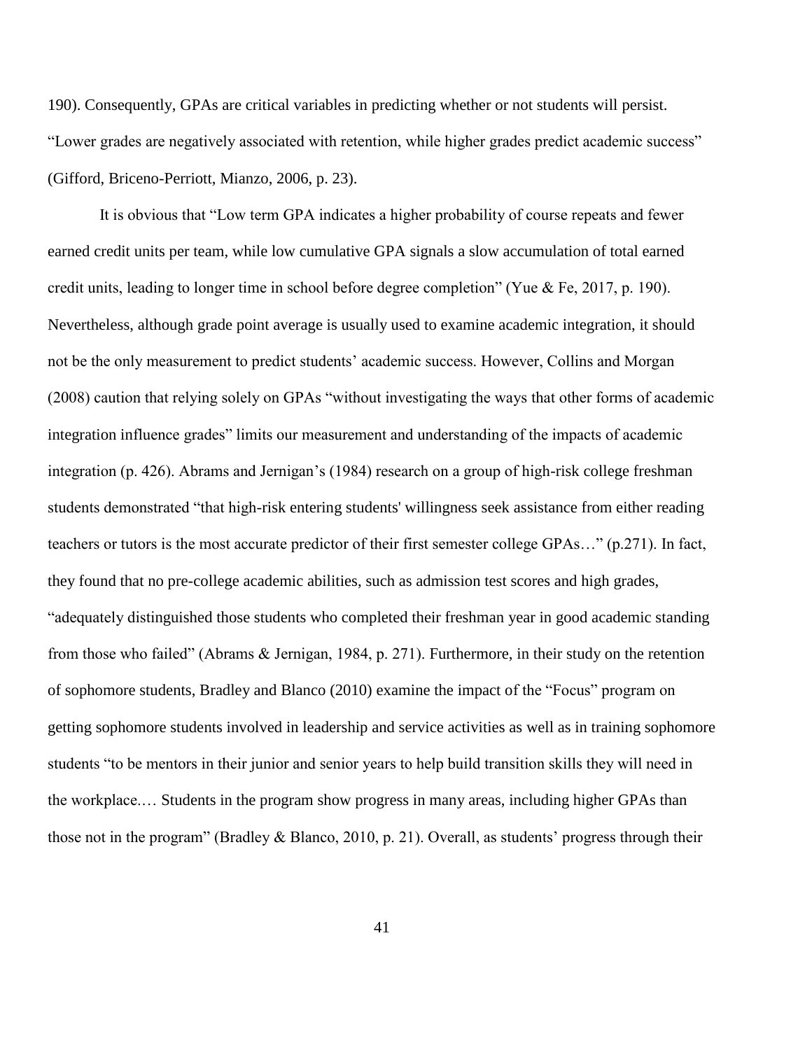190). Consequently, GPAs are critical variables in predicting whether or not students will persist. "Lower grades are negatively associated with retention, while higher grades predict academic success" (Gifford, Briceno-Perriott, Mianzo, 2006, p. 23).

It is obvious that "Low term GPA indicates a higher probability of course repeats and fewer earned credit units per team, while low cumulative GPA signals a slow accumulation of total earned credit units, leading to longer time in school before degree completion" (Yue & Fe, 2017, p. 190). Nevertheless, although grade point average is usually used to examine academic integration, it should not be the only measurement to predict students' academic success. However, Collins and Morgan (2008) caution that relying solely on GPAs "without investigating the ways that other forms of academic integration influence grades" limits our measurement and understanding of the impacts of academic integration (p. 426). Abrams and Jernigan's (1984) research on a group of high-risk college freshman students demonstrated "that high-risk entering students' willingness seek assistance from either reading teachers or tutors is the most accurate predictor of their first semester college GPAs…" (p.271). In fact, they found that no pre-college academic abilities, such as admission test scores and high grades, "adequately distinguished those students who completed their freshman year in good academic standing from those who failed" (Abrams & Jernigan, 1984, p. 271). Furthermore, in their study on the retention of sophomore students, Bradley and Blanco (2010) examine the impact of the "Focus" program on getting sophomore students involved in leadership and service activities as well as in training sophomore students "to be mentors in their junior and senior years to help build transition skills they will need in the workplace.… Students in the program show progress in many areas, including higher GPAs than those not in the program" (Bradley & Blanco, 2010, p. 21). Overall, as students' progress through their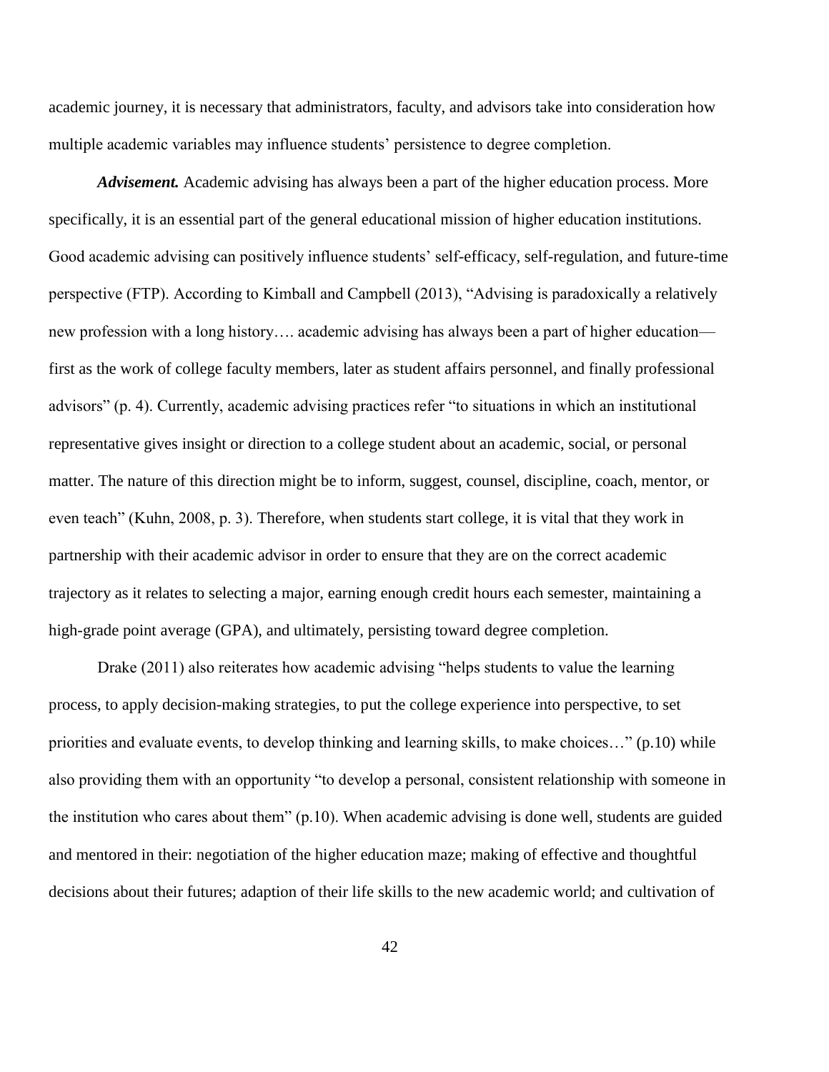academic journey, it is necessary that administrators, faculty, and advisors take into consideration how multiple academic variables may influence students' persistence to degree completion.

***Advisement.*** Academic advising has always been a part of the higher education process. More specifically, it is an essential part of the general educational mission of higher education institutions. Good academic advising can positively influence students' self-efficacy, self-regulation, and future-time perspective (FTP). According to Kimball and Campbell (2013), "Advising is paradoxically a relatively new profession with a long history…. academic advising has always been a part of higher education—first as the work of college faculty members, later as student affairs personnel, and finally professional advisors" (p. 4). Currently, academic advising practices refer "to situations in which an institutional representative gives insight or direction to a college student about an academic, social, or personal matter. The nature of this direction might be to inform, suggest, counsel, discipline, coach, mentor, or even teach" (Kuhn, 2008, p. 3). Therefore, when students start college, it is vital that they work in partnership with their academic advisor in order to ensure that they are on the correct academic trajectory as it relates to selecting a major, earning enough credit hours each semester, maintaining a high-grade point average (GPA), and ultimately, persisting toward degree completion.

Drake (2011) also reiterates how academic advising "helps students to value the learning process, to apply decision-making strategies, to put the college experience into perspective, to set priorities and evaluate events, to develop thinking and learning skills, to make choices…" (p.10) while also providing them with an opportunity "to develop a personal, consistent relationship with someone in the institution who cares about them" (p.10). When academic advising is done well, students are guided and mentored in their: negotiation of the higher education maze; making of effective and thoughtful decisions about their futures; adaption of their life skills to the new academic world; and cultivation of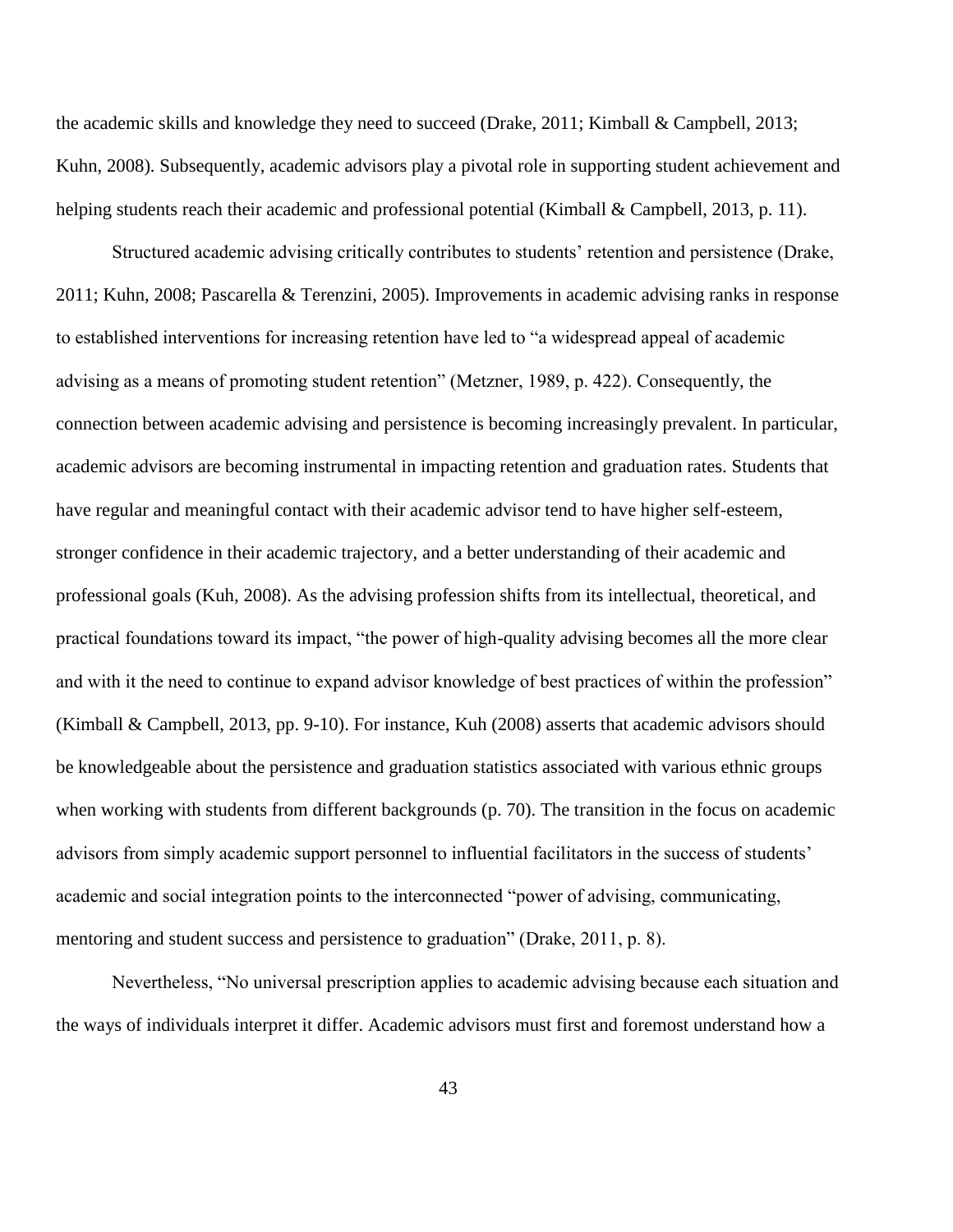the academic skills and knowledge they need to succeed (Drake, 2011; Kimball & Campbell, 2013; Kuhn, 2008). Subsequently, academic advisors play a pivotal role in supporting student achievement and helping students reach their academic and professional potential (Kimball & Campbell, 2013, p. 11).

Structured academic advising critically contributes to students' retention and persistence (Drake, 2011; Kuhn, 2008; Pascarella & Terenzini, 2005). Improvements in academic advising ranks in response to established interventions for increasing retention have led to "a widespread appeal of academic advising as a means of promoting student retention" (Metzner, 1989, p. 422). Consequently, the connection between academic advising and persistence is becoming increasingly prevalent. In particular, academic advisors are becoming instrumental in impacting retention and graduation rates. Students that have regular and meaningful contact with their academic advisor tend to have higher self-esteem, stronger confidence in their academic trajectory, and a better understanding of their academic and professional goals (Kuh, 2008). As the advising profession shifts from its intellectual, theoretical, and practical foundations toward its impact, "the power of high-quality advising becomes all the more clear and with it the need to continue to expand advisor knowledge of best practices of within the profession" (Kimball & Campbell, 2013, pp. 9-10). For instance, Kuh (2008) asserts that academic advisors should be knowledgeable about the persistence and graduation statistics associated with various ethnic groups when working with students from different backgrounds (p. 70). The transition in the focus on academic advisors from simply academic support personnel to influential facilitators in the success of students' academic and social integration points to the interconnected "power of advising, communicating, mentoring and student success and persistence to graduation" (Drake, 2011, p. 8).

Nevertheless, "No universal prescription applies to academic advising because each situation and the ways of individuals interpret it differ. Academic advisors must first and foremost understand how a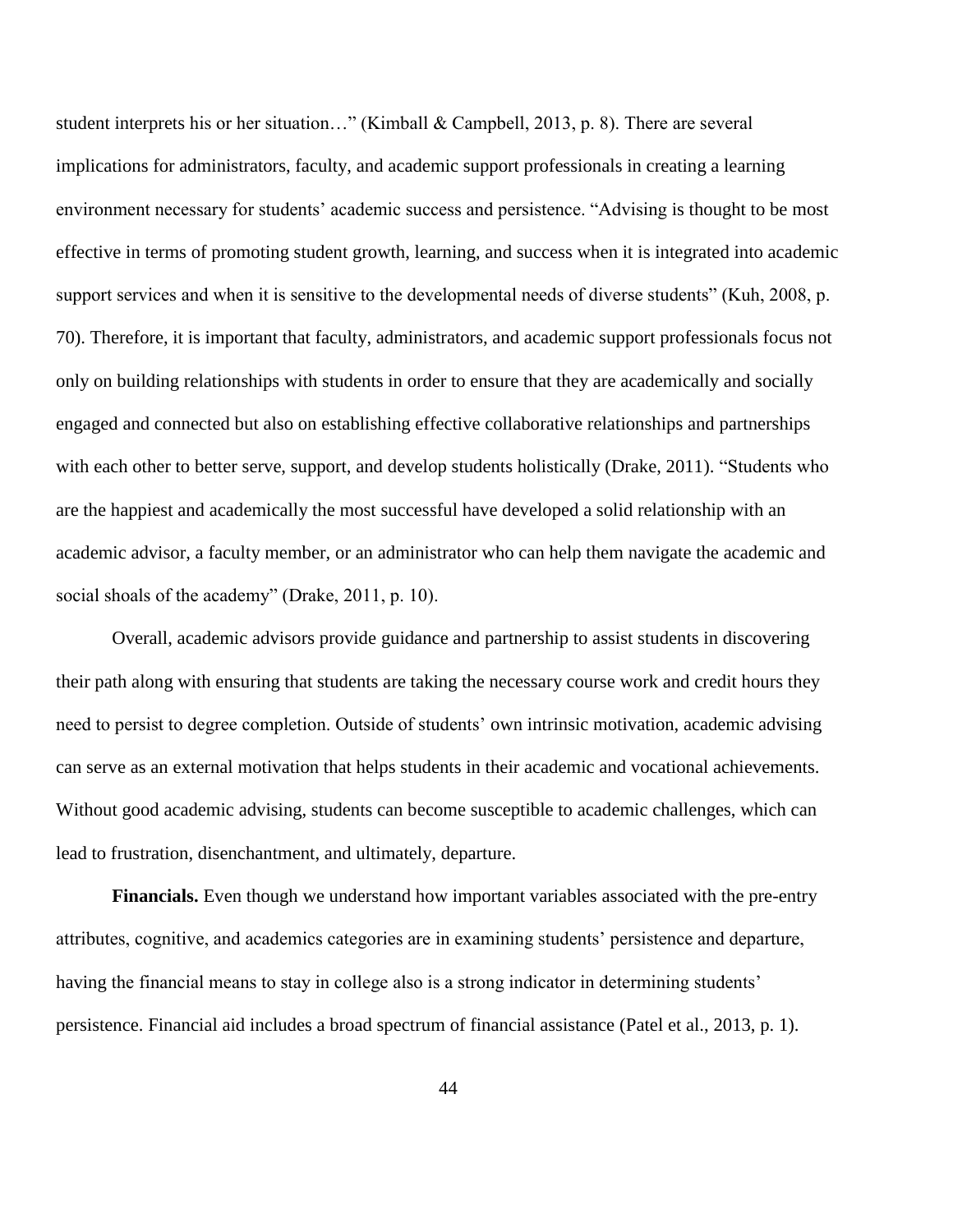student interprets his or her situation…" (Kimball & Campbell, 2013, p. 8). There are several implications for administrators, faculty, and academic support professionals in creating a learning environment necessary for students' academic success and persistence. "Advising is thought to be most effective in terms of promoting student growth, learning, and success when it is integrated into academic support services and when it is sensitive to the developmental needs of diverse students" (Kuh, 2008, p. 70). Therefore, it is important that faculty, administrators, and academic support professionals focus not only on building relationships with students in order to ensure that they are academically and socially engaged and connected but also on establishing effective collaborative relationships and partnerships with each other to better serve, support, and develop students holistically (Drake, 2011). "Students who are the happiest and academically the most successful have developed a solid relationship with an academic advisor, a faculty member, or an administrator who can help them navigate the academic and social shoals of the academy" (Drake, 2011, p. 10).

Overall, academic advisors provide guidance and partnership to assist students in discovering their path along with ensuring that students are taking the necessary course work and credit hours they need to persist to degree completion. Outside of students' own intrinsic motivation, academic advising can serve as an external motivation that helps students in their academic and vocational achievements. Without good academic advising, students can become susceptible to academic challenges, which can lead to frustration, disenchantment, and ultimately, departure.

**Financials.** Even though we understand how important variables associated with the pre-entry attributes, cognitive, and academics categories are in examining students' persistence and departure, having the financial means to stay in college also is a strong indicator in determining students' persistence. Financial aid includes a broad spectrum of financial assistance (Patel et al., 2013, p. 1).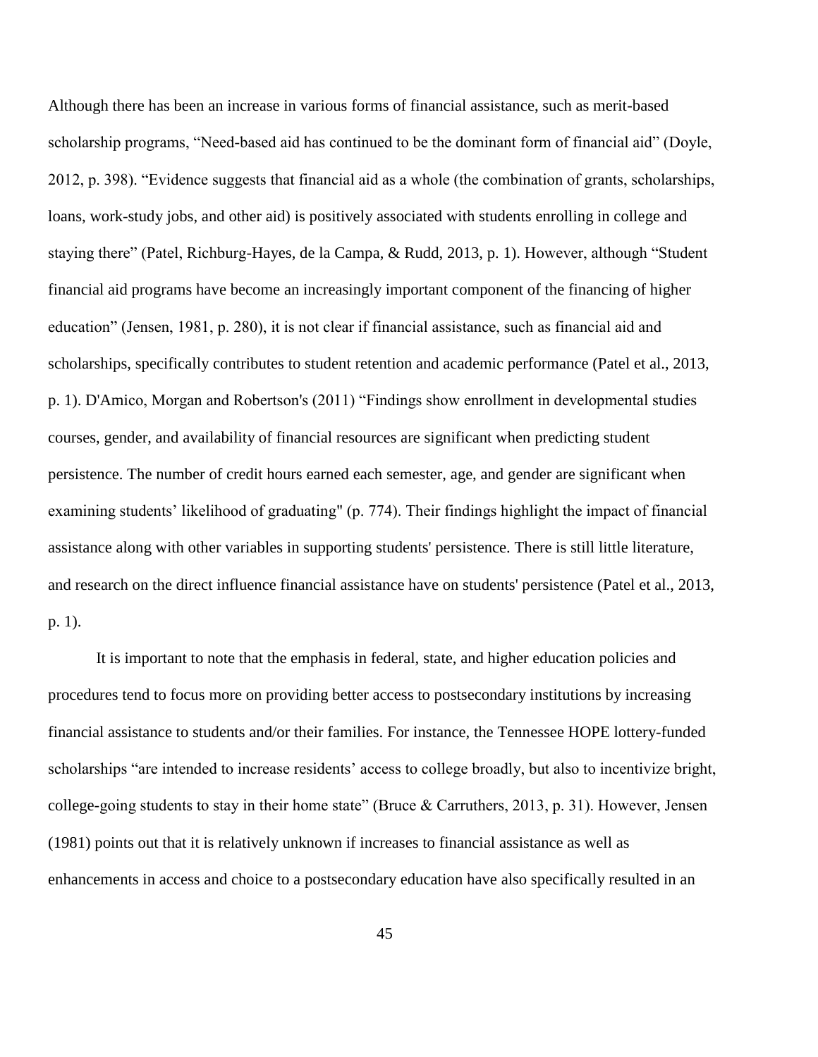Although there has been an increase in various forms of financial assistance, such as merit-based scholarship programs, "Need-based aid has continued to be the dominant form of financial aid" (Doyle, 2012, p. 398). "Evidence suggests that financial aid as a whole (the combination of grants, scholarships, loans, work-study jobs, and other aid) is positively associated with students enrolling in college and staying there" (Patel, Richburg-Hayes, de la Campa, & Rudd, 2013, p. 1). However, although "Student financial aid programs have become an increasingly important component of the financing of higher education" (Jensen, 1981, p. 280), it is not clear if financial assistance, such as financial aid and scholarships, specifically contributes to student retention and academic performance (Patel et al., 2013, p. 1). D'Amico, Morgan and Robertson's (2011) "Findings show enrollment in developmental studies courses, gender, and availability of financial resources are significant when predicting student persistence. The number of credit hours earned each semester, age, and gender are significant when examining students' likelihood of graduating" (p. 774). Their findings highlight the impact of financial assistance along with other variables in supporting students' persistence. There is still little literature, and research on the direct influence financial assistance have on students' persistence (Patel et al., 2013, p. 1).

It is important to note that the emphasis in federal, state, and higher education policies and procedures tend to focus more on providing better access to postsecondary institutions by increasing financial assistance to students and/or their families. For instance, the Tennessee HOPE lottery-funded scholarships "are intended to increase residents' access to college broadly, but also to incentivize bright, college-going students to stay in their home state" (Bruce & Carruthers, 2013, p. 31). However, Jensen (1981) points out that it is relatively unknown if increases to financial assistance as well as enhancements in access and choice to a postsecondary education have also specifically resulted in an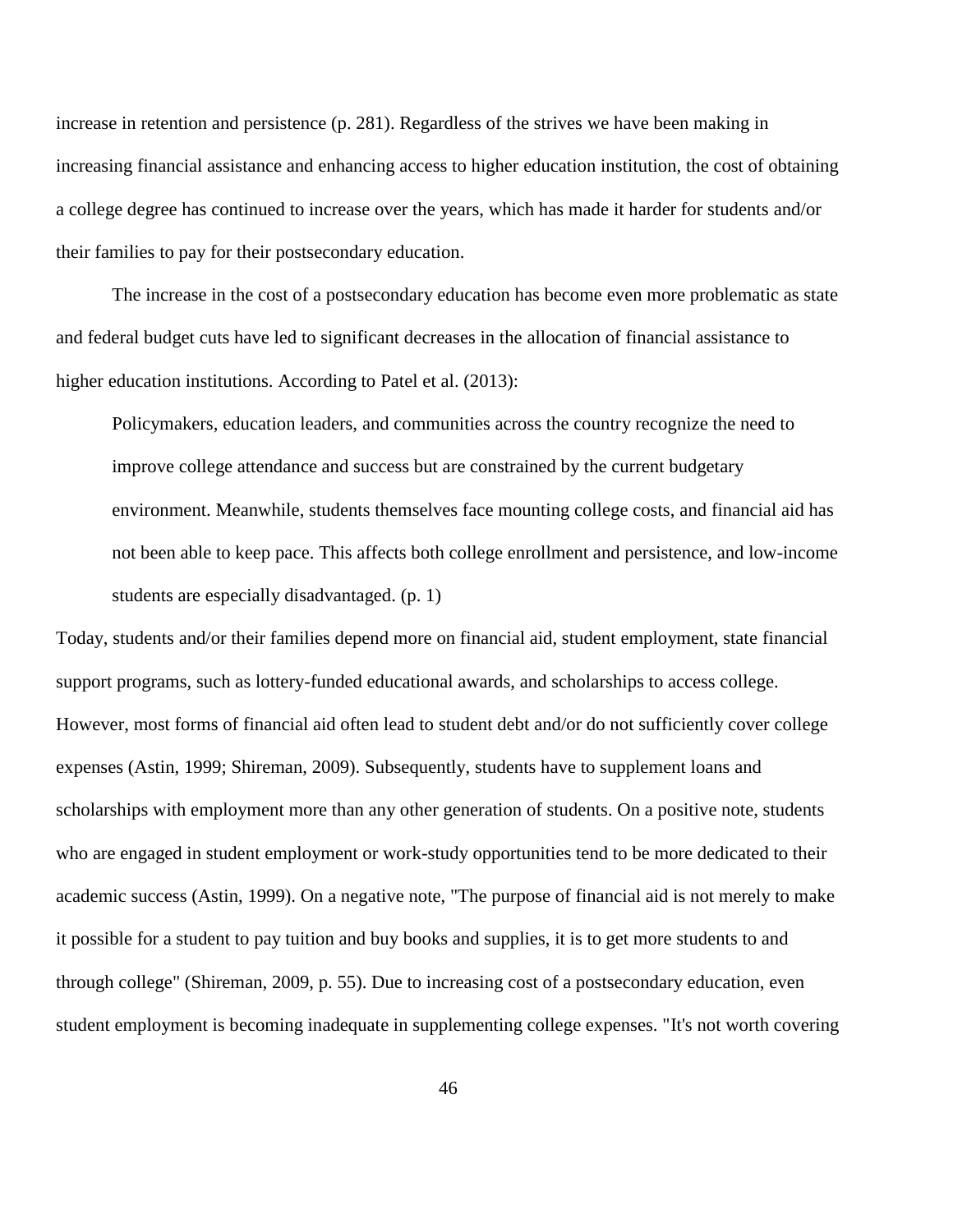increase in retention and persistence (p. 281). Regardless of the strives we have been making in increasing financial assistance and enhancing access to higher education institution, the cost of obtaining a college degree has continued to increase over the years, which has made it harder for students and/or their families to pay for their postsecondary education.

The increase in the cost of a postsecondary education has become even more problematic as state and federal budget cuts have led to significant decreases in the allocation of financial assistance to higher education institutions. According to Patel et al. (2013):

> Policymakers, education leaders, and communities across the country recognize the need to improve college attendance and success but are constrained by the current budgetary environment. Meanwhile, students themselves face mounting college costs, and financial aid has not been able to keep pace. This affects both college enrollment and persistence, and low-income students are especially disadvantaged. (p. 1)

Today, students and/or their families depend more on financial aid, student employment, state financial support programs, such as lottery-funded educational awards, and scholarships to access college. However, most forms of financial aid often lead to student debt and/or do not sufficiently cover college expenses (Astin, 1999; Shireman, 2009). Subsequently, students have to supplement loans and scholarships with employment more than any other generation of students. On a positive note, students who are engaged in student employment or work-study opportunities tend to be more dedicated to their academic success (Astin, 1999). On a negative note, "The purpose of financial aid is not merely to make it possible for a student to pay tuition and buy books and supplies, it is to get more students to and through college" (Shireman, 2009, p. 55). Due to increasing cost of a postsecondary education, even student employment is becoming inadequate in supplementing college expenses. "It's not worth covering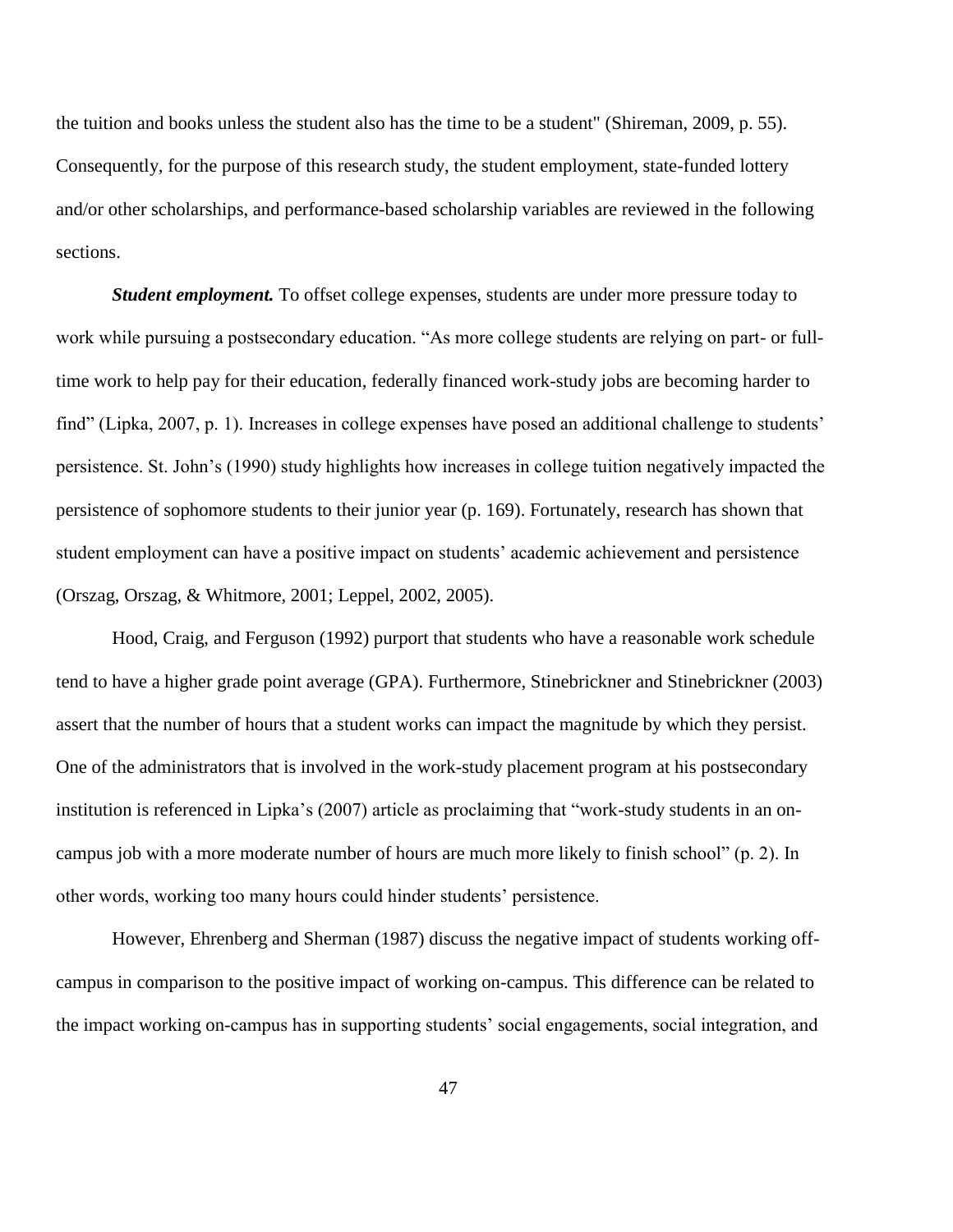the tuition and books unless the student also has the time to be a student" (Shireman, 2009, p. 55). Consequently, for the purpose of this research study, the student employment, state-funded lottery and/or other scholarships, and performance-based scholarship variables are reviewed in the following sections.

***Student employment.*** To offset college expenses, students are under more pressure today to work while pursuing a postsecondary education. "As more college students are relying on part- or full-time work to help pay for their education, federally financed work-study jobs are becoming harder to find" (Lipka, 2007, p. 1). Increases in college expenses have posed an additional challenge to students' persistence. St. John's (1990) study highlights how increases in college tuition negatively impacted the persistence of sophomore students to their junior year (p. 169). Fortunately, research has shown that student employment can have a positive impact on students' academic achievement and persistence (Orszag, Orszag, & Whitmore, 2001; Leppel, 2002, 2005).

Hood, Craig, and Ferguson (1992) purport that students who have a reasonable work schedule tend to have a higher grade point average (GPA). Furthermore, Stinebrickner and Stinebrickner (2003) assert that the number of hours that a student works can impact the magnitude by which they persist. One of the administrators that is involved in the work-study placement program at his postsecondary institution is referenced in Lipka's (2007) article as proclaiming that "work-study students in an on-campus job with a more moderate number of hours are much more likely to finish school" (p. 2). In other words, working too many hours could hinder students' persistence.

However, Ehrenberg and Sherman (1987) discuss the negative impact of students working off-campus in comparison to the positive impact of working on-campus. This difference can be related to the impact working on-campus has in supporting students' social engagements, social integration, and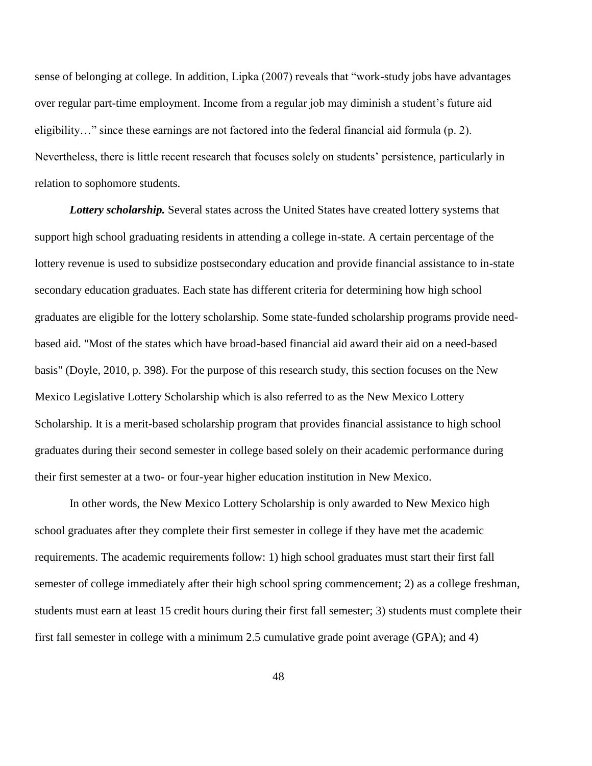sense of belonging at college. In addition, Lipka (2007) reveals that "work-study jobs have advantages over regular part-time employment. Income from a regular job may diminish a student's future aid eligibility…" since these earnings are not factored into the federal financial aid formula (p. 2). Nevertheless, there is little recent research that focuses solely on students' persistence, particularly in relation to sophomore students.

***Lottery scholarship.*** Several states across the United States have created lottery systems that support high school graduating residents in attending a college in-state. A certain percentage of the lottery revenue is used to subsidize postsecondary education and provide financial assistance to in-state secondary education graduates. Each state has different criteria for determining how high school graduates are eligible for the lottery scholarship. Some state-funded scholarship programs provide need-based aid. "Most of the states which have broad-based financial aid award their aid on a need-based basis" (Doyle, 2010, p. 398). For the purpose of this research study, this section focuses on the New Mexico Legislative Lottery Scholarship which is also referred to as the New Mexico Lottery Scholarship. It is a merit-based scholarship program that provides financial assistance to high school graduates during their second semester in college based solely on their academic performance during their first semester at a two- or four-year higher education institution in New Mexico.

In other words, the New Mexico Lottery Scholarship is only awarded to New Mexico high school graduates after they complete their first semester in college if they have met the academic requirements. The academic requirements follow: 1) high school graduates must start their first fall semester of college immediately after their high school spring commencement; 2) as a college freshman, students must earn at least 15 credit hours during their first fall semester; 3) students must complete their first fall semester in college with a minimum 2.5 cumulative grade point average (GPA); and 4)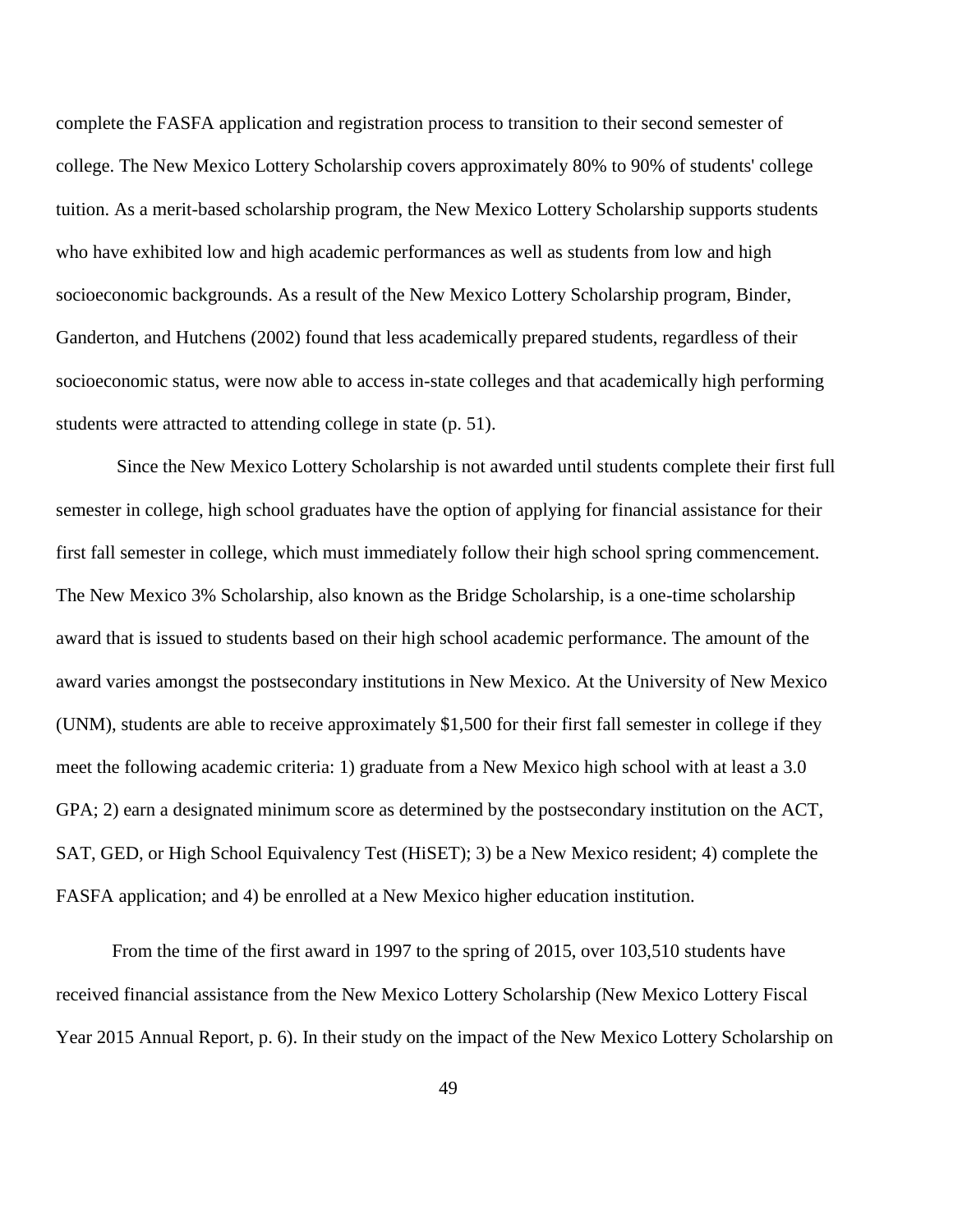complete the FASFA application and registration process to transition to their second semester of college. The New Mexico Lottery Scholarship covers approximately 80% to 90% of students' college tuition. As a merit-based scholarship program, the New Mexico Lottery Scholarship supports students who have exhibited low and high academic performances as well as students from low and high socioeconomic backgrounds. As a result of the New Mexico Lottery Scholarship program, Binder, Ganderton, and Hutchens (2002) found that less academically prepared students, regardless of their socioeconomic status, were now able to access in-state colleges and that academically high performing students were attracted to attending college in state (p. 51).

Since the New Mexico Lottery Scholarship is not awarded until students complete their first full semester in college, high school graduates have the option of applying for financial assistance for their first fall semester in college, which must immediately follow their high school spring commencement. The New Mexico 3% Scholarship, also known as the Bridge Scholarship, is a one-time scholarship award that is issued to students based on their high school academic performance. The amount of the award varies amongst the postsecondary institutions in New Mexico. At the University of New Mexico (UNM), students are able to receive approximately $1,500 for their first fall semester in college if they meet the following academic criteria: 1) graduate from a New Mexico high school with at least a 3.0 GPA; 2) earn a designated minimum score as determined by the postsecondary institution on the ACT, SAT, GED, or High School Equivalency Test (HiSET); 3) be a New Mexico resident; 4) complete the FASFA application; and 4) be enrolled at a New Mexico higher education institution.

From the time of the first award in 1997 to the spring of 2015, over 103,510 students have received financial assistance from the New Mexico Lottery Scholarship (New Mexico Lottery Fiscal Year 2015 Annual Report, p. 6). In their study on the impact of the New Mexico Lottery Scholarship on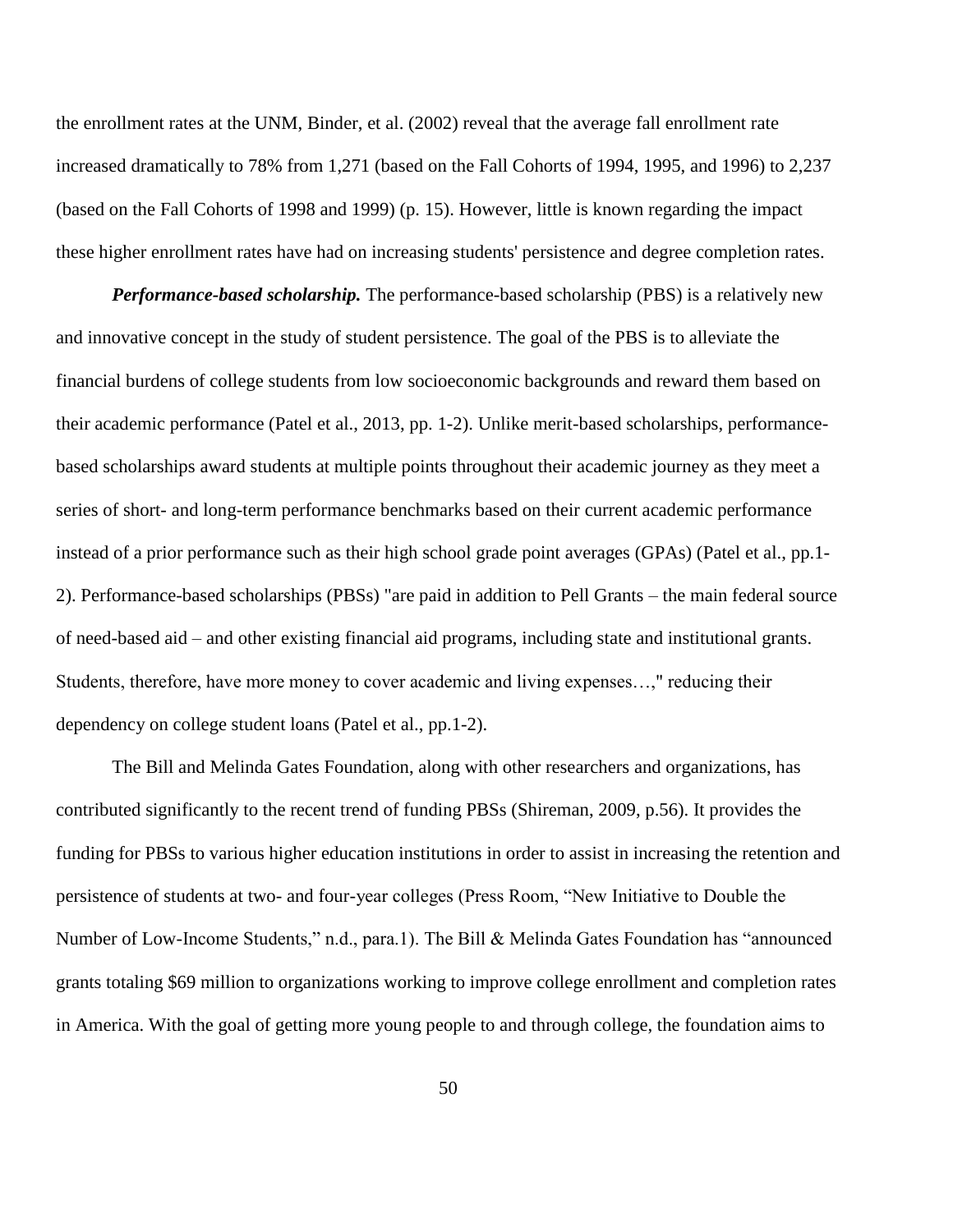the enrollment rates at the UNM, Binder, et al. (2002) reveal that the average fall enrollment rate increased dramatically to 78% from 1,271 (based on the Fall Cohorts of 1994, 1995, and 1996) to 2,237 (based on the Fall Cohorts of 1998 and 1999) (p. 15). However, little is known regarding the impact these higher enrollment rates have had on increasing students' persistence and degree completion rates.

***Performance-based scholarship.*** The performance-based scholarship (PBS) is a relatively new and innovative concept in the study of student persistence. The goal of the PBS is to alleviate the financial burdens of college students from low socioeconomic backgrounds and reward them based on their academic performance (Patel et al., 2013, pp. 1-2). Unlike merit-based scholarships, performance-based scholarships award students at multiple points throughout their academic journey as they meet a series of short- and long-term performance benchmarks based on their current academic performance instead of a prior performance such as their high school grade point averages (GPAs) (Patel et al., pp.1-2). Performance-based scholarships (PBSs) "are paid in addition to Pell Grants – the main federal source of need-based aid – and other existing financial aid programs, including state and institutional grants. Students, therefore, have more money to cover academic and living expenses…," reducing their dependency on college student loans (Patel et al., pp.1-2).

The Bill and Melinda Gates Foundation, along with other researchers and organizations, has contributed significantly to the recent trend of funding PBSs (Shireman, 2009, p.56). It provides the funding for PBSs to various higher education institutions in order to assist in increasing the retention and persistence of students at two- and four-year colleges (Press Room, "New Initiative to Double the Number of Low-Income Students," n.d., para.1). The Bill & Melinda Gates Foundation has "announced grants totaling $69 million to organizations working to improve college enrollment and completion rates in America. With the goal of getting more young people to and through college, the foundation aims to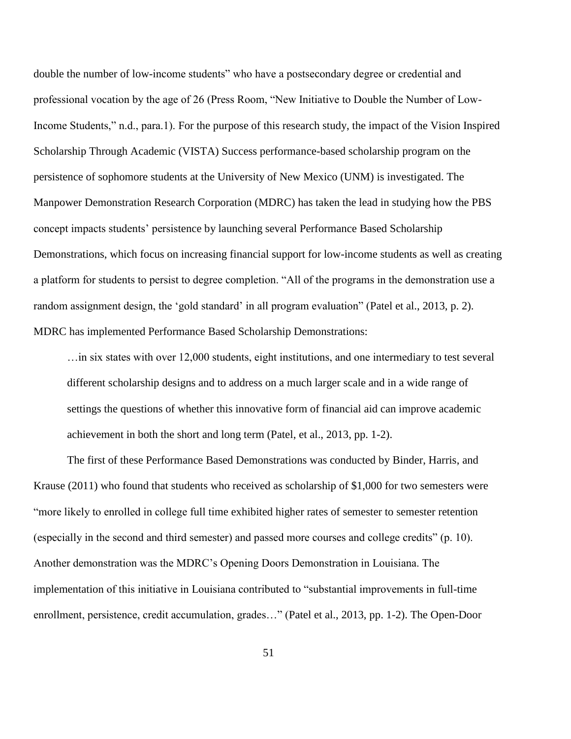double the number of low-income students" who have a postsecondary degree or credential and professional vocation by the age of 26 (Press Room, "New Initiative to Double the Number of Low-Income Students," n.d., para.1). For the purpose of this research study, the impact of the Vision Inspired Scholarship Through Academic (VISTA) Success performance-based scholarship program on the persistence of sophomore students at the University of New Mexico (UNM) is investigated. The Manpower Demonstration Research Corporation (MDRC) has taken the lead in studying how the PBS concept impacts students' persistence by launching several Performance Based Scholarship Demonstrations, which focus on increasing financial support for low-income students as well as creating a platform for students to persist to degree completion. "All of the programs in the demonstration use a random assignment design, the 'gold standard' in all program evaluation" (Patel et al., 2013, p. 2). MDRC has implemented Performance Based Scholarship Demonstrations:

> …in six states with over 12,000 students, eight institutions, and one intermediary to test several different scholarship designs and to address on a much larger scale and in a wide range of settings the questions of whether this innovative form of financial aid can improve academic achievement in both the short and long term (Patel, et al., 2013, pp. 1-2).

The first of these Performance Based Demonstrations was conducted by Binder, Harris, and Krause (2011) who found that students who received as scholarship of $1,000 for two semesters were "more likely to enrolled in college full time exhibited higher rates of semester to semester retention (especially in the second and third semester) and passed more courses and college credits" (p. 10). Another demonstration was the MDRC's Opening Doors Demonstration in Louisiana. The implementation of this initiative in Louisiana contributed to "substantial improvements in full-time enrollment, persistence, credit accumulation, grades…" (Patel et al., 2013, pp. 1-2). The Open-Door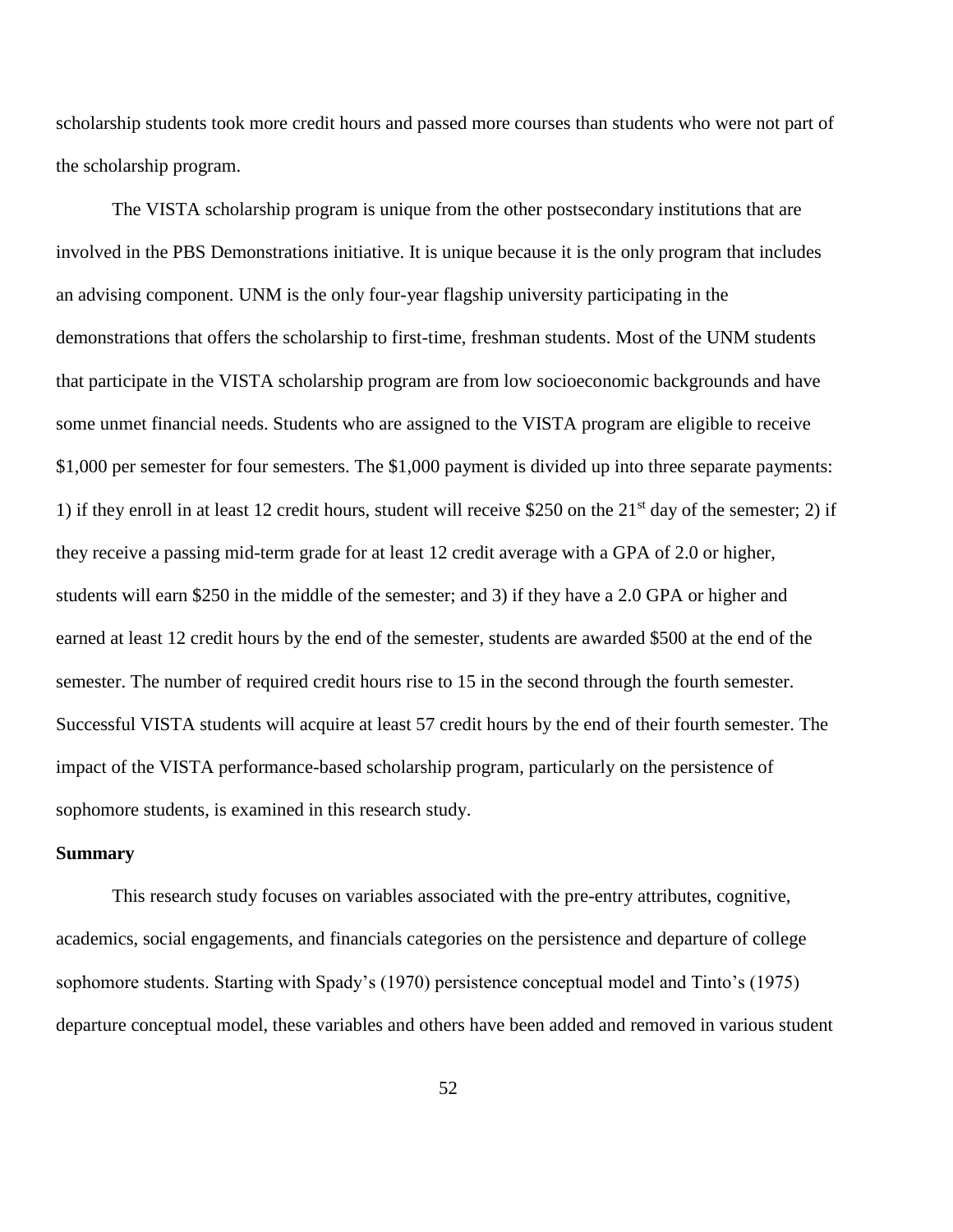scholarship students took more credit hours and passed more courses than students who were not part of the scholarship program.

The VISTA scholarship program is unique from the other postsecondary institutions that are involved in the PBS Demonstrations initiative. It is unique because it is the only program that includes an advising component. UNM is the only four-year flagship university participating in the demonstrations that offers the scholarship to first-time, freshman students. Most of the UNM students that participate in the VISTA scholarship program are from low socioeconomic backgrounds and have some unmet financial needs. Students who are assigned to the VISTA program are eligible to receive \$1,000 per semester for four semesters. The \$1,000 payment is divided up into three separate payments: 1) if they enroll in at least 12 credit hours, student will receive \$250 on the 21st day of the semester; 2) if they receive a passing mid-term grade for at least 12 credit average with a GPA of 2.0 or higher, students will earn \$250 in the middle of the semester; and 3) if they have a 2.0 GPA or higher and earned at least 12 credit hours by the end of the semester, students are awarded \$500 at the end of the semester. The number of required credit hours rise to 15 in the second through the fourth semester. Successful VISTA students will acquire at least 57 credit hours by the end of their fourth semester. The impact of the VISTA performance-based scholarship program, particularly on the persistence of sophomore students, is examined in this research study.

**Summary**

This research study focuses on variables associated with the pre-entry attributes, cognitive, academics, social engagements, and financials categories on the persistence and departure of college sophomore students. Starting with Spady's (1970) persistence conceptual model and Tinto's (1975) departure conceptual model, these variables and others have been added and removed in various student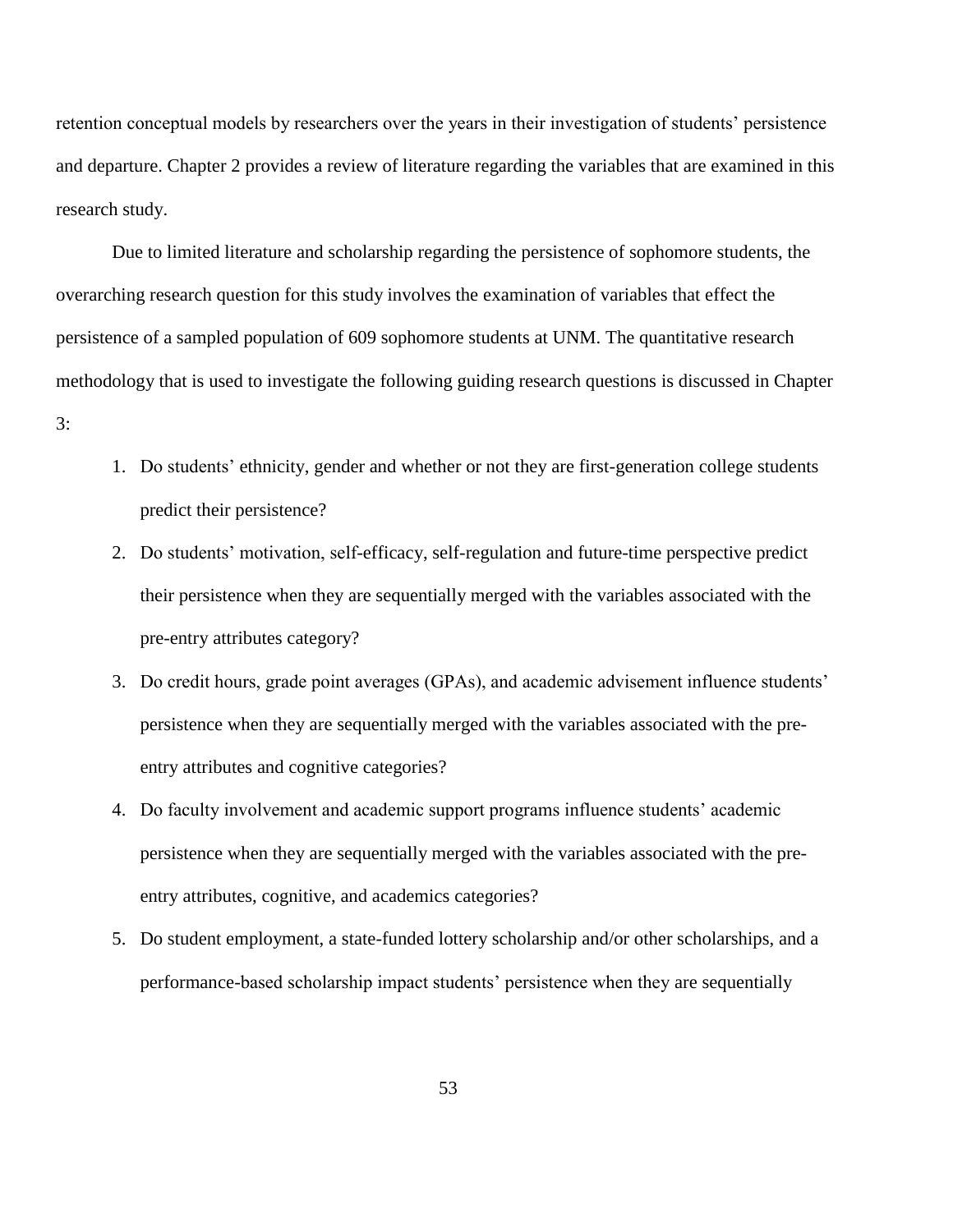retention conceptual models by researchers over the years in their investigation of students' persistence and departure. Chapter 2 provides a review of literature regarding the variables that are examined in this research study.

Due to limited literature and scholarship regarding the persistence of sophomore students, the overarching research question for this study involves the examination of variables that effect the persistence of a sampled population of 609 sophomore students at UNM. The quantitative research methodology that is used to investigate the following guiding research questions is discussed in Chapter 3:

1. Do students' ethnicity, gender and whether or not they are first-generation college students predict their persistence?
2. Do students' motivation, self-efficacy, self-regulation and future-time perspective predict their persistence when they are sequentially merged with the variables associated with the pre-entry attributes category?
3. Do credit hours, grade point averages (GPAs), and academic advisement influence students' persistence when they are sequentially merged with the variables associated with the pre-entry attributes and cognitive categories?
4. Do faculty involvement and academic support programs influence students' academic persistence when they are sequentially merged with the variables associated with the pre-entry attributes, cognitive, and academics categories?
5. Do student employment, a state-funded lottery scholarship and/or other scholarships, and a performance-based scholarship impact students' persistence when they are sequentially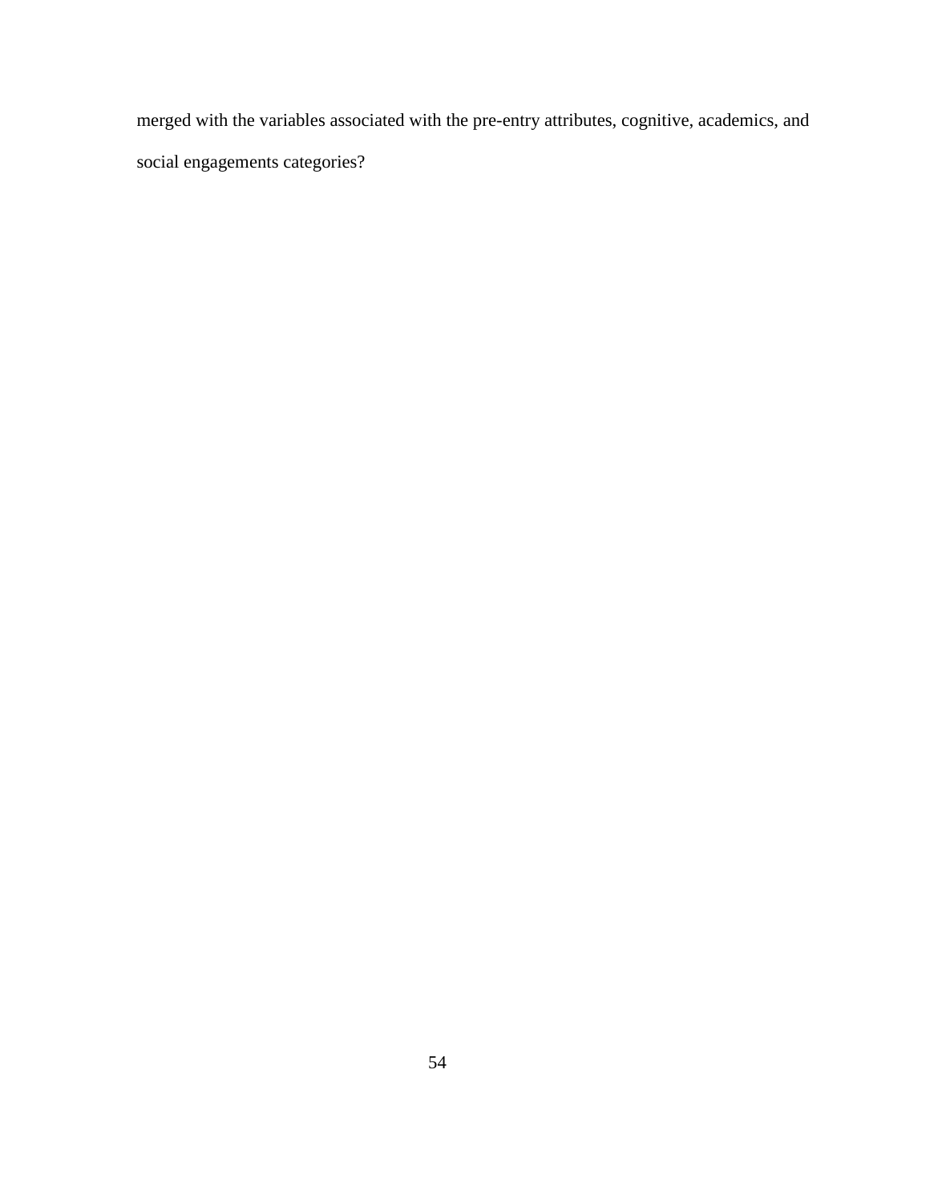merged with the variables associated with the pre-entry attributes, cognitive, academics, and social engagements categories?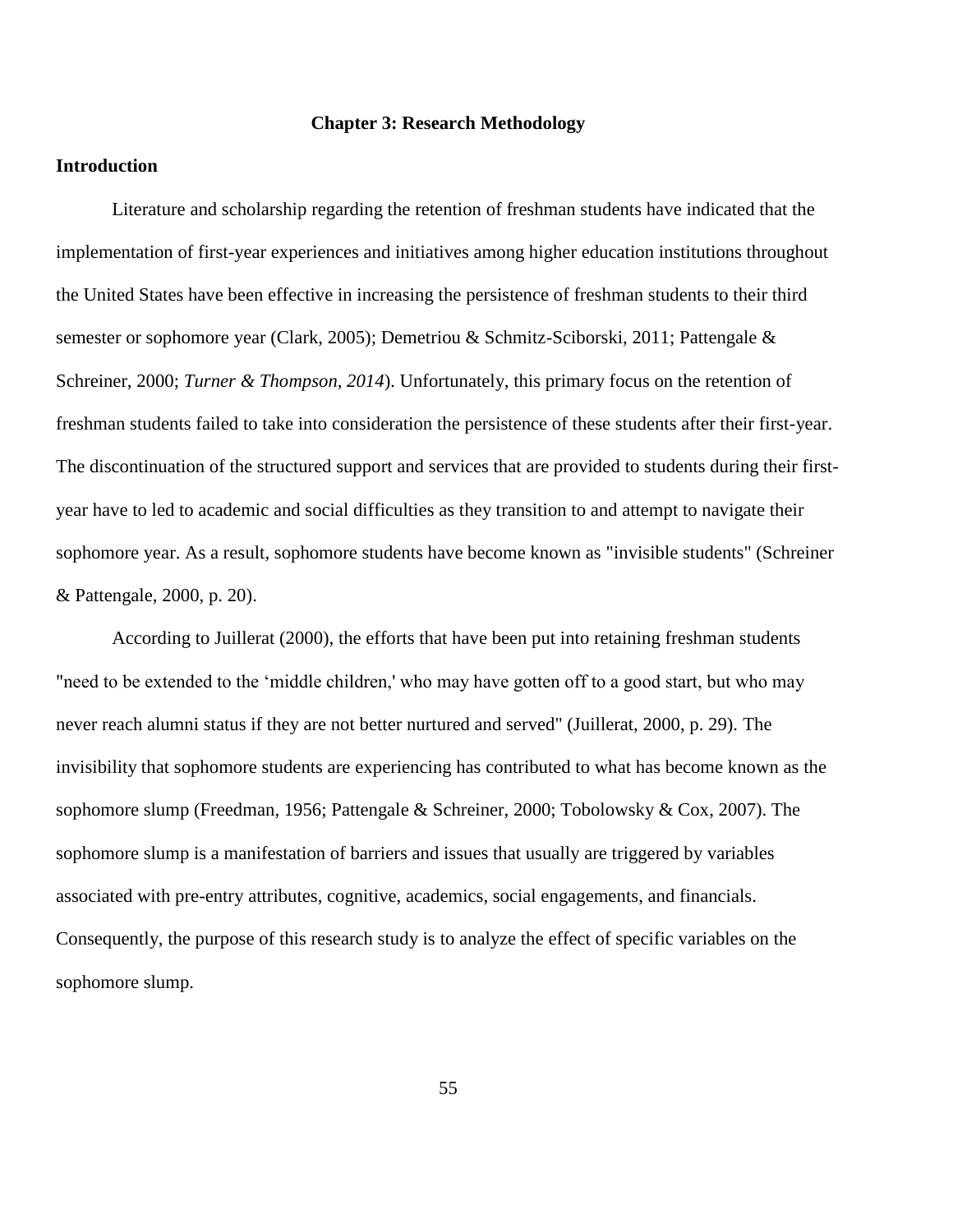# Chapter 3: Research Methodology

## Introduction

Literature and scholarship regarding the retention of freshman students have indicated that the implementation of first-year experiences and initiatives among higher education institutions throughout the United States have been effective in increasing the persistence of freshman students to their third semester or sophomore year (Clark, 2005); Demetriou & Schmitz-Sciborski, 2011; Pattengale & Schreiner, 2000; *Turner & Thompson, 2014*). Unfortunately, this primary focus on the retention of freshman students failed to take into consideration the persistence of these students after their first-year. The discontinuation of the structured support and services that are provided to students during their first-year have to led to academic and social difficulties as they transition to and attempt to navigate their sophomore year. As a result, sophomore students have become known as "invisible students" (Schreiner & Pattengale, 2000, p. 20).

According to Juillerat (2000), the efforts that have been put into retaining freshman students "need to be extended to the 'middle children,' who may have gotten off to a good start, but who may never reach alumni status if they are not better nurtured and served" (Juillerat, 2000, p. 29). The invisibility that sophomore students are experiencing has contributed to what has become known as the sophomore slump (Freedman, 1956; Pattengale & Schreiner, 2000; Tobolowsky & Cox, 2007). The sophomore slump is a manifestation of barriers and issues that usually are triggered by variables associated with pre-entry attributes, cognitive, academics, social engagements, and financials. Consequently, the purpose of this research study is to analyze the effect of specific variables on the sophomore slump.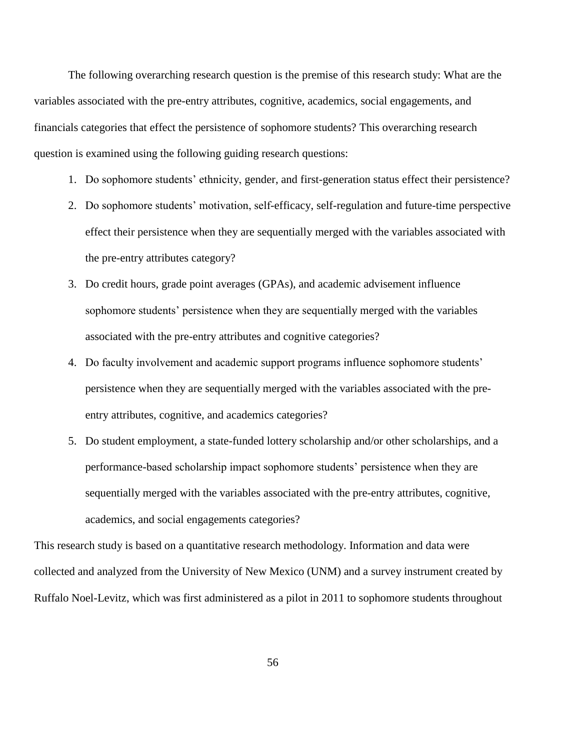The following overarching research question is the premise of this research study: What are the variables associated with the pre-entry attributes, cognitive, academics, social engagements, and financials categories that effect the persistence of sophomore students? This overarching research question is examined using the following guiding research questions:

1. Do sophomore students' ethnicity, gender, and first-generation status effect their persistence?
2. Do sophomore students' motivation, self-efficacy, self-regulation and future-time perspective effect their persistence when they are sequentially merged with the variables associated with the pre-entry attributes category?
3. Do credit hours, grade point averages (GPAs), and academic advisement influence sophomore students' persistence when they are sequentially merged with the variables associated with the pre-entry attributes and cognitive categories?
4. Do faculty involvement and academic support programs influence sophomore students' persistence when they are sequentially merged with the variables associated with the pre-entry attributes, cognitive, and academics categories?
5. Do student employment, a state-funded lottery scholarship and/or other scholarships, and a performance-based scholarship impact sophomore students' persistence when they are sequentially merged with the variables associated with the pre-entry attributes, cognitive, academics, and social engagements categories?

This research study is based on a quantitative research methodology. Information and data were collected and analyzed from the University of New Mexico (UNM) and a survey instrument created by Ruffalo Noel-Levitz, which was first administered as a pilot in 2011 to sophomore students throughout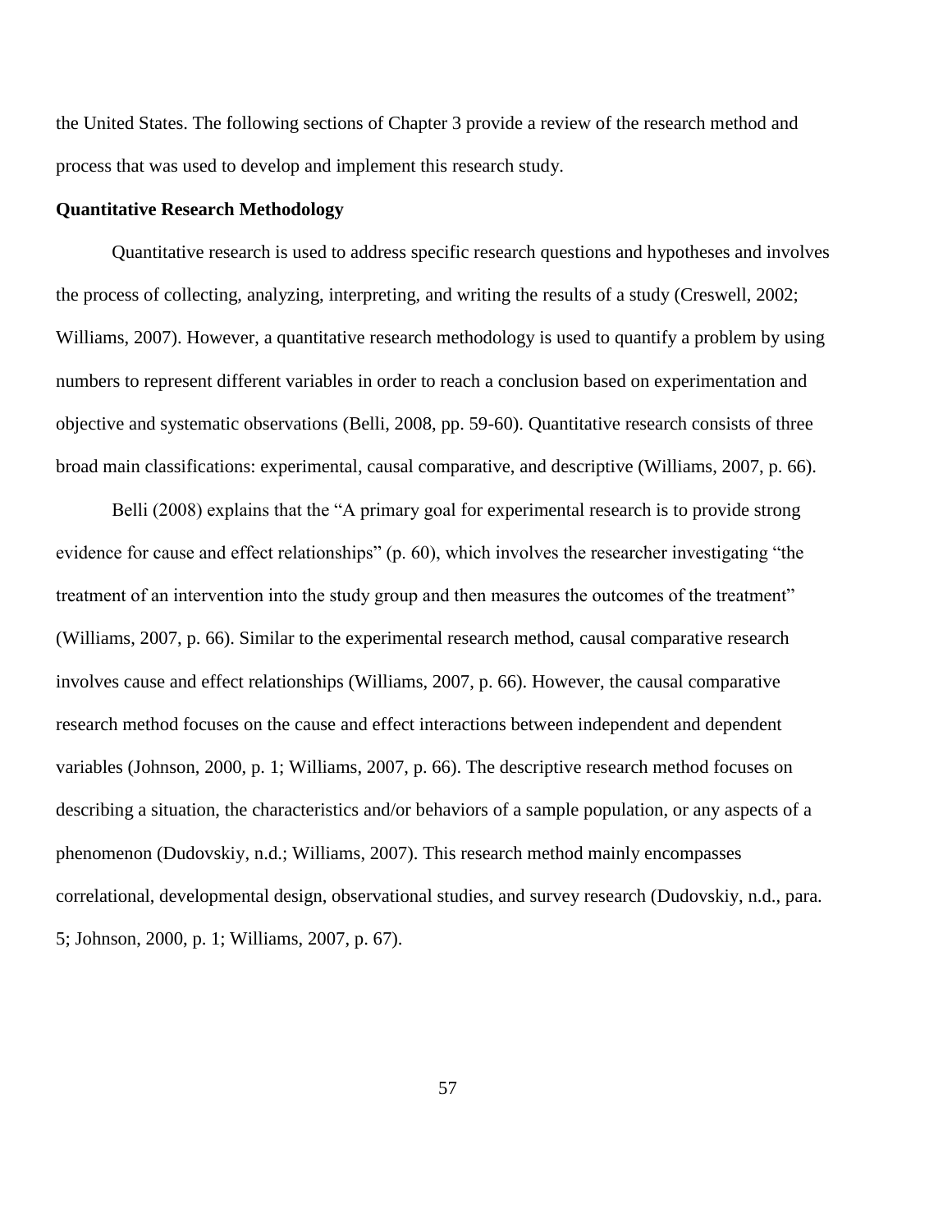the United States. The following sections of Chapter 3 provide a review of the research method and process that was used to develop and implement this research study.

## Quantitative Research Methodology

Quantitative research is used to address specific research questions and hypotheses and involves the process of collecting, analyzing, interpreting, and writing the results of a study (Creswell, 2002; Williams, 2007). However, a quantitative research methodology is used to quantify a problem by using numbers to represent different variables in order to reach a conclusion based on experimentation and objective and systematic observations (Belli, 2008, pp. 59-60). Quantitative research consists of three broad main classifications: experimental, causal comparative, and descriptive (Williams, 2007, p. 66).

Belli (2008) explains that the "A primary goal for experimental research is to provide strong evidence for cause and effect relationships" (p. 60), which involves the researcher investigating "the treatment of an intervention into the study group and then measures the outcomes of the treatment" (Williams, 2007, p. 66). Similar to the experimental research method, causal comparative research involves cause and effect relationships (Williams, 2007, p. 66). However, the causal comparative research method focuses on the cause and effect interactions between independent and dependent variables (Johnson, 2000, p. 1; Williams, 2007, p. 66). The descriptive research method focuses on describing a situation, the characteristics and/or behaviors of a sample population, or any aspects of a phenomenon (Dudovskiy, n.d.; Williams, 2007). This research method mainly encompasses correlational, developmental design, observational studies, and survey research (Dudovskiy, n.d., para. 5; Johnson, 2000, p. 1; Williams, 2007, p. 67).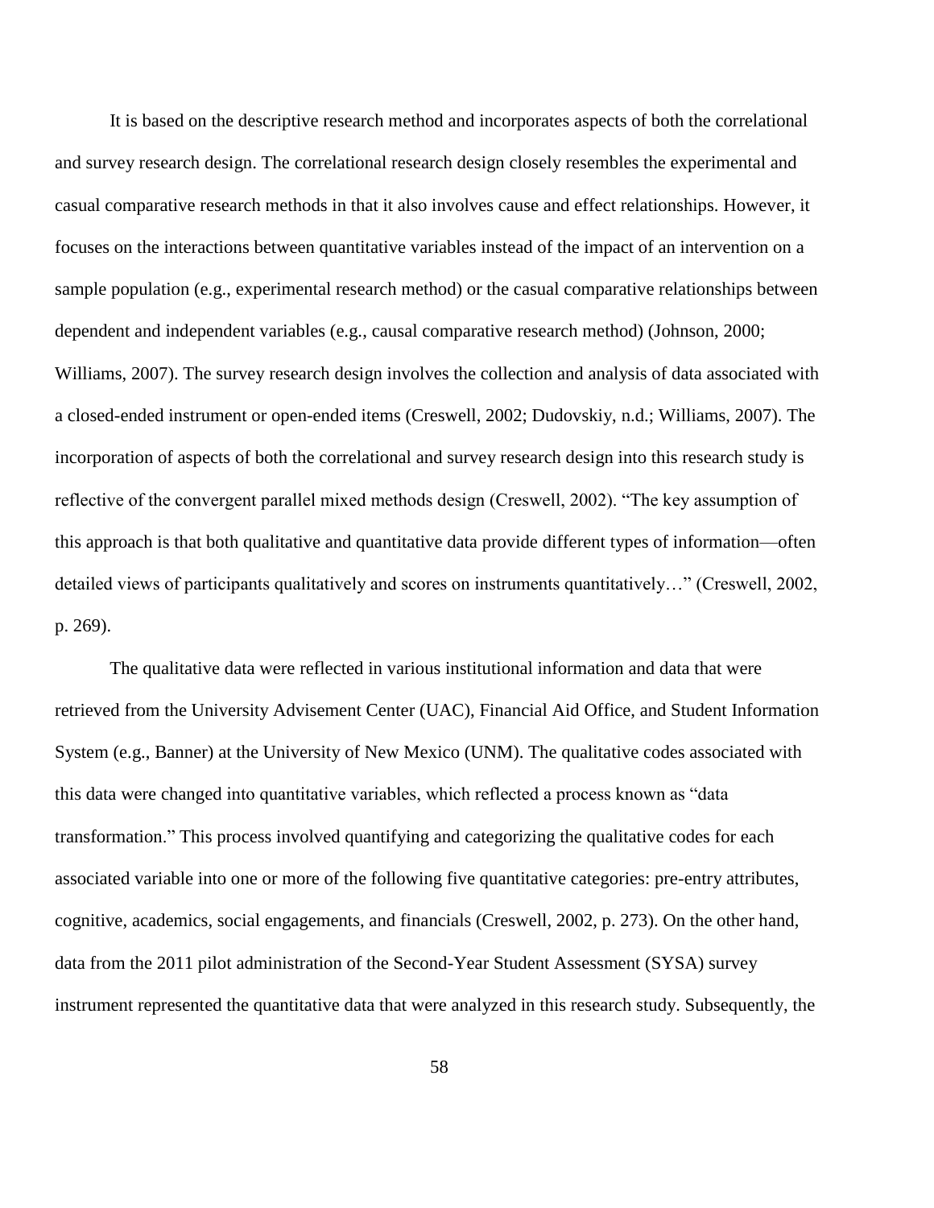It is based on the descriptive research method and incorporates aspects of both the correlational and survey research design. The correlational research design closely resembles the experimental and casual comparative research methods in that it also involves cause and effect relationships. However, it focuses on the interactions between quantitative variables instead of the impact of an intervention on a sample population (e.g., experimental research method) or the casual comparative relationships between dependent and independent variables (e.g., causal comparative research method) (Johnson, 2000; Williams, 2007). The survey research design involves the collection and analysis of data associated with a closed-ended instrument or open-ended items (Creswell, 2002; Dudovskiy, n.d.; Williams, 2007). The incorporation of aspects of both the correlational and survey research design into this research study is reflective of the convergent parallel mixed methods design (Creswell, 2002). "The key assumption of this approach is that both qualitative and quantitative data provide different types of information—often detailed views of participants qualitatively and scores on instruments quantitatively…" (Creswell, 2002, p. 269).

The qualitative data were reflected in various institutional information and data that were retrieved from the University Advisement Center (UAC), Financial Aid Office, and Student Information System (e.g., Banner) at the University of New Mexico (UNM). The qualitative codes associated with this data were changed into quantitative variables, which reflected a process known as "data transformation." This process involved quantifying and categorizing the qualitative codes for each associated variable into one or more of the following five quantitative categories: pre-entry attributes, cognitive, academics, social engagements, and financials (Creswell, 2002, p. 273). On the other hand, data from the 2011 pilot administration of the Second-Year Student Assessment (SYSA) survey instrument represented the quantitative data that were analyzed in this research study. Subsequently, the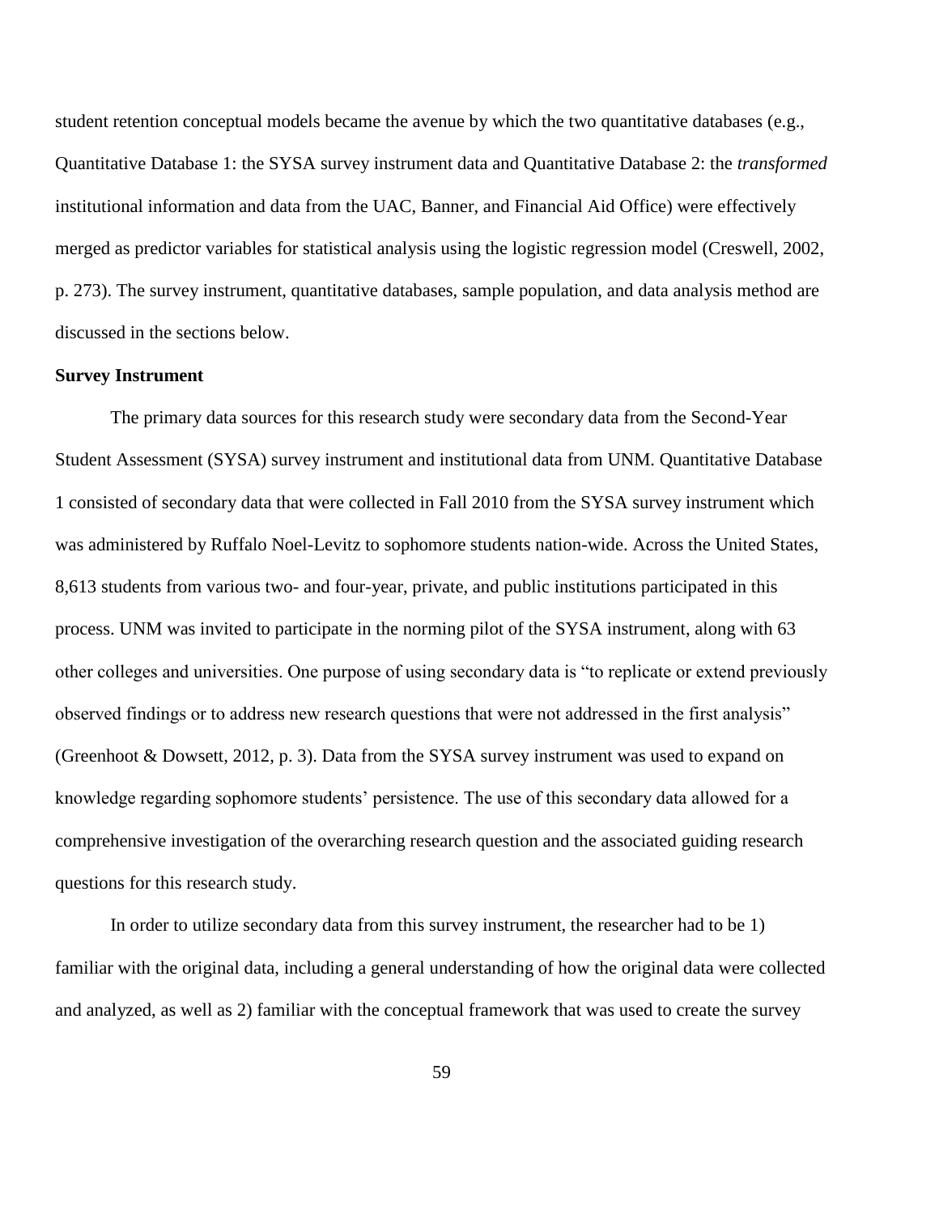student retention conceptual models became the avenue by which the two quantitative databases (e.g., Quantitative Database 1: the SYSA survey instrument data and Quantitative Database 2: the *transformed* institutional information and data from the UAC, Banner, and Financial Aid Office) were effectively merged as predictor variables for statistical analysis using the logistic regression model (Creswell, 2002, p. 273). The survey instrument, quantitative databases, sample population, and data analysis method are discussed in the sections below.

**Survey Instrument**

The primary data sources for this research study were secondary data from the Second-Year Student Assessment (SYSA) survey instrument and institutional data from UNM. Quantitative Database 1 consisted of secondary data that were collected in Fall 2010 from the SYSA survey instrument which was administered by Ruffalo Noel-Levitz to sophomore students nation-wide. Across the United States, 8,613 students from various two- and four-year, private, and public institutions participated in this process. UNM was invited to participate in the norming pilot of the SYSA instrument, along with 63 other colleges and universities. One purpose of using secondary data is "to replicate or extend previously observed findings or to address new research questions that were not addressed in the first analysis" (Greenhoot & Dowsett, 2012, p. 3). Data from the SYSA survey instrument was used to expand on knowledge regarding sophomore students' persistence. The use of this secondary data allowed for a comprehensive investigation of the overarching research question and the associated guiding research questions for this research study.

In order to utilize secondary data from this survey instrument, the researcher had to be 1) familiar with the original data, including a general understanding of how the original data were collected and analyzed, as well as 2) familiar with the conceptual framework that was used to create the survey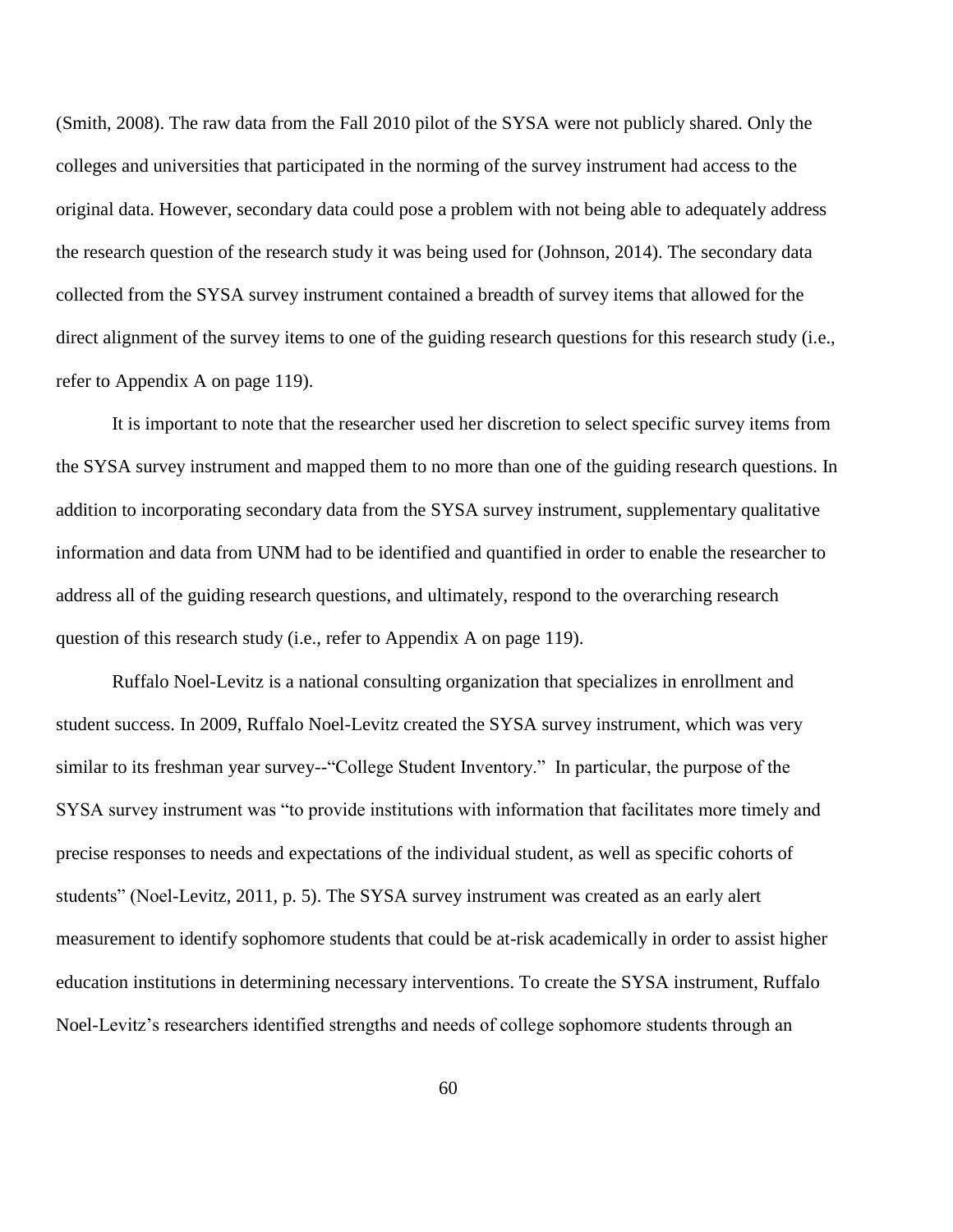(Smith, 2008). The raw data from the Fall 2010 pilot of the SYSA were not publicly shared. Only the colleges and universities that participated in the norming of the survey instrument had access to the original data. However, secondary data could pose a problem with not being able to adequately address the research question of the research study it was being used for (Johnson, 2014). The secondary data collected from the SYSA survey instrument contained a breadth of survey items that allowed for the direct alignment of the survey items to one of the guiding research questions for this research study (i.e., refer to Appendix A on page 119).

It is important to note that the researcher used her discretion to select specific survey items from the SYSA survey instrument and mapped them to no more than one of the guiding research questions. In addition to incorporating secondary data from the SYSA survey instrument, supplementary qualitative information and data from UNM had to be identified and quantified in order to enable the researcher to address all of the guiding research questions, and ultimately, respond to the overarching research question of this research study (i.e., refer to Appendix A on page 119).

Ruffalo Noel-Levitz is a national consulting organization that specializes in enrollment and student success. In 2009, Ruffalo Noel-Levitz created the SYSA survey instrument, which was very similar to its freshman year survey--"College Student Inventory." In particular, the purpose of the SYSA survey instrument was "to provide institutions with information that facilitates more timely and precise responses to needs and expectations of the individual student, as well as specific cohorts of students" (Noel-Levitz, 2011, p. 5). The SYSA survey instrument was created as an early alert measurement to identify sophomore students that could be at-risk academically in order to assist higher education institutions in determining necessary interventions. To create the SYSA instrument, Ruffalo Noel-Levitz's researchers identified strengths and needs of college sophomore students through an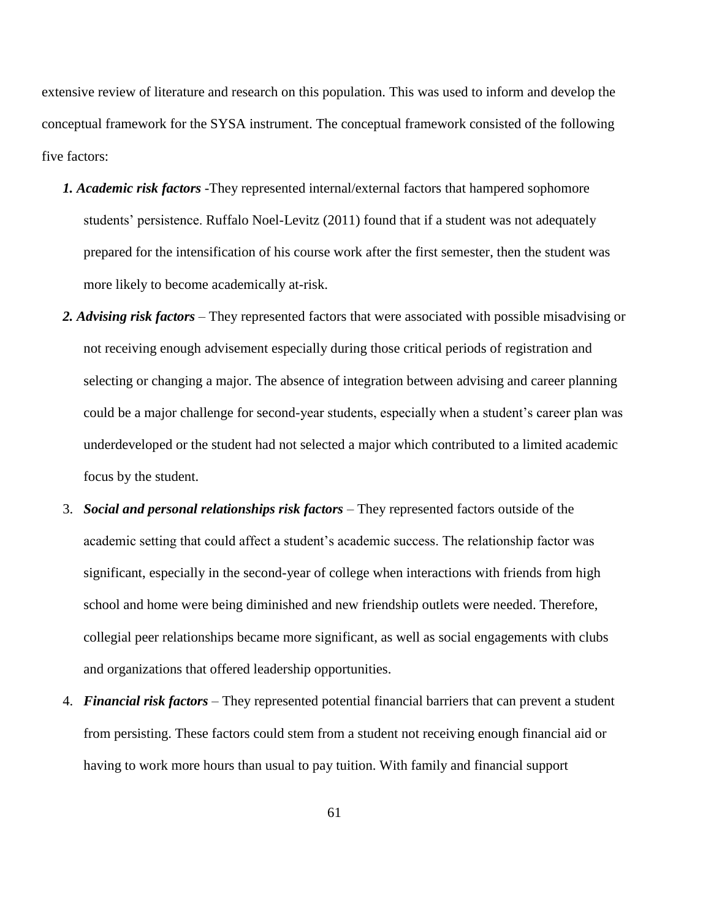extensive review of literature and research on this population. This was used to inform and develop the conceptual framework for the SYSA instrument. The conceptual framework consisted of the following five factors:

1. ***Academic risk factors*** -They represented internal/external factors that hampered sophomore students' persistence. Ruffalo Noel-Levitz (2011) found that if a student was not adequately prepared for the intensification of his course work after the first semester, then the student was more likely to become academically at-risk.
2. ***Advising risk factors*** – They represented factors that were associated with possible misadvising or not receiving enough advisement especially during those critical periods of registration and selecting or changing a major. The absence of integration between advising and career planning could be a major challenge for second-year students, especially when a student's career plan was underdeveloped or the student had not selected a major which contributed to a limited academic focus by the student.
3. ***Social and personal relationships risk factors*** – They represented factors outside of the academic setting that could affect a student's academic success. The relationship factor was significant, especially in the second-year of college when interactions with friends from high school and home were being diminished and new friendship outlets were needed. Therefore, collegial peer relationships became more significant, as well as social engagements with clubs and organizations that offered leadership opportunities.
4. ***Financial risk factors*** – They represented potential financial barriers that can prevent a student from persisting. These factors could stem from a student not receiving enough financial aid or having to work more hours than usual to pay tuition. With family and financial support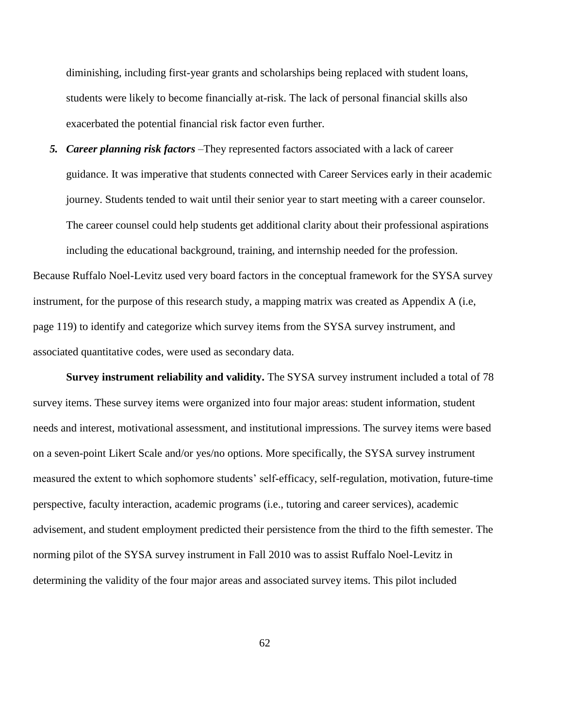diminishing, including first-year grants and scholarships being replaced with student loans, students were likely to become financially at-risk. The lack of personal financial skills also exacerbated the potential financial risk factor even further.

5. ***Career planning risk factors*** –They represented factors associated with a lack of career guidance. It was imperative that students connected with Career Services early in their academic journey. Students tended to wait until their senior year to start meeting with a career counselor. The career counsel could help students get additional clarity about their professional aspirations including the educational background, training, and internship needed for the profession.

Because Ruffalo Noel-Levitz used very board factors in the conceptual framework for the SYSA survey instrument, for the purpose of this research study, a mapping matrix was created as Appendix A (i.e, page 119) to identify and categorize which survey items from the SYSA survey instrument, and associated quantitative codes, were used as secondary data.

**Survey instrument reliability and validity.** The SYSA survey instrument included a total of 78 survey items. These survey items were organized into four major areas: student information, student needs and interest, motivational assessment, and institutional impressions. The survey items were based on a seven-point Likert Scale and/or yes/no options. More specifically, the SYSA survey instrument measured the extent to which sophomore students' self-efficacy, self-regulation, motivation, future-time perspective, faculty interaction, academic programs (i.e., tutoring and career services), academic advisement, and student employment predicted their persistence from the third to the fifth semester. The norming pilot of the SYSA survey instrument in Fall 2010 was to assist Ruffalo Noel-Levitz in determining the validity of the four major areas and associated survey items. This pilot included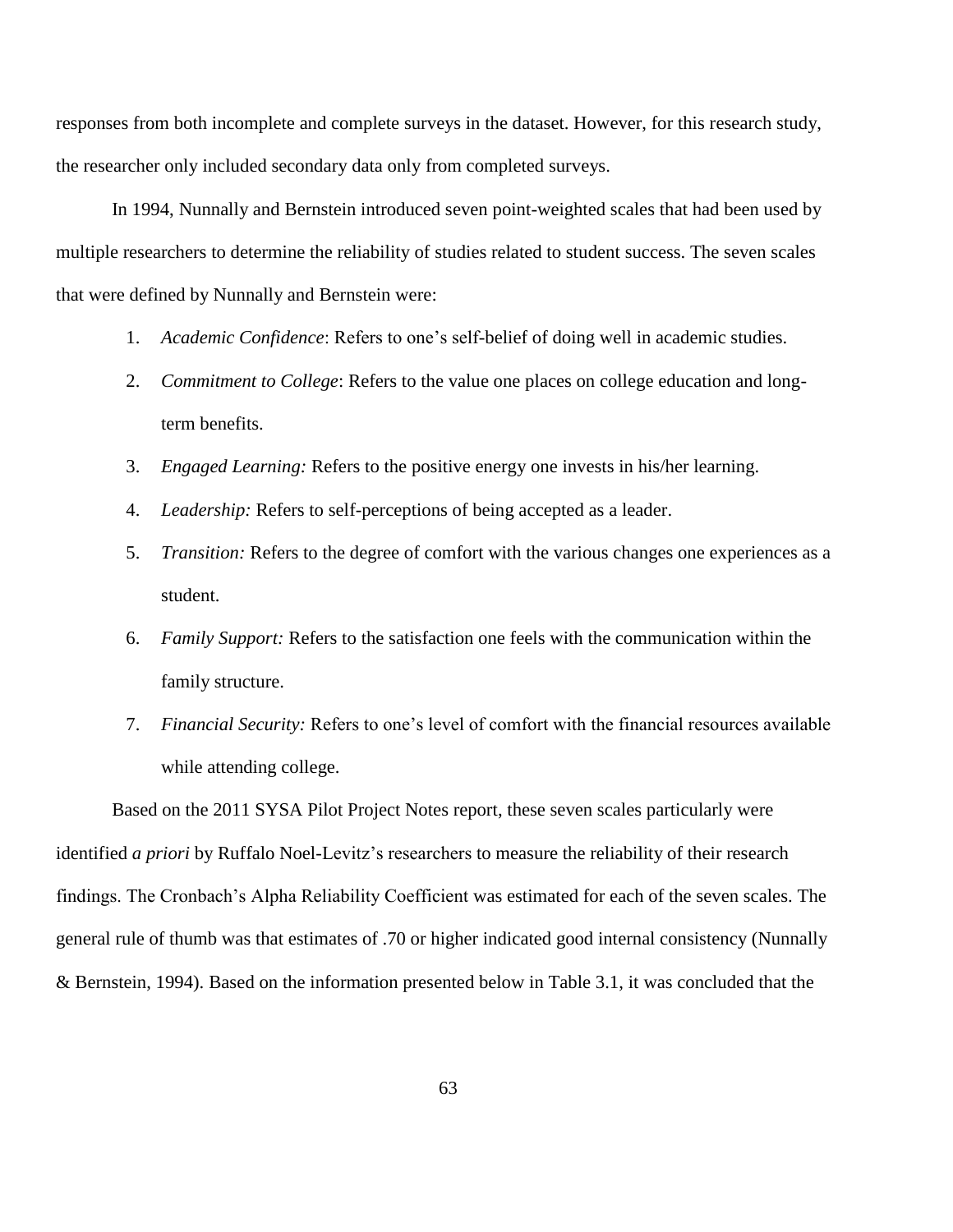responses from both incomplete and complete surveys in the dataset. However, for this research study, the researcher only included secondary data only from completed surveys.

In 1994, Nunnally and Bernstein introduced seven point-weighted scales that had been used by multiple researchers to determine the reliability of studies related to student success. The seven scales that were defined by Nunnally and Bernstein were:

1. *Academic Confidence*: Refers to one's self-belief of doing well in academic studies.
2. *Commitment to College*: Refers to the value one places on college education and long-term benefits.
3. *Engaged Learning:* Refers to the positive energy one invests in his/her learning.
4. *Leadership:* Refers to self-perceptions of being accepted as a leader.
5. *Transition:* Refers to the degree of comfort with the various changes one experiences as a student.
6. *Family Support:* Refers to the satisfaction one feels with the communication within the family structure.
7. *Financial Security:* Refers to one's level of comfort with the financial resources available while attending college.

Based on the 2011 SYSA Pilot Project Notes report, these seven scales particularly were identified *a priori* by Ruffalo Noel-Levitz's researchers to measure the reliability of their research findings. The Cronbach's Alpha Reliability Coefficient was estimated for each of the seven scales. The general rule of thumb was that estimates of .70 or higher indicated good internal consistency (Nunnally & Bernstein, 1994). Based on the information presented below in Table 3.1, it was concluded that the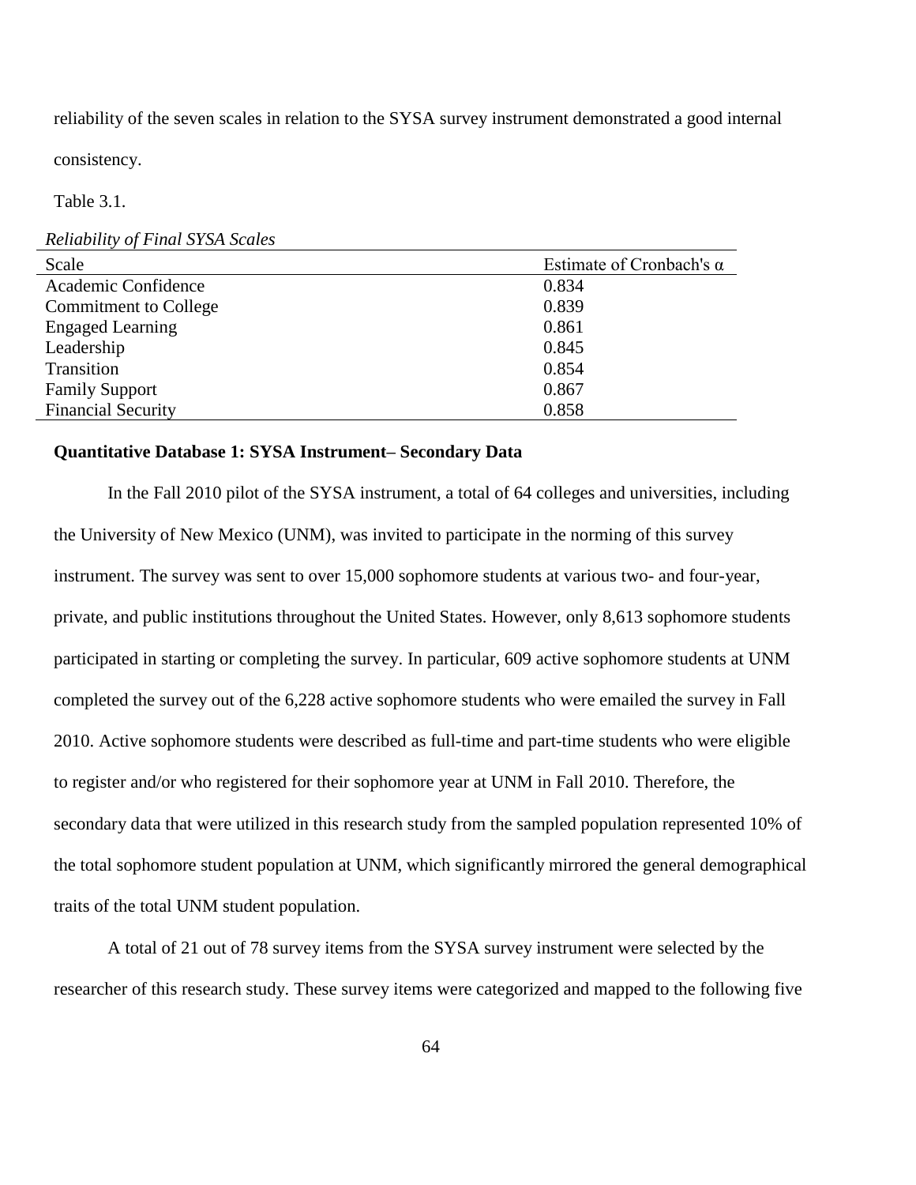reliability of the seven scales in relation to the SYSA survey instrument demonstrated a good internal consistency.

Table 3.1.

*Reliability of Final SYSA Scales*

| Scale | Estimate of Cronbach's α |
|---|---|
| Academic Confidence | 0.834 |
| Commitment to College | 0.839 |
| Engaged Learning | 0.861 |
| Leadership | 0.845 |
| Transition | 0.854 |
| Family Support | 0.867 |
| Financial Security | 0.858 |

**Quantitative Database 1: SYSA Instrument– Secondary Data**

In the Fall 2010 pilot of the SYSA instrument, a total of 64 colleges and universities, including the University of New Mexico (UNM), was invited to participate in the norming of this survey instrument. The survey was sent to over 15,000 sophomore students at various two- and four-year, private, and public institutions throughout the United States. However, only 8,613 sophomore students participated in starting or completing the survey. In particular, 609 active sophomore students at UNM completed the survey out of the 6,228 active sophomore students who were emailed the survey in Fall 2010. Active sophomore students were described as full-time and part-time students who were eligible to register and/or who registered for their sophomore year at UNM in Fall 2010. Therefore, the secondary data that were utilized in this research study from the sampled population represented 10% of the total sophomore student population at UNM, which significantly mirrored the general demographical traits of the total UNM student population.

A total of 21 out of 78 survey items from the SYSA survey instrument were selected by the researcher of this research study. These survey items were categorized and mapped to the following five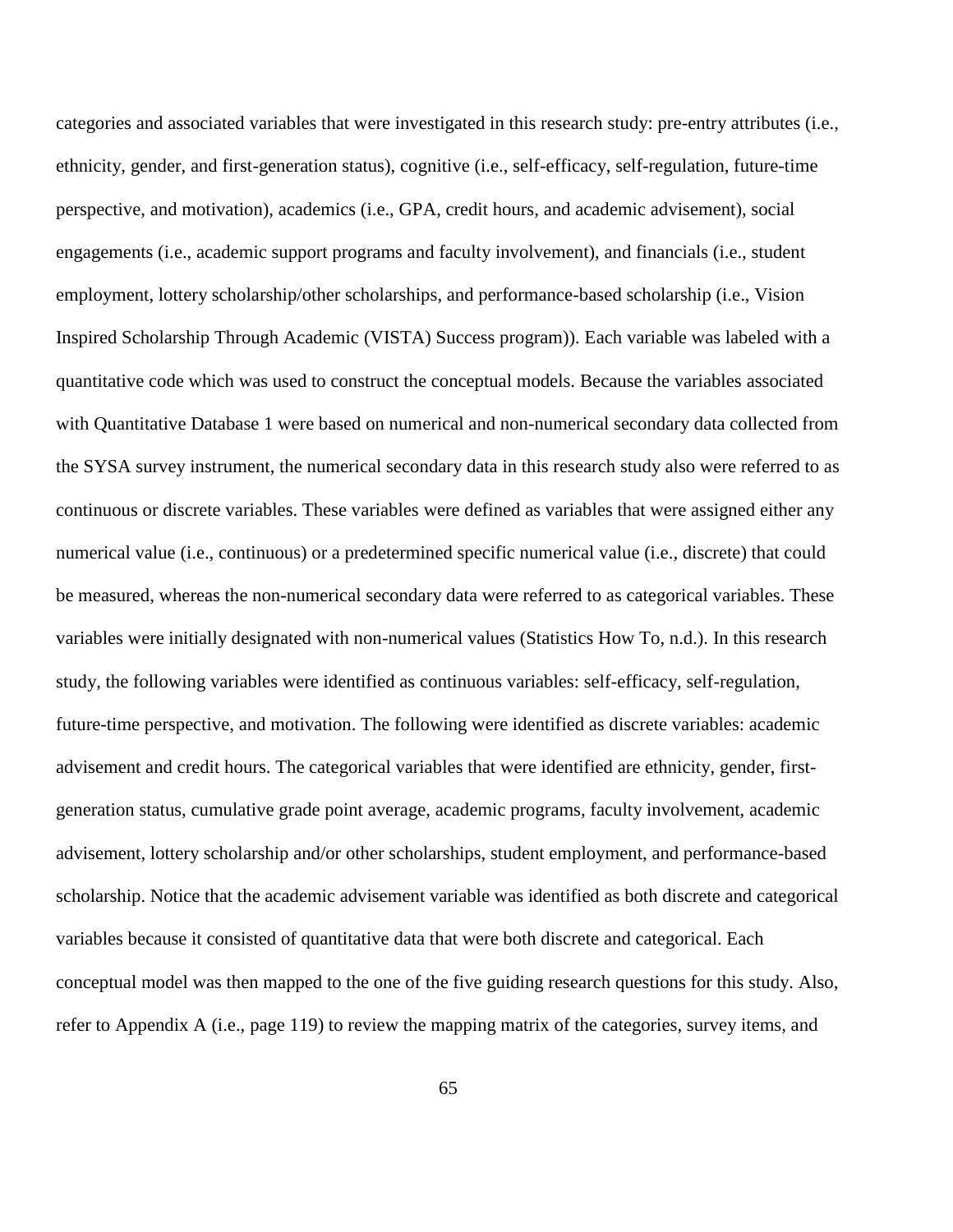categories and associated variables that were investigated in this research study: pre-entry attributes (i.e., ethnicity, gender, and first-generation status), cognitive (i.e., self-efficacy, self-regulation, future-time perspective, and motivation), academics (i.e., GPA, credit hours, and academic advisement), social engagements (i.e., academic support programs and faculty involvement), and financials (i.e., student employment, lottery scholarship/other scholarships, and performance-based scholarship (i.e., Vision Inspired Scholarship Through Academic (VISTA) Success program)). Each variable was labeled with a quantitative code which was used to construct the conceptual models. Because the variables associated with Quantitative Database 1 were based on numerical and non-numerical secondary data collected from the SYSA survey instrument, the numerical secondary data in this research study also were referred to as continuous or discrete variables. These variables were defined as variables that were assigned either any numerical value (i.e., continuous) or a predetermined specific numerical value (i.e., discrete) that could be measured, whereas the non-numerical secondary data were referred to as categorical variables. These variables were initially designated with non-numerical values (Statistics How To, n.d.). In this research study, the following variables were identified as continuous variables: self-efficacy, self-regulation, future-time perspective, and motivation. The following were identified as discrete variables: academic advisement and credit hours. The categorical variables that were identified are ethnicity, gender, first-generation status, cumulative grade point average, academic programs, faculty involvement, academic advisement, lottery scholarship and/or other scholarships, student employment, and performance-based scholarship. Notice that the academic advisement variable was identified as both discrete and categorical variables because it consisted of quantitative data that were both discrete and categorical. Each conceptual model was then mapped to the one of the five guiding research questions for this study. Also, refer to Appendix A (i.e., page 119) to review the mapping matrix of the categories, survey items, and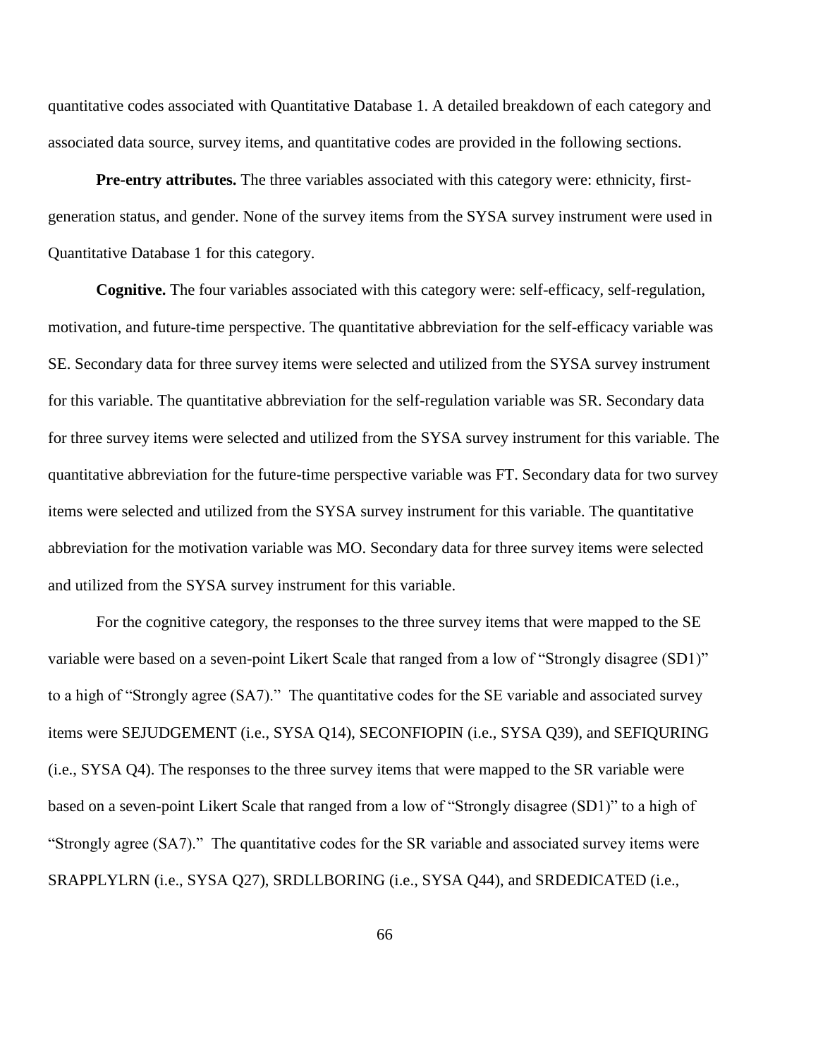quantitative codes associated with Quantitative Database 1. A detailed breakdown of each category and associated data source, survey items, and quantitative codes are provided in the following sections.

**Pre-entry attributes.** The three variables associated with this category were: ethnicity, first-generation status, and gender. None of the survey items from the SYSA survey instrument were used in Quantitative Database 1 for this category.

**Cognitive.** The four variables associated with this category were: self-efficacy, self-regulation, motivation, and future-time perspective. The quantitative abbreviation for the self-efficacy variable was SE. Secondary data for three survey items were selected and utilized from the SYSA survey instrument for this variable. The quantitative abbreviation for the self-regulation variable was SR. Secondary data for three survey items were selected and utilized from the SYSA survey instrument for this variable. The quantitative abbreviation for the future-time perspective variable was FT. Secondary data for two survey items were selected and utilized from the SYSA survey instrument for this variable. The quantitative abbreviation for the motivation variable was MO. Secondary data for three survey items were selected and utilized from the SYSA survey instrument for this variable.

For the cognitive category, the responses to the three survey items that were mapped to the SE variable were based on a seven-point Likert Scale that ranged from a low of "Strongly disagree (SD1)" to a high of "Strongly agree (SA7)." The quantitative codes for the SE variable and associated survey items were SEJUDGEMENT (i.e., SYSA Q14), SECONFIOPIN (i.e., SYSA Q39), and SEFIQURING (i.e., SYSA Q4). The responses to the three survey items that were mapped to the SR variable were based on a seven-point Likert Scale that ranged from a low of "Strongly disagree (SD1)" to a high of "Strongly agree (SA7)." The quantitative codes for the SR variable and associated survey items were SRAPPLYLRN (i.e., SYSA Q27), SRDLLBORING (i.e., SYSA Q44), and SRDEDICATED (i.e.,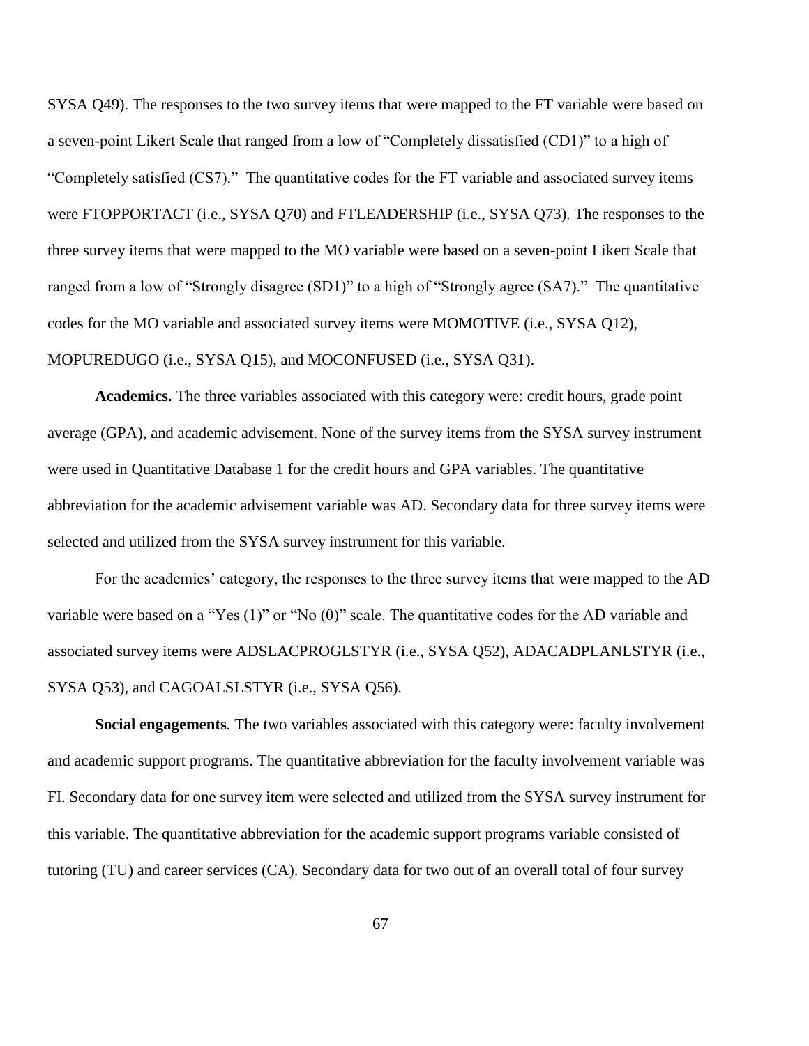SYSA Q49). The responses to the two survey items that were mapped to the FT variable were based on a seven-point Likert Scale that ranged from a low of "Completely dissatisfied (CD1)" to a high of "Completely satisfied (CS7)." The quantitative codes for the FT variable and associated survey items were FTOPPORTACT (i.e., SYSA Q70) and FTLEADERSHIP (i.e., SYSA Q73). The responses to the three survey items that were mapped to the MO variable were based on a seven-point Likert Scale that ranged from a low of "Strongly disagree (SD1)" to a high of "Strongly agree (SA7)." The quantitative codes for the MO variable and associated survey items were MOMOTIVE (i.e., SYSA Q12), MOPUREDUGO (i.e., SYSA Q15), and MOCONFUSED (i.e., SYSA Q31).

**Academics.** The three variables associated with this category were: credit hours, grade point average (GPA), and academic advisement. None of the survey items from the SYSA survey instrument were used in Quantitative Database 1 for the credit hours and GPA variables. The quantitative abbreviation for the academic advisement variable was AD. Secondary data for three survey items were selected and utilized from the SYSA survey instrument for this variable.

For the academics' category, the responses to the three survey items that were mapped to the AD variable were based on a "Yes (1)" or "No (0)" scale. The quantitative codes for the AD variable and associated survey items were ADSLACPROGLSTYR (i.e., SYSA Q52), ADACADPLANLSTYR (i.e., SYSA Q53), and CAGOALSLSTYR (i.e., SYSA Q56).

**Social engagements***.* The two variables associated with this category were: faculty involvement and academic support programs. The quantitative abbreviation for the faculty involvement variable was FI. Secondary data for one survey item were selected and utilized from the SYSA survey instrument for this variable. The quantitative abbreviation for the academic support programs variable consisted of tutoring (TU) and career services (CA). Secondary data for two out of an overall total of four survey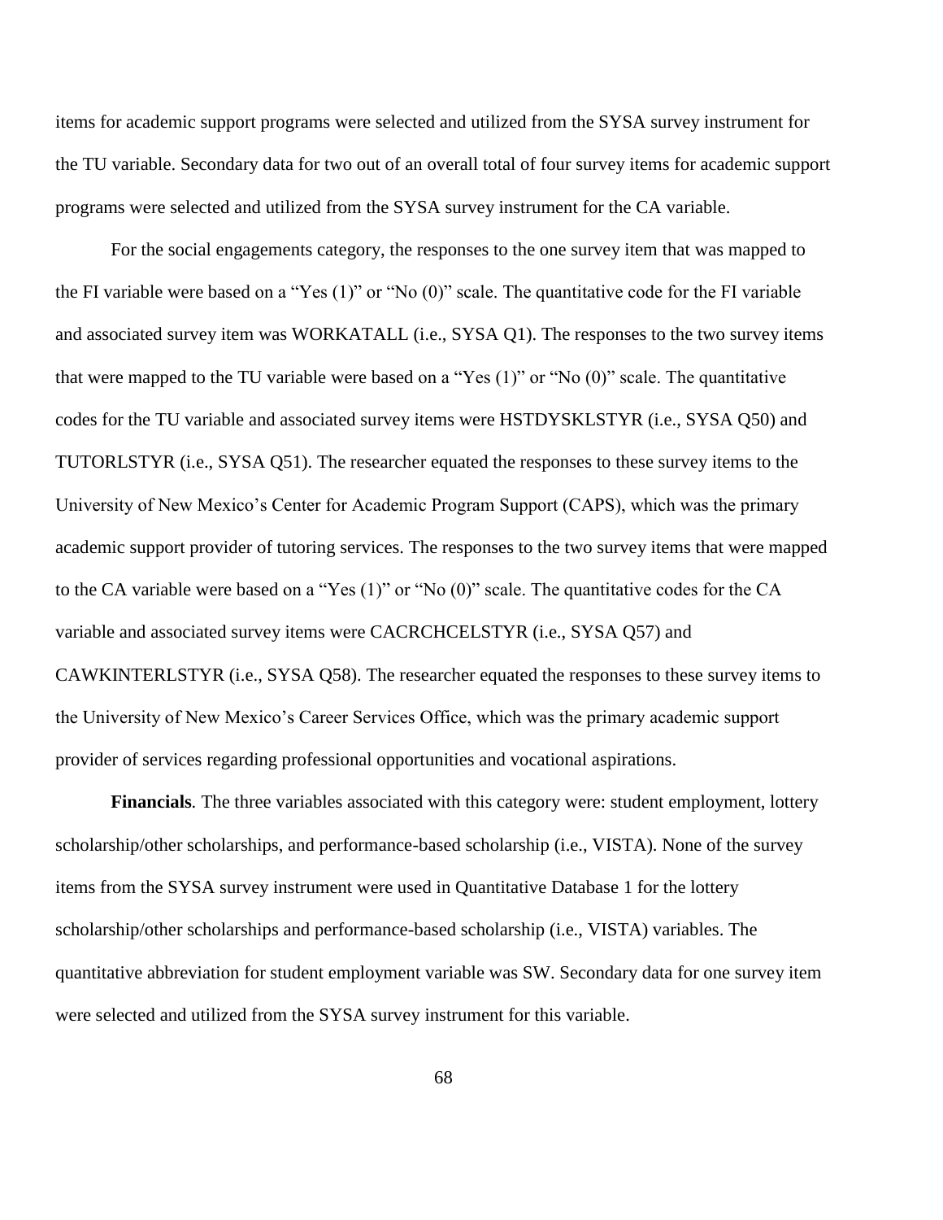items for academic support programs were selected and utilized from the SYSA survey instrument for the TU variable. Secondary data for two out of an overall total of four survey items for academic support programs were selected and utilized from the SYSA survey instrument for the CA variable.

For the social engagements category, the responses to the one survey item that was mapped to the FI variable were based on a "Yes (1)" or "No (0)" scale. The quantitative code for the FI variable and associated survey item was WORKATALL (i.e., SYSA Q1). The responses to the two survey items that were mapped to the TU variable were based on a "Yes (1)" or "No (0)" scale. The quantitative codes for the TU variable and associated survey items were HSTDYSKLSTYR (i.e., SYSA Q50) and TUTORLSTYR (i.e., SYSA Q51). The researcher equated the responses to these survey items to the University of New Mexico's Center for Academic Program Support (CAPS), which was the primary academic support provider of tutoring services. The responses to the two survey items that were mapped to the CA variable were based on a "Yes (1)" or "No (0)" scale. The quantitative codes for the CA variable and associated survey items were CACRCHCELSTYR (i.e., SYSA Q57) and CAWKINTERLSTYR (i.e., SYSA Q58). The researcher equated the responses to these survey items to the University of New Mexico's Career Services Office, which was the primary academic support provider of services regarding professional opportunities and vocational aspirations.

**Financials***.* The three variables associated with this category were: student employment, lottery scholarship/other scholarships, and performance-based scholarship (i.e., VISTA). None of the survey items from the SYSA survey instrument were used in Quantitative Database 1 for the lottery scholarship/other scholarships and performance-based scholarship (i.e., VISTA) variables. The quantitative abbreviation for student employment variable was SW. Secondary data for one survey item were selected and utilized from the SYSA survey instrument for this variable.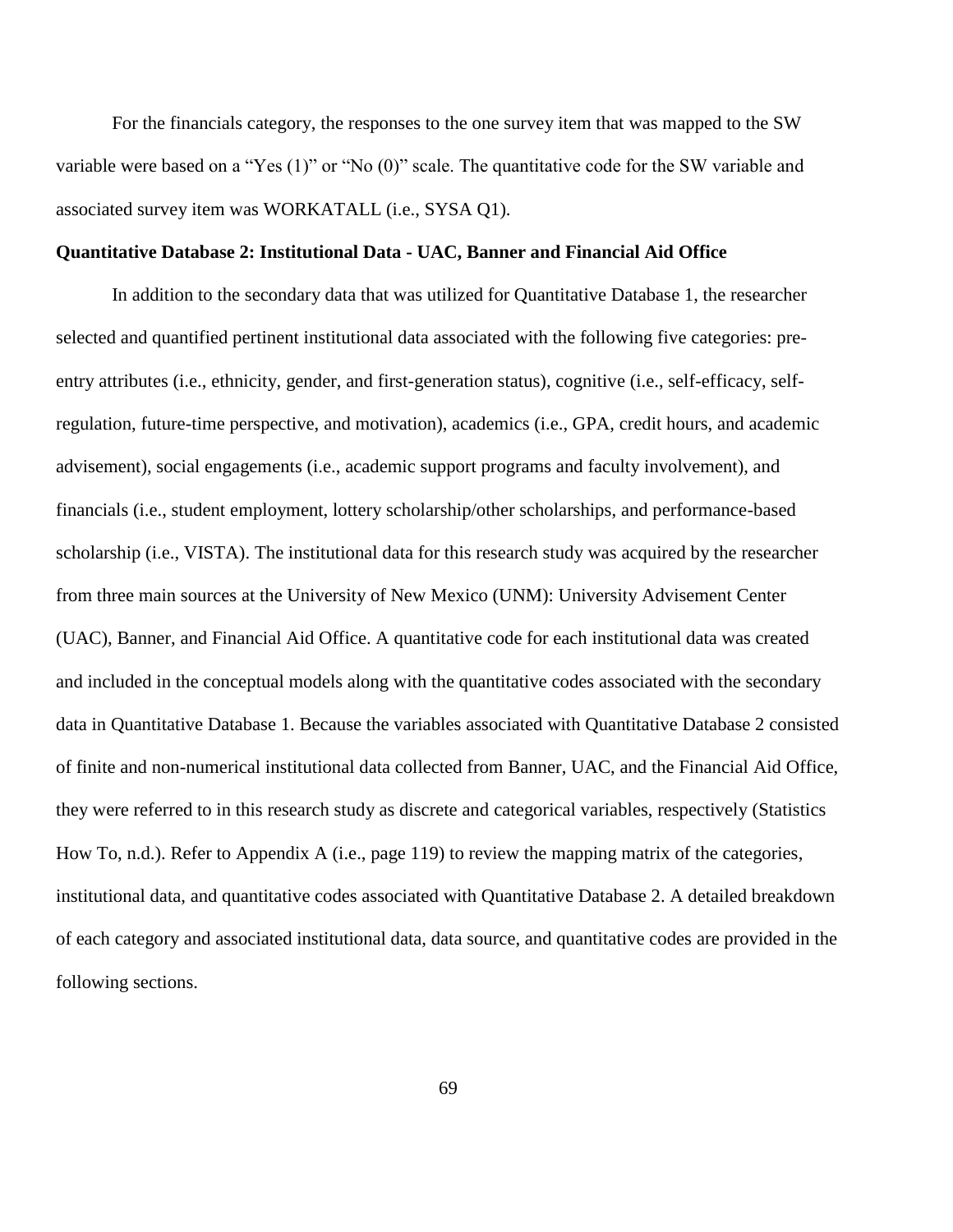For the financials category, the responses to the one survey item that was mapped to the SW variable were based on a "Yes (1)" or "No (0)" scale. The quantitative code for the SW variable and associated survey item was WORKATALL (i.e., SYSA Q1).

**Quantitative Database 2: Institutional Data - UAC, Banner and Financial Aid Office**

In addition to the secondary data that was utilized for Quantitative Database 1, the researcher selected and quantified pertinent institutional data associated with the following five categories: pre-entry attributes (i.e., ethnicity, gender, and first-generation status), cognitive (i.e., self-efficacy, self-regulation, future-time perspective, and motivation), academics (i.e., GPA, credit hours, and academic advisement), social engagements (i.e., academic support programs and faculty involvement), and financials (i.e., student employment, lottery scholarship/other scholarships, and performance-based scholarship (i.e., VISTA). The institutional data for this research study was acquired by the researcher from three main sources at the University of New Mexico (UNM): University Advisement Center (UAC), Banner, and Financial Aid Office. A quantitative code for each institutional data was created and included in the conceptual models along with the quantitative codes associated with the secondary data in Quantitative Database 1. Because the variables associated with Quantitative Database 2 consisted of finite and non-numerical institutional data collected from Banner, UAC, and the Financial Aid Office, they were referred to in this research study as discrete and categorical variables, respectively (Statistics How To, n.d.). Refer to Appendix A (i.e., page 119) to review the mapping matrix of the categories, institutional data, and quantitative codes associated with Quantitative Database 2. A detailed breakdown of each category and associated institutional data, data source, and quantitative codes are provided in the following sections.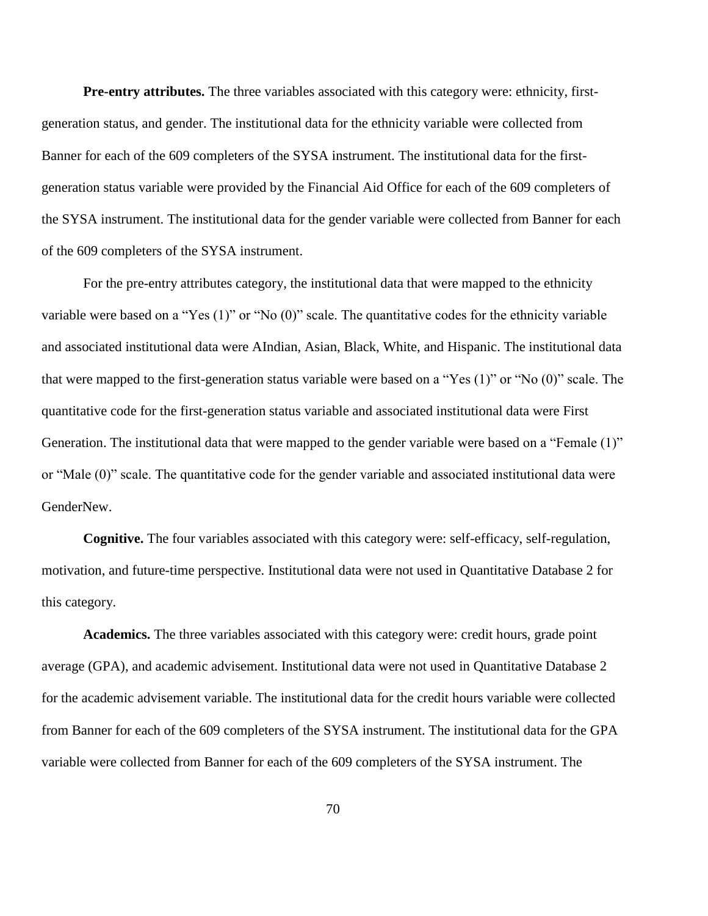**Pre-entry attributes.** The three variables associated with this category were: ethnicity, first-generation status, and gender. The institutional data for the ethnicity variable were collected from Banner for each of the 609 completers of the SYSA instrument. The institutional data for the first-generation status variable were provided by the Financial Aid Office for each of the 609 completers of the SYSA instrument. The institutional data for the gender variable were collected from Banner for each of the 609 completers of the SYSA instrument.

For the pre-entry attributes category, the institutional data that were mapped to the ethnicity variable were based on a "Yes (1)" or "No (0)" scale. The quantitative codes for the ethnicity variable and associated institutional data were AIndian, Asian, Black, White, and Hispanic. The institutional data that were mapped to the first-generation status variable were based on a "Yes (1)" or "No (0)" scale. The quantitative code for the first-generation status variable and associated institutional data were First Generation. The institutional data that were mapped to the gender variable were based on a "Female (1)" or "Male (0)" scale. The quantitative code for the gender variable and associated institutional data were GenderNew.

**Cognitive.** The four variables associated with this category were: self-efficacy, self-regulation, motivation, and future-time perspective. Institutional data were not used in Quantitative Database 2 for this category.

**Academics.** The three variables associated with this category were: credit hours, grade point average (GPA), and academic advisement. Institutional data were not used in Quantitative Database 2 for the academic advisement variable. The institutional data for the credit hours variable were collected from Banner for each of the 609 completers of the SYSA instrument. The institutional data for the GPA variable were collected from Banner for each of the 609 completers of the SYSA instrument. The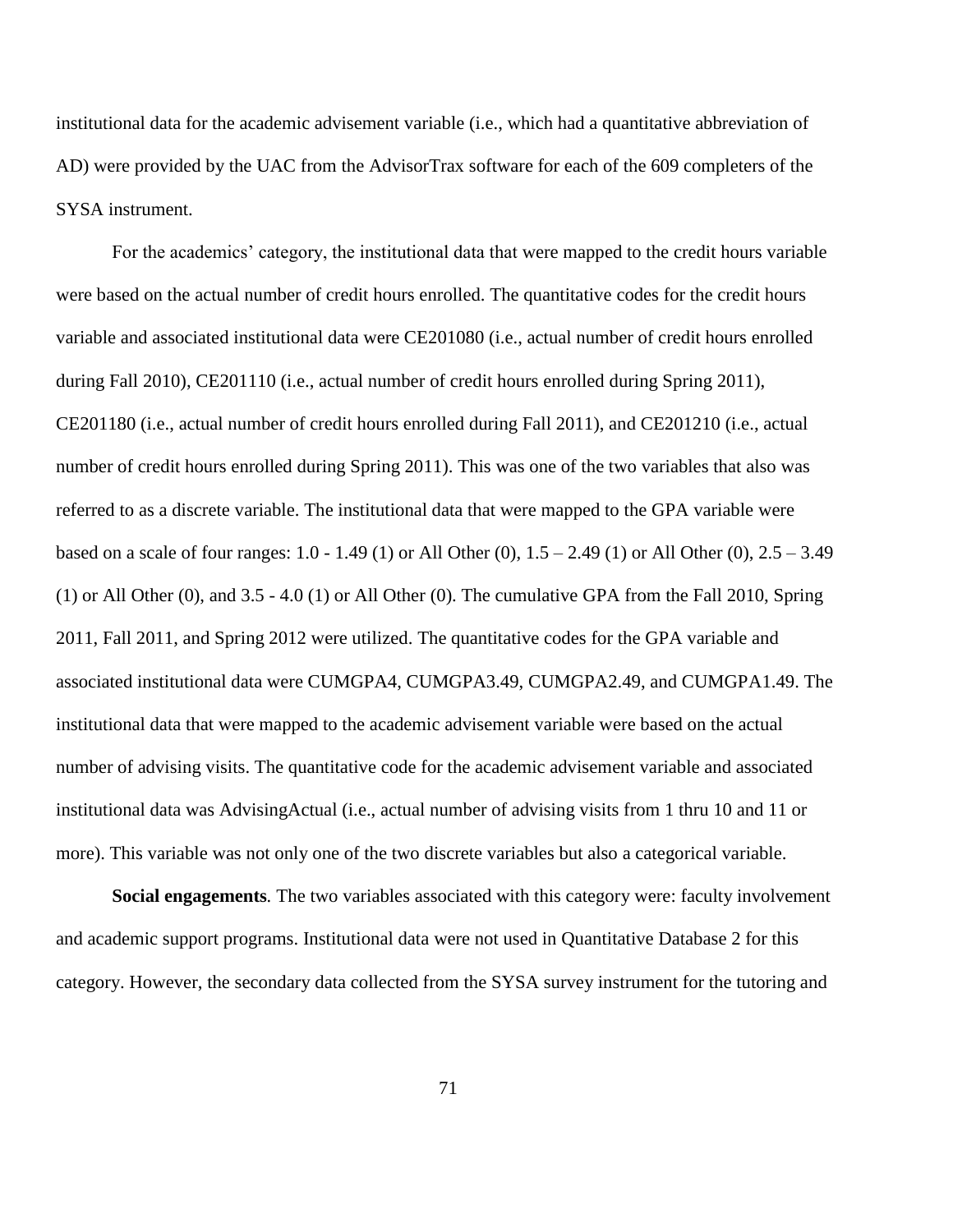institutional data for the academic advisement variable (i.e., which had a quantitative abbreviation of AD) were provided by the UAC from the AdvisorTrax software for each of the 609 completers of the SYSA instrument.

For the academics' category, the institutional data that were mapped to the credit hours variable were based on the actual number of credit hours enrolled. The quantitative codes for the credit hours variable and associated institutional data were CE201080 (i.e., actual number of credit hours enrolled during Fall 2010), CE201110 (i.e., actual number of credit hours enrolled during Spring 2011), CE201180 (i.e., actual number of credit hours enrolled during Fall 2011), and CE201210 (i.e., actual number of credit hours enrolled during Spring 2011). This was one of the two variables that also was referred to as a discrete variable. The institutional data that were mapped to the GPA variable were based on a scale of four ranges: 1.0 - 1.49 (1) or All Other (0), 1.5 – 2.49 (1) or All Other (0), 2.5 – 3.49 (1) or All Other (0), and 3.5 - 4.0 (1) or All Other (0). The cumulative GPA from the Fall 2010, Spring 2011, Fall 2011, and Spring 2012 were utilized. The quantitative codes for the GPA variable and associated institutional data were CUMGPA4, CUMGPA3.49, CUMGPA2.49, and CUMGPA1.49. The institutional data that were mapped to the academic advisement variable were based on the actual number of advising visits. The quantitative code for the academic advisement variable and associated institutional data was AdvisingActual (i.e., actual number of advising visits from 1 thru 10 and 11 or more). This variable was not only one of the two discrete variables but also a categorical variable.

**Social engagements***.* The two variables associated with this category were: faculty involvement and academic support programs. Institutional data were not used in Quantitative Database 2 for this category. However, the secondary data collected from the SYSA survey instrument for the tutoring and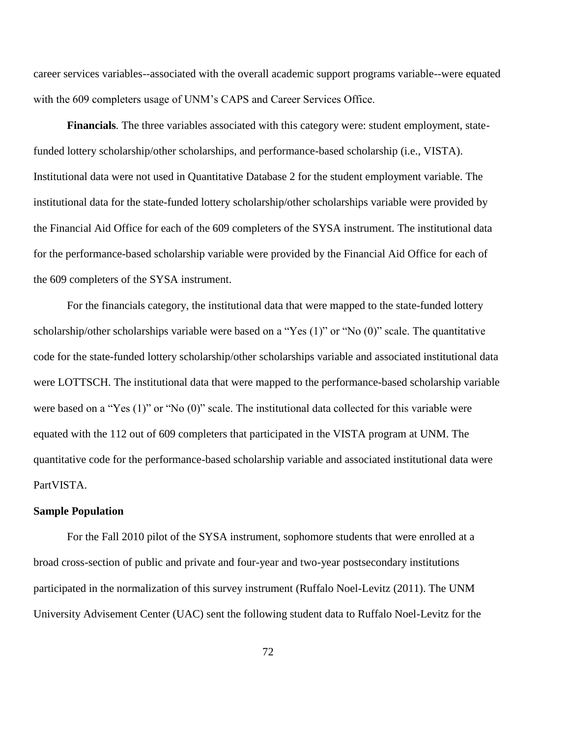career services variables--associated with the overall academic support programs variable--were equated with the 609 completers usage of UNM's CAPS and Career Services Office.

**Financials***.* The three variables associated with this category were: student employment, state-funded lottery scholarship/other scholarships, and performance-based scholarship (i.e., VISTA). Institutional data were not used in Quantitative Database 2 for the student employment variable. The institutional data for the state-funded lottery scholarship/other scholarships variable were provided by the Financial Aid Office for each of the 609 completers of the SYSA instrument. The institutional data for the performance-based scholarship variable were provided by the Financial Aid Office for each of the 609 completers of the SYSA instrument.

For the financials category, the institutional data that were mapped to the state-funded lottery scholarship/other scholarships variable were based on a "Yes (1)" or "No (0)" scale. The quantitative code for the state-funded lottery scholarship/other scholarships variable and associated institutional data were LOTTSCH. The institutional data that were mapped to the performance-based scholarship variable were based on a "Yes (1)" or "No (0)" scale. The institutional data collected for this variable were equated with the 112 out of 609 completers that participated in the VISTA program at UNM. The quantitative code for the performance-based scholarship variable and associated institutional data were PartVISTA.

**Sample Population**

For the Fall 2010 pilot of the SYSA instrument, sophomore students that were enrolled at a broad cross-section of public and private and four-year and two-year postsecondary institutions participated in the normalization of this survey instrument (Ruffalo Noel-Levitz (2011). The UNM University Advisement Center (UAC) sent the following student data to Ruffalo Noel-Levitz for the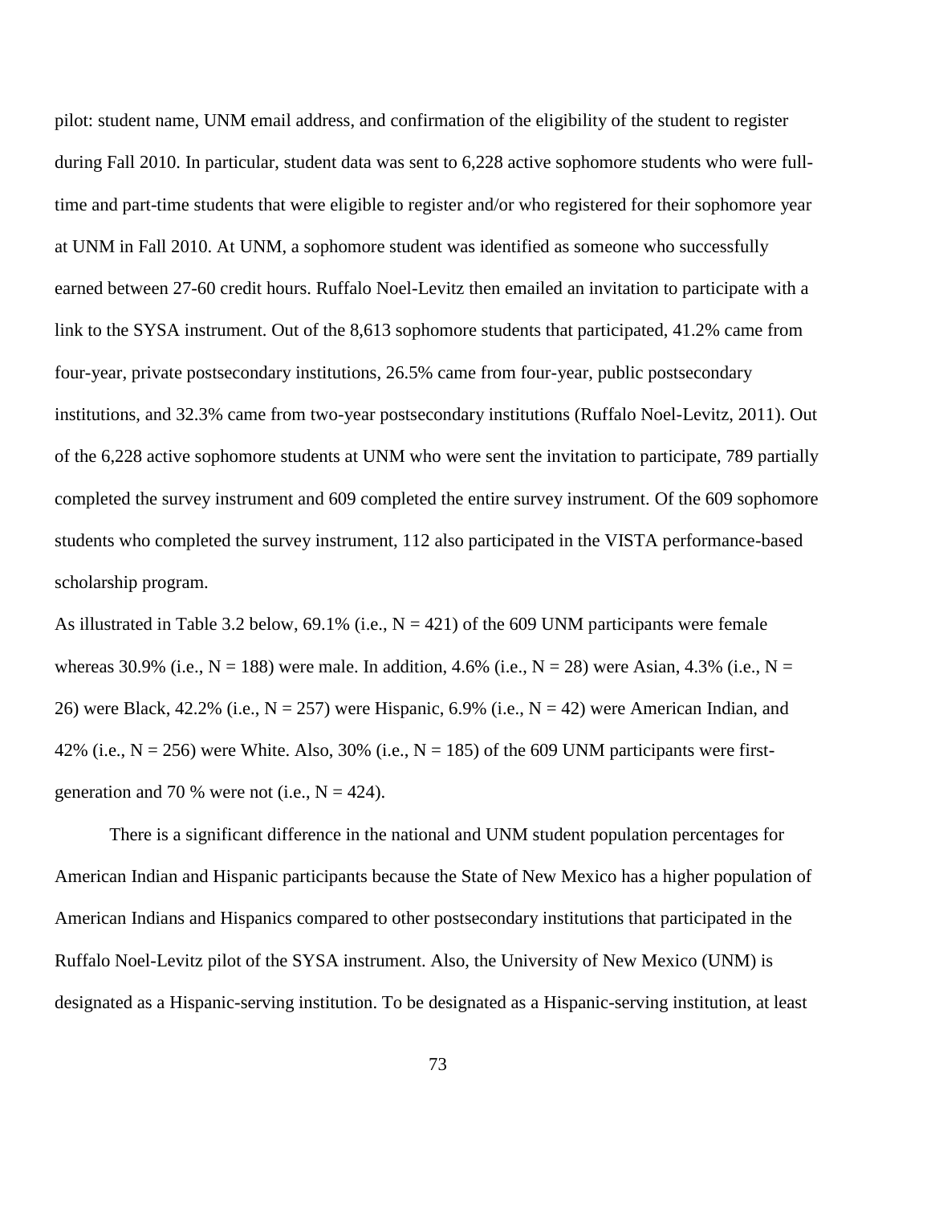pilot: student name, UNM email address, and confirmation of the eligibility of the student to register during Fall 2010. In particular, student data was sent to 6,228 active sophomore students who were full-time and part-time students that were eligible to register and/or who registered for their sophomore year at UNM in Fall 2010. At UNM, a sophomore student was identified as someone who successfully earned between 27-60 credit hours. Ruffalo Noel-Levitz then emailed an invitation to participate with a link to the SYSA instrument. Out of the 8,613 sophomore students that participated, 41.2% came from four-year, private postsecondary institutions, 26.5% came from four-year, public postsecondary institutions, and 32.3% came from two-year postsecondary institutions (Ruffalo Noel-Levitz, 2011). Out of the 6,228 active sophomore students at UNM who were sent the invitation to participate, 789 partially completed the survey instrument and 609 completed the entire survey instrument. Of the 609 sophomore students who completed the survey instrument, 112 also participated in the VISTA performance-based scholarship program.

As illustrated in Table 3.2 below, 69.1% (i.e., N = 421) of the 609 UNM participants were female whereas 30.9% (i.e., N = 188) were male. In addition, 4.6% (i.e., N = 28) were Asian, 4.3% (i.e., N = 26) were Black, 42.2% (i.e., N = 257) were Hispanic, 6.9% (i.e., N = 42) were American Indian, and 42% (i.e., N = 256) were White. Also, 30% (i.e., N = 185) of the 609 UNM participants were first-generation and 70 % were not (i.e., N = 424).

There is a significant difference in the national and UNM student population percentages for American Indian and Hispanic participants because the State of New Mexico has a higher population of American Indians and Hispanics compared to other postsecondary institutions that participated in the Ruffalo Noel-Levitz pilot of the SYSA instrument. Also, the University of New Mexico (UNM) is designated as a Hispanic-serving institution. To be designated as a Hispanic-serving institution, at least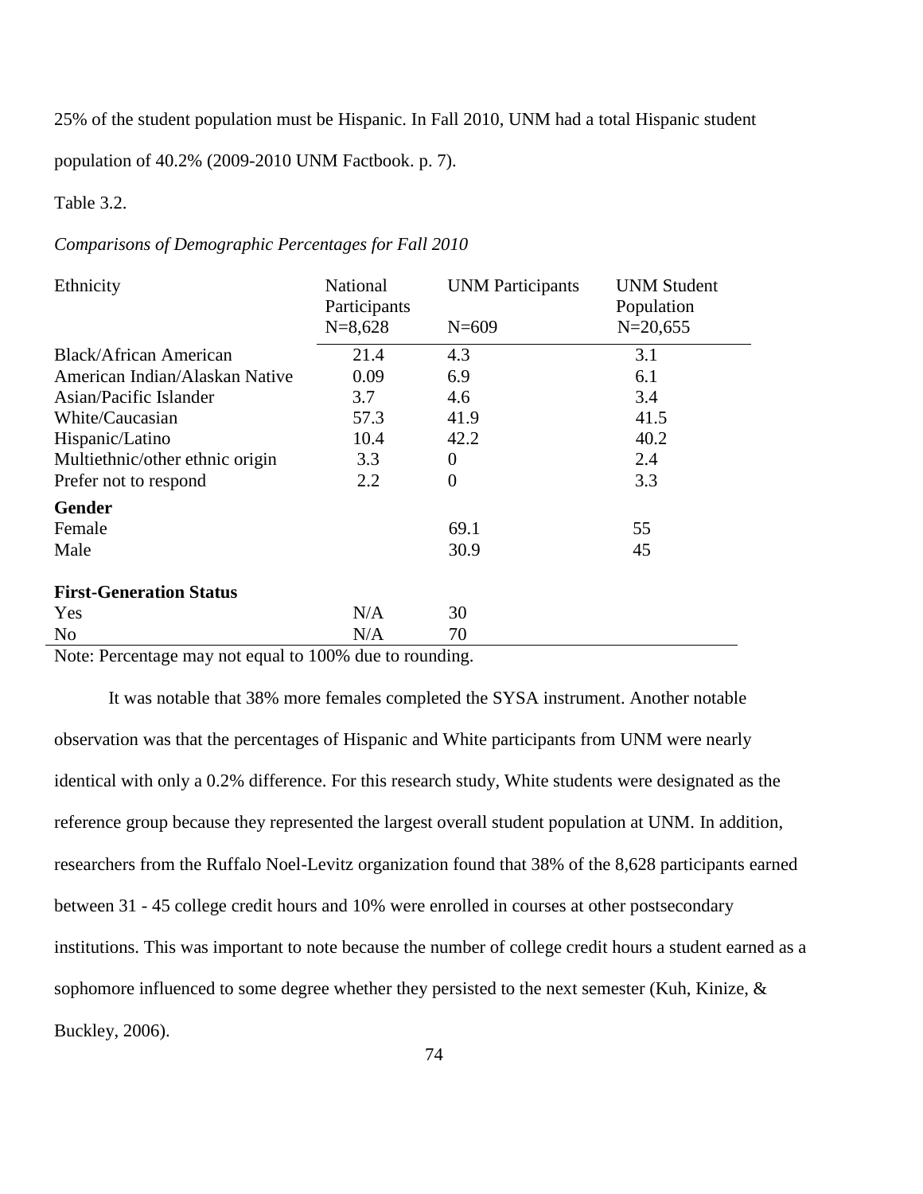25% of the student population must be Hispanic. In Fall 2010, UNM had a total Hispanic student population of 40.2% (2009-2010 UNM Factbook. p. 7).

Table 3.2.

*Comparisons of Demographic Percentages for Fall 2010*

| Ethnicity | National Participants N=8,628 | UNM Participants N=609 | UNM Student Population N=20,655 |
|---|---|---|---|
| Black/African American | 21.4 | 4.3 | 3.1 |
| American Indian/Alaskan Native | 0.09 | 6.9 | 6.1 |
| Asian/Pacific Islander | 3.7 | 4.6 | 3.4 |
| White/Caucasian | 57.3 | 41.9 | 41.5 |
| Hispanic/Latino | 10.4 | 42.2 | 40.2 |
| Multiethnic/other ethnic origin | 3.3 | 0 | 2.4 |
| Prefer not to respond | 2.2 | 0 | 3.3 |
| **Gender** | | | |
| Female | | 69.1 | 55 |
| Male | | 30.9 | 45 |
| **First-Generation Status** | | | |
| Yes | N/A | 30 | |
| No | N/A | 70 | |

Note: Percentage may not equal to 100% due to rounding.

It was notable that 38% more females completed the SYSA instrument. Another notable observation was that the percentages of Hispanic and White participants from UNM were nearly identical with only a 0.2% difference. For this research study, White students were designated as the reference group because they represented the largest overall student population at UNM. In addition, researchers from the Ruffalo Noel-Levitz organization found that 38% of the 8,628 participants earned between 31 - 45 college credit hours and 10% were enrolled in courses at other postsecondary institutions. This was important to note because the number of college credit hours a student earned as a sophomore influenced to some degree whether they persisted to the next semester (Kuh, Kinize, & Buckley, 2006).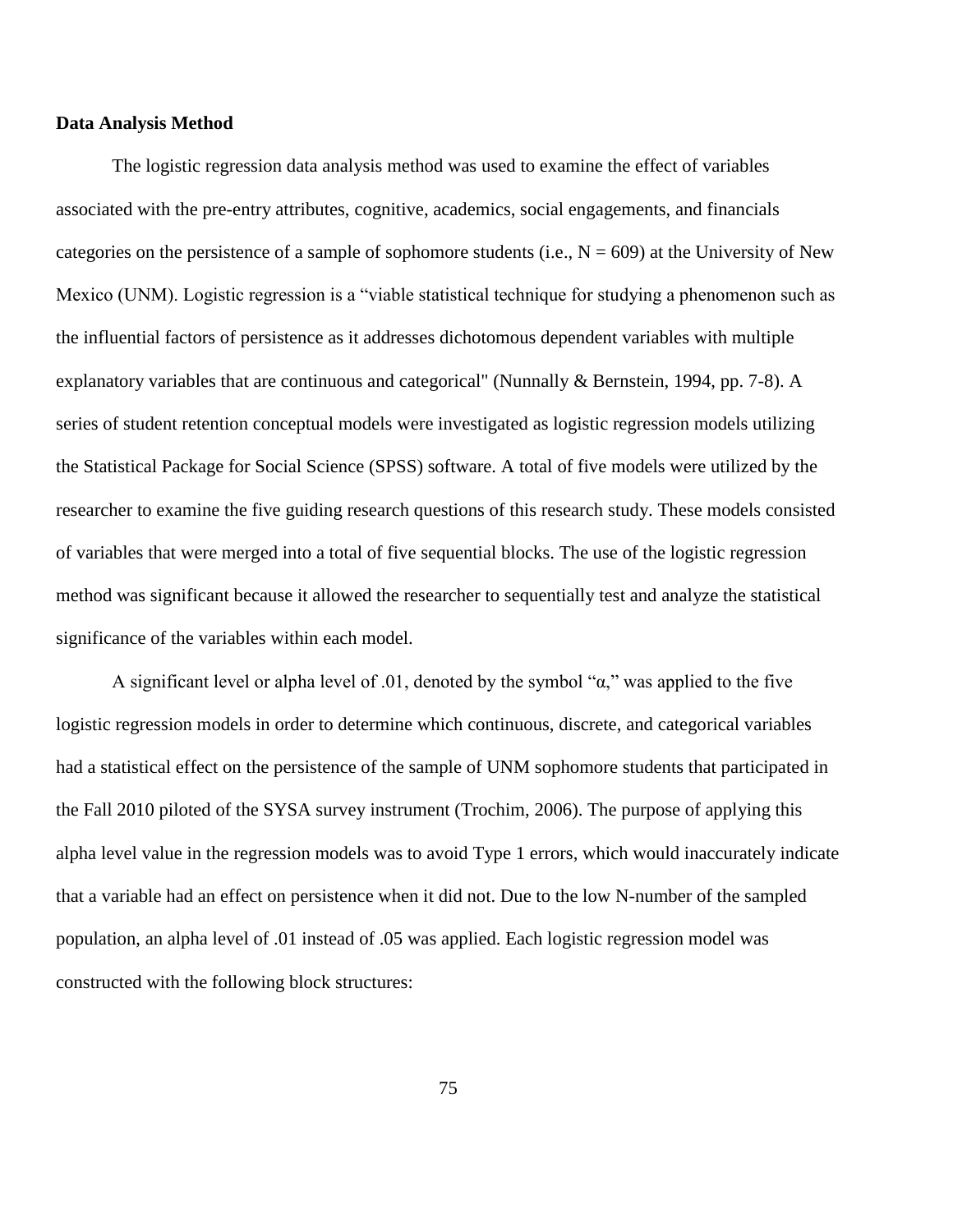**Data Analysis Method**

The logistic regression data analysis method was used to examine the effect of variables associated with the pre-entry attributes, cognitive, academics, social engagements, and financials categories on the persistence of a sample of sophomore students (i.e., $N = 609$) at the University of New Mexico (UNM). Logistic regression is a "viable statistical technique for studying a phenomenon such as the influential factors of persistence as it addresses dichotomous dependent variables with multiple explanatory variables that are continuous and categorical" (Nunnally & Bernstein, 1994, pp. 7-8). A series of student retention conceptual models were investigated as logistic regression models utilizing the Statistical Package for Social Science (SPSS) software. A total of five models were utilized by the researcher to examine the five guiding research questions of this research study. These models consisted of variables that were merged into a total of five sequential blocks. The use of the logistic regression method was significant because it allowed the researcher to sequentially test and analyze the statistical significance of the variables within each model.

A significant level or alpha level of .01, denoted by the symbol "α," was applied to the five logistic regression models in order to determine which continuous, discrete, and categorical variables had a statistical effect on the persistence of the sample of UNM sophomore students that participated in the Fall 2010 piloted of the SYSA survey instrument (Trochim, 2006). The purpose of applying this alpha level value in the regression models was to avoid Type 1 errors, which would inaccurately indicate that a variable had an effect on persistence when it did not. Due to the low N-number of the sampled population, an alpha level of .01 instead of .05 was applied. Each logistic regression model was constructed with the following block structures: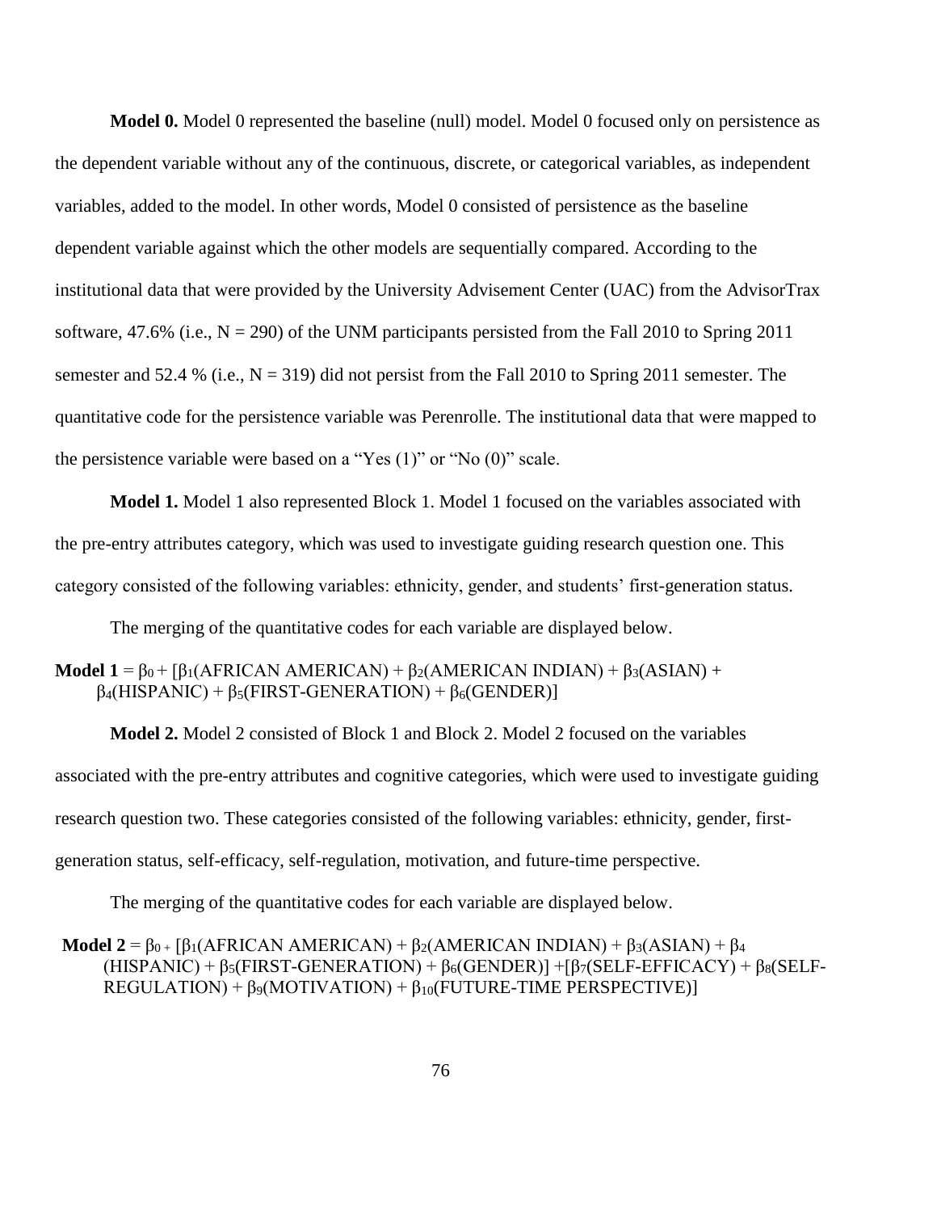**Model 0.** Model 0 represented the baseline (null) model. Model 0 focused only on persistence as the dependent variable without any of the continuous, discrete, or categorical variables, as independent variables, added to the model. In other words, Model 0 consisted of persistence as the baseline dependent variable against which the other models are sequentially compared. According to the institutional data that were provided by the University Advisement Center (UAC) from the AdvisorTrax software, 47.6% (i.e., $N = 290$) of the UNM participants persisted from the Fall 2010 to Spring 2011 semester and 52.4 % (i.e., $N = 319$) did not persist from the Fall 2010 to Spring 2011 semester. The quantitative code for the persistence variable was Perenrolle. The institutional data that were mapped to the persistence variable were based on a "Yes (1)" or "No (0)" scale.

**Model 1.** Model 1 also represented Block 1. Model 1 focused on the variables associated with the pre-entry attributes category, which was used to investigate guiding research question one. This category consisted of the following variables: ethnicity, gender, and students' first-generation status.

The merging of the quantitative codes for each variable are displayed below.

$$\textbf{Model 1} = \beta_0 + [\beta_1(\text{AFRICAN AMERICAN}) + \beta_2(\text{AMERICAN INDIAN}) + \beta_3(\text{ASIAN}) + \beta_4(\text{HISPANIC}) + \beta_5(\text{FIRST-GENERATION}) + \beta_6(\text{GENDER})]$$

**Model 2.** Model 2 consisted of Block 1 and Block 2. Model 2 focused on the variables associated with the pre-entry attributes and cognitive categories, which were used to investigate guiding research question two. These categories consisted of the following variables: ethnicity, gender, first-generation status, self-efficacy, self-regulation, motivation, and future-time perspective.

The merging of the quantitative codes for each variable are displayed below.

$$\textbf{Model 2} = \beta_0 + [\beta_1(\text{AFRICAN AMERICAN}) + \beta_2(\text{AMERICAN INDIAN}) + \beta_3(\text{ASIAN}) + \beta_4(\text{HISPANIC}) + \beta_5(\text{FIRST-GENERATION}) + \beta_6(\text{GENDER})] + [\beta_7(\text{SELF-EFFICACY}) + \beta_8(\text{SELF-REGULATION}) + \beta_9(\text{MOTIVATION}) + \beta_{10}(\text{FUTURE-TIME PERSPECTIVE})]$$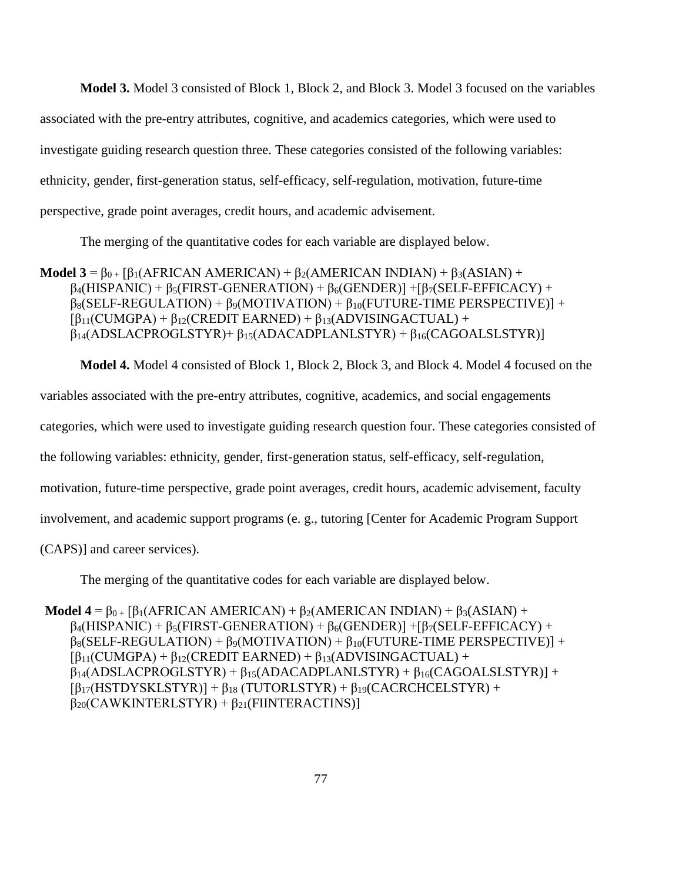**Model 3.** Model 3 consisted of Block 1, Block 2, and Block 3. Model 3 focused on the variables associated with the pre-entry attributes, cognitive, and academics categories, which were used to investigate guiding research question three. These categories consisted of the following variables: ethnicity, gender, first-generation status, self-efficacy, self-regulation, motivation, future-time perspective, grade point averages, credit hours, and academic advisement.

The merging of the quantitative codes for each variable are displayed below.

**Model 3** = $\beta_0$ + [$\beta_1$(AFRICAN AMERICAN) + $\beta_2$(AMERICAN INDIAN) + $\beta_3$(ASIAN) + $\beta_4$(HISPANIC) + $\beta_5$(FIRST-GENERATION) + $\beta_6$(GENDER)] +[$\beta_7$(SELF-EFFICACY) + $\beta_8$(SELF-REGULATION) + $\beta_9$(MOTIVATION) + $\beta_{10}$(FUTURE-TIME PERSPECTIVE)] + [$\beta_{11}$(CUMGPA) + $\beta_{12}$(CREDIT EARNED) + $\beta_{13}$(ADVISINGACTUAL) + $\beta_{14}$(ADSLACPROGLSTYR)+ $\beta_{15}$(ADACADPLANLSTYR) + $\beta_{16}$(CAGOALSLSTYR)]

**Model 4.** Model 4 consisted of Block 1, Block 2, Block 3, and Block 4. Model 4 focused on the variables associated with the pre-entry attributes, cognitive, academics, and social engagements categories, which were used to investigate guiding research question four. These categories consisted of the following variables: ethnicity, gender, first-generation status, self-efficacy, self-regulation, motivation, future-time perspective, grade point averages, credit hours, academic advisement, faculty involvement, and academic support programs (e. g., tutoring [Center for Academic Program Support (CAPS)] and career services).

The merging of the quantitative codes for each variable are displayed below.

**Model 4** = $\beta_0$ + [$\beta_1$(AFRICAN AMERICAN) + $\beta_2$(AMERICAN INDIAN) + $\beta_3$(ASIAN) + $\beta_4$(HISPANIC) + $\beta_5$(FIRST-GENERATION) + $\beta_6$(GENDER)] +[$\beta_7$(SELF-EFFICACY) + $\beta_8$(SELF-REGULATION) + $\beta_9$(MOTIVATION) + $\beta_{10}$(FUTURE-TIME PERSPECTIVE)] + [$\beta_{11}$(CUMGPA) + $\beta_{12}$(CREDIT EARNED) + $\beta_{13}$(ADVISINGACTUAL) + $\beta_{14}$(ADSLACPROGLSTYR) + $\beta_{15}$(ADACADPLANLSTYR) + $\beta_{16}$(CAGOALSLSTYR)] + [$\beta_{17}$(HSTDYSKLSTYR)] + $\beta_{18}$ (TUTORLSTYR) + $\beta_{19}$(CACRCHCELSTYR) + $\beta_{20}$(CAWKINTERLSTYR) + $\beta_{21}$(FIINTERACTINS)]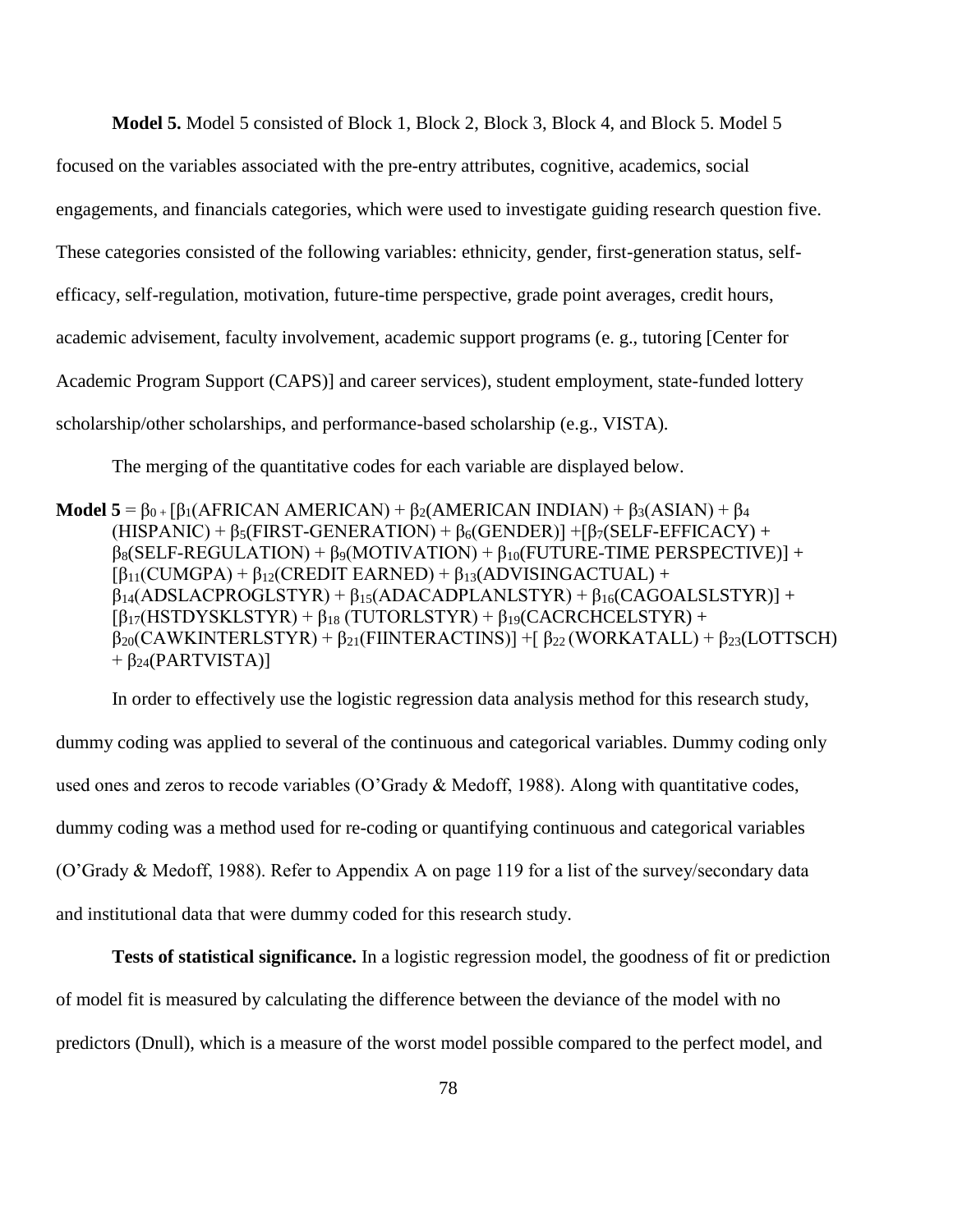**Model 5.** Model 5 consisted of Block 1, Block 2, Block 3, Block 4, and Block 5. Model 5 focused on the variables associated with the pre-entry attributes, cognitive, academics, social engagements, and financials categories, which were used to investigate guiding research question five. These categories consisted of the following variables: ethnicity, gender, first-generation status, self-efficacy, self-regulation, motivation, future-time perspective, grade point averages, credit hours, academic advisement, faculty involvement, academic support programs (e. g., tutoring [Center for Academic Program Support (CAPS)] and career services), student employment, state-funded lottery scholarship/other scholarships, and performance-based scholarship (e.g., VISTA).

The merging of the quantitative codes for each variable are displayed below.

**Model 5** = $\beta_0$ + [$\beta_1$(AFRICAN AMERICAN) + $\beta_2$(AMERICAN INDIAN) + $\beta_3$(ASIAN) + $\beta_4$ (HISPANIC) + $\beta_5$(FIRST-GENERATION) + $\beta_6$(GENDER)] +[$\beta_7$(SELF-EFFICACY) + $\beta_8$(SELF-REGULATION) + $\beta_9$(MOTIVATION) + $\beta_{10}$(FUTURE-TIME PERSPECTIVE)] + [$\beta_{11}$(CUMGPA) + $\beta_{12}$(CREDIT EARNED) + $\beta_{13}$(ADVISINGACTUAL) + $\beta_{14}$(ADSLACPROGLSTYR) + $\beta_{15}$(ADACADPLANLSTYR) + $\beta_{16}$(CAGOALSLSTYR)] + [$\beta_{17}$(HSTDYSKLSTYR) + $\beta_{18}$ (TUTORLSTYR) + $\beta_{19}$(CACRCHCELSTYR) + $\beta_{20}$(CAWKINTERLSTYR) + $\beta_{21}$(FIINTERACTINS)] +[ $\beta_{22}$ (WORKATALL) + $\beta_{23}$(LOTTSCH) + $\beta_{24}$(PARTVISTA)]

In order to effectively use the logistic regression data analysis method for this research study, dummy coding was applied to several of the continuous and categorical variables. Dummy coding only used ones and zeros to recode variables (O'Grady & Medoff, 1988). Along with quantitative codes, dummy coding was a method used for re-coding or quantifying continuous and categorical variables (O'Grady & Medoff, 1988). Refer to Appendix A on page 119 for a list of the survey/secondary data and institutional data that were dummy coded for this research study.

**Tests of statistical significance.** In a logistic regression model, the goodness of fit or prediction of model fit is measured by calculating the difference between the deviance of the model with no predictors (Dnull), which is a measure of the worst model possible compared to the perfect model, and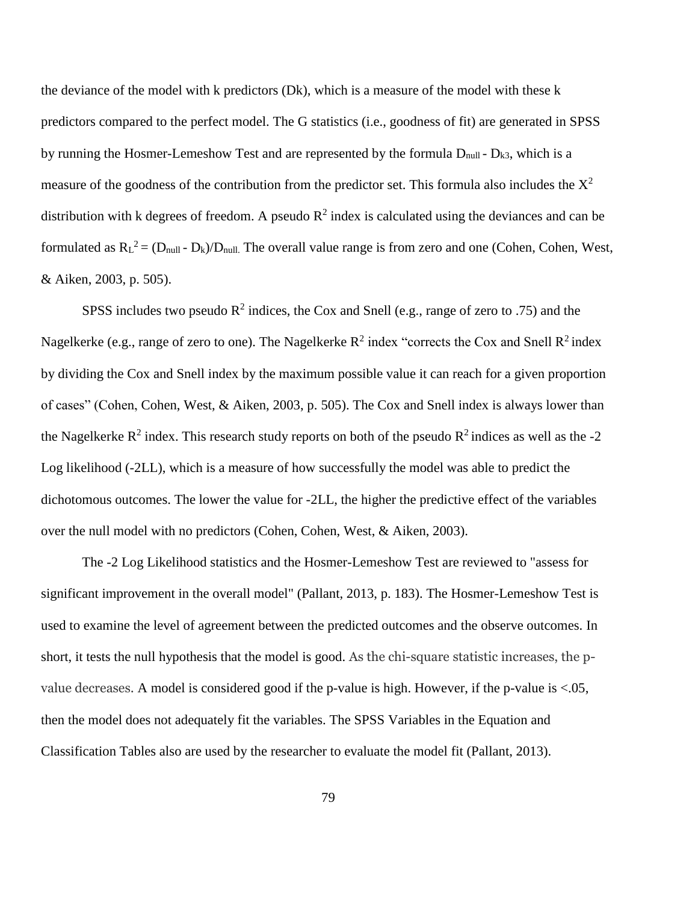the deviance of the model with k predictors (Dk), which is a measure of the model with these k predictors compared to the perfect model. The G statistics (i.e., goodness of fit) are generated in SPSS by running the Hosmer-Lemeshow Test and are represented by the formula $D_{null} - D_{k3}$, which is a measure of the goodness of the contribution from the predictor set. This formula also includes the $X^2$ distribution with k degrees of freedom. A pseudo $R^2$ index is calculated using the deviances and can be formulated as $R_L^2 = (D_{null} - D_k)/D_{null.}$ The overall value range is from zero and one (Cohen, Cohen, West, & Aiken, 2003, p. 505).

SPSS includes two pseudo $R^2$ indices, the Cox and Snell (e.g., range of zero to .75) and the Nagelkerke (e.g., range of zero to one). The Nagelkerke $R^2$ index "corrects the Cox and Snell $R^2$ index by dividing the Cox and Snell index by the maximum possible value it can reach for a given proportion of cases" (Cohen, Cohen, West, & Aiken, 2003, p. 505). The Cox and Snell index is always lower than the Nagelkerke $R^2$ index. This research study reports on both of the pseudo $R^2$ indices as well as the -2 Log likelihood (-2LL), which is a measure of how successfully the model was able to predict the dichotomous outcomes. The lower the value for -2LL, the higher the predictive effect of the variables over the null model with no predictors (Cohen, Cohen, West, & Aiken, 2003).

The -2 Log Likelihood statistics and the Hosmer-Lemeshow Test are reviewed to "assess for significant improvement in the overall model" (Pallant, 2013, p. 183). The Hosmer-Lemeshow Test is used to examine the level of agreement between the predicted outcomes and the observe outcomes. In short, it tests the null hypothesis that the model is good. As the chi-square statistic increases, the p-value decreases. A model is considered good if the p-value is high. However, if the p-value is <.05, then the model does not adequately fit the variables. The SPSS Variables in the Equation and Classification Tables also are used by the researcher to evaluate the model fit (Pallant, 2013).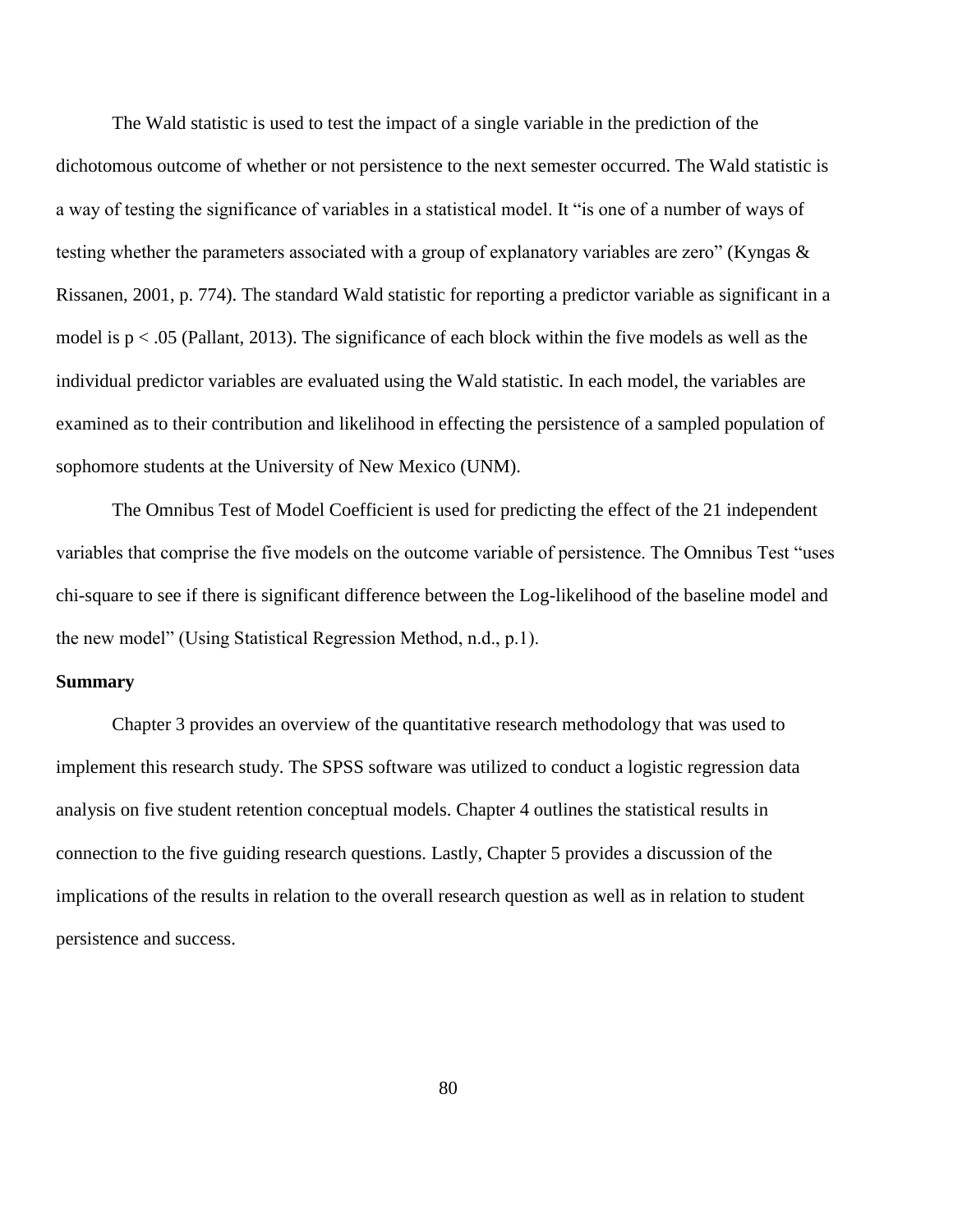The Wald statistic is used to test the impact of a single variable in the prediction of the dichotomous outcome of whether or not persistence to the next semester occurred. The Wald statistic is a way of testing the significance of variables in a statistical model. It "is one of a number of ways of testing whether the parameters associated with a group of explanatory variables are zero" (Kyngas & Rissanen, 2001, p. 774). The standard Wald statistic for reporting a predictor variable as significant in a model is $p < .05$ (Pallant, 2013). The significance of each block within the five models as well as the individual predictor variables are evaluated using the Wald statistic. In each model, the variables are examined as to their contribution and likelihood in effecting the persistence of a sampled population of sophomore students at the University of New Mexico (UNM).

The Omnibus Test of Model Coefficient is used for predicting the effect of the 21 independent variables that comprise the five models on the outcome variable of persistence. The Omnibus Test "uses chi-square to see if there is significant difference between the Log-likelihood of the baseline model and the new model" (Using Statistical Regression Method, n.d., p.1).

**Summary**

Chapter 3 provides an overview of the quantitative research methodology that was used to implement this research study. The SPSS software was utilized to conduct a logistic regression data analysis on five student retention conceptual models. Chapter 4 outlines the statistical results in connection to the five guiding research questions. Lastly, Chapter 5 provides a discussion of the implications of the results in relation to the overall research question as well as in relation to student persistence and success.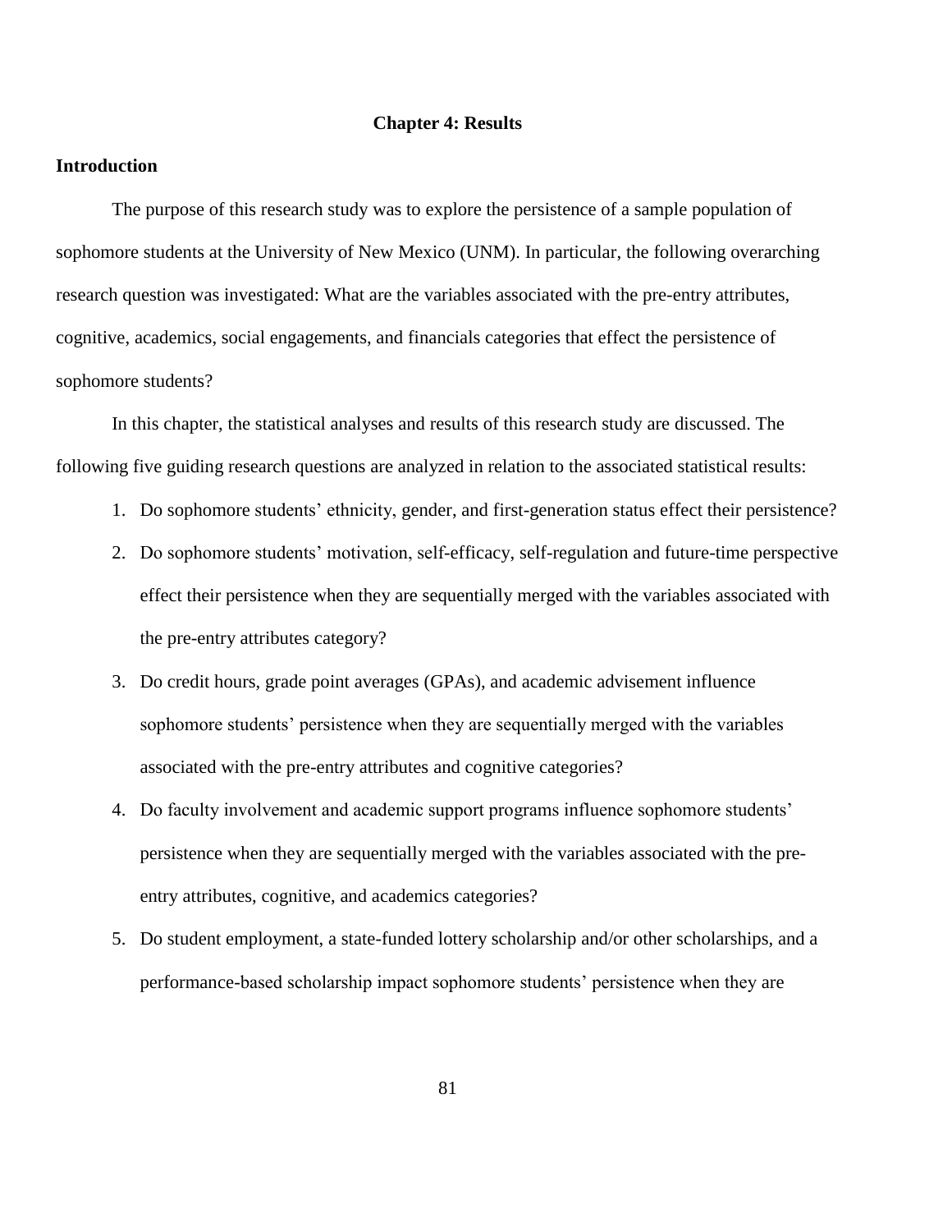# Chapter 4: Results

## Introduction

The purpose of this research study was to explore the persistence of a sample population of sophomore students at the University of New Mexico (UNM). In particular, the following overarching research question was investigated: What are the variables associated with the pre-entry attributes, cognitive, academics, social engagements, and financials categories that effect the persistence of sophomore students?

In this chapter, the statistical analyses and results of this research study are discussed. The following five guiding research questions are analyzed in relation to the associated statistical results:

1. Do sophomore students' ethnicity, gender, and first-generation status effect their persistence?
2. Do sophomore students' motivation, self-efficacy, self-regulation and future-time perspective effect their persistence when they are sequentially merged with the variables associated with the pre-entry attributes category?
3. Do credit hours, grade point averages (GPAs), and academic advisement influence sophomore students' persistence when they are sequentially merged with the variables associated with the pre-entry attributes and cognitive categories?
4. Do faculty involvement and academic support programs influence sophomore students' persistence when they are sequentially merged with the variables associated with the pre-entry attributes, cognitive, and academics categories?
5. Do student employment, a state-funded lottery scholarship and/or other scholarships, and a performance-based scholarship impact sophomore students' persistence when they are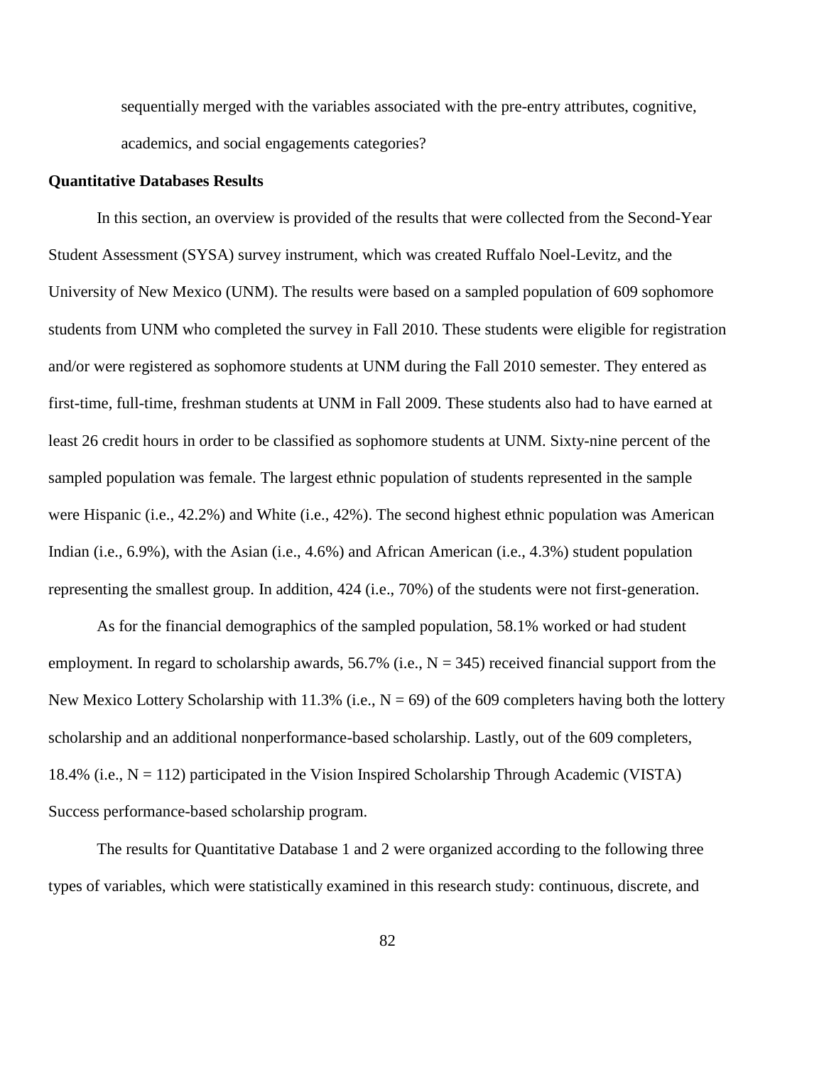sequentially merged with the variables associated with the pre-entry attributes, cognitive, academics, and social engagements categories?

**Quantitative Databases Results**

In this section, an overview is provided of the results that were collected from the Second-Year Student Assessment (SYSA) survey instrument, which was created Ruffalo Noel-Levitz, and the University of New Mexico (UNM). The results were based on a sampled population of 609 sophomore students from UNM who completed the survey in Fall 2010. These students were eligible for registration and/or were registered as sophomore students at UNM during the Fall 2010 semester. They entered as first-time, full-time, freshman students at UNM in Fall 2009. These students also had to have earned at least 26 credit hours in order to be classified as sophomore students at UNM. Sixty-nine percent of the sampled population was female. The largest ethnic population of students represented in the sample were Hispanic (i.e., 42.2%) and White (i.e., 42%). The second highest ethnic population was American Indian (i.e., 6.9%), with the Asian (i.e., 4.6%) and African American (i.e., 4.3%) student population representing the smallest group. In addition, 424 (i.e., 70%) of the students were not first-generation.

As for the financial demographics of the sampled population, 58.1% worked or had student employment. In regard to scholarship awards, 56.7% (i.e., N = 345) received financial support from the New Mexico Lottery Scholarship with 11.3% (i.e., N = 69) of the 609 completers having both the lottery scholarship and an additional nonperformance-based scholarship. Lastly, out of the 609 completers, 18.4% (i.e., N = 112) participated in the Vision Inspired Scholarship Through Academic (VISTA) Success performance-based scholarship program.

The results for Quantitative Database 1 and 2 were organized according to the following three types of variables, which were statistically examined in this research study: continuous, discrete, and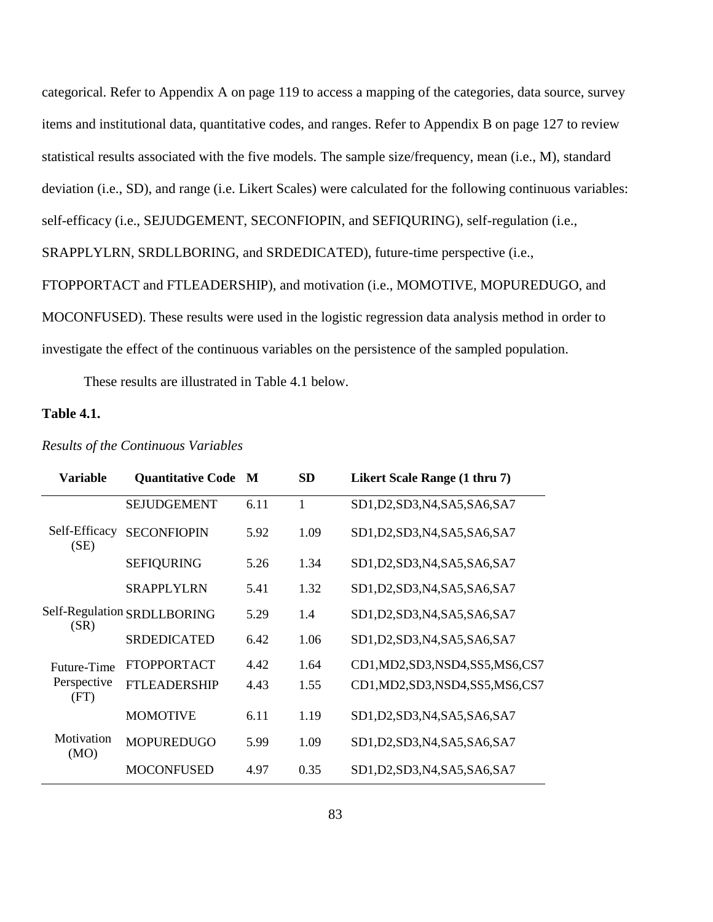categorical. Refer to Appendix A on page 119 to access a mapping of the categories, data source, survey items and institutional data, quantitative codes, and ranges. Refer to Appendix B on page 127 to review statistical results associated with the five models. The sample size/frequency, mean (i.e., M), standard deviation (i.e., SD), and range (i.e. Likert Scales) were calculated for the following continuous variables: self-efficacy (i.e., SEJUDGEMENT, SECONFIOPIN, and SEFIQURING), self-regulation (i.e., SRAPPLYLRN, SRDLLBORING, and SRDEDICATED), future-time perspective (i.e., FTOPPORTACT and FTLEADERSHIP), and motivation (i.e., MOMOTIVE, MOPUREDUGO, and MOCONFUSED). These results were used in the logistic regression data analysis method in order to investigate the effect of the continuous variables on the persistence of the sampled population.

These results are illustrated in Table 4.1 below.

**Table 4.1.**

*Results of the Continuous Variables*

| Variable | Quantitative Code | M | SD | Likert Scale Range (1 thru 7) |
|---|---|---|---|---|
| Self-Efficacy (SE) | SEJUDGEMENT | 6.11 | 1 | SD1,D2,SD3,N4,SA5,SA6,SA7 |
| | SECONFIOPIN | 5.92 | 1.09 | SD1,D2,SD3,N4,SA5,SA6,SA7 |
| | SEFIQURING | 5.26 | 1.34 | SD1,D2,SD3,N4,SA5,SA6,SA7 |
| Self-Regulation (SR) | SRAPPLYLRN | 5.41 | 1.32 | SD1,D2,SD3,N4,SA5,SA6,SA7 |
| | SRDLLBORING | 5.29 | 1.4 | SD1,D2,SD3,N4,SA5,SA6,SA7 |
| | SRDEDICATED | 6.42 | 1.06 | SD1,D2,SD3,N4,SA5,SA6,SA7 |
| Future-Time Perspective (FT) | FTOPPORTACT | 4.42 | 1.64 | CD1,MD2,SD3,NSD4,SS5,MS6,CS7 |
| | FTLEADERSHIP | 4.43 | 1.55 | CD1,MD2,SD3,NSD4,SS5,MS6,CS7 |
| Motivation (MO) | MOMOTIVE | 6.11 | 1.19 | SD1,D2,SD3,N4,SA5,SA6,SA7 |
| | MOPUREDUGO | 5.99 | 1.09 | SD1,D2,SD3,N4,SA5,SA6,SA7 |
| | MOCONFUSED | 4.97 | 0.35 | SD1,D2,SD3,N4,SA5,SA6,SA7 |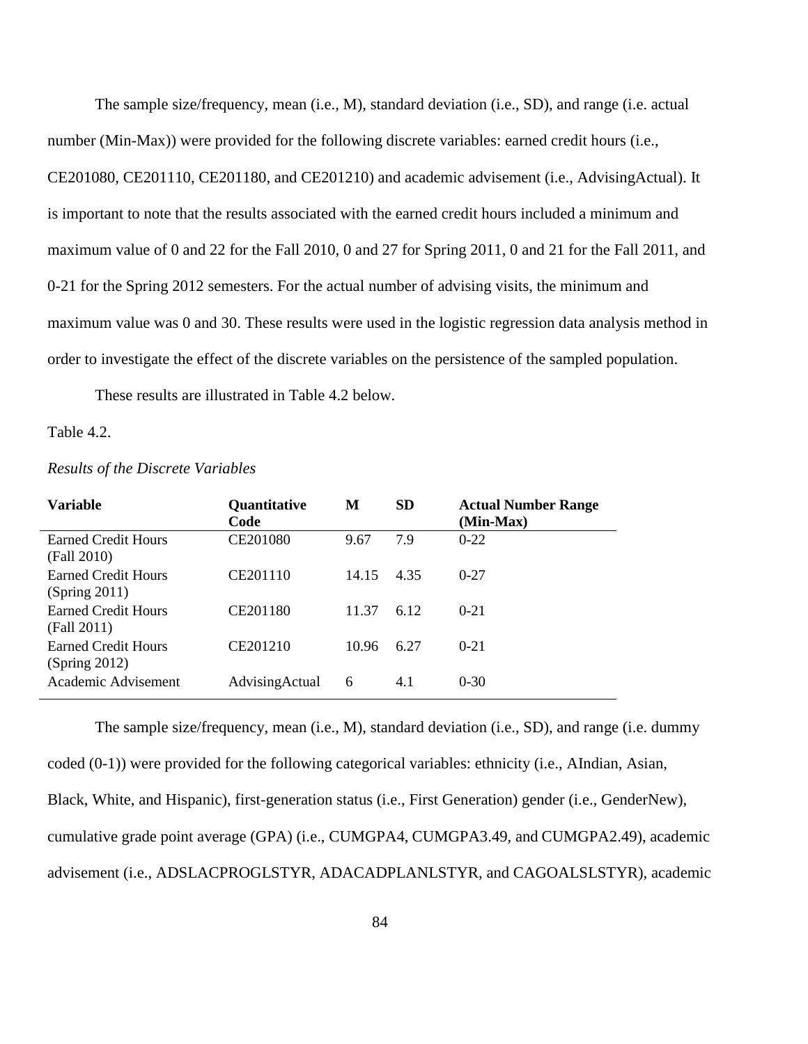The sample size/frequency, mean (i.e., M), standard deviation (i.e., SD), and range (i.e. actual number (Min-Max)) were provided for the following discrete variables: earned credit hours (i.e., CE201080, CE201110, CE201180, and CE201210) and academic advisement (i.e., AdvisingActual). It is important to note that the results associated with the earned credit hours included a minimum and maximum value of 0 and 22 for the Fall 2010, 0 and 27 for Spring 2011, 0 and 21 for the Fall 2011, and 0-21 for the Spring 2012 semesters. For the actual number of advising visits, the minimum and maximum value was 0 and 30. These results were used in the logistic regression data analysis method in order to investigate the effect of the discrete variables on the persistence of the sampled population.

These results are illustrated in Table 4.2 below.

Table 4.2.

*Results of the Discrete Variables*

| **Variable** | **Quantitative Code** | **M** | **SD** | **Actual Number Range (Min-Max)** |
|---|---|---|---|---|
| Earned Credit Hours (Fall 2010) | CE201080 | 9.67 | 7.9 | 0-22 |
| Earned Credit Hours (Spring 2011) | CE201110 | 14.15 | 4.35 | 0-27 |
| Earned Credit Hours (Fall 2011) | CE201180 | 11.37 | 6.12 | 0-21 |
| Earned Credit Hours (Spring 2012) | CE201210 | 10.96 | 6.27 | 0-21 |
| Academic Advisement | AdvisingActual | 6 | 4.1 | 0-30 |

The sample size/frequency, mean (i.e., M), standard deviation (i.e., SD), and range (i.e. dummy coded (0-1)) were provided for the following categorical variables: ethnicity (i.e., AIndian, Asian, Black, White, and Hispanic), first-generation status (i.e., First Generation) gender (i.e., GenderNew), cumulative grade point average (GPA) (i.e., CUMGPA4, CUMGPA3.49, and CUMGPA2.49), academic advisement (i.e., ADSLACPROGLSTYR, ADACADPLANLSTYR, and CAGOALSLSTYR), academic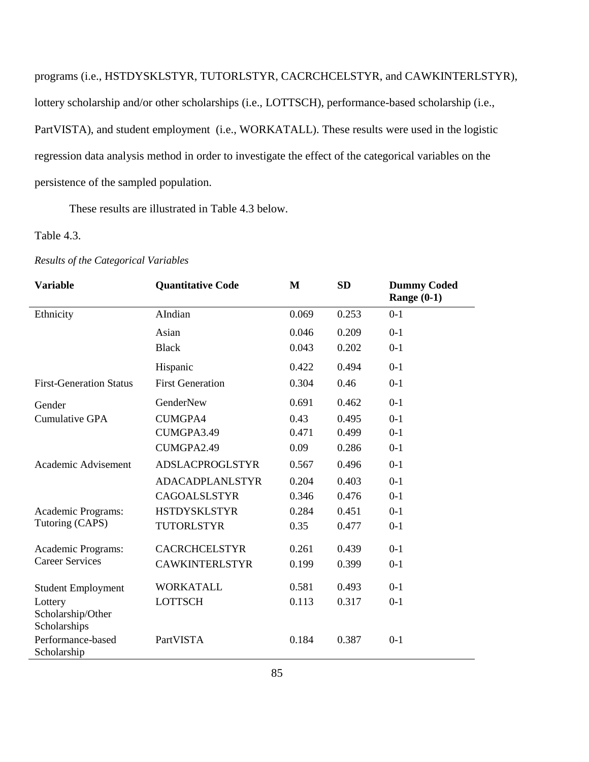programs (i.e., HSTDYSKLSTYR, TUTORLSTYR, CACRCHCELSTYR, and CAWKINTERLSTYR), lottery scholarship and/or other scholarships (i.e., LOTTSCH), performance-based scholarship (i.e., PartVISTA), and student employment (i.e., WORKATALL). These results were used in the logistic regression data analysis method in order to investigate the effect of the categorical variables on the persistence of the sampled population.

These results are illustrated in Table 4.3 below.

Table 4.3.

*Results of the Categorical Variables*

| Variable | Quantitative Code | M | SD | Dummy Coded Range (0-1) |
|---|---|---|---|---|
| Ethnicity | AIndian | 0.069 | 0.253 | 0-1 |
| | Asian | 0.046 | 0.209 | 0-1 |
| | Black | 0.043 | 0.202 | 0-1 |
| | Hispanic | 0.422 | 0.494 | 0-1 |
| First-Generation Status | First Generation | 0.304 | 0.46 | 0-1 |
| Gender | GenderNew | 0.691 | 0.462 | 0-1 |
| Cumulative GPA | CUMGPA4 | 0.43 | 0.495 | 0-1 |
| | CUMGPA3.49 | 0.471 | 0.499 | 0-1 |
| | CUMGPA2.49 | 0.09 | 0.286 | 0-1 |
| Academic Advisement | ADSLACPROGLSTYR | 0.567 | 0.496 | 0-1 |
| | ADACADPLANLSTYR | 0.204 | 0.403 | 0-1 |
| | CAGOALSLSTYR | 0.346 | 0.476 | 0-1 |
| Academic Programs: Tutoring (CAPS) | HSTDYSKLSTYR | 0.284 | 0.451 | 0-1 |
| | TUTORLSTYR | 0.35 | 0.477 | 0-1 |
| Academic Programs: Career Services | CACRCHCELSTYR | 0.261 | 0.439 | 0-1 |
| | CAWKINTERLSTYR | 0.199 | 0.399 | 0-1 |
| Student Employment | WORKATALL | 0.581 | 0.493 | 0-1 |
| Lottery Scholarship/Other Scholarships | LOTTSCH | 0.113 | 0.317 | 0-1 |
| Performance-based Scholarship | PartVISTA | 0.184 | 0.387 | 0-1 |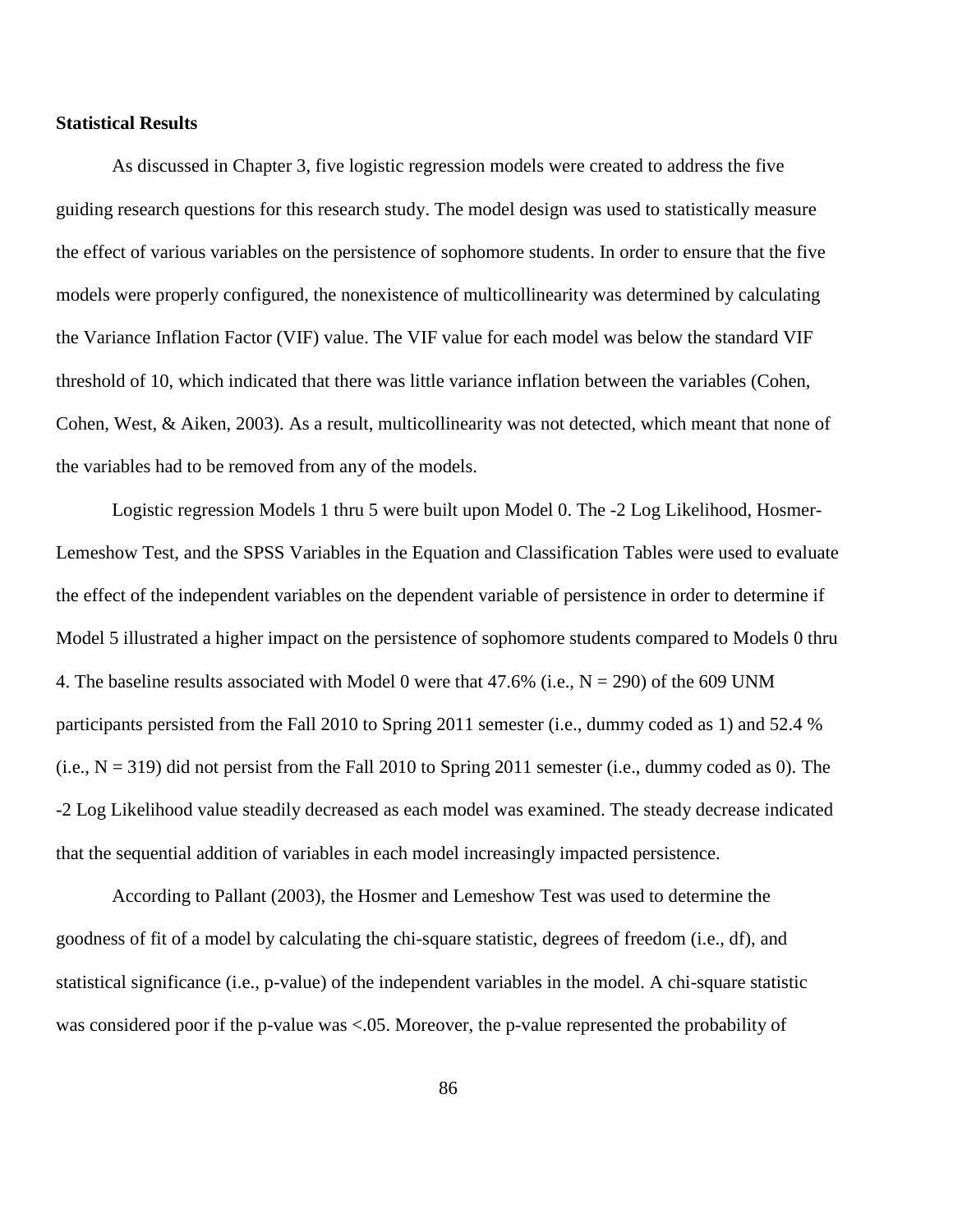**Statistical Results**

As discussed in Chapter 3, five logistic regression models were created to address the five guiding research questions for this research study. The model design was used to statistically measure the effect of various variables on the persistence of sophomore students. In order to ensure that the five models were properly configured, the nonexistence of multicollinearity was determined by calculating the Variance Inflation Factor (VIF) value. The VIF value for each model was below the standard VIF threshold of 10, which indicated that there was little variance inflation between the variables (Cohen, Cohen, West, & Aiken, 2003). As a result, multicollinearity was not detected, which meant that none of the variables had to be removed from any of the models.

Logistic regression Models 1 thru 5 were built upon Model 0. The -2 Log Likelihood, Hosmer-Lemeshow Test, and the SPSS Variables in the Equation and Classification Tables were used to evaluate the effect of the independent variables on the dependent variable of persistence in order to determine if Model 5 illustrated a higher impact on the persistence of sophomore students compared to Models 0 thru 4. The baseline results associated with Model 0 were that 47.6% (i.e., $N = 290$) of the 609 UNM participants persisted from the Fall 2010 to Spring 2011 semester (i.e., dummy coded as 1) and 52.4 % (i.e., $N = 319$) did not persist from the Fall 2010 to Spring 2011 semester (i.e., dummy coded as 0). The -2 Log Likelihood value steadily decreased as each model was examined. The steady decrease indicated that the sequential addition of variables in each model increasingly impacted persistence.

According to Pallant (2003), the Hosmer and Lemeshow Test was used to determine the goodness of fit of a model by calculating the chi-square statistic, degrees of freedom (i.e., df), and statistical significance (i.e., p-value) of the independent variables in the model. A chi-square statistic was considered poor if the p-value was $<.05$. Moreover, the p-value represented the probability of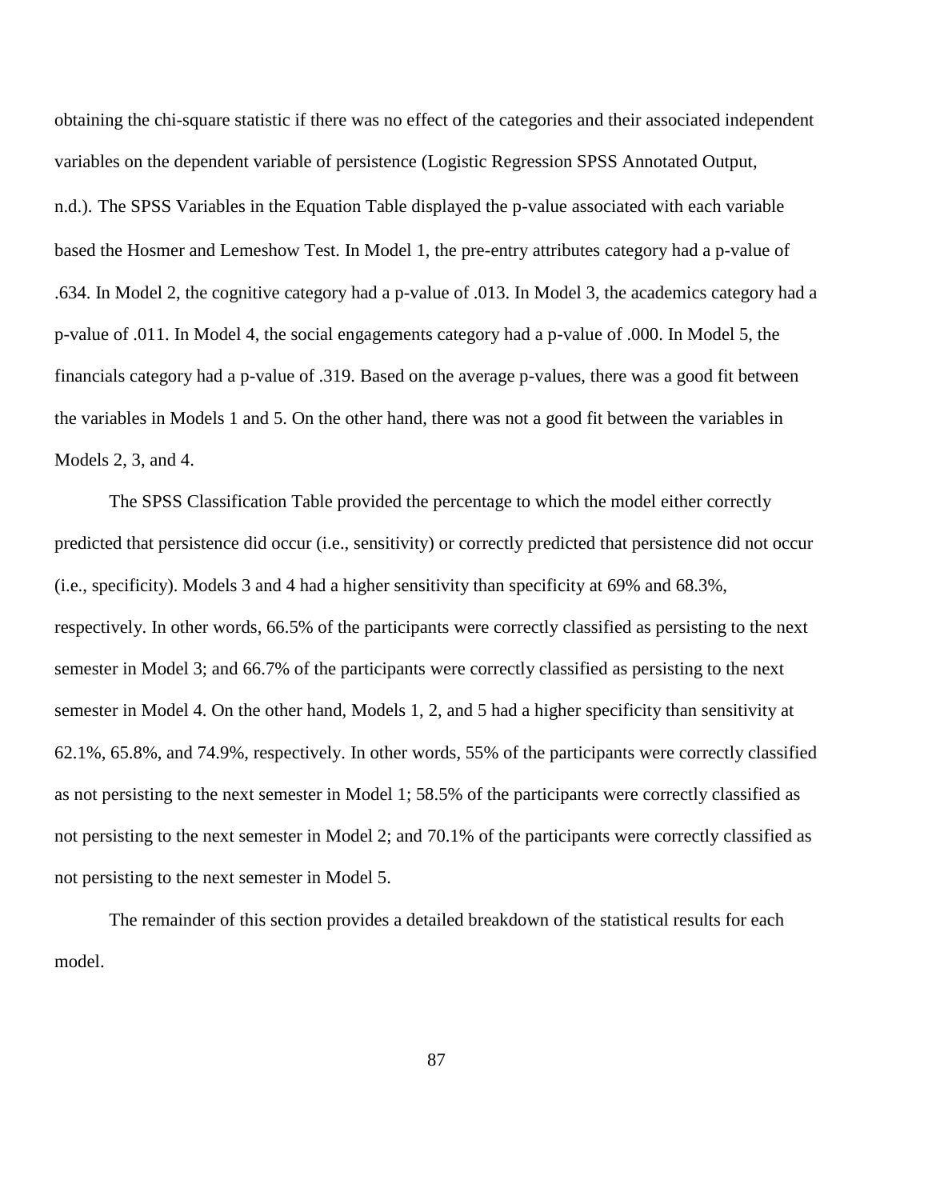obtaining the chi-square statistic if there was no effect of the categories and their associated independent variables on the dependent variable of persistence (Logistic Regression SPSS Annotated Output, n.d.). The SPSS Variables in the Equation Table displayed the p-value associated with each variable based the Hosmer and Lemeshow Test. In Model 1, the pre-entry attributes category had a p-value of .634. In Model 2, the cognitive category had a p-value of .013. In Model 3, the academics category had a p-value of .011. In Model 4, the social engagements category had a p-value of .000. In Model 5, the financials category had a p-value of .319. Based on the average p-values, there was a good fit between the variables in Models 1 and 5. On the other hand, there was not a good fit between the variables in Models 2, 3, and 4.

The SPSS Classification Table provided the percentage to which the model either correctly predicted that persistence did occur (i.e., sensitivity) or correctly predicted that persistence did not occur (i.e., specificity). Models 3 and 4 had a higher sensitivity than specificity at 69% and 68.3%, respectively. In other words, 66.5% of the participants were correctly classified as persisting to the next semester in Model 3; and 66.7% of the participants were correctly classified as persisting to the next semester in Model 4. On the other hand, Models 1, 2, and 5 had a higher specificity than sensitivity at 62.1%, 65.8%, and 74.9%, respectively. In other words, 55% of the participants were correctly classified as not persisting to the next semester in Model 1; 58.5% of the participants were correctly classified as not persisting to the next semester in Model 2; and 70.1% of the participants were correctly classified as not persisting to the next semester in Model 5.

The remainder of this section provides a detailed breakdown of the statistical results for each model.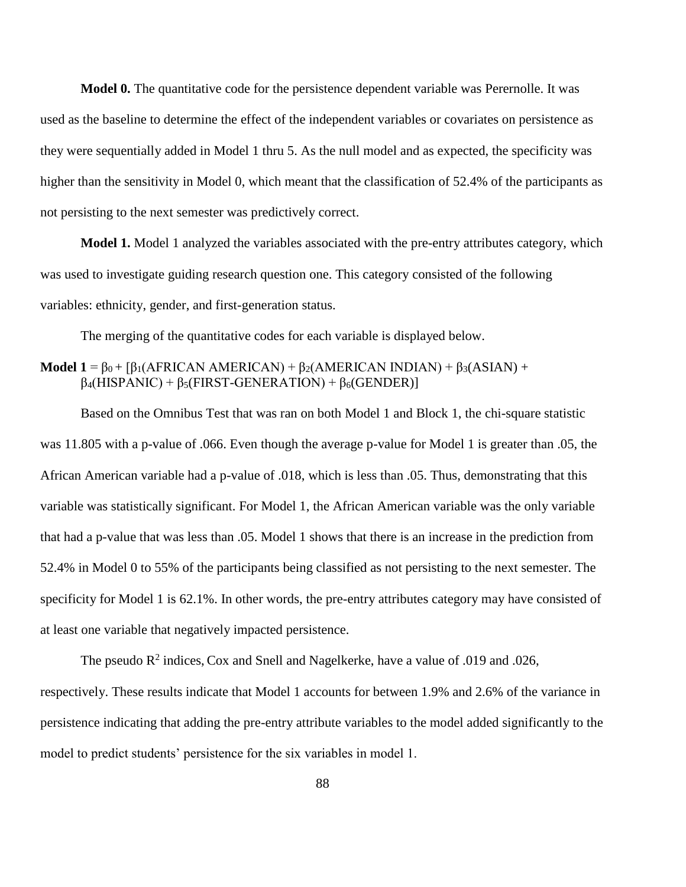**Model 0.** The quantitative code for the persistence dependent variable was Perernolle. It was used as the baseline to determine the effect of the independent variables or covariates on persistence as they were sequentially added in Model 1 thru 5. As the null model and as expected, the specificity was higher than the sensitivity in Model 0, which meant that the classification of 52.4% of the participants as not persisting to the next semester was predictively correct.

**Model 1.** Model 1 analyzed the variables associated with the pre-entry attributes category, which was used to investigate guiding research question one. This category consisted of the following variables: ethnicity, gender, and first-generation status.

The merging of the quantitative codes for each variable is displayed below.

**Model 1** = $\beta_0 + [\beta_1(\text{AFRICAN AMERICAN}) + \beta_2(\text{AMERICAN INDIAN}) + \beta_3(\text{ASIAN}) + \beta_4(\text{HISPANIC}) + \beta_5(\text{FIRST-GENERATION}) + \beta_6(\text{GENDER})]$

Based on the Omnibus Test that was ran on both Model 1 and Block 1, the chi-square statistic was 11.805 with a p-value of .066. Even though the average p-value for Model 1 is greater than .05, the African American variable had a p-value of .018, which is less than .05. Thus, demonstrating that this variable was statistically significant. For Model 1, the African American variable was the only variable that had a p-value that was less than .05. Model 1 shows that there is an increase in the prediction from 52.4% in Model 0 to 55% of the participants being classified as not persisting to the next semester. The specificity for Model 1 is 62.1%. In other words, the pre-entry attributes category may have consisted of at least one variable that negatively impacted persistence.

The pseudo $R^2$ indices, Cox and Snell and Nagelkerke, have a value of .019 and .026, respectively. These results indicate that Model 1 accounts for between 1.9% and 2.6% of the variance in persistence indicating that adding the pre-entry attribute variables to the model added significantly to the model to predict students' persistence for the six variables in model 1.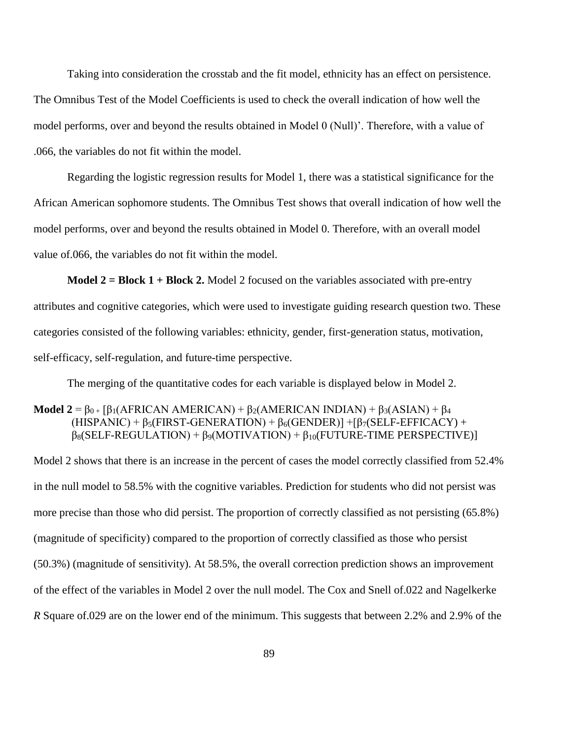Taking into consideration the crosstab and the fit model, ethnicity has an effect on persistence. The Omnibus Test of the Model Coefficients is used to check the overall indication of how well the model performs, over and beyond the results obtained in Model 0 (Null)'. Therefore, with a value of .066, the variables do not fit within the model.

Regarding the logistic regression results for Model 1, there was a statistical significance for the African American sophomore students. The Omnibus Test shows that overall indication of how well the model performs, over and beyond the results obtained in Model 0. Therefore, with an overall model value of.066, the variables do not fit within the model.

**Model 2 = Block 1 + Block 2.** Model 2 focused on the variables associated with pre-entry attributes and cognitive categories, which were used to investigate guiding research question two. These categories consisted of the following variables: ethnicity, gender, first-generation status, motivation, self-efficacy, self-regulation, and future-time perspective.

The merging of the quantitative codes for each variable is displayed below in Model 2.

**Model 2** = $\beta_0 + [\beta_1(\text{AFRICAN AMERICAN}) + \beta_2(\text{AMERICAN INDIAN}) + \beta_3(\text{ASIAN}) + \beta_4(\text{HISPANIC}) + \beta_5(\text{FIRST-GENERATION}) + \beta_6(\text{GENDER})] + [\beta_7(\text{SELF-EFFICACY}) + \beta_8(\text{SELF-REGULATION}) + \beta_9(\text{MOTIVATION}) + \beta_{10}(\text{FUTURE-TIME PERSPECTIVE})]$

Model 2 shows that there is an increase in the percent of cases the model correctly classified from 52.4% in the null model to 58.5% with the cognitive variables. Prediction for students who did not persist was more precise than those who did persist. The proportion of correctly classified as not persisting (65.8%) (magnitude of specificity) compared to the proportion of correctly classified as those who persist (50.3%) (magnitude of sensitivity). At 58.5%, the overall correction prediction shows an improvement of the effect of the variables in Model 2 over the null model. The Cox and Snell of.022 and Nagelkerke *R* Square of.029 are on the lower end of the minimum. This suggests that between 2.2% and 2.9% of the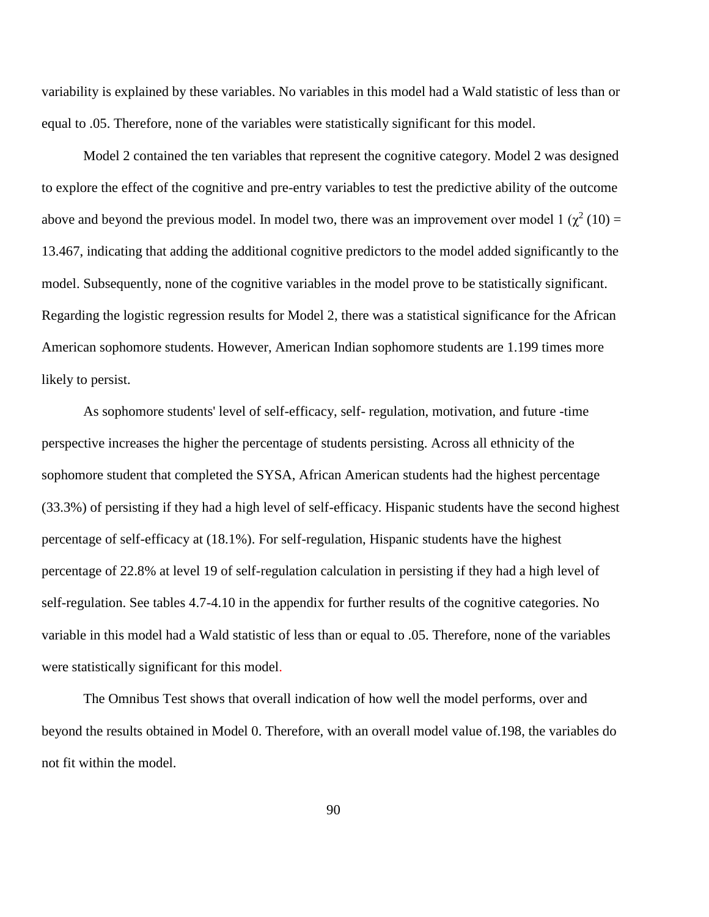variability is explained by these variables. No variables in this model had a Wald statistic of less than or equal to .05. Therefore, none of the variables were statistically significant for this model.

Model 2 contained the ten variables that represent the cognitive category. Model 2 was designed to explore the effect of the cognitive and pre-entry variables to test the predictive ability of the outcome above and beyond the previous model. In model two, there was an improvement over model 1 ($\chi^2$ (10) = 13.467, indicating that adding the additional cognitive predictors to the model added significantly to the model. Subsequently, none of the cognitive variables in the model prove to be statistically significant. Regarding the logistic regression results for Model 2, there was a statistical significance for the African American sophomore students. However, American Indian sophomore students are 1.199 times more likely to persist.

As sophomore students' level of self-efficacy, self- regulation, motivation, and future -time perspective increases the higher the percentage of students persisting. Across all ethnicity of the sophomore student that completed the SYSA, African American students had the highest percentage (33.3%) of persisting if they had a high level of self-efficacy. Hispanic students have the second highest percentage of self-efficacy at (18.1%). For self-regulation, Hispanic students have the highest percentage of 22.8% at level 19 of self-regulation calculation in persisting if they had a high level of self-regulation. See tables 4.7-4.10 in the appendix for further results of the cognitive categories. No variable in this model had a Wald statistic of less than or equal to .05. Therefore, none of the variables were statistically significant for this model.

The Omnibus Test shows that overall indication of how well the model performs, over and beyond the results obtained in Model 0. Therefore, with an overall model value of.198, the variables do not fit within the model.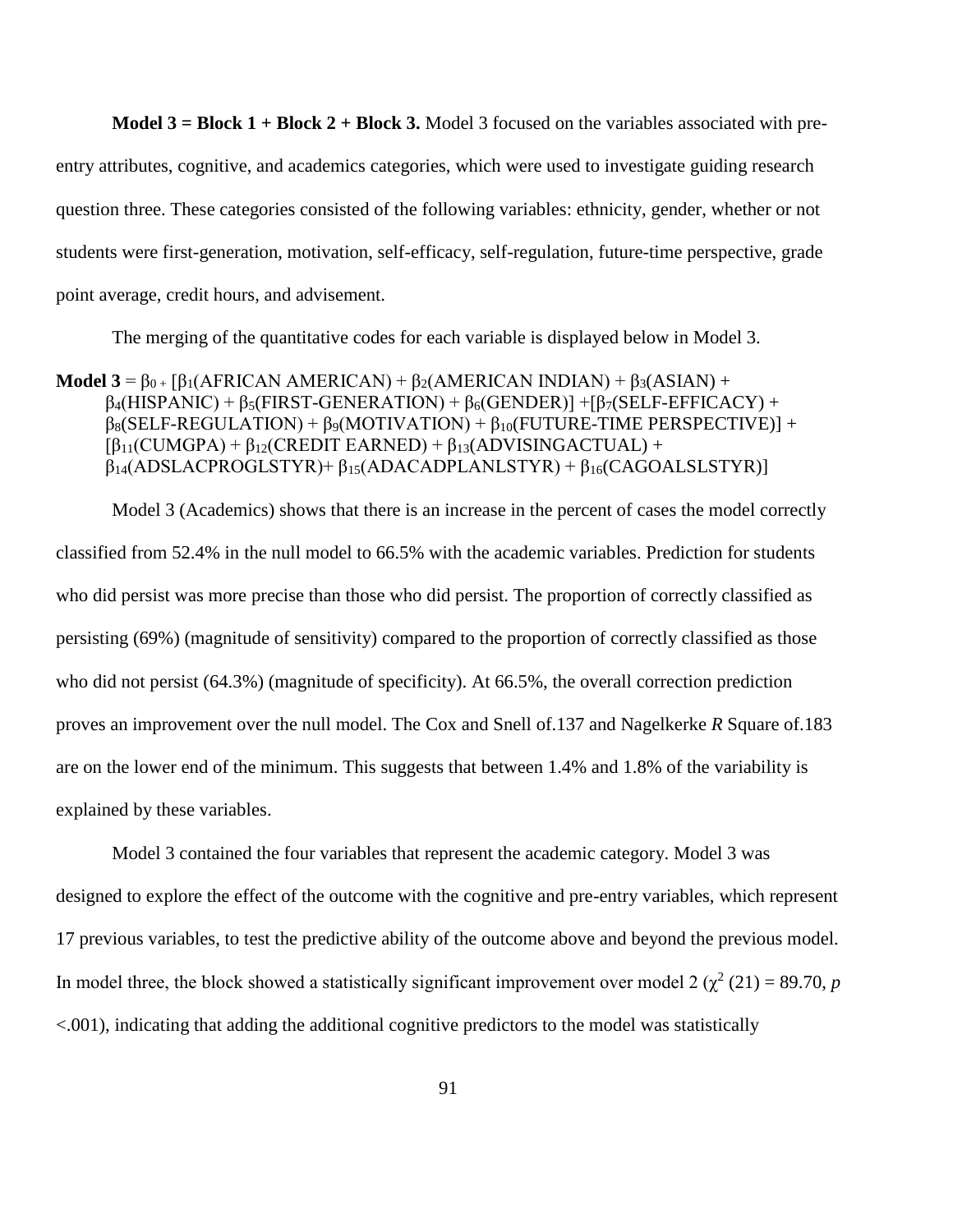**Model 3 = Block 1 + Block 2 + Block 3.** Model 3 focused on the variables associated with pre-entry attributes, cognitive, and academics categories, which were used to investigate guiding research question three. These categories consisted of the following variables: ethnicity, gender, whether or not students were first-generation, motivation, self-efficacy, self-regulation, future-time perspective, grade point average, credit hours, and advisement.

The merging of the quantitative codes for each variable is displayed below in Model 3.

**Model 3** = $\beta_0$ + [$\beta_1$(AFRICAN AMERICAN) + $\beta_2$(AMERICAN INDIAN) + $\beta_3$(ASIAN) + $\beta_4$(HISPANIC) + $\beta_5$(FIRST-GENERATION) + $\beta_6$(GENDER)] +[$\beta_7$(SELF-EFFICACY) + $\beta_8$(SELF-REGULATION) + $\beta_9$(MOTIVATION) + $\beta_{10}$(FUTURE-TIME PERSPECTIVE)] + [$\beta_{11}$(CUMGPA) + $\beta_{12}$(CREDIT EARNED) + $\beta_{13}$(ADVISINGACTUAL) + $\beta_{14}$(ADSLACPROGLSTYR)+ $\beta_{15}$(ADACADPLANLSTYR) + $\beta_{16}$(CAGOALSLSTYR)]

Model 3 (Academics) shows that there is an increase in the percent of cases the model correctly classified from 52.4% in the null model to 66.5% with the academic variables. Prediction for students who did persist was more precise than those who did persist. The proportion of correctly classified as persisting (69%) (magnitude of sensitivity) compared to the proportion of correctly classified as those who did not persist (64.3%) (magnitude of specificity). At 66.5%, the overall correction prediction proves an improvement over the null model. The Cox and Snell of.137 and Nagelkerke *R* Square of.183 are on the lower end of the minimum. This suggests that between 1.4% and 1.8% of the variability is explained by these variables.

Model 3 contained the four variables that represent the academic category. Model 3 was designed to explore the effect of the outcome with the cognitive and pre-entry variables, which represent 17 previous variables, to test the predictive ability of the outcome above and beyond the previous model. In model three, the block showed a statistically significant improvement over model 2 ($\chi^2$ (21) = 89.70, $p$ <.001), indicating that adding the additional cognitive predictors to the model was statistically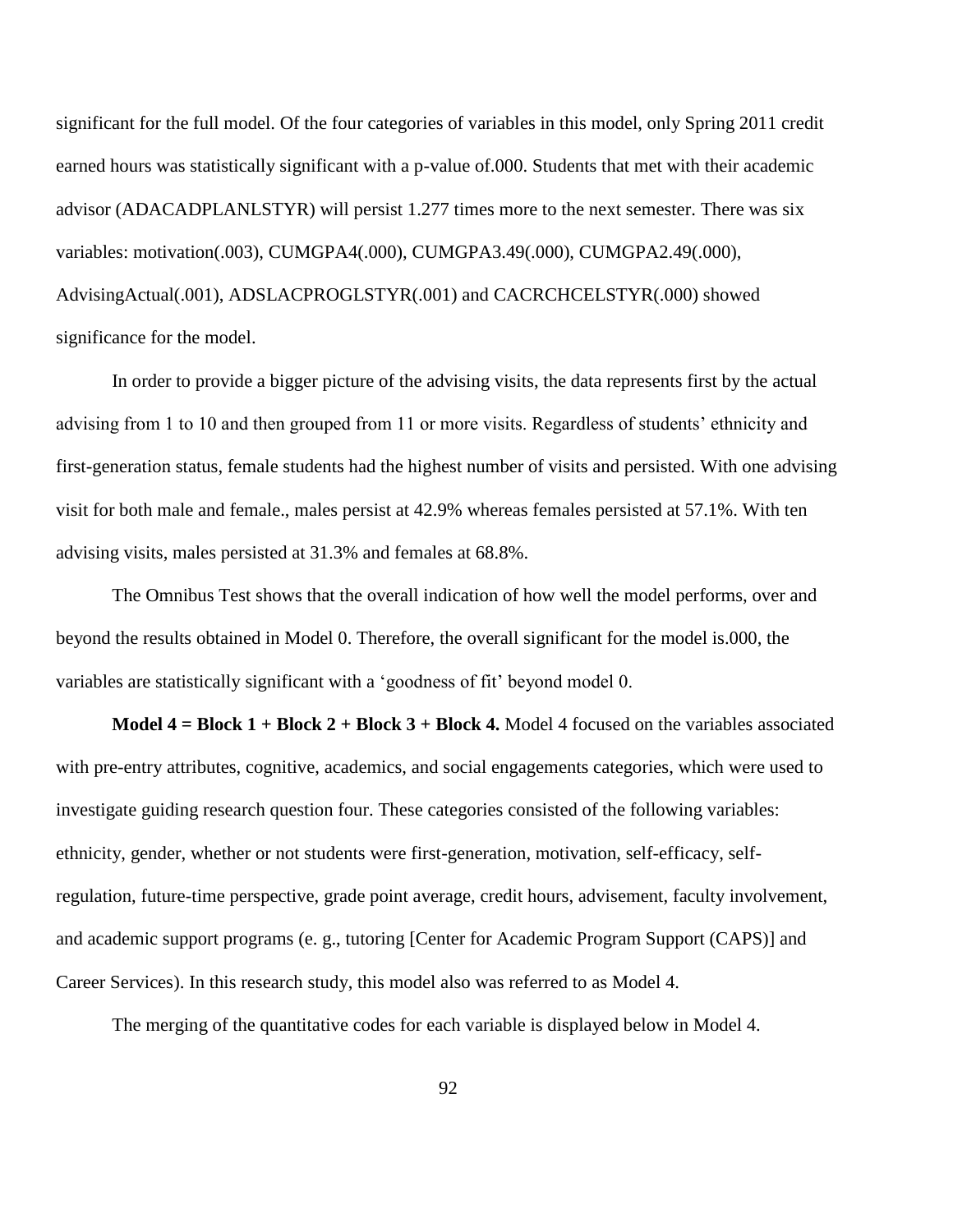significant for the full model. Of the four categories of variables in this model, only Spring 2011 credit earned hours was statistically significant with a p-value of.000. Students that met with their academic advisor (ADACADPLANLSTYR) will persist 1.277 times more to the next semester. There was six variables: motivation(.003), CUMGPA4(.000), CUMGPA3.49(.000), CUMGPA2.49(.000), AdvisingActual(.001), ADSLACPROGLSTYR(.001) and CACRCHCELSTYR(.000) showed significance for the model.

In order to provide a bigger picture of the advising visits, the data represents first by the actual advising from 1 to 10 and then grouped from 11 or more visits. Regardless of students' ethnicity and first-generation status, female students had the highest number of visits and persisted. With one advising visit for both male and female., males persist at 42.9% whereas females persisted at 57.1%. With ten advising visits, males persisted at 31.3% and females at 68.8%.

The Omnibus Test shows that the overall indication of how well the model performs, over and beyond the results obtained in Model 0. Therefore, the overall significant for the model is.000, the variables are statistically significant with a 'goodness of fit' beyond model 0.

**Model 4 = Block 1 + Block 2 + Block 3 + Block 4.** Model 4 focused on the variables associated with pre-entry attributes, cognitive, academics, and social engagements categories, which were used to investigate guiding research question four. These categories consisted of the following variables: ethnicity, gender, whether or not students were first-generation, motivation, self-efficacy, self-regulation, future-time perspective, grade point average, credit hours, advisement, faculty involvement, and academic support programs (e. g., tutoring [Center for Academic Program Support (CAPS)] and Career Services). In this research study, this model also was referred to as Model 4.

The merging of the quantitative codes for each variable is displayed below in Model 4.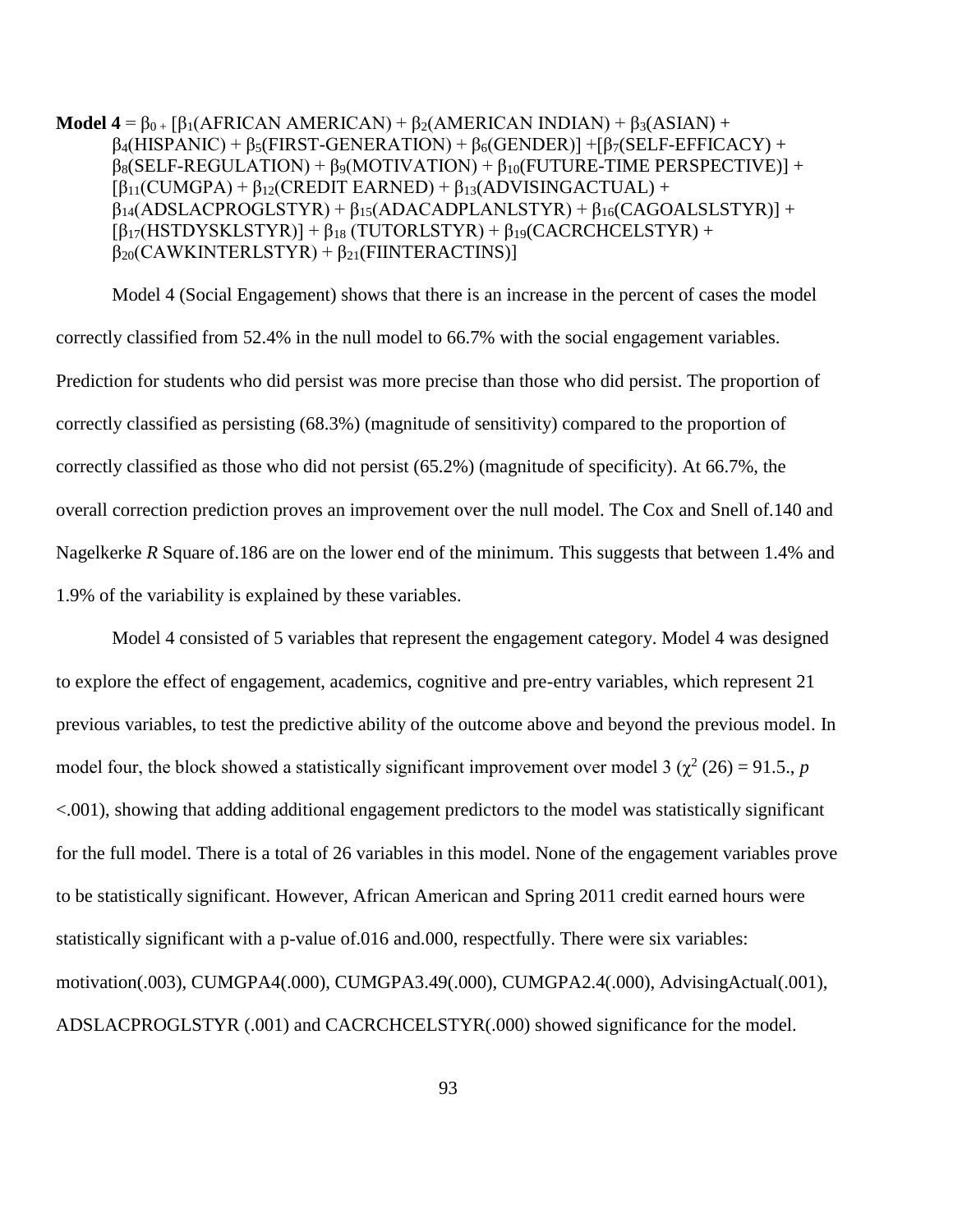**Model 4** = $\beta_0$ + [$\beta_1$(AFRICAN AMERICAN) + $\beta_2$(AMERICAN INDIAN) + $\beta_3$(ASIAN) + $\beta_4$(HISPANIC) + $\beta_5$(FIRST-GENERATION) + $\beta_6$(GENDER)] +[$\beta_7$(SELF-EFFICACY) + $\beta_8$(SELF-REGULATION) + $\beta_9$(MOTIVATION) + $\beta_{10}$(FUTURE-TIME PERSPECTIVE)] + [$\beta_{11}$(CUMGPA) + $\beta_{12}$(CREDIT EARNED) + $\beta_{13}$(ADVISINGACTUAL) + $\beta_{14}$(ADSLACPROGLSTYR) + $\beta_{15}$(ADACADPLANLSTYR) + $\beta_{16}$(CAGOALSLSTYR)] + [$\beta_{17}$(HSTDYSKLSTYR)] + $\beta_{18}$ (TUTORLSTYR) + $\beta_{19}$(CACRCHCELSTYR) + $\beta_{20}$(CAWKINTERLSTYR) + $\beta_{21}$(FIINTERACTINS)]

Model 4 (Social Engagement) shows that there is an increase in the percent of cases the model correctly classified from 52.4% in the null model to 66.7% with the social engagement variables. Prediction for students who did persist was more precise than those who did persist. The proportion of correctly classified as persisting (68.3%) (magnitude of sensitivity) compared to the proportion of correctly classified as those who did not persist (65.2%) (magnitude of specificity). At 66.7%, the overall correction prediction proves an improvement over the null model. The Cox and Snell of.140 and Nagelkerke *R* Square of.186 are on the lower end of the minimum. This suggests that between 1.4% and 1.9% of the variability is explained by these variables.

Model 4 consisted of 5 variables that represent the engagement category. Model 4 was designed to explore the effect of engagement, academics, cognitive and pre-entry variables, which represent 21 previous variables, to test the predictive ability of the outcome above and beyond the previous model. In model four, the block showed a statistically significant improvement over model 3 ($\chi^2$ (26) = 91.5., $p$ <.001), showing that adding additional engagement predictors to the model was statistically significant for the full model. There is a total of 26 variables in this model. None of the engagement variables prove to be statistically significant. However, African American and Spring 2011 credit earned hours were statistically significant with a p-value of.016 and.000, respectfully. There were six variables: motivation(.003), CUMGPA4(.000), CUMGPA3.49(.000), CUMGPA2.4(.000), AdvisingActual(.001), ADSLACPROGLSTYR (.001) and CACRCHCELSTYR(.000) showed significance for the model.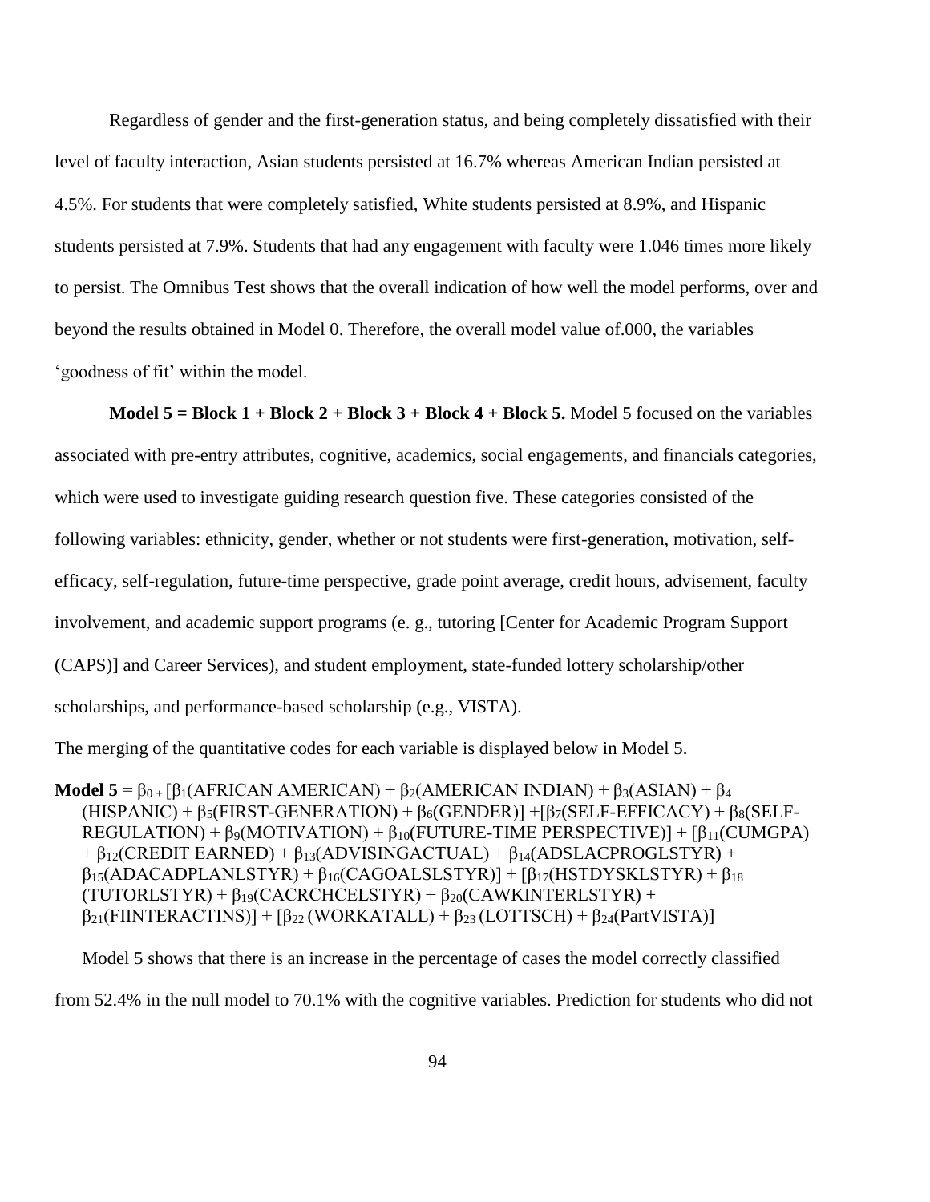Regardless of gender and the first-generation status, and being completely dissatisfied with their level of faculty interaction, Asian students persisted at 16.7% whereas American Indian persisted at 4.5%. For students that were completely satisfied, White students persisted at 8.9%, and Hispanic students persisted at 7.9%. Students that had any engagement with faculty were 1.046 times more likely to persist. The Omnibus Test shows that the overall indication of how well the model performs, over and beyond the results obtained in Model 0. Therefore, the overall model value of.000, the variables 'goodness of fit' within the model.

**Model 5 = Block 1 + Block 2 + Block 3 + Block 4 + Block 5.** Model 5 focused on the variables associated with pre-entry attributes, cognitive, academics, social engagements, and financials categories, which were used to investigate guiding research question five. These categories consisted of the following variables: ethnicity, gender, whether or not students were first-generation, motivation, self-efficacy, self-regulation, future-time perspective, grade point average, credit hours, advisement, faculty involvement, and academic support programs (e. g., tutoring [Center for Academic Program Support (CAPS)] and Career Services), and student employment, state-funded lottery scholarship/other scholarships, and performance-based scholarship (e.g., VISTA).

The merging of the quantitative codes for each variable is displayed below in Model 5.

**Model 5** = $\beta_0 + [\beta_1(\text{AFRICAN AMERICAN}) + \beta_2(\text{AMERICAN INDIAN}) + \beta_3(\text{ASIAN}) + \beta_4(\text{HISPANIC}) + \beta_5(\text{FIRST-GENERATION}) + \beta_6(\text{GENDER})] + [\beta_7(\text{SELF-EFFICACY}) + \beta_8(\text{SELF-REGULATION}) + \beta_9(\text{MOTIVATION}) + \beta_{10}(\text{FUTURE-TIME PERSPECTIVE})] + [\beta_{11}(\text{CUMGPA}) + \beta_{12}(\text{CREDIT EARNED}) + \beta_{13}(\text{ADVISINGACTUAL}) + \beta_{14}(\text{ADSLACPROGLSTYR}) + \beta_{15}(\text{ADACADPLANLSTYR}) + \beta_{16}(\text{CAGOALSLSTYR})] + [\beta_{17}(\text{HSTDYSKLSTYR}) + \beta_{18}(\text{TUTORLSTYR}) + \beta_{19}(\text{CACRCHCELSTYR}) + \beta_{20}(\text{CAWKINTERLSTYR}) + \beta_{21}(\text{FIINTERACTINS})] + [\beta_{22}(\text{WORKATALL}) + \beta_{23}(\text{LOTTSCH}) + \beta_{24}(\text{PartVISTA})]$

Model 5 shows that there is an increase in the percentage of cases the model correctly classified from 52.4% in the null model to 70.1% with the cognitive variables. Prediction for students who did not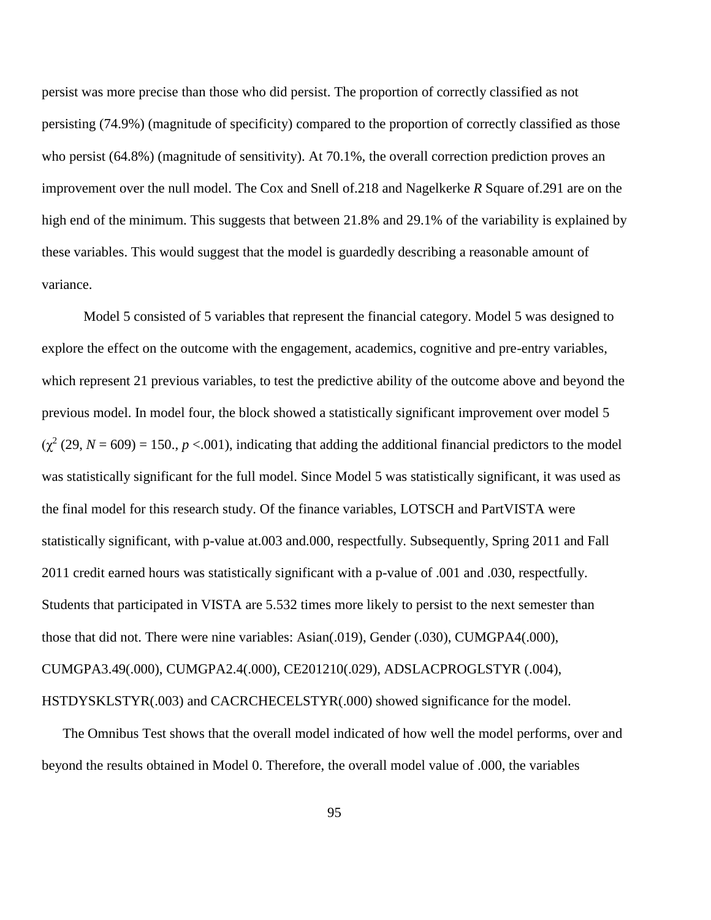persist was more precise than those who did persist. The proportion of correctly classified as not persisting (74.9%) (magnitude of specificity) compared to the proportion of correctly classified as those who persist (64.8%) (magnitude of sensitivity). At 70.1%, the overall correction prediction proves an improvement over the null model. The Cox and Snell of.218 and Nagelkerke *R* Square of.291 are on the high end of the minimum. This suggests that between 21.8% and 29.1% of the variability is explained by these variables. This would suggest that the model is guardedly describing a reasonable amount of variance.

Model 5 consisted of 5 variables that represent the financial category. Model 5 was designed to explore the effect on the outcome with the engagement, academics, cognitive and pre-entry variables, which represent 21 previous variables, to test the predictive ability of the outcome above and beyond the previous model. In model four, the block showed a statistically significant improvement over model 5 ($\chi^2$ (29, $N$ = 609) = 150., $p$ <.001), indicating that adding the additional financial predictors to the model was statistically significant for the full model. Since Model 5 was statistically significant, it was used as the final model for this research study. Of the finance variables, LOTSCH and PartVISTA were statistically significant, with p-value at.003 and.000, respectfully. Subsequently, Spring 2011 and Fall 2011 credit earned hours was statistically significant with a p-value of .001 and .030, respectfully. Students that participated in VISTA are 5.532 times more likely to persist to the next semester than those that did not. There were nine variables: Asian(.019), Gender (.030), CUMGPA4(.000), CUMGPA3.49(.000), CUMGPA2.4(.000), CE201210(.029), ADSLACPROGLSTYR (.004), HSTDYSKLSTYR(.003) and CACRCHECELSTYR(.000) showed significance for the model.

The Omnibus Test shows that the overall model indicated of how well the model performs, over and beyond the results obtained in Model 0. Therefore, the overall model value of .000, the variables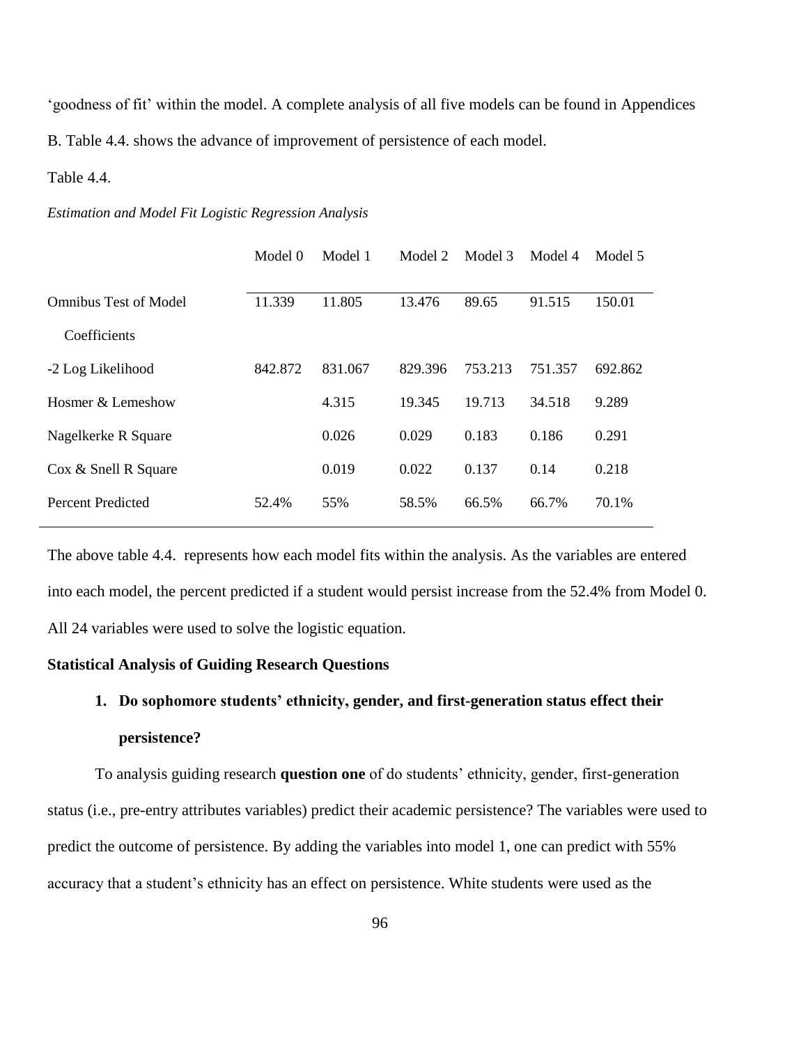'goodness of fit' within the model. A complete analysis of all five models can be found in Appendices B. Table 4.4. shows the advance of improvement of persistence of each model.

Table 4.4.

*Estimation and Model Fit Logistic Regression Analysis*

| | Model 0 | Model 1 | Model 2 | Model 3 | Model 4 | Model 5 |
|---|---|---|---|---|---|---|
| Omnibus Test of Model Coefficients | 11.339 | 11.805 | 13.476 | 89.65 | 91.515 | 150.01 |
| -2 Log Likelihood | 842.872 | 831.067 | 829.396 | 753.213 | 751.357 | 692.862 |
| Hosmer & Lemeshow | | 4.315 | 19.345 | 19.713 | 34.518 | 9.289 |
| Nagelkerke R Square | | 0.026 | 0.029 | 0.183 | 0.186 | 0.291 |
| Cox & Snell R Square | | 0.019 | 0.022 | 0.137 | 0.14 | 0.218 |
| Percent Predicted | 52.4% | 55% | 58.5% | 66.5% | 66.7% | 70.1% |

The above table 4.4. represents how each model fits within the analysis. As the variables are entered into each model, the percent predicted if a student would persist increase from the 52.4% from Model 0. All 24 variables were used to solve the logistic equation.

**Statistical Analysis of Guiding Research Questions**

1. **Do sophomore students' ethnicity, gender, and first-generation status effect their persistence?**

To analysis guiding research **question one** of do students' ethnicity, gender, first-generation status (i.e., pre-entry attributes variables) predict their academic persistence? The variables were used to predict the outcome of persistence. By adding the variables into model 1, one can predict with 55% accuracy that a student's ethnicity has an effect on persistence. White students were used as the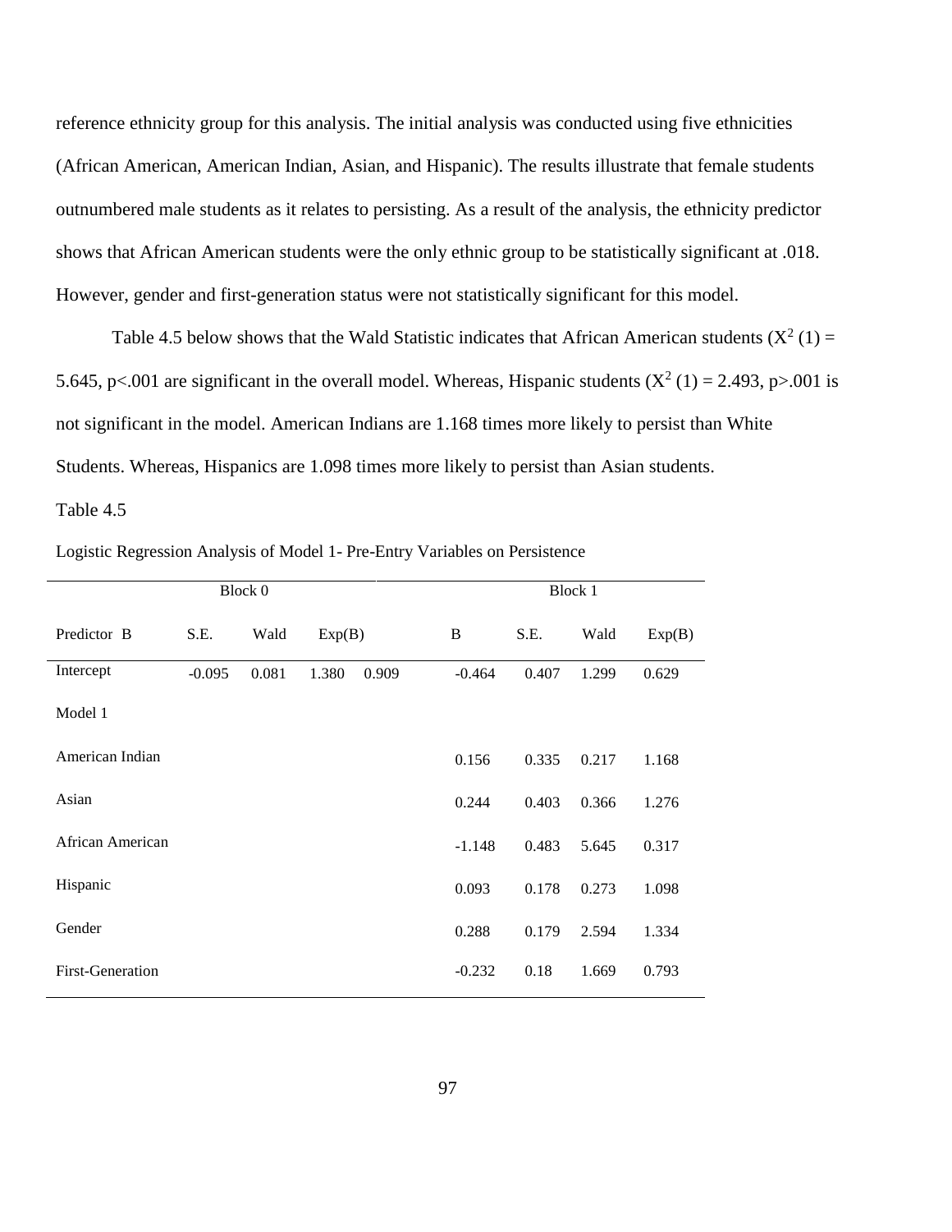reference ethnicity group for this analysis. The initial analysis was conducted using five ethnicities (African American, American Indian, Asian, and Hispanic). The results illustrate that female students outnumbered male students as it relates to persisting. As a result of the analysis, the ethnicity predictor shows that African American students were the only ethnic group to be statistically significant at .018. However, gender and first-generation status were not statistically significant for this model.

Table 4.5 below shows that the Wald Statistic indicates that African American students ($X^2$ (1) = 5.645, p<.001 are significant in the overall model. Whereas, Hispanic students ($X^2$ (1) = 2.493, p>.001 is not significant in the model. American Indians are 1.168 times more likely to persist than White Students. Whereas, Hispanics are 1.098 times more likely to persist than Asian students.

Table 4.5

Logistic Regression Analysis of Model 1- Pre-Entry Variables on Persistence

| | Block 0 | | | | Block 1 | | | |
|---|---|---|---|---|---|---|---|---|
| Predictor B | S.E. | Wald | Exp(B) | | B | S.E. | Wald | Exp(B) |
| Intercept | -0.095 | 0.081 | 1.380 | 0.909 | -0.464 | 0.407 | 1.299 | 0.629 |
| Model 1 | | | | | | | | |
| American Indian | | | | | 0.156 | 0.335 | 0.217 | 1.168 |
| Asian | | | | | 0.244 | 0.403 | 0.366 | 1.276 |
| African American | | | | | -1.148 | 0.483 | 5.645 | 0.317 |
| Hispanic | | | | | 0.093 | 0.178 | 0.273 | 1.098 |
| Gender | | | | | 0.288 | 0.179 | 2.594 | 1.334 |
| First-Generation | | | | | -0.232 | 0.18 | 1.669 | 0.793 |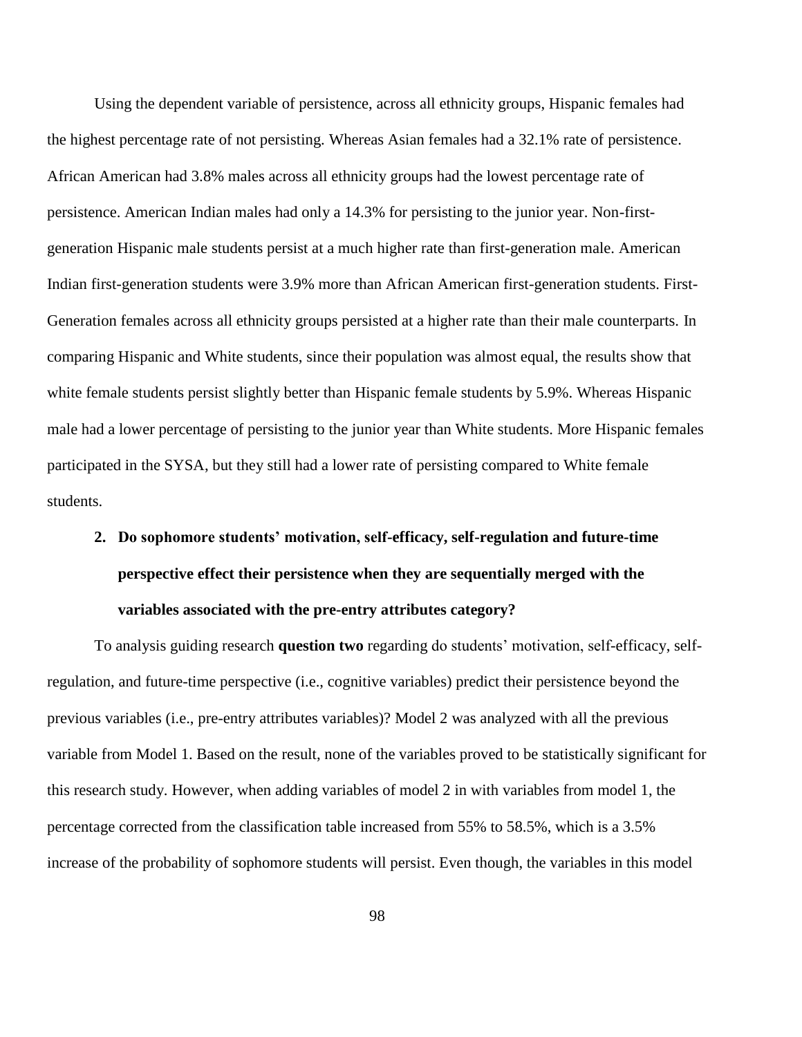Using the dependent variable of persistence, across all ethnicity groups, Hispanic females had the highest percentage rate of not persisting. Whereas Asian females had a 32.1% rate of persistence. African American had 3.8% males across all ethnicity groups had the lowest percentage rate of persistence. American Indian males had only a 14.3% for persisting to the junior year. Non-first-generation Hispanic male students persist at a much higher rate than first-generation male. American Indian first-generation students were 3.9% more than African American first-generation students. First-Generation females across all ethnicity groups persisted at a higher rate than their male counterparts. In comparing Hispanic and White students, since their population was almost equal, the results show that white female students persist slightly better than Hispanic female students by 5.9%. Whereas Hispanic male had a lower percentage of persisting to the junior year than White students. More Hispanic females participated in the SYSA, but they still had a lower rate of persisting compared to White female students.

2. **Do sophomore students' motivation, self-efficacy, self-regulation and future-time perspective effect their persistence when they are sequentially merged with the variables associated with the pre-entry attributes category?**

To analysis guiding research **question two** regarding do students' motivation, self-efficacy, self-regulation, and future-time perspective (i.e., cognitive variables) predict their persistence beyond the previous variables (i.e., pre-entry attributes variables)? Model 2 was analyzed with all the previous variable from Model 1. Based on the result, none of the variables proved to be statistically significant for this research study. However, when adding variables of model 2 in with variables from model 1, the percentage corrected from the classification table increased from 55% to 58.5%, which is a 3.5% increase of the probability of sophomore students will persist. Even though, the variables in this model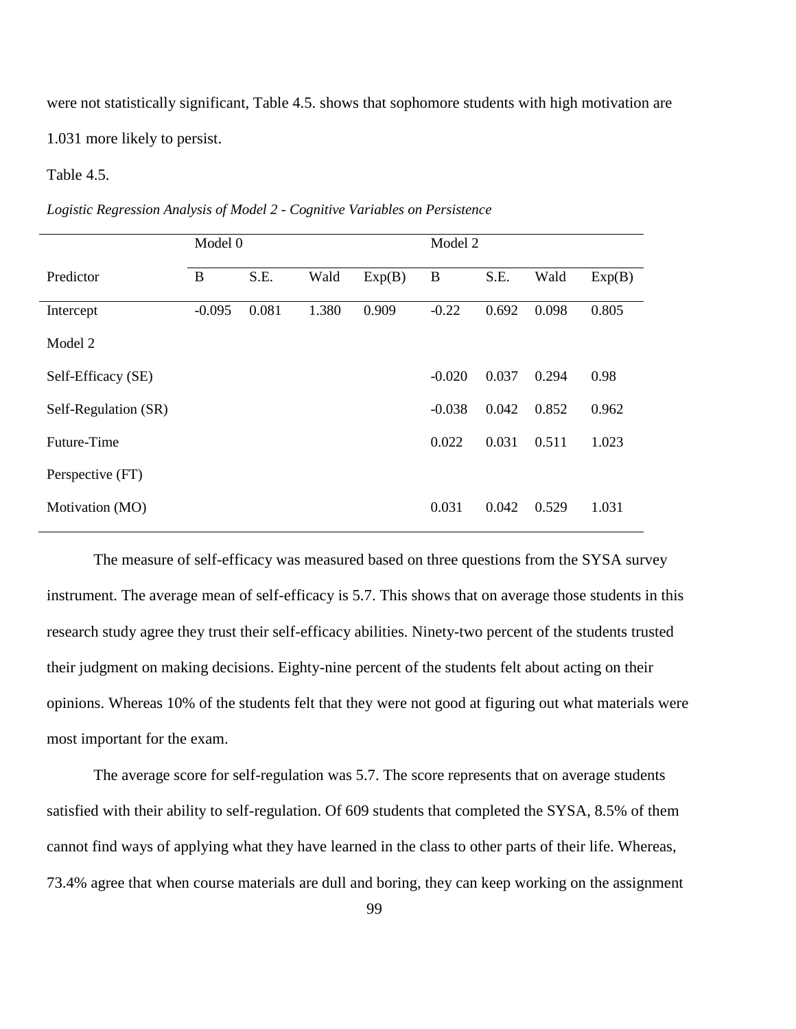were not statistically significant, Table 4.5. shows that sophomore students with high motivation are 1.031 more likely to persist.

Table 4.5.

*Logistic Regression Analysis of Model 2 - Cognitive Variables on Persistence*

| | Model 0 | | | | Model 2 | | | |
|---|---|---|---|---|---|---|---|---|
| Predictor | B | S.E. | Wald | Exp(B) | B | S.E. | Wald | Exp(B) |
| Intercept | -0.095 | 0.081 | 1.380 | 0.909 | -0.22 | 0.692 | 0.098 | 0.805 |
| Model 2 | | | | | | | | |
| Self-Efficacy (SE) | | | | | -0.020 | 0.037 | 0.294 | 0.98 |
| Self-Regulation (SR) | | | | | -0.038 | 0.042 | 0.852 | 0.962 |
| Future-Time Perspective (FT) | | | | | 0.022 | 0.031 | 0.511 | 1.023 |
| Motivation (MO) | | | | | 0.031 | 0.042 | 0.529 | 1.031 |

The measure of self-efficacy was measured based on three questions from the SYSA survey instrument. The average mean of self-efficacy is 5.7. This shows that on average those students in this research study agree they trust their self-efficacy abilities. Ninety-two percent of the students trusted their judgment on making decisions. Eighty-nine percent of the students felt about acting on their opinions. Whereas 10% of the students felt that they were not good at figuring out what materials were most important for the exam.

The average score for self-regulation was 5.7. The score represents that on average students satisfied with their ability to self-regulation. Of 609 students that completed the SYSA, 8.5% of them cannot find ways of applying what they have learned in the class to other parts of their life. Whereas, 73.4% agree that when course materials are dull and boring, they can keep working on the assignment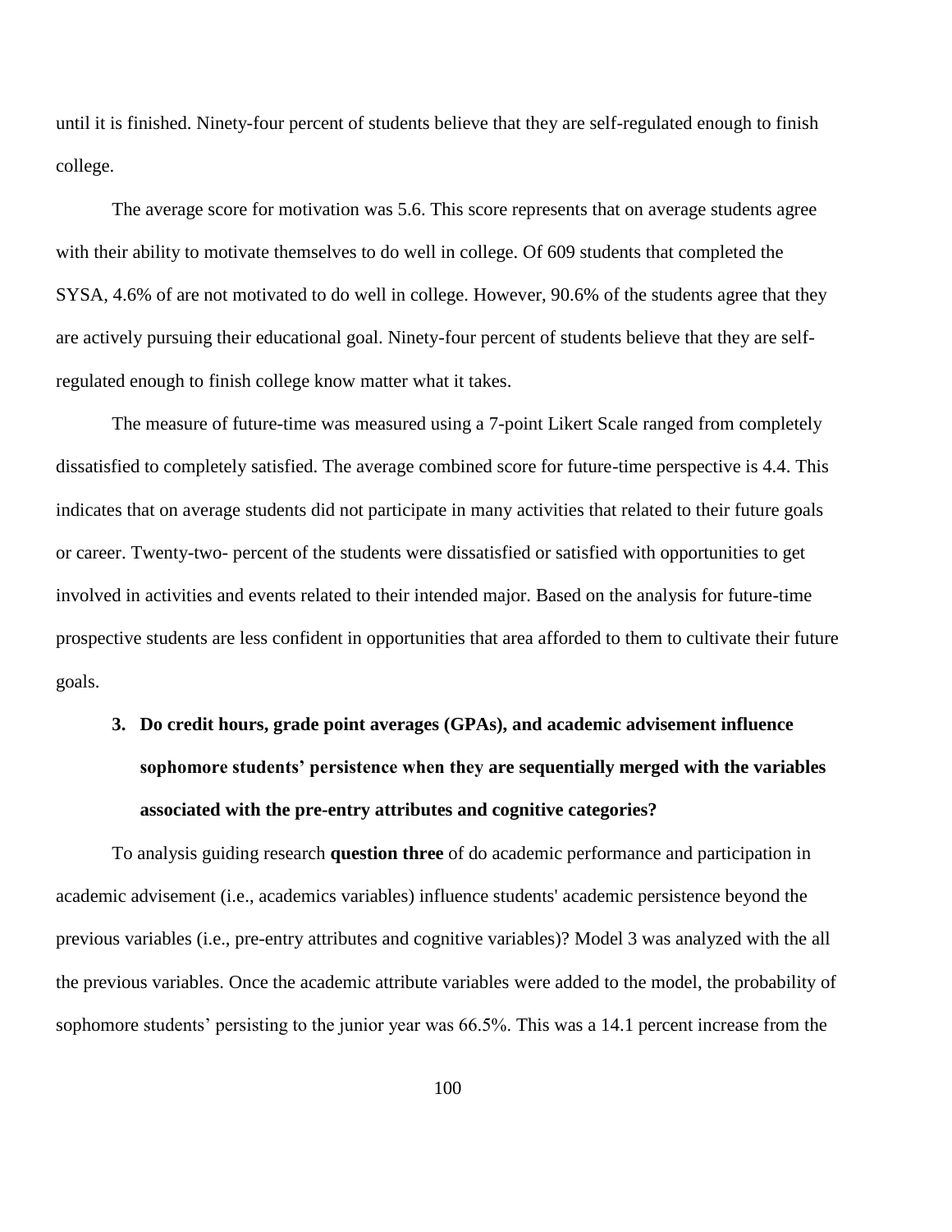until it is finished. Ninety-four percent of students believe that they are self-regulated enough to finish college.

The average score for motivation was 5.6. This score represents that on average students agree with their ability to motivate themselves to do well in college. Of 609 students that completed the SYSA, 4.6% of are not motivated to do well in college. However, 90.6% of the students agree that they are actively pursuing their educational goal. Ninety-four percent of students believe that they are self-regulated enough to finish college know matter what it takes.

The measure of future-time was measured using a 7-point Likert Scale ranged from completely dissatisfied to completely satisfied. The average combined score for future-time perspective is 4.4. This indicates that on average students did not participate in many activities that related to their future goals or career. Twenty-two- percent of the students were dissatisfied or satisfied with opportunities to get involved in activities and events related to their intended major. Based on the analysis for future-time prospective students are less confident in opportunities that area afforded to them to cultivate their future goals.

3. **Do credit hours, grade point averages (GPAs), and academic advisement influence sophomore students' persistence when they are sequentially merged with the variables associated with the pre-entry attributes and cognitive categories?**

To analysis guiding research **question three** of do academic performance and participation in academic advisement (i.e., academics variables) influence students' academic persistence beyond the previous variables (i.e., pre-entry attributes and cognitive variables)? Model 3 was analyzed with the all the previous variables. Once the academic attribute variables were added to the model, the probability of sophomore students' persisting to the junior year was 66.5%. This was a 14.1 percent increase from the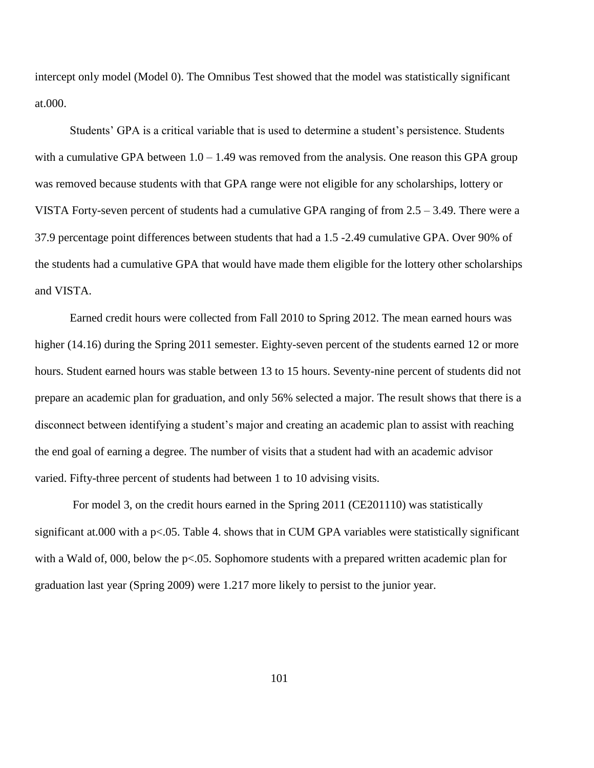intercept only model (Model 0). The Omnibus Test showed that the model was statistically significant at.000.

Students' GPA is a critical variable that is used to determine a student's persistence. Students with a cumulative GPA between 1.0 – 1.49 was removed from the analysis. One reason this GPA group was removed because students with that GPA range were not eligible for any scholarships, lottery or VISTA Forty-seven percent of students had a cumulative GPA ranging of from 2.5 – 3.49. There were a 37.9 percentage point differences between students that had a 1.5 -2.49 cumulative GPA. Over 90% of the students had a cumulative GPA that would have made them eligible for the lottery other scholarships and VISTA.

Earned credit hours were collected from Fall 2010 to Spring 2012. The mean earned hours was higher (14.16) during the Spring 2011 semester. Eighty-seven percent of the students earned 12 or more hours. Student earned hours was stable between 13 to 15 hours. Seventy-nine percent of students did not prepare an academic plan for graduation, and only 56% selected a major. The result shows that there is a disconnect between identifying a student's major and creating an academic plan to assist with reaching the end goal of earning a degree. The number of visits that a student had with an academic advisor varied. Fifty-three percent of students had between 1 to 10 advising visits.

For model 3, on the credit hours earned in the Spring 2011 (CE201110) was statistically significant at.000 with a $p<.05$. Table 4. shows that in CUM GPA variables were statistically significant with a Wald of, 000, below the $p<.05$. Sophomore students with a prepared written academic plan for graduation last year (Spring 2009) were 1.217 more likely to persist to the junior year.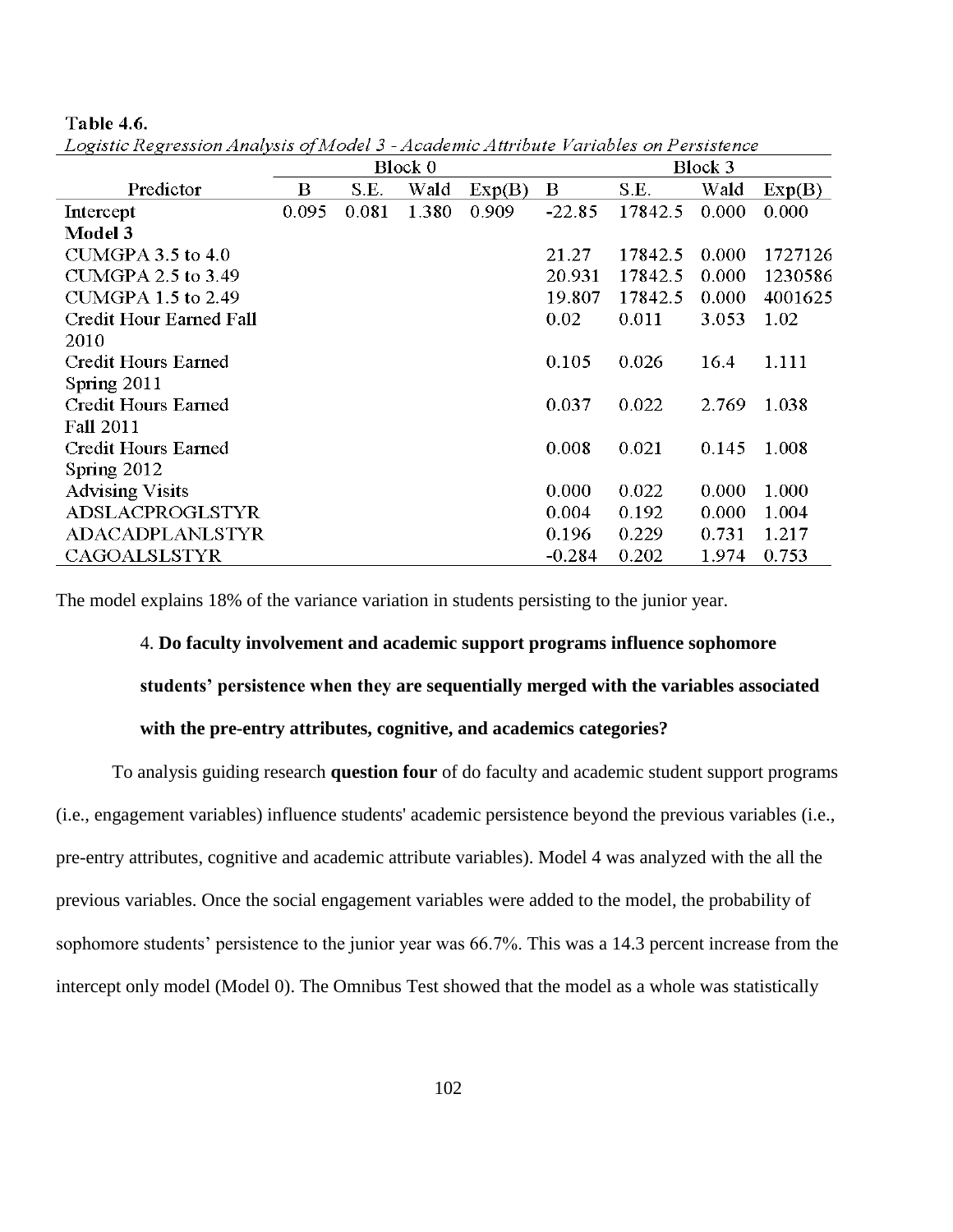**Table 4.6.**

*Logistic Regression Analysis of Model 3 - Academic Attribute Variables on Persistence*

| Predictor | Block 0 | | | | Block 3 | | | |
|---|---|---|---|---|---|---|---|---|
| | B | S.E. | Wald | Exp(B) | B | S.E. | Wald | Exp(B) |
| Intercept | 0.095 | 0.081 | 1.380 | 0.909 | -22.85 | 17842.5 | 0.000 | 0.000 |
| **Model 3** | | | | | | | | |
| CUMGPA 3.5 to 4.0 | | | | | 21.27 | 17842.5 | 0.000 | 1727126 |
| CUMGPA 2.5 to 3.49 | | | | | 20.931 | 17842.5 | 0.000 | 1230586 |
| CUMGPA 1.5 to 2.49 | | | | | 19.807 | 17842.5 | 0.000 | 4001625 |
| Credit Hour Earned Fall 2010 | | | | | 0.02 | 0.011 | 3.053 | 1.02 |
| Credit Hours Earned Spring 2011 | | | | | 0.105 | 0.026 | 16.4 | 1.111 |
| Credit Hours Earned Fall 2011 | | | | | 0.037 | 0.022 | 2.769 | 1.038 |
| Credit Hours Earned Spring 2012 | | | | | 0.008 | 0.021 | 0.145 | 1.008 |
| Advising Visits | | | | | 0.000 | 0.022 | 0.000 | 1.000 |
| ADSLACPROGLSTYR | | | | | 0.004 | 0.192 | 0.000 | 1.004 |
| ADACADPLANLSTYR | | | | | 0.196 | 0.229 | 0.731 | 1.217 |
| CAGOALSLSTYR | | | | | -0.284 | 0.202 | 1.974 | 0.753 |

The model explains 18% of the variance variation in students persisting to the junior year.

4. **Do faculty involvement and academic support programs influence sophomore students' persistence when they are sequentially merged with the variables associated with the pre-entry attributes, cognitive, and academics categories?**

To analysis guiding research **question four** of do faculty and academic student support programs (i.e., engagement variables) influence students' academic persistence beyond the previous variables (i.e., pre-entry attributes, cognitive and academic attribute variables). Model 4 was analyzed with the all the previous variables. Once the social engagement variables were added to the model, the probability of sophomore students' persistence to the junior year was 66.7%. This was a 14.3 percent increase from the intercept only model (Model 0). The Omnibus Test showed that the model as a whole was statistically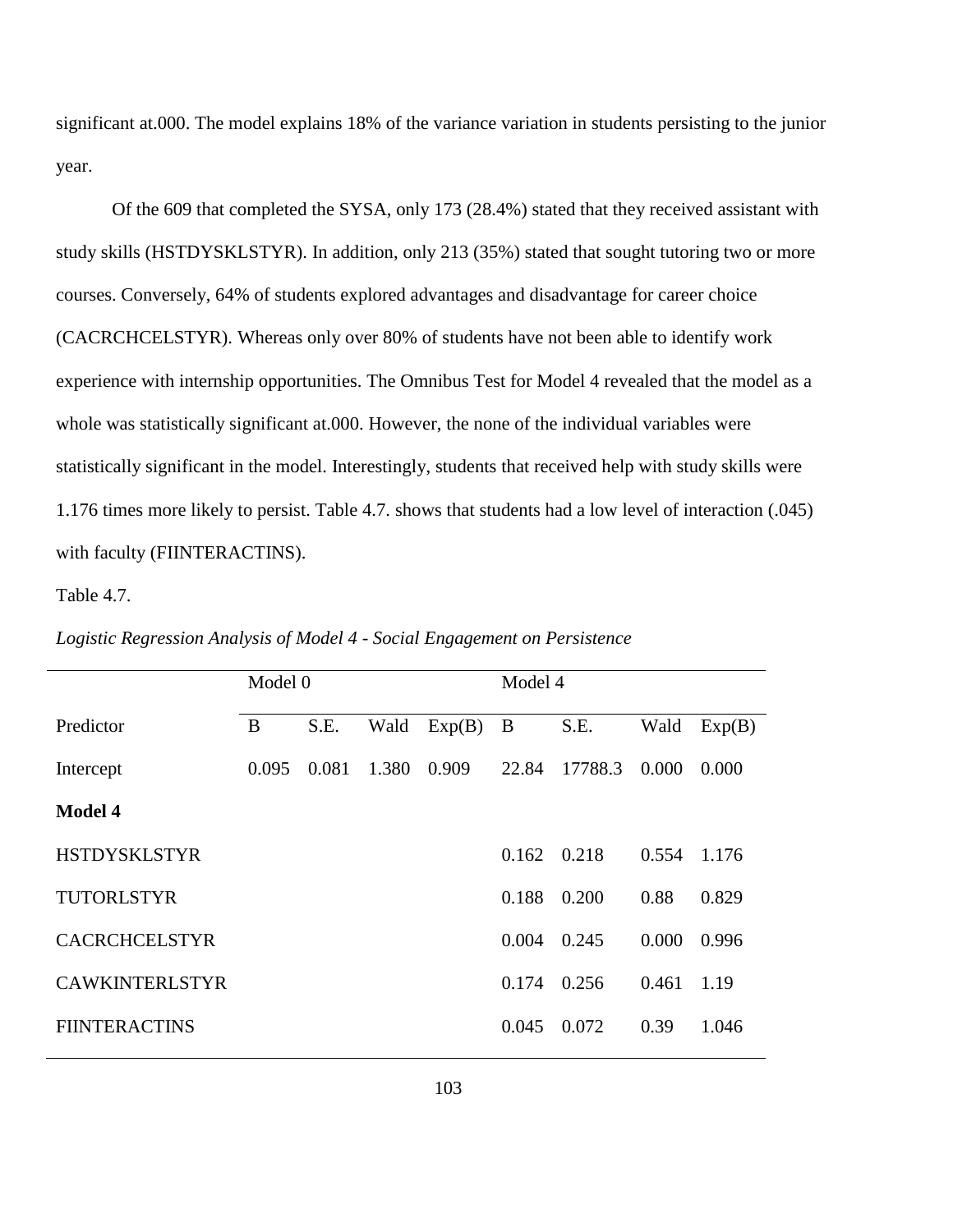significant at.000. The model explains 18% of the variance variation in students persisting to the junior year.

Of the 609 that completed the SYSA, only 173 (28.4%) stated that they received assistant with study skills (HSTDYSKLSTYR). In addition, only 213 (35%) stated that sought tutoring two or more courses. Conversely, 64% of students explored advantages and disadvantage for career choice (CACRCHCELSTYR). Whereas only over 80% of students have not been able to identify work experience with internship opportunities. The Omnibus Test for Model 4 revealed that the model as a whole was statistically significant at.000. However, the none of the individual variables were statistically significant in the model. Interestingly, students that received help with study skills were 1.176 times more likely to persist. Table 4.7. shows that students had a low level of interaction (.045) with faculty (FIINTERACTINS).

Table 4.7.

*Logistic Regression Analysis of Model 4 - Social Engagement on Persistence*

| | Model 0 | | | | Model 4 | | | |
|---|---|---|---|---|---|---|---|---|
| Predictor | B | S.E. | Wald | Exp(B) | B | S.E. | Wald | Exp(B) |
| Intercept | 0.095 | 0.081 | 1.380 | 0.909 | 22.84 | 17788.3 | 0.000 | 0.000 |
| **Model 4** | | | | | | | | |
| HSTDYSKLSTYR | | | | | 0.162 | 0.218 | 0.554 | 1.176 |
| TUTORLSTYR | | | | | 0.188 | 0.200 | 0.88 | 0.829 |
| CACRCHCELSTYR | | | | | 0.004 | 0.245 | 0.000 | 0.996 |
| CAWKINTERLSTYR | | | | | 0.174 | 0.256 | 0.461 | 1.19 |
| FIINTERACTINS | | | | | 0.045 | 0.072 | 0.39 | 1.046 |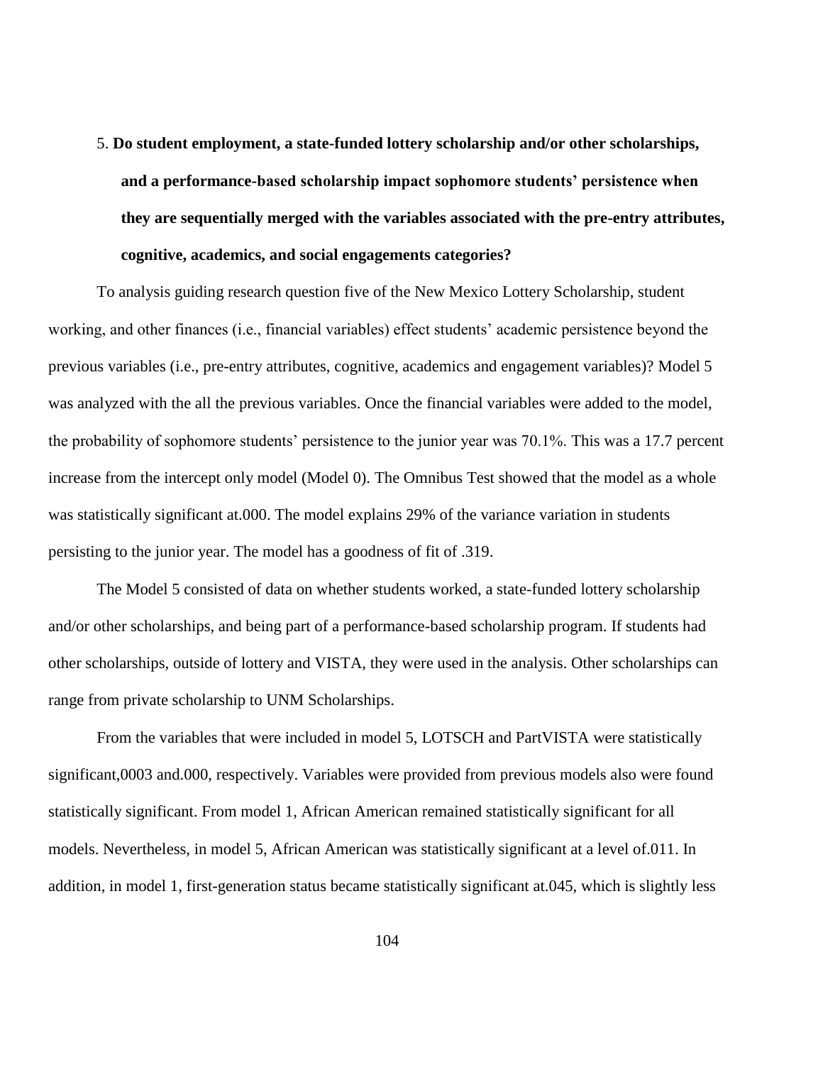5. **Do student employment, a state-funded lottery scholarship and/or other scholarships, and a performance-based scholarship impact sophomore students' persistence when they are sequentially merged with the variables associated with the pre-entry attributes, cognitive, academics, and social engagements categories?**

To analysis guiding research question five of the New Mexico Lottery Scholarship, student working, and other finances (i.e., financial variables) effect students' academic persistence beyond the previous variables (i.e., pre-entry attributes, cognitive, academics and engagement variables)? Model 5 was analyzed with the all the previous variables. Once the financial variables were added to the model, the probability of sophomore students' persistence to the junior year was 70.1%. This was a 17.7 percent increase from the intercept only model (Model 0). The Omnibus Test showed that the model as a whole was statistically significant at.000. The model explains 29% of the variance variation in students persisting to the junior year. The model has a goodness of fit of .319.

The Model 5 consisted of data on whether students worked, a state-funded lottery scholarship and/or other scholarships, and being part of a performance-based scholarship program. If students had other scholarships, outside of lottery and VISTA, they were used in the analysis. Other scholarships can range from private scholarship to UNM Scholarships.

From the variables that were included in model 5, LOTSCH and PartVISTA were statistically significant,0003 and.000, respectively. Variables were provided from previous models also were found statistically significant. From model 1, African American remained statistically significant for all models. Nevertheless, in model 5, African American was statistically significant at a level of.011. In addition, in model 1, first-generation status became statistically significant at.045, which is slightly less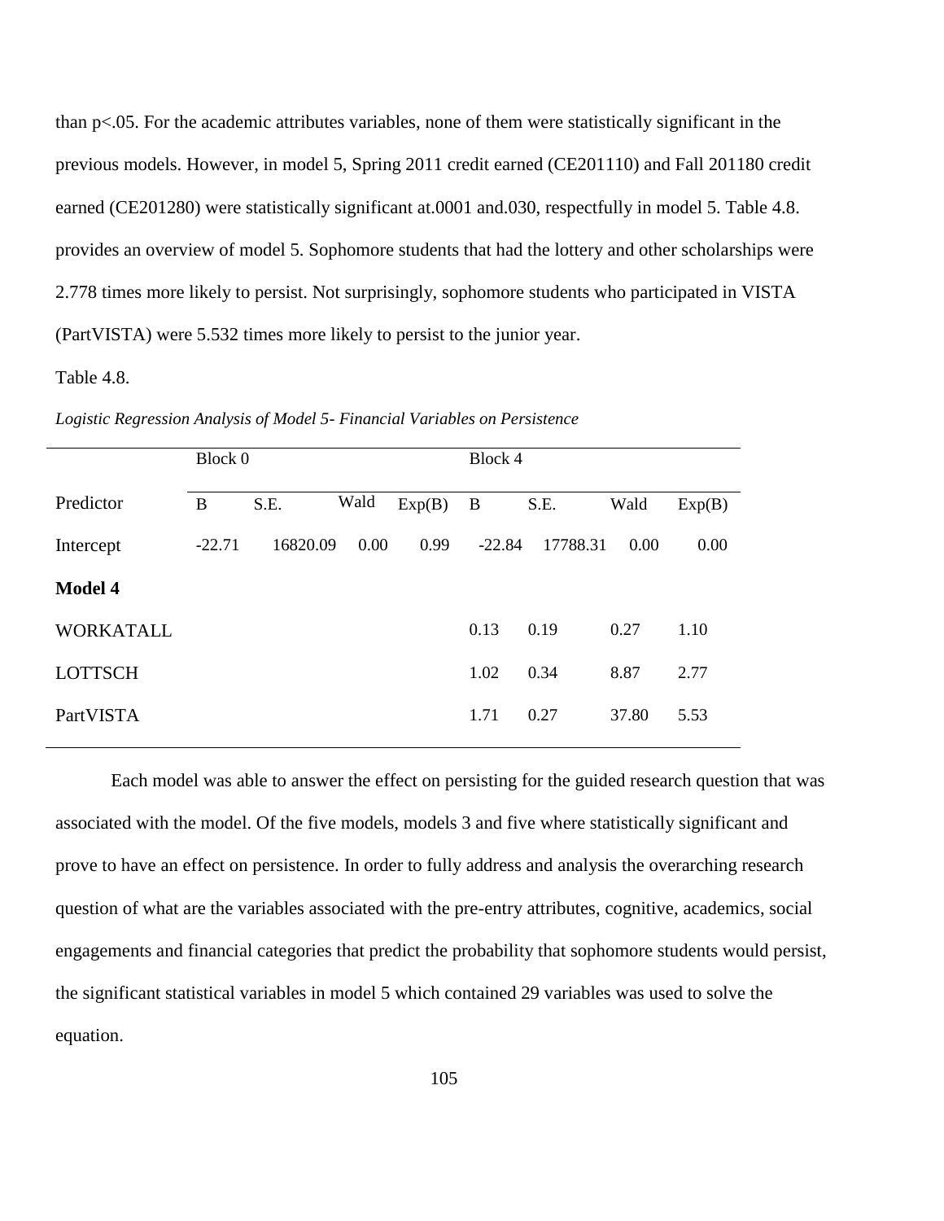than p<.05. For the academic attributes variables, none of them were statistically significant in the previous models. However, in model 5, Spring 2011 credit earned (CE201110) and Fall 201180 credit earned (CE201280) were statistically significant at.0001 and.030, respectfully in model 5. Table 4.8. provides an overview of model 5. Sophomore students that had the lottery and other scholarships were 2.778 times more likely to persist. Not surprisingly, sophomore students who participated in VISTA (PartVISTA) were 5.532 times more likely to persist to the junior year.

Table 4.8.

*Logistic Regression Analysis of Model 5- Financial Variables on Persistence*

| | Block 0 | | | | Block 4 | | | |
|---|---|---|---|---|---|---|---|---|
| Predictor | B | S.E. | Wald | Exp(B) | B | S.E. | Wald | Exp(B) |
| Intercept | -22.71 | 16820.09 | 0.00 | 0.99 | -22.84 | 17788.31 | 0.00 | 0.00 |
| **Model 4** | | | | | | | | |
| WORKATALL | | | | | 0.13 | 0.19 | 0.27 | 1.10 |
| LOTTSCH | | | | | 1.02 | 0.34 | 8.87 | 2.77 |
| PartVISTA | | | | | 1.71 | 0.27 | 37.80 | 5.53 |

Each model was able to answer the effect on persisting for the guided research question that was associated with the model. Of the five models, models 3 and five where statistically significant and prove to have an effect on persistence. In order to fully address and analysis the overarching research question of what are the variables associated with the pre-entry attributes, cognitive, academics, social engagements and financial categories that predict the probability that sophomore students would persist, the significant statistical variables in model 5 which contained 29 variables was used to solve the equation.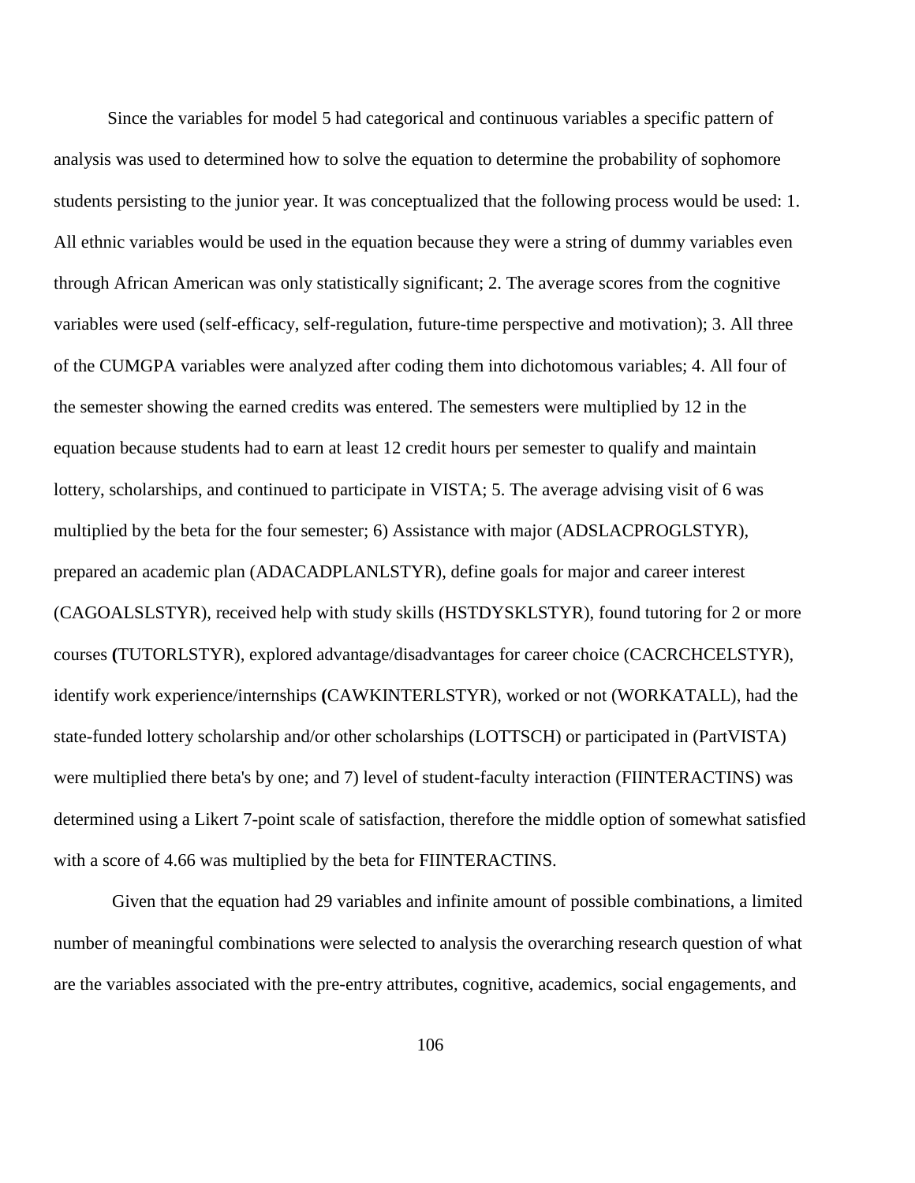Since the variables for model 5 had categorical and continuous variables a specific pattern of analysis was used to determined how to solve the equation to determine the probability of sophomore students persisting to the junior year. It was conceptualized that the following process would be used: 1. All ethnic variables would be used in the equation because they were a string of dummy variables even through African American was only statistically significant; 2. The average scores from the cognitive variables were used (self-efficacy, self-regulation, future-time perspective and motivation); 3. All three of the CUMGPA variables were analyzed after coding them into dichotomous variables; 4. All four of the semester showing the earned credits was entered. The semesters were multiplied by 12 in the equation because students had to earn at least 12 credit hours per semester to qualify and maintain lottery, scholarships, and continued to participate in VISTA; 5. The average advising visit of 6 was multiplied by the beta for the four semester; 6) Assistance with major (ADSLACPROGLSTYR), prepared an academic plan (ADACADPLANLSTYR), define goals for major and career interest (CAGOALSLSTYR), received help with study skills (HSTDYSKLSTYR), found tutoring for 2 or more courses **(**TUTORLSTYR), explored advantage/disadvantages for career choice (CACRCHCELSTYR), identify work experience/internships **(**CAWKINTERLSTYR), worked or not (WORKATALL), had the state-funded lottery scholarship and/or other scholarships (LOTTSCH) or participated in (PartVISTA) were multiplied there beta's by one; and 7) level of student-faculty interaction (FIINTERACTINS) was determined using a Likert 7-point scale of satisfaction, therefore the middle option of somewhat satisfied with a score of 4.66 was multiplied by the beta for FIINTERACTINS.

Given that the equation had 29 variables and infinite amount of possible combinations, a limited number of meaningful combinations were selected to analysis the overarching research question of what are the variables associated with the pre-entry attributes, cognitive, academics, social engagements, and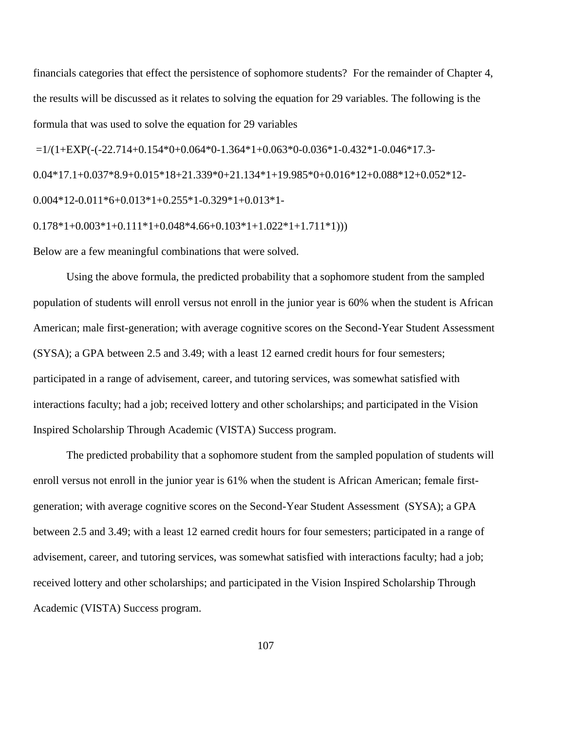financials categories that effect the persistence of sophomore students? For the remainder of Chapter 4, the results will be discussed as it relates to solving the equation for 29 variables. The following is the formula that was used to solve the equation for 29 variables

=1/(1+EXP(-(-22.714+0.154*0+0.064*0-1.364*1+0.063*0-0.036*1-0.432*1-0.046*17.3-0.04*17.1+0.037*8.9+0.015*18+21.339*0+21.134*1+19.985*0+0.016*12+0.088*12+0.052*12-0.004*12-0.011*6+0.013*1+0.255*1-0.329*1+0.013*1-0.178*1+0.003*1+0.111*1+0.048*4.66+0.103*1+1.022*1+1.711*1)))

Below are a few meaningful combinations that were solved.

Using the above formula, the predicted probability that a sophomore student from the sampled population of students will enroll versus not enroll in the junior year is 60% when the student is African American; male first-generation; with average cognitive scores on the Second-Year Student Assessment (SYSA); a GPA between 2.5 and 3.49; with a least 12 earned credit hours for four semesters; participated in a range of advisement, career, and tutoring services, was somewhat satisfied with interactions faculty; had a job; received lottery and other scholarships; and participated in the Vision Inspired Scholarship Through Academic (VISTA) Success program.

The predicted probability that a sophomore student from the sampled population of students will enroll versus not enroll in the junior year is 61% when the student is African American; female first-generation; with average cognitive scores on the Second-Year Student Assessment (SYSA); a GPA between 2.5 and 3.49; with a least 12 earned credit hours for four semesters; participated in a range of advisement, career, and tutoring services, was somewhat satisfied with interactions faculty; had a job; received lottery and other scholarships; and participated in the Vision Inspired Scholarship Through Academic (VISTA) Success program.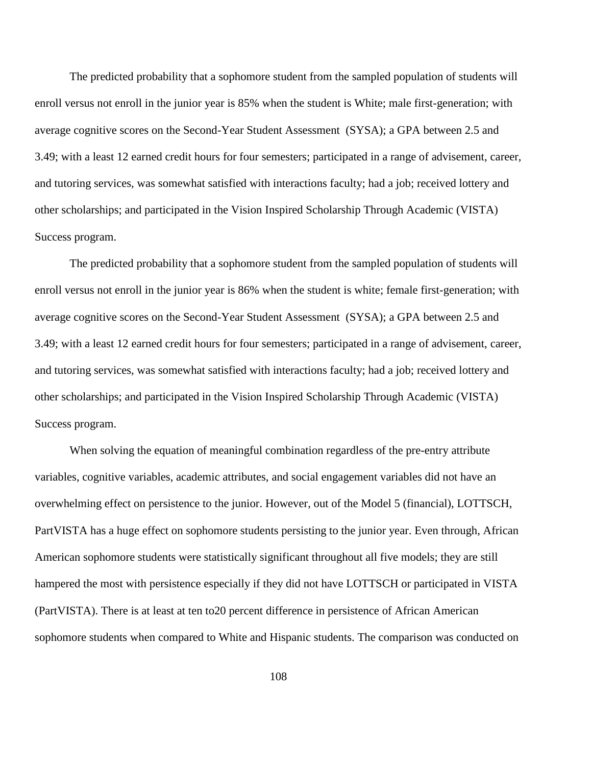The predicted probability that a sophomore student from the sampled population of students will enroll versus not enroll in the junior year is 85% when the student is White; male first-generation; with average cognitive scores on the Second-Year Student Assessment  (SYSA); a GPA between 2.5 and 3.49; with a least 12 earned credit hours for four semesters; participated in a range of advisement, career, and tutoring services, was somewhat satisfied with interactions faculty; had a job; received lottery and other scholarships; and participated in the Vision Inspired Scholarship Through Academic (VISTA) Success program.

The predicted probability that a sophomore student from the sampled population of students will enroll versus not enroll in the junior year is 86% when the student is white; female first-generation; with average cognitive scores on the Second-Year Student Assessment  (SYSA); a GPA between 2.5 and 3.49; with a least 12 earned credit hours for four semesters; participated in a range of advisement, career, and tutoring services, was somewhat satisfied with interactions faculty; had a job; received lottery and other scholarships; and participated in the Vision Inspired Scholarship Through Academic (VISTA) Success program.

When solving the equation of meaningful combination regardless of the pre-entry attribute variables, cognitive variables, academic attributes, and social engagement variables did not have an overwhelming effect on persistence to the junior. However, out of the Model 5 (financial), LOTTSCH, PartVISTA has a huge effect on sophomore students persisting to the junior year. Even through, African American sophomore students were statistically significant throughout all five models; they are still hampered the most with persistence especially if they did not have LOTTSCH or participated in VISTA (PartVISTA). There is at least at ten to20 percent difference in persistence of African American sophomore students when compared to White and Hispanic students. The comparison was conducted on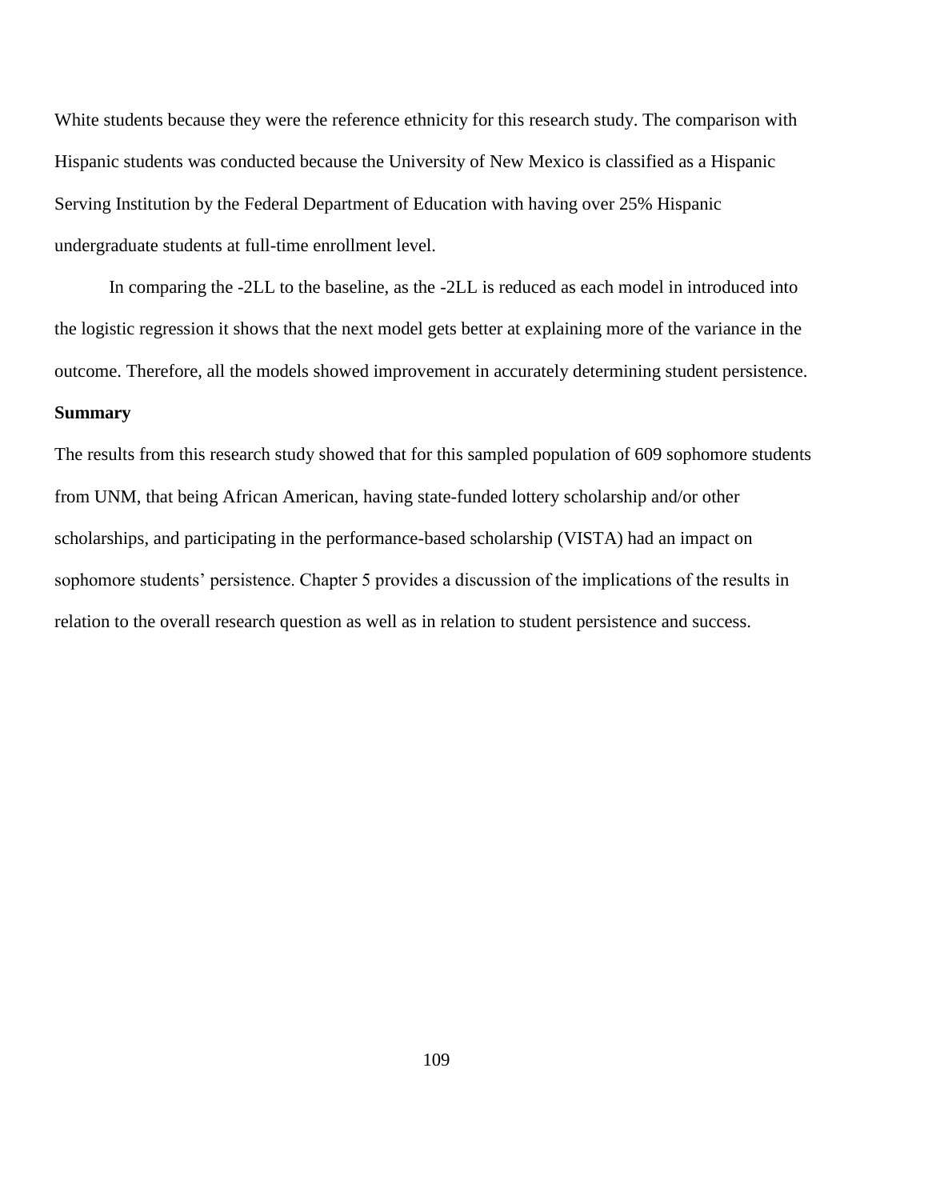White students because they were the reference ethnicity for this research study. The comparison with Hispanic students was conducted because the University of New Mexico is classified as a Hispanic Serving Institution by the Federal Department of Education with having over 25% Hispanic undergraduate students at full-time enrollment level.

In comparing the -2LL to the baseline, as the -2LL is reduced as each model in introduced into the logistic regression it shows that the next model gets better at explaining more of the variance in the outcome. Therefore, all the models showed improvement in accurately determining student persistence.

**Summary**

The results from this research study showed that for this sampled population of 609 sophomore students from UNM, that being African American, having state-funded lottery scholarship and/or other scholarships, and participating in the performance-based scholarship (VISTA) had an impact on sophomore students' persistence. Chapter 5 provides a discussion of the implications of the results in relation to the overall research question as well as in relation to student persistence and success.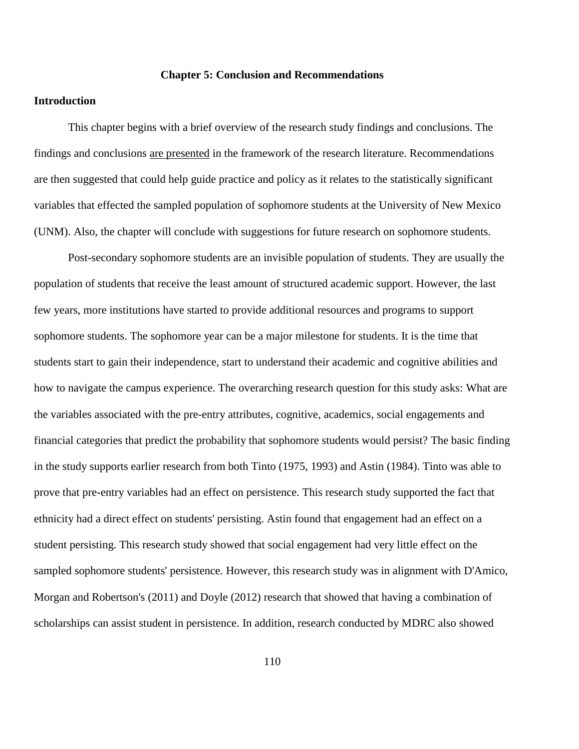# Chapter 5: Conclusion and Recommendations

## Introduction

This chapter begins with a brief overview of the research study findings and conclusions. The findings and conclusions are presented in the framework of the research literature. Recommendations are then suggested that could help guide practice and policy as it relates to the statistically significant variables that effected the sampled population of sophomore students at the University of New Mexico (UNM). Also, the chapter will conclude with suggestions for future research on sophomore students.

Post-secondary sophomore students are an invisible population of students. They are usually the population of students that receive the least amount of structured academic support. However, the last few years, more institutions have started to provide additional resources and programs to support sophomore students. The sophomore year can be a major milestone for students. It is the time that students start to gain their independence, start to understand their academic and cognitive abilities and how to navigate the campus experience. The overarching research question for this study asks: What are the variables associated with the pre-entry attributes, cognitive, academics, social engagements and financial categories that predict the probability that sophomore students would persist? The basic finding in the study supports earlier research from both Tinto (1975, 1993) and Astin (1984). Tinto was able to prove that pre-entry variables had an effect on persistence. This research study supported the fact that ethnicity had a direct effect on students' persisting. Astin found that engagement had an effect on a student persisting. This research study showed that social engagement had very little effect on the sampled sophomore students' persistence. However, this research study was in alignment with D'Amico, Morgan and Robertson's (2011) and Doyle (2012) research that showed that having a combination of scholarships can assist student in persistence. In addition, research conducted by MDRC also showed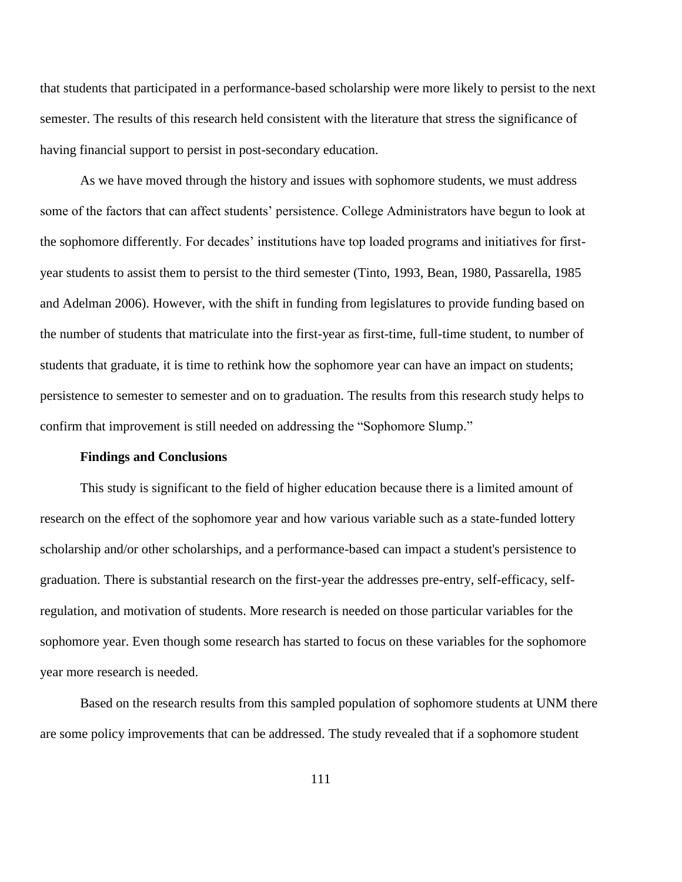that students that participated in a performance-based scholarship were more likely to persist to the next semester. The results of this research held consistent with the literature that stress the significance of having financial support to persist in post-secondary education.

As we have moved through the history and issues with sophomore students, we must address some of the factors that can affect students' persistence. College Administrators have begun to look at the sophomore differently. For decades' institutions have top loaded programs and initiatives for first-year students to assist them to persist to the third semester (Tinto, 1993, Bean, 1980, Passarella, 1985 and Adelman 2006). However, with the shift in funding from legislatures to provide funding based on the number of students that matriculate into the first-year as first-time, full-time student, to number of students that graduate, it is time to rethink how the sophomore year can have an impact on students; persistence to semester to semester and on to graduation. The results from this research study helps to confirm that improvement is still needed on addressing the "Sophomore Slump."

**Findings and Conclusions**

This study is significant to the field of higher education because there is a limited amount of research on the effect of the sophomore year and how various variable such as a state-funded lottery scholarship and/or other scholarships, and a performance-based can impact a student's persistence to graduation. There is substantial research on the first-year the addresses pre-entry, self-efficacy, self-regulation, and motivation of students. More research is needed on those particular variables for the sophomore year. Even though some research has started to focus on these variables for the sophomore year more research is needed.

Based on the research results from this sampled population of sophomore students at UNM there are some policy improvements that can be addressed. The study revealed that if a sophomore student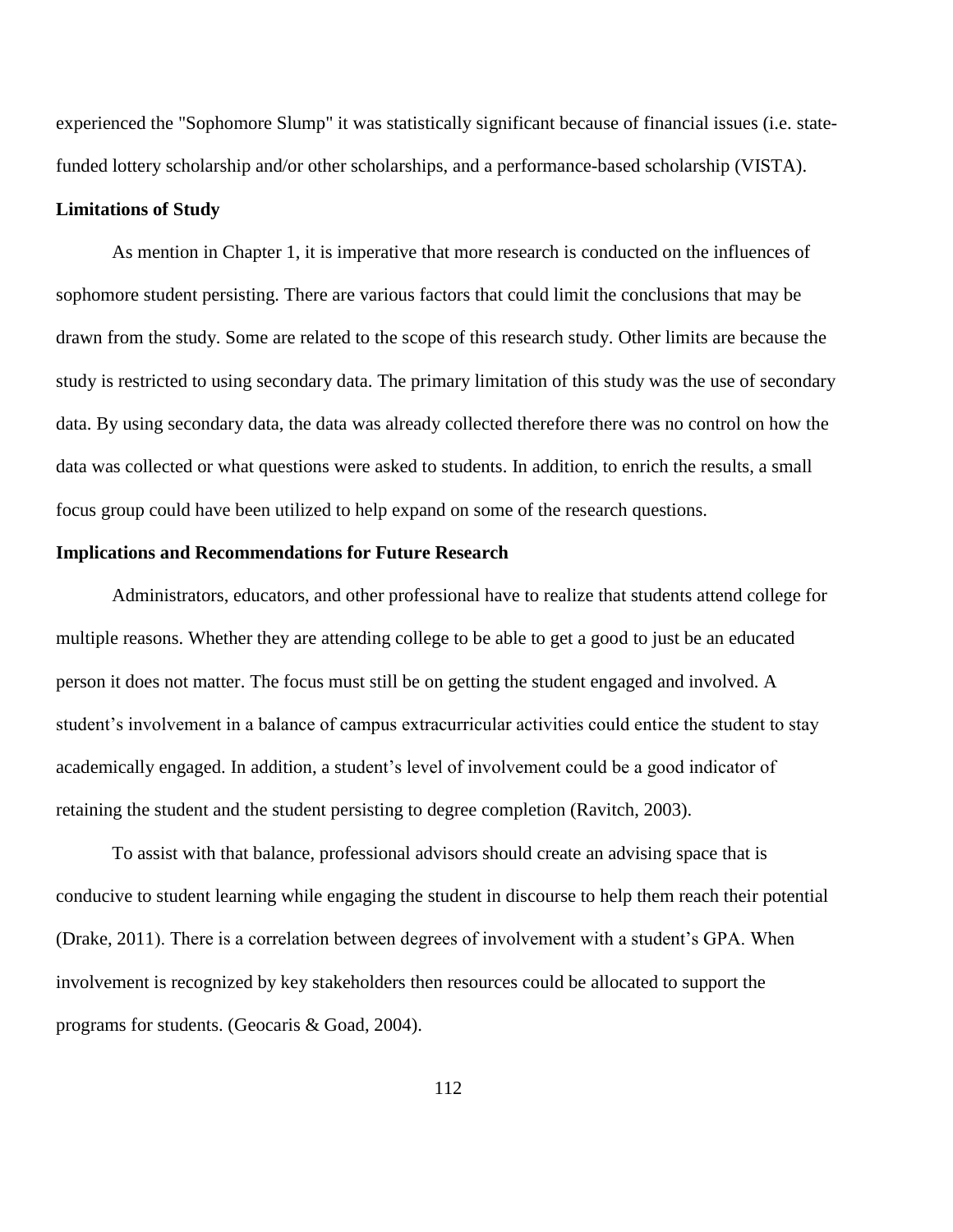experienced the "Sophomore Slump" it was statistically significant because of financial issues (i.e. state-funded lottery scholarship and/or other scholarships, and a performance-based scholarship (VISTA).

**Limitations of Study**

As mention in Chapter 1, it is imperative that more research is conducted on the influences of sophomore student persisting. There are various factors that could limit the conclusions that may be drawn from the study. Some are related to the scope of this research study. Other limits are because the study is restricted to using secondary data. The primary limitation of this study was the use of secondary data. By using secondary data, the data was already collected therefore there was no control on how the data was collected or what questions were asked to students. In addition, to enrich the results, a small focus group could have been utilized to help expand on some of the research questions.

**Implications and Recommendations for Future Research**

Administrators, educators, and other professional have to realize that students attend college for multiple reasons. Whether they are attending college to be able to get a good to just be an educated person it does not matter. The focus must still be on getting the student engaged and involved. A student's involvement in a balance of campus extracurricular activities could entice the student to stay academically engaged. In addition, a student's level of involvement could be a good indicator of retaining the student and the student persisting to degree completion (Ravitch, 2003).

To assist with that balance, professional advisors should create an advising space that is conducive to student learning while engaging the student in discourse to help them reach their potential (Drake, 2011). There is a correlation between degrees of involvement with a student's GPA. When involvement is recognized by key stakeholders then resources could be allocated to support the programs for students. (Geocaris & Goad, 2004).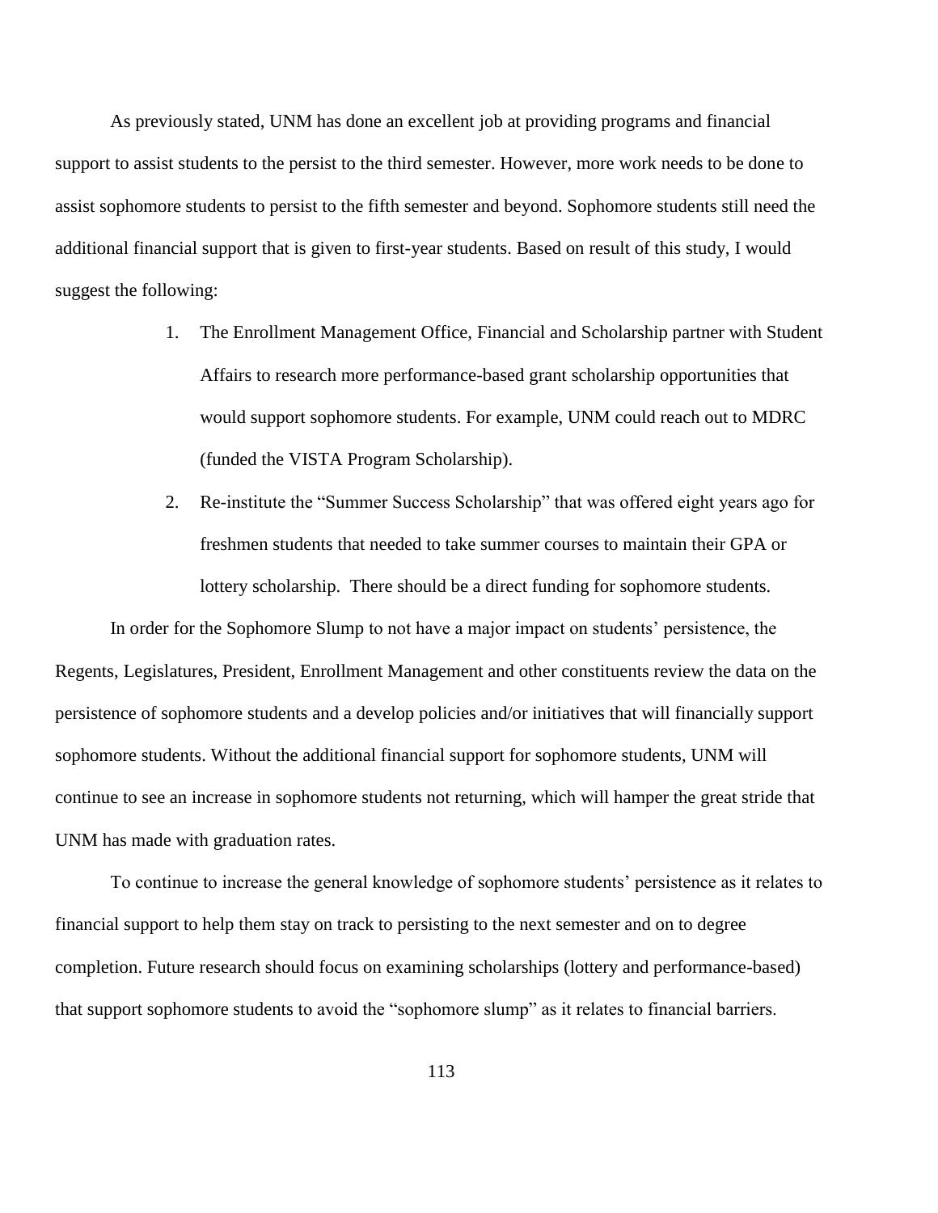As previously stated, UNM has done an excellent job at providing programs and financial support to assist students to the persist to the third semester. However, more work needs to be done to assist sophomore students to persist to the fifth semester and beyond. Sophomore students still need the additional financial support that is given to first-year students. Based on result of this study, I would suggest the following:

1. The Enrollment Management Office, Financial and Scholarship partner with Student Affairs to research more performance-based grant scholarship opportunities that would support sophomore students. For example, UNM could reach out to MDRC (funded the VISTA Program Scholarship).
2. Re-institute the "Summer Success Scholarship" that was offered eight years ago for freshmen students that needed to take summer courses to maintain their GPA or lottery scholarship. There should be a direct funding for sophomore students.

In order for the Sophomore Slump to not have a major impact on students' persistence, the Regents, Legislatures, President, Enrollment Management and other constituents review the data on the persistence of sophomore students and a develop policies and/or initiatives that will financially support sophomore students. Without the additional financial support for sophomore students, UNM will continue to see an increase in sophomore students not returning, which will hamper the great stride that UNM has made with graduation rates.

To continue to increase the general knowledge of sophomore students' persistence as it relates to financial support to help them stay on track to persisting to the next semester and on to degree completion. Future research should focus on examining scholarships (lottery and performance-based) that support sophomore students to avoid the "sophomore slump" as it relates to financial barriers.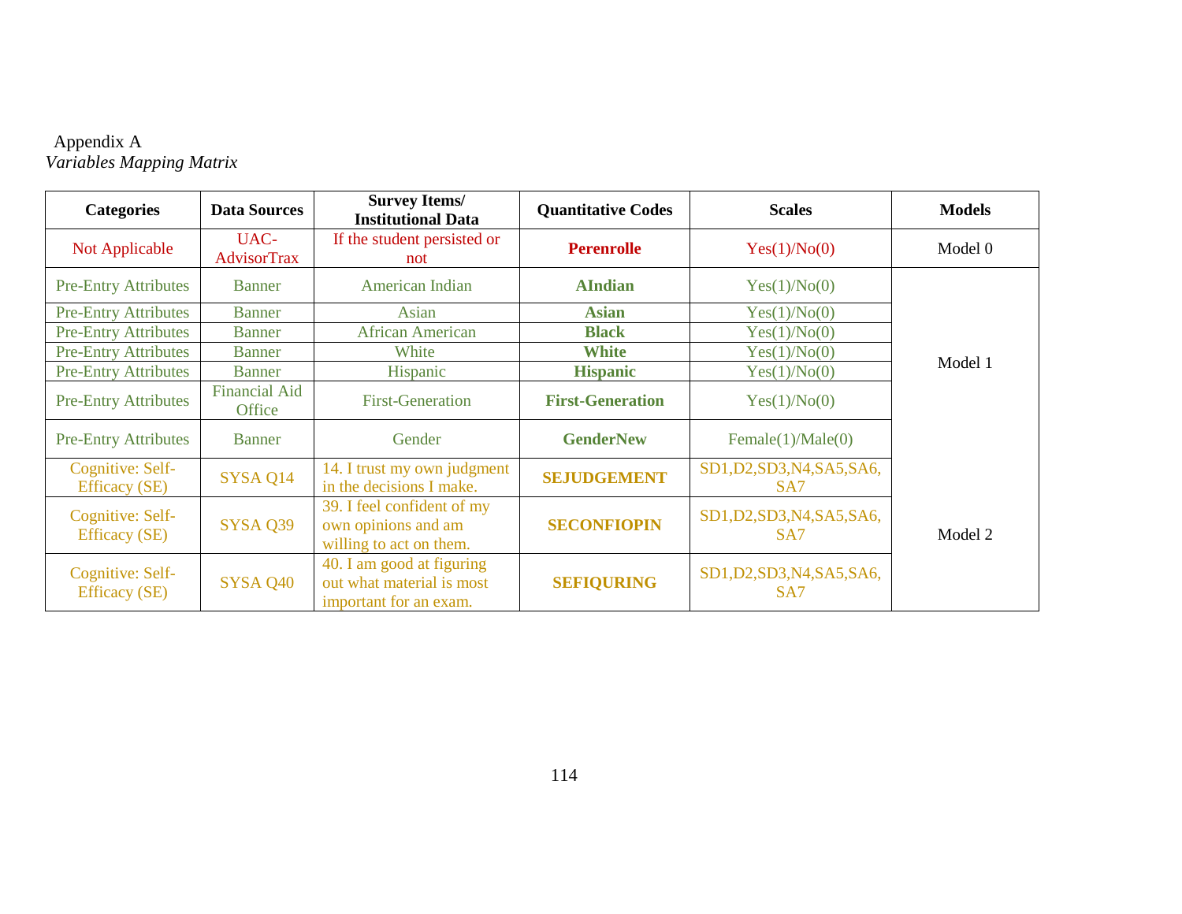Appendix A

*Variables Mapping Matrix*

| Categories | Data Sources | Survey Items/ Institutional Data | Quantitative Codes | Scales | Models |
|---|---|---|---|---|---|
| Not Applicable | UAC-AdvisorTrax | If the student persisted or not | **Perenrolle** | Yes(1)/No(0) | Model 0 |
| Pre-Entry Attributes | Banner | American Indian | **AIndian** | Yes(1)/No(0) | Model 1 |
| Pre-Entry Attributes | Banner | Asian | **Asian** | Yes(1)/No(0) | |
| Pre-Entry Attributes | Banner | African American | **Black** | Yes(1)/No(0) | |
| Pre-Entry Attributes | Banner | White | **White** | Yes(1)/No(0) | |
| Pre-Entry Attributes | Banner | Hispanic | **Hispanic** | Yes(1)/No(0) | |
| Pre-Entry Attributes | Financial Aid Office | First-Generation | **First-Generation** | Yes(1)/No(0) | |
| Pre-Entry Attributes | Banner | Gender | **GenderNew** | Female(1)/Male(0) | |
| Cognitive: Self-Efficacy (SE) | SYSA Q14 | 14. I trust my own judgment in the decisions I make. | **SEJUDGEMENT** | SD1,D2,SD3,N4,SA5,SA6, SA7 | Model 2 |
| Cognitive: Self-Efficacy (SE) | SYSA Q39 | 39. I feel confident of my own opinions and am willing to act on them. | **SECONFIOPIN** | SD1,D2,SD3,N4,SA5,SA6, SA7 | |
| Cognitive: Self-Efficacy (SE) | SYSA Q40 | 40. I am good at figuring out what material is most important for an exam. | **SEFIQURING** | SD1,D2,SD3,N4,SA5,SA6, SA7 | |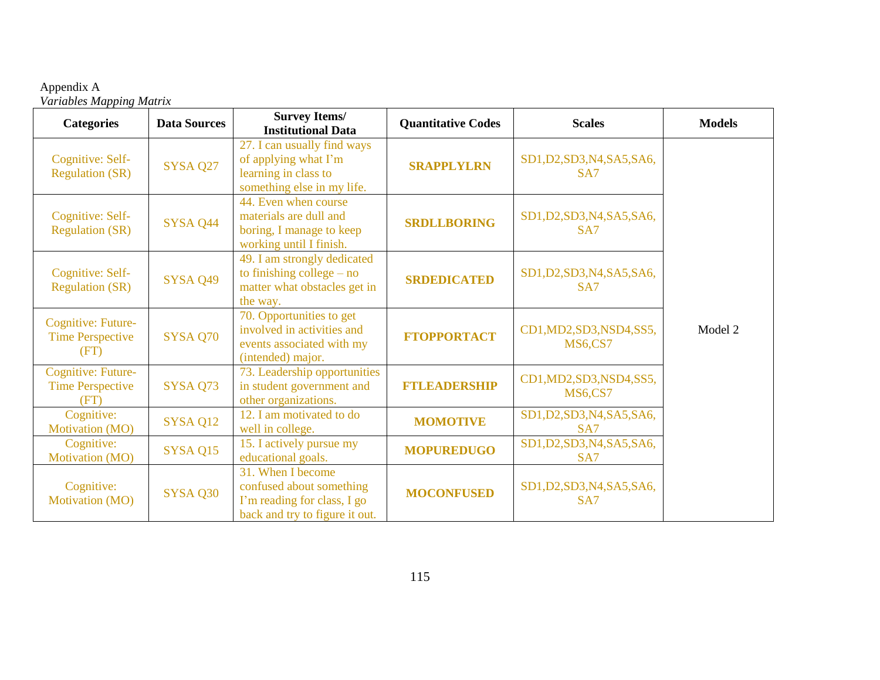Appendix A

*Variables Mapping Matrix*

| Categories | Data Sources | Survey Items/ Institutional Data | Quantitative Codes | Scales | Models |
|---|---|---|---|---|---|
| Cognitive: Self-Regulation (SR) | SYSA Q27 | 27. I can usually find ways of applying what I'm learning in class to something else in my life. | **SRAPPLYLRN** | SD1,D2,SD3,N4,SA5,SA6, SA7 | Model 2 |
| Cognitive: Self-Regulation (SR) | SYSA Q44 | 44. Even when course materials are dull and boring, I manage to keep working until I finish. | **SRDLLBORING** | SD1,D2,SD3,N4,SA5,SA6, SA7 | |
| Cognitive: Self-Regulation (SR) | SYSA Q49 | 49. I am strongly dedicated to finishing college – no matter what obstacles get in the way. | **SRDEDICATED** | SD1,D2,SD3,N4,SA5,SA6, SA7 | |
| Cognitive: Future-Time Perspective (FT) | SYSA Q70 | 70. Opportunities to get involved in activities and events associated with my (intended) major. | **FTOPPORTACT** | CD1,MD2,SD3,NSD4,SS5, MS6,CS7 | |
| Cognitive: Future-Time Perspective (FT) | SYSA Q73 | 73. Leadership opportunities in student government and other organizations. | **FTLEADERSHIP** | CD1,MD2,SD3,NSD4,SS5, MS6,CS7 | |
| Cognitive: Motivation (MO) | SYSA Q12 | 12. I am motivated to do well in college. | **MOMOTIVE** | SD1,D2,SD3,N4,SA5,SA6, SA7 | |
| Cognitive: Motivation (MO) | SYSA Q15 | 15. I actively pursue my educational goals. | **MOPUREDUGO** | SD1,D2,SD3,N4,SA5,SA6, SA7 | |
| Cognitive: Motivation (MO) | SYSA Q30 | 31. When I become confused about something I'm reading for class, I go back and try to figure it out. | **MOCONFUSED** | SD1,D2,SD3,N4,SA5,SA6, SA7 | |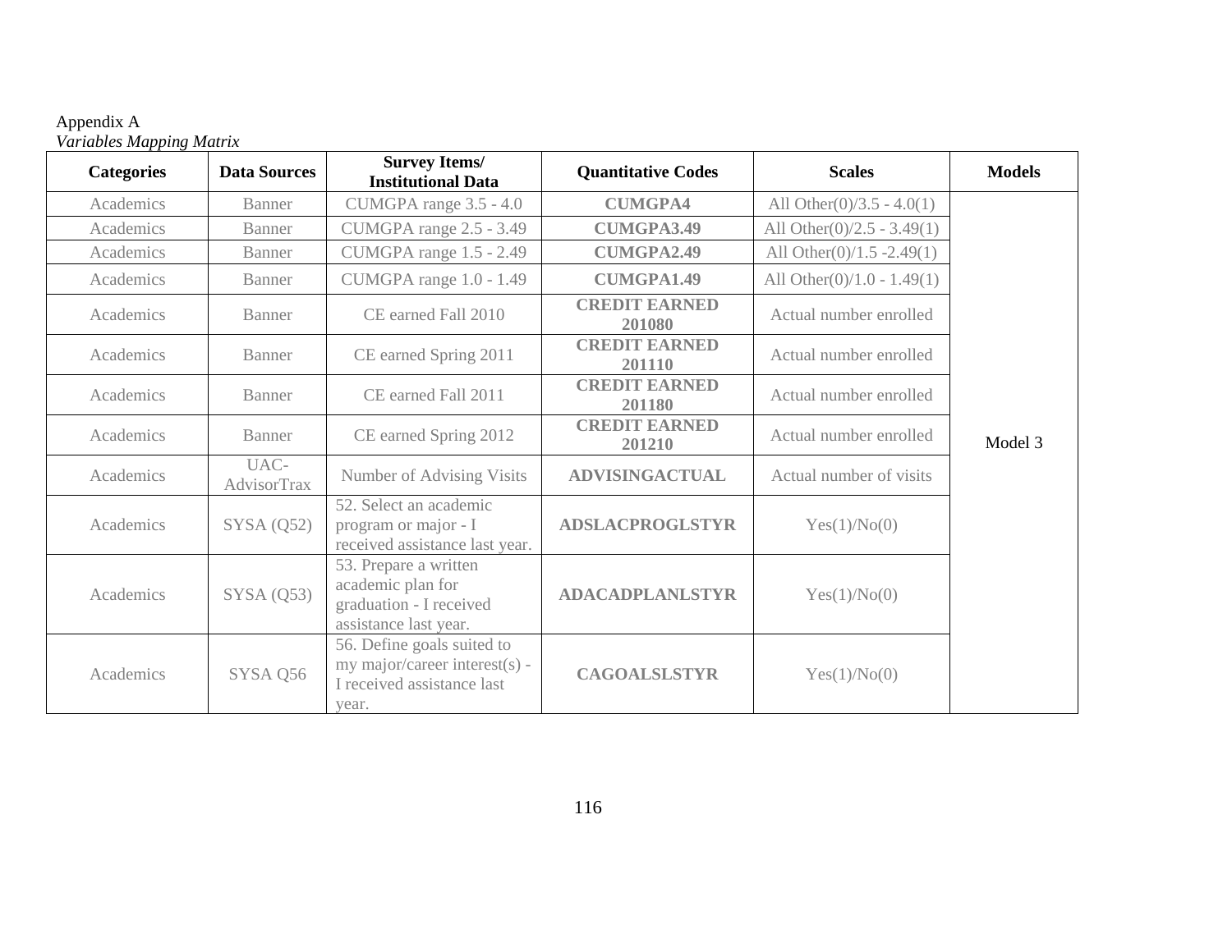Appendix A

*Variables Mapping Matrix*

| Categories | Data Sources | Survey Items/ Institutional Data | Quantitative Codes | Scales | Models |
|---|---|---|---|---|---|
| Academics | Banner | CUMGPA range 3.5 - 4.0 | **CUMGPA4** | All Other(0)/3.5 - 4.0(1) | Model 3 |
| Academics | Banner | CUMGPA range 2.5 - 3.49 | **CUMGPA3.49** | All Other(0)/2.5 - 3.49(1) | |
| Academics | Banner | CUMGPA range 1.5 - 2.49 | **CUMGPA2.49** | All Other(0)/1.5 -2.49(1) | |
| Academics | Banner | CUMGPA range 1.0 - 1.49 | **CUMGPA1.49** | All Other(0)/1.0 - 1.49(1) | |
| Academics | Banner | CE earned Fall 2010 | **CREDIT EARNED 201080** | Actual number enrolled | |
| Academics | Banner | CE earned Spring 2011 | **CREDIT EARNED 201110** | Actual number enrolled | |
| Academics | Banner | CE earned Fall 2011 | **CREDIT EARNED 201180** | Actual number enrolled | |
| Academics | Banner | CE earned Spring 2012 | **CREDIT EARNED 201210** | Actual number enrolled | |
| Academics | UAC-AdvisorTrax | Number of Advising Visits | **ADVISINGACTUAL** | Actual number of visits | |
| Academics | SYSA (Q52) | 52. Select an academic program or major - I received assistance last year. | **ADSLACPROGLSTYR** | Yes(1)/No(0) | |
| Academics | SYSA (Q53) | 53. Prepare a written academic plan for graduation - I received assistance last year. | **ADACADPLANLSTYR** | Yes(1)/No(0) | |
| Academics | SYSA Q56 | 56. Define goals suited to my major/career interest(s) - I received assistance last year. | **CAGOALSLSTYR** | Yes(1)/No(0) | |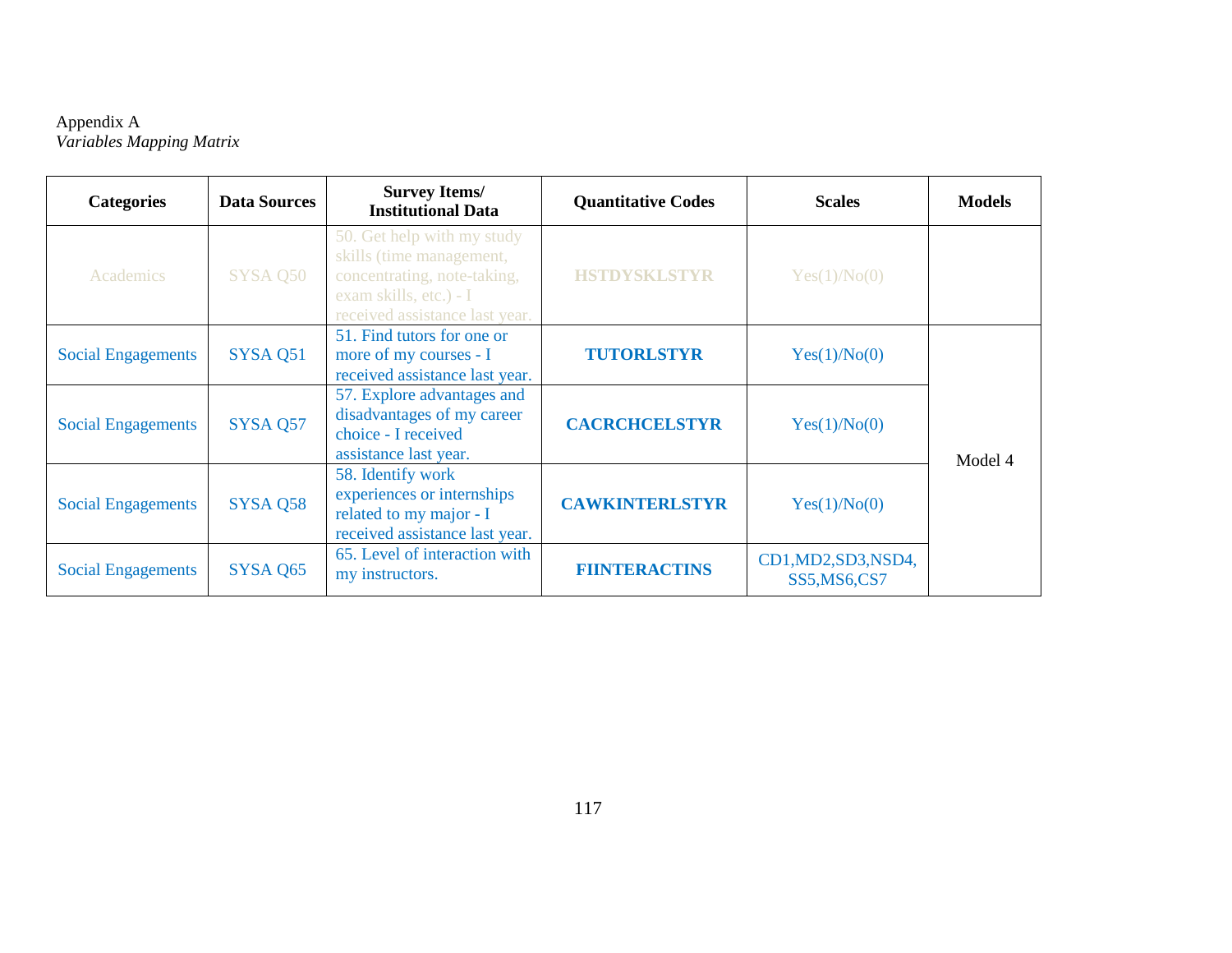Appendix A

*Variables Mapping Matrix*

| **Categories** | **Data Sources** | **Survey Items/ Institutional Data** | **Quantitative Codes** | **Scales** | **Models** |
|---|---|---|---|---|---|
| Academics | SYSA Q50 | 50. Get help with my study skills (time management, concentrating, note-taking, exam skills, etc.) - I received assistance last year. | **HSTDYSKLSTYR** | Yes(1)/No(0) | |
| Social Engagements | SYSA Q51 | 51. Find tutors for one or more of my courses - I received assistance last year. | **TUTORLSTYR** | Yes(1)/No(0) | Model 4 |
| Social Engagements | SYSA Q57 | 57. Explore advantages and disadvantages of my career choice - I received assistance last year. | **CACRCHCELSTYR** | Yes(1)/No(0) | |
| Social Engagements | SYSA Q58 | 58. Identify work experiences or internships related to my major - I received assistance last year. | **CAWKINTERLSTYR** | Yes(1)/No(0) | |
| Social Engagements | SYSA Q65 | 65. Level of interaction with my instructors. | **FIINTERACTINS** | CD1,MD2,SD3,NSD4, SS5,MS6,CS7 | |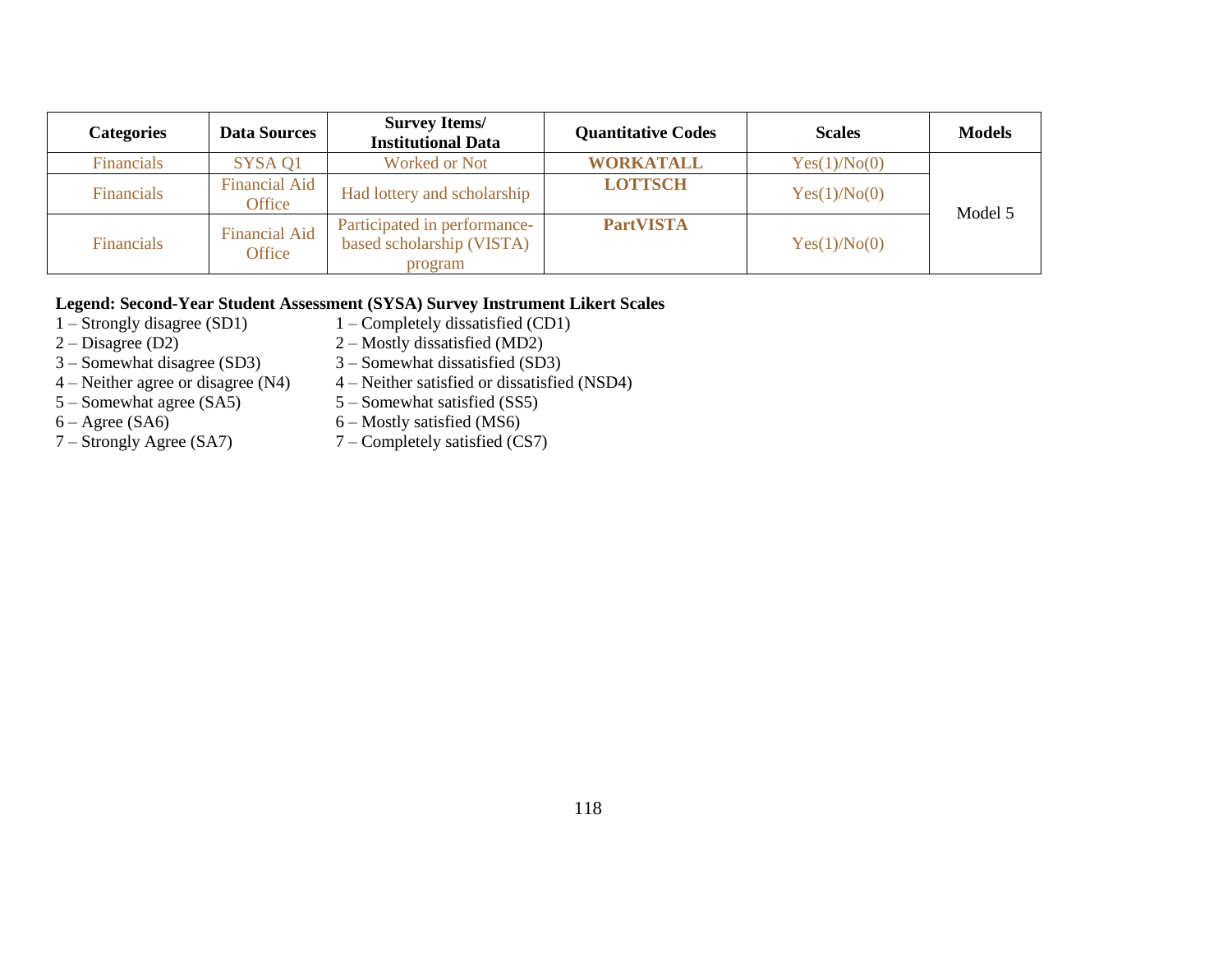| Categories | Data Sources | Survey Items/ Institutional Data | Quantitative Codes | Scales | Models |
|---|---|---|---|---|---|
| Financials | SYSA Q1 | Worked or Not | **WORKATALL** | Yes(1)/No(0) | Model 5 |
| Financials | Financial Aid Office | Had lottery and scholarship | **LOTTSCH** | Yes(1)/No(0) | |
| Financials | Financial Aid Office | Participated in performance-based scholarship (VISTA) program | **PartVISTA** | Yes(1)/No(0) | |

**Legend: Second-Year Student Assessment (SYSA) Survey Instrument Likert Scales**

| | |
|---|---|
| 1 – Strongly disagree (SD1) | 1 – Completely dissatisfied (CD1) |
| 2 – Disagree (D2) | 2 – Mostly dissatisfied (MD2) |
| 3 – Somewhat disagree (SD3) | 3 – Somewhat dissatisfied (SD3) |
| 4 – Neither agree or disagree (N4) | 4 – Neither satisfied or dissatisfied (NSD4) |
| 5 – Somewhat agree (SA5) | 5 – Somewhat satisfied (SS5) |
| 6 – Agree (SA6) | 6 – Mostly satisfied (MS6) |
| 7 – Strongly Agree (SA7) | 7 – Completely satisfied (CS7) |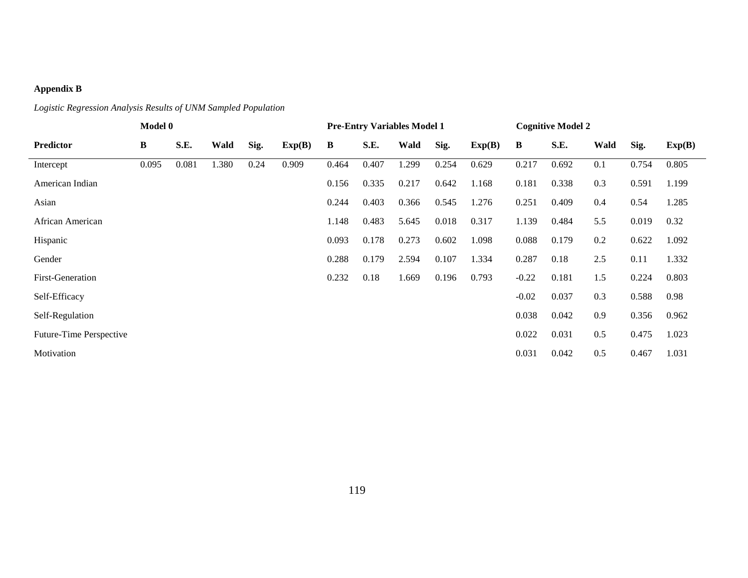**Appendix B**

*Logistic Regression Analysis Results of UNM Sampled Population*

| | Model 0 | | | | | Pre-Entry Variables Model 1 | | | | | Cognitive Model 2 | | | | |
|---|---|---|---|---|---|---|---|---|---|---|---|---|---|---|---|
| **Predictor** | **B** | **S.E.** | **Wald** | **Sig.** | **Exp(B)** | **B** | **S.E.** | **Wald** | **Sig.** | **Exp(B)** | **B** | **S.E.** | **Wald** | **Sig.** | **Exp(B)** |
| Intercept | 0.095 | 0.081 | 1.380 | 0.24 | 0.909 | 0.464 | 0.407 | 1.299 | 0.254 | 0.629 | 0.217 | 0.692 | 0.1 | 0.754 | 0.805 |
| American Indian | | | | | | 0.156 | 0.335 | 0.217 | 0.642 | 1.168 | 0.181 | 0.338 | 0.3 | 0.591 | 1.199 |
| Asian | | | | | | 0.244 | 0.403 | 0.366 | 0.545 | 1.276 | 0.251 | 0.409 | 0.4 | 0.54 | 1.285 |
| African American | | | | | | 1.148 | 0.483 | 5.645 | 0.018 | 0.317 | 1.139 | 0.484 | 5.5 | 0.019 | 0.32 |
| Hispanic | | | | | | 0.093 | 0.178 | 0.273 | 0.602 | 1.098 | 0.088 | 0.179 | 0.2 | 0.622 | 1.092 |
| Gender | | | | | | 0.288 | 0.179 | 2.594 | 0.107 | 1.334 | 0.287 | 0.18 | 2.5 | 0.11 | 1.332 |
| First-Generation | | | | | | 0.232 | 0.18 | 1.669 | 0.196 | 0.793 | -0.22 | 0.181 | 1.5 | 0.224 | 0.803 |
| Self-Efficacy | | | | | | | | | | | -0.02 | 0.037 | 0.3 | 0.588 | 0.98 |
| Self-Regulation | | | | | | | | | | | 0.038 | 0.042 | 0.9 | 0.356 | 0.962 |
| Future-Time Perspective | | | | | | | | | | | 0.022 | 0.031 | 0.5 | 0.475 | 1.023 |
| Motivation | | | | | | | | | | | 0.031 | 0.042 | 0.5 | 0.467 | 1.031 |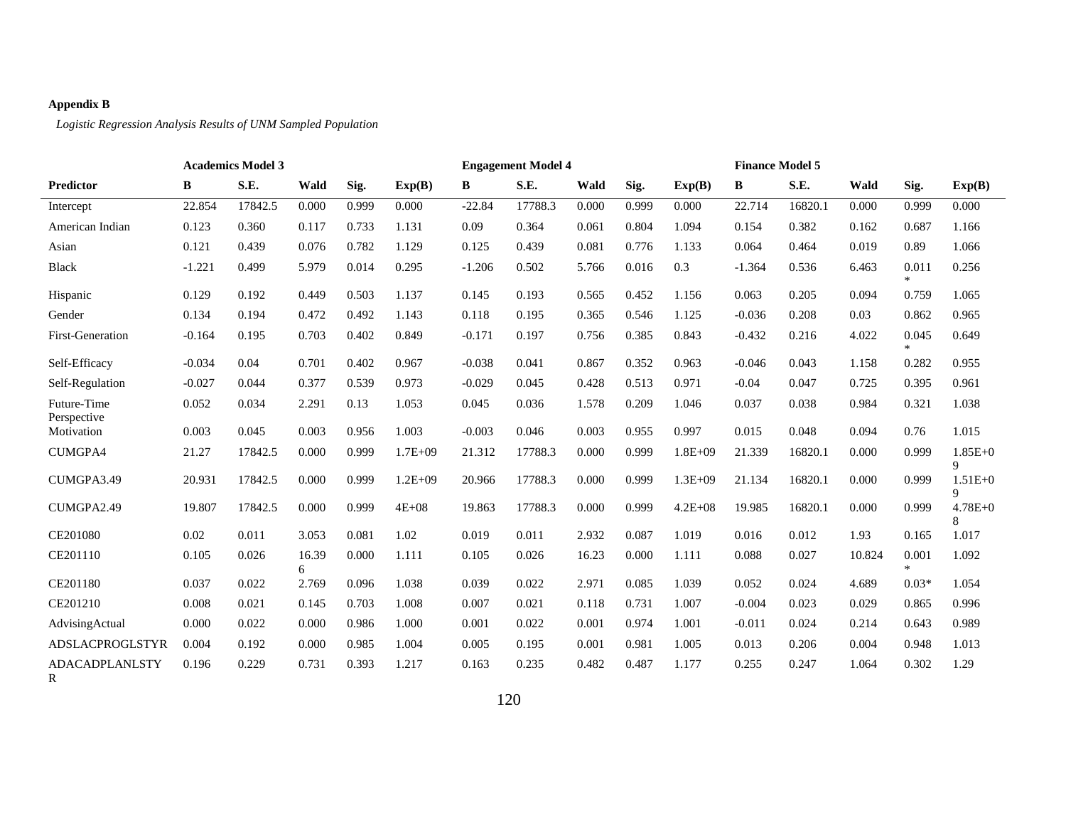**Appendix B**

*Logistic Regression Analysis Results of UNM Sampled Population*

| | Academics Model 3 | | | | | Engagement Model 4 | | | | | Finance Model 5 | | | | |
|---|---|---|---|---|---|---|---|---|---|---|---|---|---|---|---|
| **Predictor** | **B** | **S.E.** | **Wald** | **Sig.** | **Exp(B)** | **B** | **S.E.** | **Wald** | **Sig.** | **Exp(B)** | **B** | **S.E.** | **Wald** | **Sig.** | **Exp(B)** |
| Intercept | 22.854 | 17842.5 | 0.000 | 0.999 | 0.000 | -22.84 | 17788.3 | 0.000 | 0.999 | 0.000 | 22.714 | 16820.1 | 0.000 | 0.999 | 0.000 |
| American Indian | 0.123 | 0.360 | 0.117 | 0.733 | 1.131 | 0.09 | 0.364 | 0.061 | 0.804 | 1.094 | 0.154 | 0.382 | 0.162 | 0.687 | 1.166 |
| Asian | 0.121 | 0.439 | 0.076 | 0.782 | 1.129 | 0.125 | 0.439 | 0.081 | 0.776 | 1.133 | 0.064 | 0.464 | 0.019 | 0.89 | 1.066 |
| Black | -1.221 | 0.499 | 5.979 | 0.014 | 0.295 | -1.206 | 0.502 | 5.766 | 0.016 | 0.3 | -1.364 | 0.536 | 6.463 | 0.011* | 0.256 |
| Hispanic | 0.129 | 0.192 | 0.449 | 0.503 | 1.137 | 0.145 | 0.193 | 0.565 | 0.452 | 1.156 | 0.063 | 0.205 | 0.094 | 0.759 | 1.065 |
| Gender | 0.134 | 0.194 | 0.472 | 0.492 | 1.143 | 0.118 | 0.195 | 0.365 | 0.546 | 1.125 | -0.036 | 0.208 | 0.03 | 0.862 | 0.965 |
| First-Generation | -0.164 | 0.195 | 0.703 | 0.402 | 0.849 | -0.171 | 0.197 | 0.756 | 0.385 | 0.843 | -0.432 | 0.216 | 4.022 | 0.045* | 0.649 |
| Self-Efficacy | -0.034 | 0.04 | 0.701 | 0.402 | 0.967 | -0.038 | 0.041 | 0.867 | 0.352 | 0.963 | -0.046 | 0.043 | 1.158 | 0.282 | 0.955 |
| Self-Regulation | -0.027 | 0.044 | 0.377 | 0.539 | 0.973 | -0.029 | 0.045 | 0.428 | 0.513 | 0.971 | -0.04 | 0.047 | 0.725 | 0.395 | 0.961 |
| Future-Time Perspective | 0.052 | 0.034 | 2.291 | 0.13 | 1.053 | 0.045 | 0.036 | 1.578 | 0.209 | 1.046 | 0.037 | 0.038 | 0.984 | 0.321 | 1.038 |
| Motivation | 0.003 | 0.045 | 0.003 | 0.956 | 1.003 | -0.003 | 0.046 | 0.003 | 0.955 | 0.997 | 0.015 | 0.048 | 0.094 | 0.76 | 1.015 |
| CUMGPA4 | 21.27 | 17842.5 | 0.000 | 0.999 | 1.7E+09 | 21.312 | 17788.3 | 0.000 | 0.999 | 1.8E+09 | 21.339 | 16820.1 | 0.000 | 0.999 | 1.85E+09 |
| CUMGPA3.49 | 20.931 | 17842.5 | 0.000 | 0.999 | 1.2E+09 | 20.966 | 17788.3 | 0.000 | 0.999 | 1.3E+09 | 21.134 | 16820.1 | 0.000 | 0.999 | 1.51E+09 |
| CUMGPA2.49 | 19.807 | 17842.5 | 0.000 | 0.999 | 4E+08 | 19.863 | 17788.3 | 0.000 | 0.999 | 4.2E+08 | 19.985 | 16820.1 | 0.000 | 0.999 | 4.78E+08 |
| CE201080 | 0.02 | 0.011 | 3.053 | 0.081 | 1.02 | 0.019 | 0.011 | 2.932 | 0.087 | 1.019 | 0.016 | 0.012 | 1.93 | 0.165 | 1.017 |
| CE201110 | 0.105 | 0.026 | 16.396 | 0.000 | 1.111 | 0.105 | 0.026 | 16.23 | 0.000 | 1.111 | 0.088 | 0.027 | 10.824 | 0.001* | 1.092 |
| CE201180 | 0.037 | 0.022 | 2.769 | 0.096 | 1.038 | 0.039 | 0.022 | 2.971 | 0.085 | 1.039 | 0.052 | 0.024 | 4.689 | 0.03* | 1.054 |
| CE201210 | 0.008 | 0.021 | 0.145 | 0.703 | 1.008 | 0.007 | 0.021 | 0.118 | 0.731 | 1.007 | -0.004 | 0.023 | 0.029 | 0.865 | 0.996 |
| AdvisingActual | 0.000 | 0.022 | 0.000 | 0.986 | 1.000 | 0.001 | 0.022 | 0.001 | 0.974 | 1.001 | -0.011 | 0.024 | 0.214 | 0.643 | 0.989 |
| ADSLACPROGLSTYR | 0.004 | 0.192 | 0.000 | 0.985 | 1.004 | 0.005 | 0.195 | 0.001 | 0.981 | 1.005 | 0.013 | 0.206 | 0.004 | 0.948 | 1.013 |
| ADACADPLANLSTYR | 0.196 | 0.229 | 0.731 | 0.393 | 1.217 | 0.163 | 0.235 | 0.482 | 0.487 | 1.177 | 0.255 | 0.247 | 1.064 | 0.302 | 1.29 |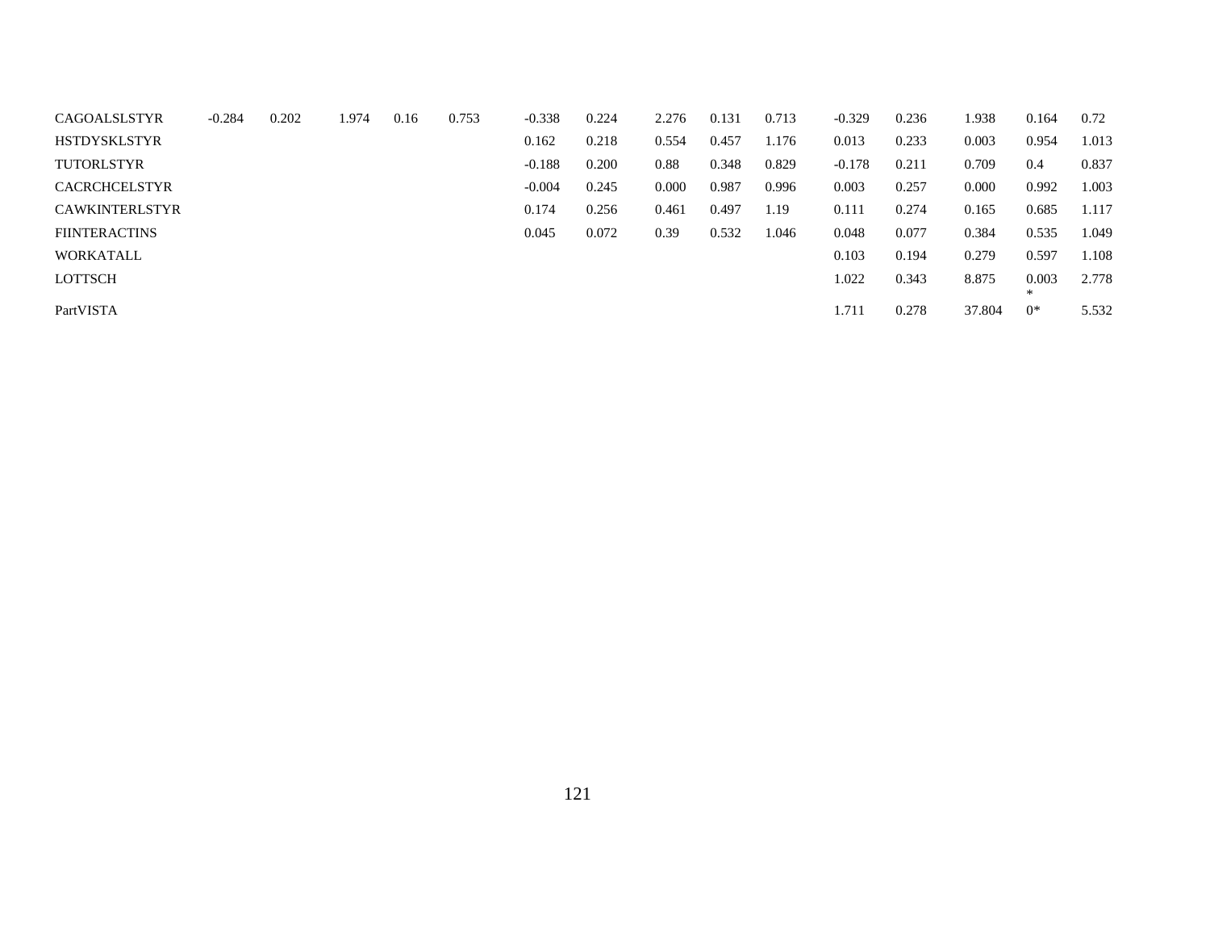| | | | | | | | | | | | | | | | |
|---|---|---|---|---|---|---|---|---|---|---|---|---|---|---|---|
| CAGOALSLSTYR | -0.284 | 0.202 | 1.974 | 0.16 | 0.753 | -0.338 | 0.224 | 2.276 | 0.131 | 0.713 | -0.329 | 0.236 | 1.938 | 0.164 | 0.72 |
| HSTDYSKLSTYR | | | | | | 0.162 | 0.218 | 0.554 | 0.457 | 1.176 | 0.013 | 0.233 | 0.003 | 0.954 | 1.013 |
| TUTORLSTYR | | | | | | -0.188 | 0.200 | 0.88 | 0.348 | 0.829 | -0.178 | 0.211 | 0.709 | 0.4 | 0.837 |
| CACRCHCELSTYR | | | | | | -0.004 | 0.245 | 0.000 | 0.987 | 0.996 | 0.003 | 0.257 | 0.000 | 0.992 | 1.003 |
| CAWKINTERLSTYR | | | | | | 0.174 | 0.256 | 0.461 | 0.497 | 1.19 | 0.111 | 0.274 | 0.165 | 0.685 | 1.117 |
| FIINTERACTINS | | | | | | 0.045 | 0.072 | 0.39 | 0.532 | 1.046 | 0.048 | 0.077 | 0.384 | 0.535 | 1.049 |
| WORKATALL | | | | | | | | | | | 0.103 | 0.194 | 0.279 | 0.597 | 1.108 |
| LOTTSCH | | | | | | | | | | | 1.022 | 0.343 | 8.875 | 0.003* | 2.778 |
| PartVISTA | | | | | | | | | | | 1.711 | 0.278 | 37.804 | 0* | 5.532 |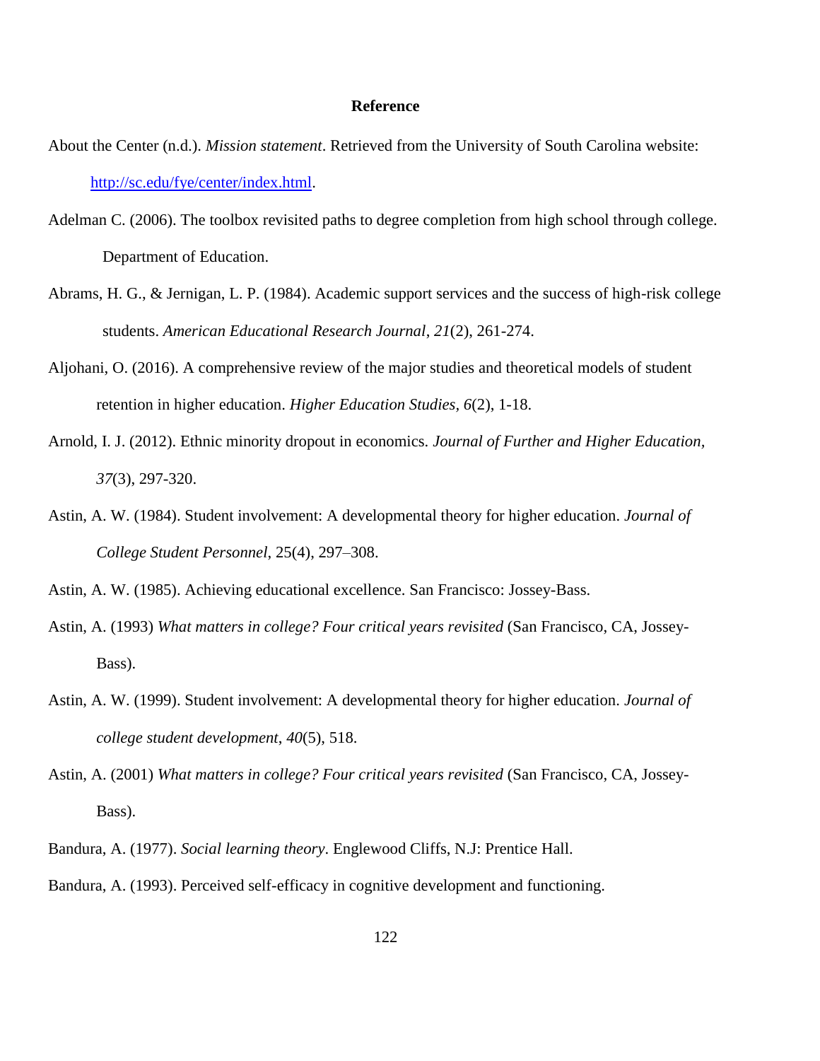# Reference

About the Center (n.d.). *Mission statement*. Retrieved from the University of South Carolina website: http://sc.edu/fye/center/index.html.

Adelman C. (2006). The toolbox revisited paths to degree completion from high school through college. Department of Education.

Abrams, H. G., & Jernigan, L. P. (1984). Academic support services and the success of high-risk college students. *American Educational Research Journal*, *21*(2), 261-274.

Aljohani, O. (2016). A comprehensive review of the major studies and theoretical models of student retention in higher education. *Higher Education Studies*, *6*(2), 1-18.

Arnold, I. J. (2012). Ethnic minority dropout in economics. *Journal of Further and Higher Education*, *37*(3), 297-320.

Astin, A. W. (1984). Student involvement: A developmental theory for higher education. *Journal of College Student Personnel*, 25(4), 297–308.

Astin, A. W. (1985). Achieving educational excellence. San Francisco: Jossey-Bass.

Astin, A. (1993) *What matters in college? Four critical years revisited* (San Francisco, CA, Jossey-Bass).

Astin, A. W. (1999). Student involvement: A developmental theory for higher education. *Journal of college student development*, *40*(5), 518.

Astin, A. (2001) *What matters in college? Four critical years revisited* (San Francisco, CA, Jossey-Bass).

Bandura, A. (1977). *Social learning theory*. Englewood Cliffs, N.J: Prentice Hall.

Bandura, A. (1993). Perceived self-efficacy in cognitive development and functioning.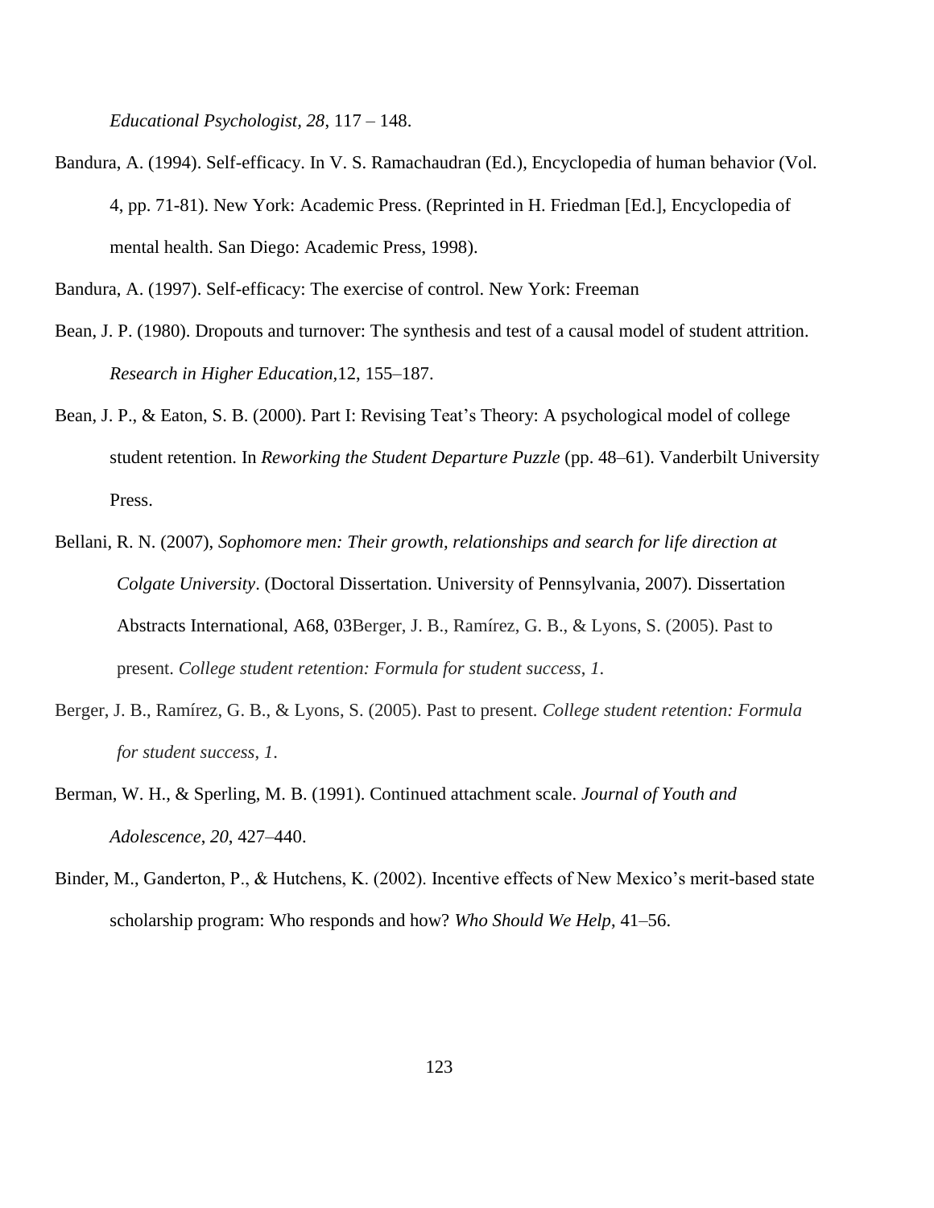*Educational Psychologist, 28*, 117 – 148.

Bandura, A. (1994). Self-efficacy. In V. S. Ramachaudran (Ed.), Encyclopedia of human behavior (Vol. 4, pp. 71-81). New York: Academic Press. (Reprinted in H. Friedman [Ed.], Encyclopedia of mental health. San Diego: Academic Press, 1998).

Bandura, A. (1997). Self-efficacy: The exercise of control. New York: Freeman

Bean, J. P. (1980). Dropouts and turnover: The synthesis and test of a causal model of student attrition. *Research in Higher Education*,12, 155–187.

Bean, J. P., & Eaton, S. B. (2000). Part I: Revising Teat's Theory: A psychological model of college student retention. In *Reworking the Student Departure Puzzle* (pp. 48–61). Vanderbilt University Press.

Bellani, R. N. (2007), *Sophomore men: Their growth, relationships and search for life direction at Colgate University*. (Doctoral Dissertation. University of Pennsylvania, 2007). Dissertation Abstracts International, A68, 03Berger, J. B., Ramírez, G. B., & Lyons, S. (2005). Past to present. *College student retention: Formula for student success*, *1*.

Berger, J. B., Ramírez, G. B., & Lyons, S. (2005). Past to present. *College student retention: Formula for student success*, *1*.

Berman, W. H., & Sperling, M. B. (1991). Continued attachment scale. *Journal of Youth and Adolescence*, *20*, 427–440.

Binder, M., Ganderton, P., & Hutchens, K. (2002). Incentive effects of New Mexico's merit-based state scholarship program: Who responds and how? *Who Should We Help*, 41–56.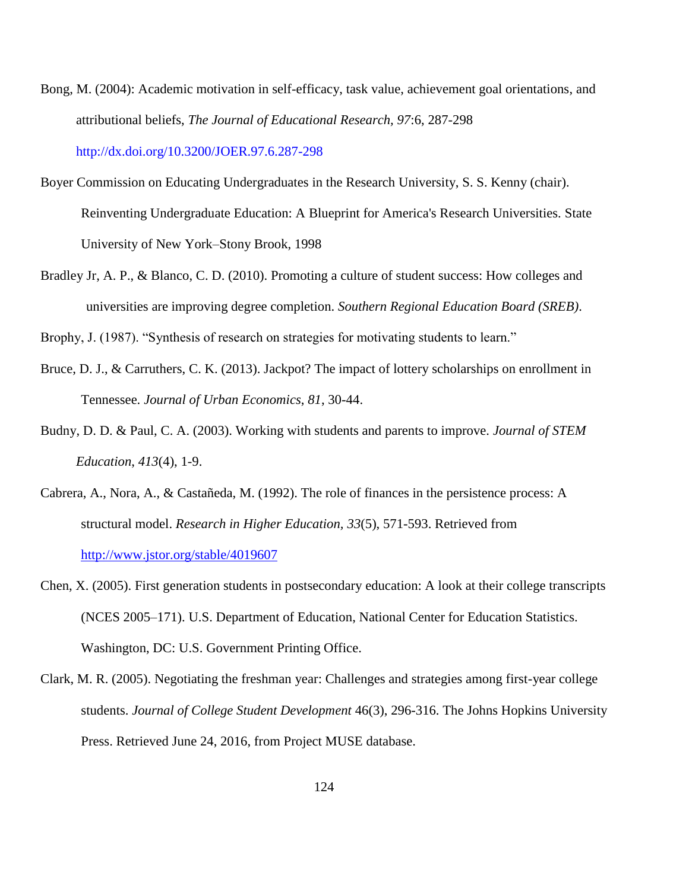Bong, M. (2004): Academic motivation in self-efficacy, task value, achievement goal orientations, and attributional beliefs, *The Journal of Educational Research, 97*:6, 287-298 http://dx.doi.org/10.3200/JOER.97.6.287-298

Boyer Commission on Educating Undergraduates in the Research University, S. S. Kenny (chair). Reinventing Undergraduate Education: A Blueprint for America's Research Universities. State University of New York–Stony Brook, 1998

Bradley Jr, A. P., & Blanco, C. D. (2010). Promoting a culture of student success: How colleges and universities are improving degree completion. *Southern Regional Education Board (SREB)*.

Brophy, J. (1987). "Synthesis of research on strategies for motivating students to learn."

Bruce, D. J., & Carruthers, C. K. (2013). Jackpot? The impact of lottery scholarships on enrollment in Tennessee. *Journal of Urban Economics*, *81*, 30-44.

Budny, D. D. & Paul, C. A. (2003). Working with students and parents to improve. *Journal of STEM Education*, *413*(4), 1-9.

Cabrera, A., Nora, A., & Castañeda, M. (1992). The role of finances in the persistence process: A structural model. *Research in Higher Education, 33*(5), 571-593. Retrieved from http://www.jstor.org/stable/4019607

Chen, X. (2005). First generation students in postsecondary education: A look at their college transcripts (NCES 2005–171). U.S. Department of Education, National Center for Education Statistics. Washington, DC: U.S. Government Printing Office.

Clark, M. R. (2005). Negotiating the freshman year: Challenges and strategies among first-year college students. *Journal of College Student Development* 46(3), 296-316. The Johns Hopkins University Press. Retrieved June 24, 2016, from Project MUSE database.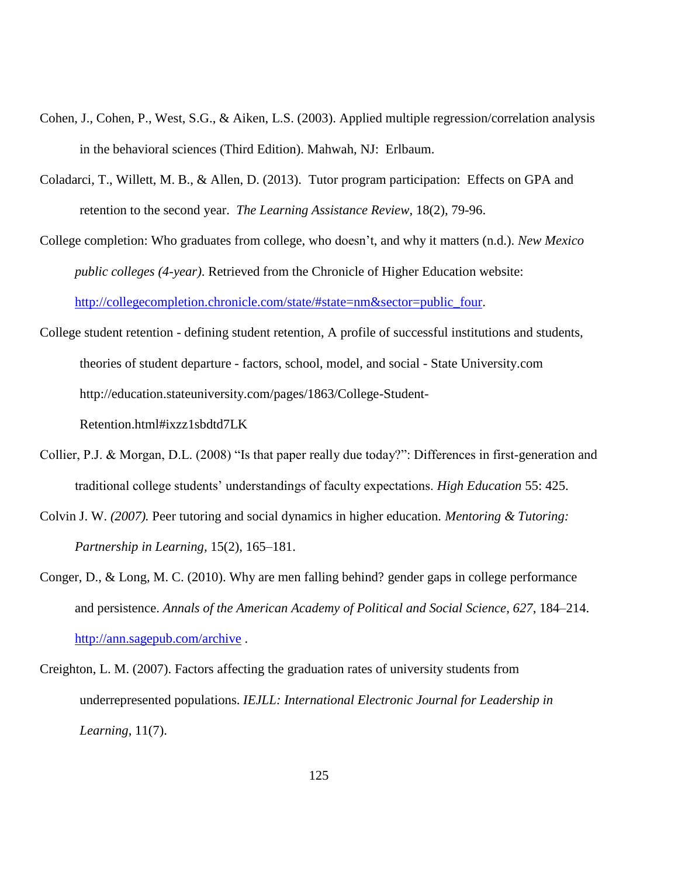Cohen, J., Cohen, P., West, S.G., & Aiken, L.S. (2003). Applied multiple regression/correlation analysis in the behavioral sciences (Third Edition). Mahwah, NJ: Erlbaum.

Coladarci, T., Willett, M. B., & Allen, D. (2013). Tutor program participation: Effects on GPA and retention to the second year. *The Learning Assistance Review*, 18(2), 79-96.

College completion: Who graduates from college, who doesn't, and why it matters (n.d.). *New Mexico public colleges (4-year)*. Retrieved from the Chronicle of Higher Education website: http://collegecompletion.chronicle.com/state/#state=nm&sector=public_four.

College student retention - defining student retention, A profile of successful institutions and students, theories of student departure - factors, school, model, and social - State University.com http://education.stateuniversity.com/pages/1863/College-Student-Retention.html#ixzz1sbdtd7LK

Collier, P.J. & Morgan, D.L. (2008) "Is that paper really due today?": Differences in first-generation and traditional college students' understandings of faculty expectations. *High Education* 55: 425.

Colvin J. W. *(2007).* Peer tutoring and social dynamics in higher education. *Mentoring & Tutoring: Partnership in Learning,* 15(2), 165–181.

Conger, D., & Long, M. C. (2010). Why are men falling behind? gender gaps in college performance and persistence. *Annals of the American Academy of Political and Social Science*, *627*, 184–214. http://ann.sagepub.com/archive .

Creighton, L. M. (2007). Factors affecting the graduation rates of university students from underrepresented populations. *IEJLL: International Electronic Journal for Leadership in Learning*, 11(7).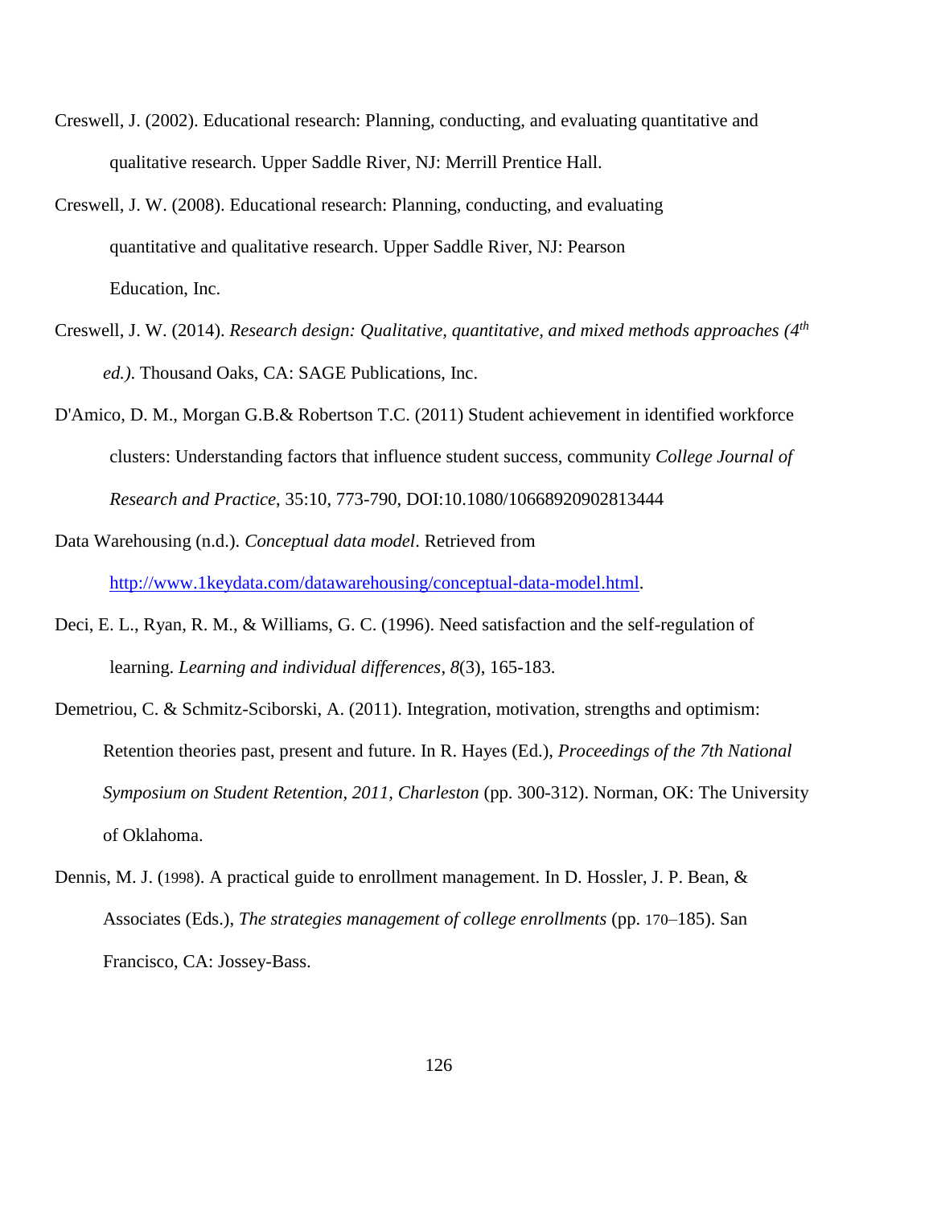Creswell, J. (2002). Educational research: Planning, conducting, and evaluating quantitative and qualitative research. Upper Saddle River, NJ: Merrill Prentice Hall.

Creswell, J. W. (2008). Educational research: Planning, conducting, and evaluating quantitative and qualitative research. Upper Saddle River, NJ: Pearson Education, Inc.

Creswell, J. W. (2014). *Research design: Qualitative, quantitative, and mixed methods approaches (4th ed.)*. Thousand Oaks, CA: SAGE Publications, Inc.

D'Amico, D. M., Morgan G.B.& Robertson T.C. (2011) Student achievement in identified workforce clusters: Understanding factors that influence student success, community *College Journal of Research and Practice*, 35:10, 773-790, DOI:10.1080/10668920902813444

Data Warehousing (n.d.). *Conceptual data model*. Retrieved from http://www.1keydata.com/datawarehousing/conceptual-data-model.html.

Deci, E. L., Ryan, R. M., & Williams, G. C. (1996). Need satisfaction and the self-regulation of learning. *Learning and individual differences*, *8*(3), 165-183.

Demetriou, C. & Schmitz-Sciborski, A. (2011). Integration, motivation, strengths and optimism: Retention theories past, present and future. In R. Hayes (Ed.), *Proceedings of the 7th National Symposium on Student Retention, 2011, Charleston* (pp. 300-312). Norman, OK: The University of Oklahoma.

Dennis, M. J. (1998). A practical guide to enrollment management. In D. Hossler, J. P. Bean, & Associates (Eds.), *The strategies management of college enrollments* (pp. 170–185). San Francisco, CA: Jossey-Bass.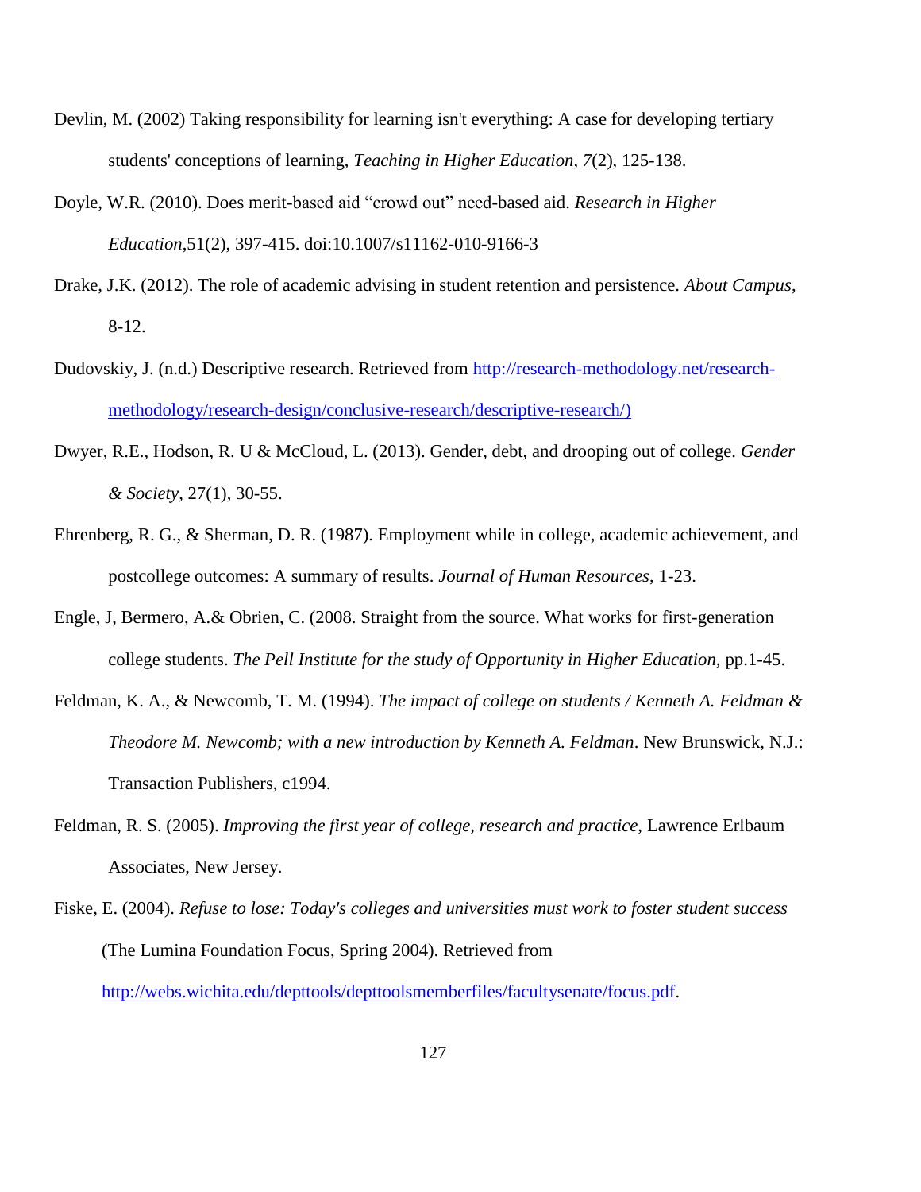Devlin, M. (2002) Taking responsibility for learning isn't everything: A case for developing tertiary students' conceptions of learning, *Teaching in Higher Education*, *7*(2), 125-138.

Doyle, W.R. (2010). Does merit-based aid "crowd out" need-based aid. *Research in Higher Education*,51(2), 397-415. doi:10.1007/s11162-010-9166-3

Drake, J.K. (2012). The role of academic advising in student retention and persistence. *About Campus*, 8-12.

Dudovskiy, J. (n.d.) Descriptive research. Retrieved from [http://research-methodology.net/research-methodology/research-design/conclusive-research/descriptive-research/)](http://research-methodology.net/research-methodology/research-design/conclusive-research/descriptive-research/)

Dwyer, R.E., Hodson, R. U & McCloud, L. (2013). Gender, debt, and drooping out of college. *Gender & Society*, 27(1), 30-55.

Ehrenberg, R. G., & Sherman, D. R. (1987). Employment while in college, academic achievement, and postcollege outcomes: A summary of results. *Journal of Human Resources*, 1-23.

Engle, J, Bermero, A.& Obrien, C. (2008. Straight from the source. What works for first-generation college students. *The Pell Institute for the study of Opportunity in Higher Education,* pp.1-45.

Feldman, K. A., & Newcomb, T. M. (1994). *The impact of college on students / Kenneth A. Feldman & Theodore M. Newcomb; with a new introduction by Kenneth A. Feldman*. New Brunswick, N.J.: Transaction Publishers, c1994.

Feldman, R. S. (2005). *Improving the first year of college, research and practice,* Lawrence Erlbaum Associates, New Jersey.

Fiske, E. (2004). *Refuse to lose: Today's colleges and universities must work to foster student success* (The Lumina Foundation Focus, Spring 2004). Retrieved from [http://webs.wichita.edu/depttools/depttoolsmemberfiles/facultysenate/focus.pdf](http://webs.wichita.edu/depttools/depttoolsmemberfiles/facultysenate/focus.pdf).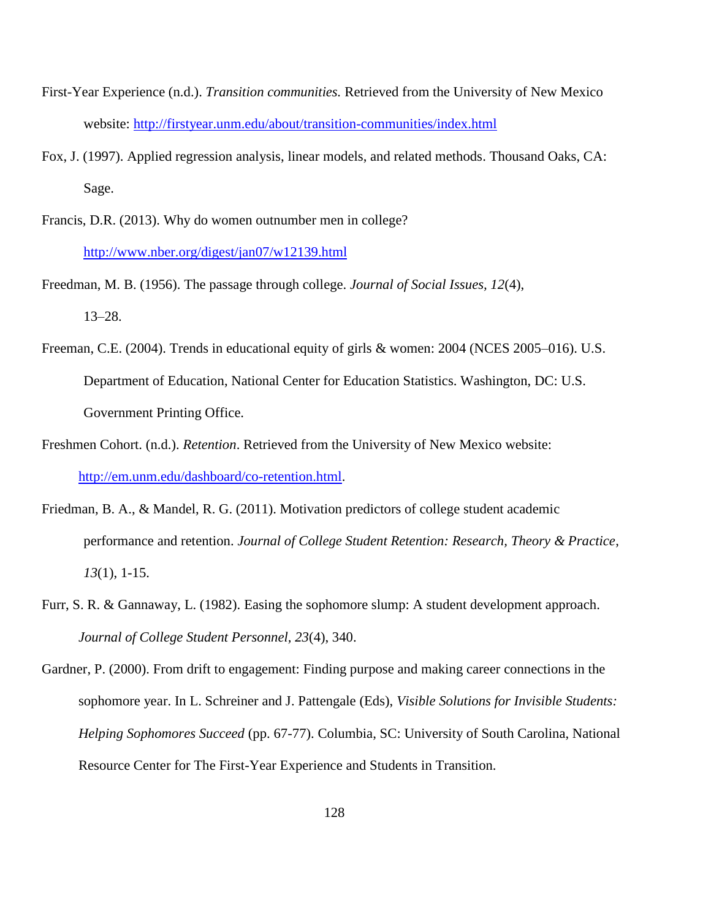First-Year Experience (n.d.). *Transition communities.* Retrieved from the University of New Mexico website: http://firstyear.unm.edu/about/transition-communities/index.html

Fox, J. (1997). Applied regression analysis, linear models, and related methods. Thousand Oaks, CA: Sage.

Francis, D.R. (2013). Why do women outnumber men in college? http://www.nber.org/digest/jan07/w12139.html

Freedman, M. B. (1956). The passage through college. *Journal of Social Issues, 12*(4), 13–28.

Freeman, C.E. (2004). Trends in educational equity of girls & women: 2004 (NCES 2005–016). U.S. Department of Education, National Center for Education Statistics. Washington, DC: U.S. Government Printing Office.

Freshmen Cohort. (n.d.). *Retention*. Retrieved from the University of New Mexico website: http://em.unm.edu/dashboard/co-retention.html.

Friedman, B. A., & Mandel, R. G. (2011). Motivation predictors of college student academic performance and retention. *Journal of College Student Retention: Research, Theory & Practice*, *13*(1), 1-15.

Furr, S. R. & Gannaway, L. (1982). Easing the sophomore slump: A student development approach. *Journal of College Student Personnel, 23*(4), 340.

Gardner, P. (2000). From drift to engagement: Finding purpose and making career connections in the sophomore year. In L. Schreiner and J. Pattengale (Eds), *Visible Solutions for Invisible Students: Helping Sophomores Succeed* (pp. 67-77). Columbia, SC: University of South Carolina, National Resource Center for The First-Year Experience and Students in Transition.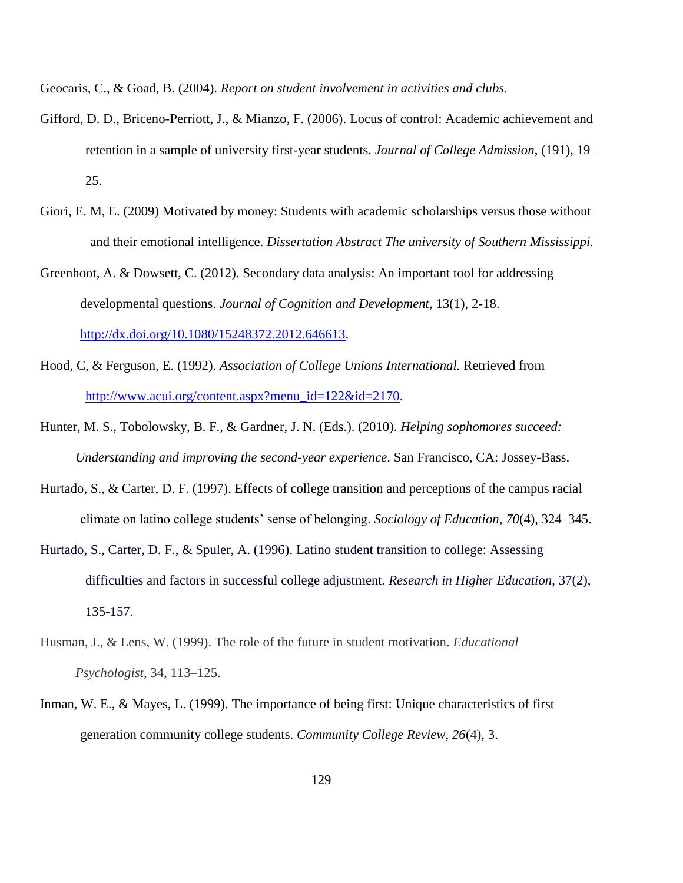Geocaris, C., & Goad, B. (2004). *Report on student involvement in activities and clubs.*

Gifford, D. D., Briceno-Perriott, J., & Mianzo, F. (2006). Locus of control: Academic achievement and retention in a sample of university first-year students. *Journal of College Admission*, (191), 19–25.

Giori, E. M, E. (2009) Motivated by money: Students with academic scholarships versus those without and their emotional intelligence. *Dissertation Abstract The university of Southern Mississippi.*

Greenhoot, A. & Dowsett, C. (2012). Secondary data analysis: An important tool for addressing developmental questions. *Journal of Cognition and Development*, 13(1), 2-18. http://dx.doi.org/10.1080/15248372.2012.646613.

Hood, C, & Ferguson, E. (1992). *Association of College Unions International.* Retrieved from http://www.acui.org/content.aspx?menu_id=122&id=2170.

Hunter, M. S., Tobolowsky, B. F., & Gardner, J. N. (Eds.). (2010). *Helping sophomores succeed: Understanding and improving the second-year experience*. San Francisco, CA: Jossey-Bass.

Hurtado, S., & Carter, D. F. (1997). Effects of college transition and perceptions of the campus racial climate on latino college students' sense of belonging. *Sociology of Education*, *70*(4), 324–345.

Hurtado, S., Carter, D. F., & Spuler, A. (1996). Latino student transition to college: Assessing difficulties and factors in successful college adjustment. *Research in Higher Education*, 37(2), 135-157.

Husman, J., & Lens, W. (1999). The role of the future in student motivation. *Educational Psychologist*, 34, 113–125.

Inman, W. E., & Mayes, L. (1999). The importance of being first: Unique characteristics of first generation community college students. *Community College Review*, *26*(4), 3.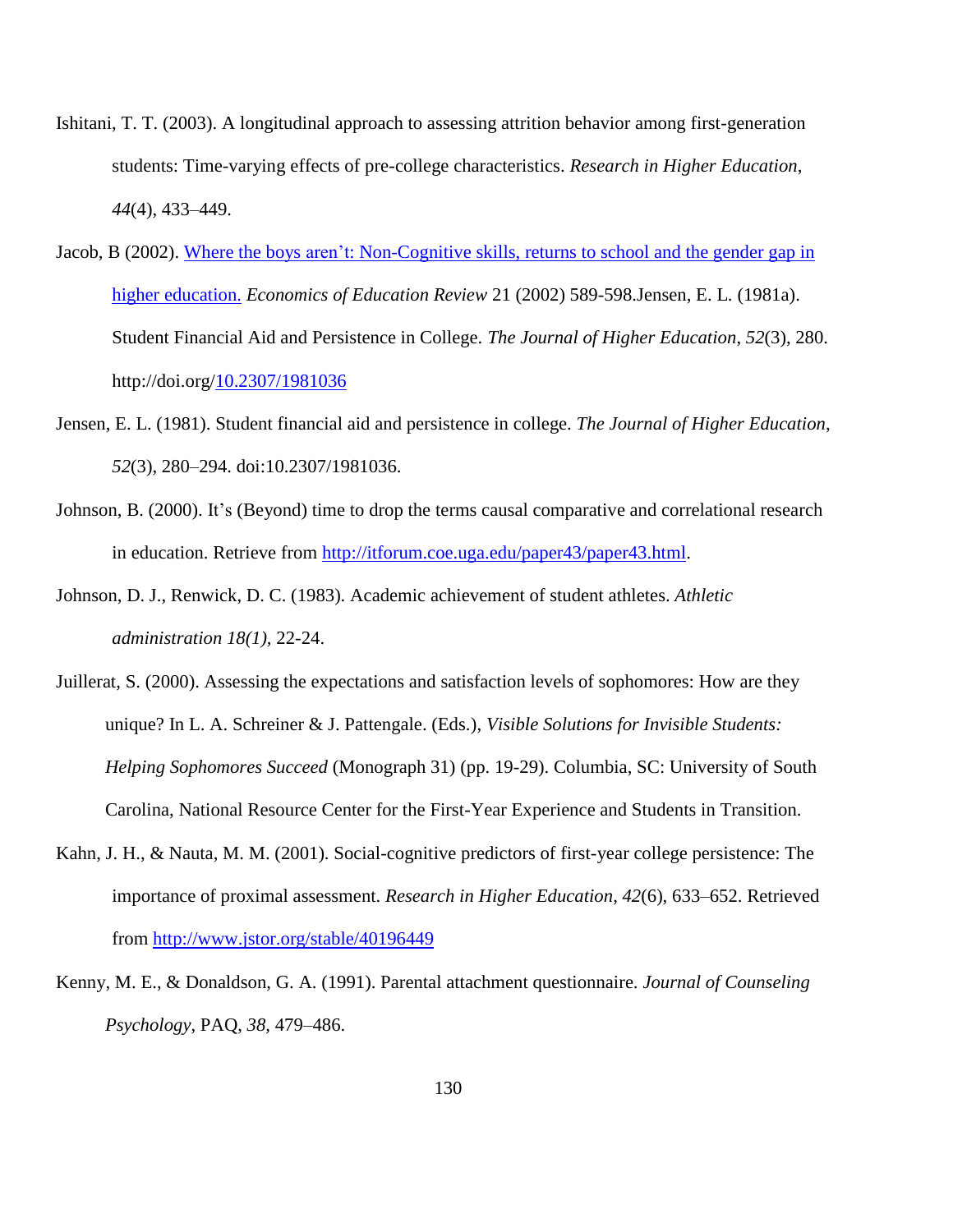Ishitani, T. T. (2003). A longitudinal approach to assessing attrition behavior among first-generation students: Time-varying effects of pre-college characteristics. *Research in Higher Education*, *44*(4), 433–449.

Jacob, B (2002). Where the boys aren't: Non-Cognitive skills, returns to school and the gender gap in higher education. *Economics of Education Review* 21 (2002) 589-598.Jensen, E. L. (1981a). Student Financial Aid and Persistence in College. *The Journal of Higher Education*, *52*(3), 280. http://doi.org/10.2307/1981036

Jensen, E. L. (1981). Student financial aid and persistence in college. *The Journal of Higher Education*, *52*(3), 280–294. doi:10.2307/1981036.

Johnson, B. (2000). It's (Beyond) time to drop the terms causal comparative and correlational research in education. Retrieve from http://itforum.coe.uga.edu/paper43/paper43.html.

Johnson, D. J., Renwick, D. C. (1983). Academic achievement of student athletes. *Athletic administration 18(1),* 22-24.

Juillerat, S. (2000). Assessing the expectations and satisfaction levels of sophomores: How are they unique? In L. A. Schreiner & J. Pattengale. (Eds.), *Visible Solutions for Invisible Students: Helping Sophomores Succeed* (Monograph 31) (pp. 19-29). Columbia, SC: University of South Carolina, National Resource Center for the First-Year Experience and Students in Transition.

Kahn, J. H., & Nauta, M. M. (2001). Social-cognitive predictors of first-year college persistence: The importance of proximal assessment. *Research in Higher Education*, *42*(6), 633–652. Retrieved from http://www.jstor.org/stable/40196449

Kenny, M. E., & Donaldson, G. A. (1991). Parental attachment questionnaire. *Journal of Counseling Psychology*, PAQ, *38*, 479–486.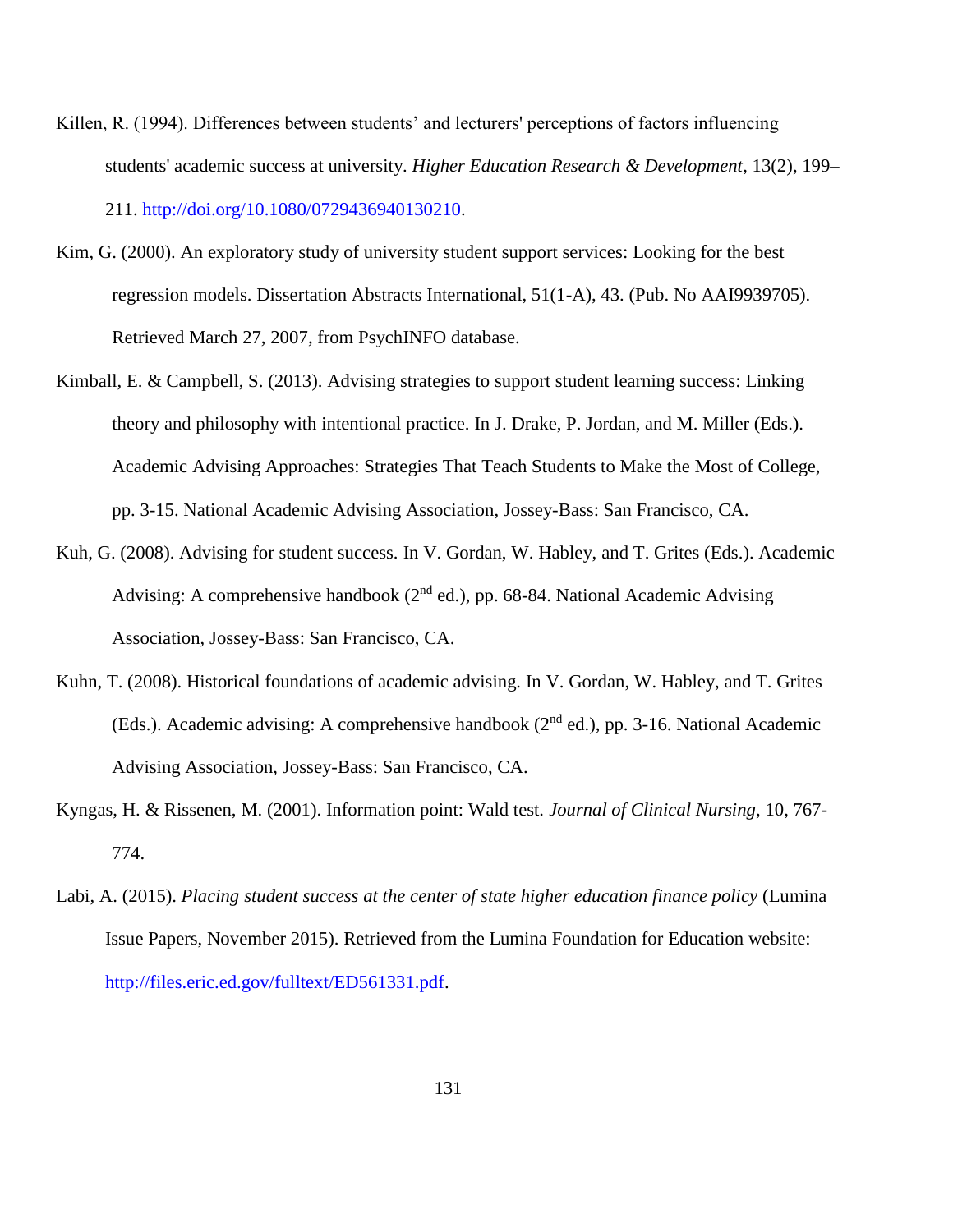Killen, R. (1994). Differences between students' and lecturers' perceptions of factors influencing students' academic success at university. *Higher Education Research & Development*, 13(2), 199–211. http://doi.org/10.1080/0729436940130210.

Kim, G. (2000). An exploratory study of university student support services: Looking for the best regression models. Dissertation Abstracts International, 51(1-A), 43. (Pub. No AAI9939705). Retrieved March 27, 2007, from PsychINFO database.

Kimball, E. & Campbell, S. (2013). Advising strategies to support student learning success: Linking theory and philosophy with intentional practice. In J. Drake, P. Jordan, and M. Miller (Eds.). Academic Advising Approaches: Strategies That Teach Students to Make the Most of College, pp. 3-15. National Academic Advising Association, Jossey-Bass: San Francisco, CA.

Kuh, G. (2008). Advising for student success. In V. Gordan, W. Habley, and T. Grites (Eds.). Academic Advising: A comprehensive handbook (2nd ed.), pp. 68-84. National Academic Advising Association, Jossey-Bass: San Francisco, CA.

Kuhn, T. (2008). Historical foundations of academic advising. In V. Gordan, W. Habley, and T. Grites (Eds.). Academic advising: A comprehensive handbook (2nd ed.), pp. 3-16. National Academic Advising Association, Jossey-Bass: San Francisco, CA.

Kyngas, H. & Rissenen, M. (2001). Information point: Wald test. *Journal of Clinical Nursing*, 10, 767-774.

Labi, A. (2015). *Placing student success at the center of state higher education finance policy* (Lumina Issue Papers, November 2015). Retrieved from the Lumina Foundation for Education website: http://files.eric.ed.gov/fulltext/ED561331.pdf.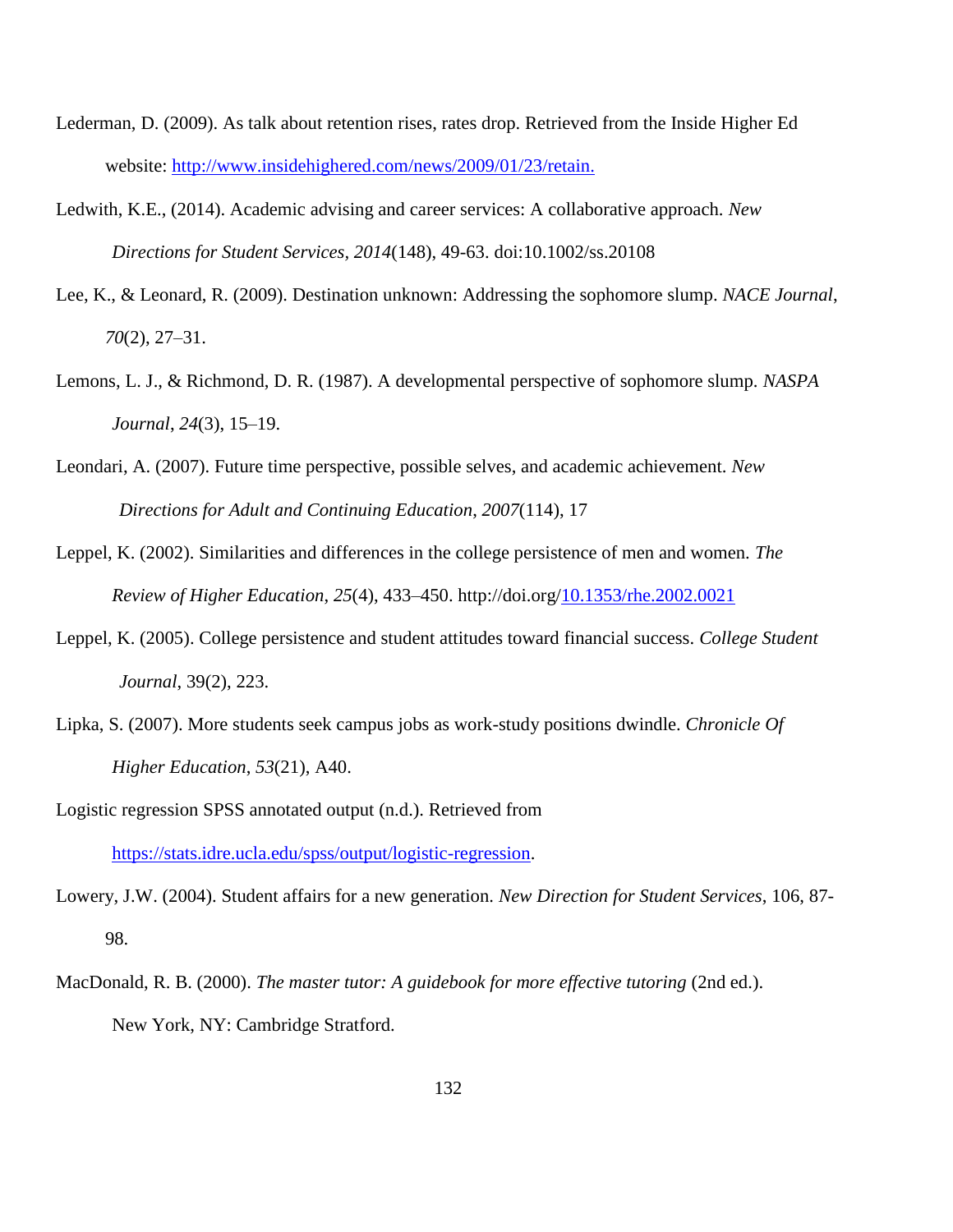Lederman, D. (2009). As talk about retention rises, rates drop. Retrieved from the Inside Higher Ed website: http://www.insidehighered.com/news/2009/01/23/retain.

Ledwith, K.E., (2014). Academic advising and career services: A collaborative approach. *New Directions for Student Services*, *2014*(148), 49-63. doi:10.1002/ss.20108

Lee, K., & Leonard, R. (2009). Destination unknown: Addressing the sophomore slump. *NACE Journal*, *70*(2), 27–31.

Lemons, L. J., & Richmond, D. R. (1987). A developmental perspective of sophomore slump. *NASPA Journal*, *24*(3), 15–19.

Leondari, A. (2007). Future time perspective, possible selves, and academic achievement. *New Directions for Adult and Continuing Education*, *2007*(114), 17

Leppel, K. (2002). Similarities and differences in the college persistence of men and women. *The Review of Higher Education*, *25*(4), 433–450. http://doi.org/10.1353/rhe.2002.0021

Leppel, K. (2005). College persistence and student attitudes toward financial success. *College Student Journal*, 39(2), 223.

Lipka, S. (2007). More students seek campus jobs as work-study positions dwindle. *Chronicle Of Higher Education*, *53*(21), A40.

Logistic regression SPSS annotated output (n.d.). Retrieved from https://stats.idre.ucla.edu/spss/output/logistic-regression.

Lowery, J.W. (2004). Student affairs for a new generation. *New Direction for Student Services*, 106, 87-98.

MacDonald, R. B. (2000). *The master tutor: A guidebook for more effective tutoring* (2nd ed.). New York, NY: Cambridge Stratford.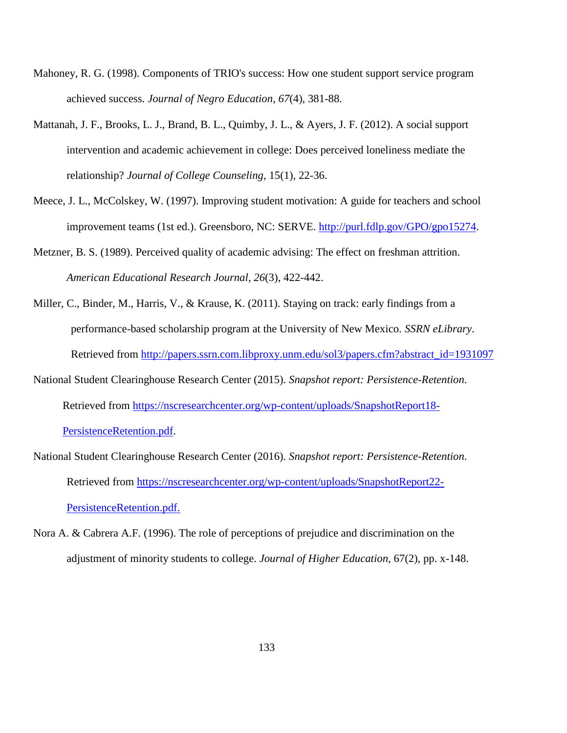Mahoney, R. G. (1998). Components of TRIO's success: How one student support service program achieved success. *Journal of Negro Education*, *67*(4), 381-88.

Mattanah, J. F., Brooks, L. J., Brand, B. L., Quimby, J. L., & Ayers, J. F. (2012). A social support intervention and academic achievement in college: Does perceived loneliness mediate the relationship? *Journal of College Counseling*, 15(1), 22-36.

Meece, J. L., McColskey, W. (1997). Improving student motivation: A guide for teachers and school improvement teams (1st ed.). Greensboro, NC: SERVE. http://purl.fdlp.gov/GPO/gpo15274.

Metzner, B. S. (1989). Perceived quality of academic advising: The effect on freshman attrition. *American Educational Research Journal*, *26*(3), 422-442.

Miller, C., Binder, M., Harris, V., & Krause, K. (2011). Staying on track: early findings from a performance-based scholarship program at the University of New Mexico. *SSRN eLibrary*. Retrieved from http://papers.ssrn.com.libproxy.unm.edu/sol3/papers.cfm?abstract_id=1931097

National Student Clearinghouse Research Center (2015). *Snapshot report: Persistence-Retention*. Retrieved from https://nscresearchcenter.org/wp-content/uploads/SnapshotReport18-PersistenceRetention.pdf.

National Student Clearinghouse Research Center (2016). *Snapshot report: Persistence-Retention*. Retrieved from https://nscresearchcenter.org/wp-content/uploads/SnapshotReport22-PersistenceRetention.pdf.

Nora A. & Cabrera A.F. (1996). The role of perceptions of prejudice and discrimination on the adjustment of minority students to college. *Journal of Higher Education*, 67(2), pp. x-148.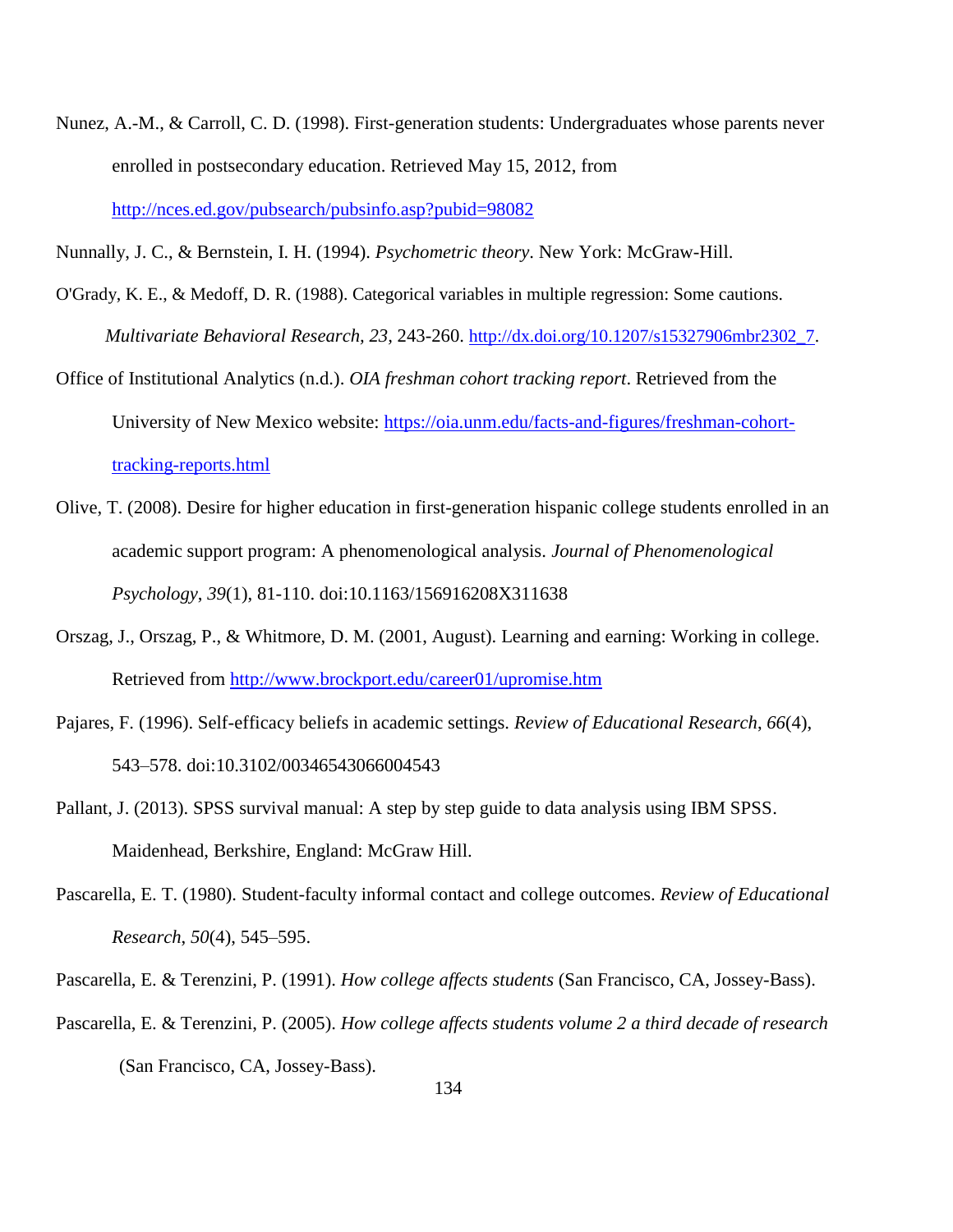Nunez, A.-M., & Carroll, C. D. (1998). First-generation students: Undergraduates whose parents never enrolled in postsecondary education. Retrieved May 15, 2012, from http://nces.ed.gov/pubsearch/pubsinfo.asp?pubid=98082

Nunnally, J. C., & Bernstein, I. H. (1994). *Psychometric theory*. New York: McGraw-Hill.

O'Grady, K. E., & Medoff, D. R. (1988). Categorical variables in multiple regression: Some cautions. *Multivariate Behavioral Research, 23*, 243-260. http://dx.doi.org/10.1207/s15327906mbr2302_7.

Office of Institutional Analytics (n.d.). *OIA freshman cohort tracking report*. Retrieved from the University of New Mexico website: https://oia.unm.edu/facts-and-figures/freshman-cohort-tracking-reports.html

Olive, T. (2008). Desire for higher education in first-generation hispanic college students enrolled in an academic support program: A phenomenological analysis. *Journal of Phenomenological Psychology*, *39*(1), 81-110. doi:10.1163/156916208X311638

Orszag, J., Orszag, P., & Whitmore, D. M. (2001, August). Learning and earning: Working in college. Retrieved from http://www.brockport.edu/career01/upromise.htm

Pajares, F. (1996). Self-efficacy beliefs in academic settings. *Review of Educational Research*, *66*(4), 543–578. doi:10.3102/00346543066004543

Pallant, J. (2013). SPSS survival manual: A step by step guide to data analysis using IBM SPSS. Maidenhead, Berkshire, England: McGraw Hill.

Pascarella, E. T. (1980). Student-faculty informal contact and college outcomes. *Review of Educational Research*, *50*(4), 545–595.

Pascarella, E. & Terenzini, P. (1991). *How college affects students* (San Francisco, CA, Jossey-Bass).

Pascarella, E. & Terenzini, P. (2005). *How college affects students volume 2 a third decade of research* (San Francisco, CA, Jossey-Bass).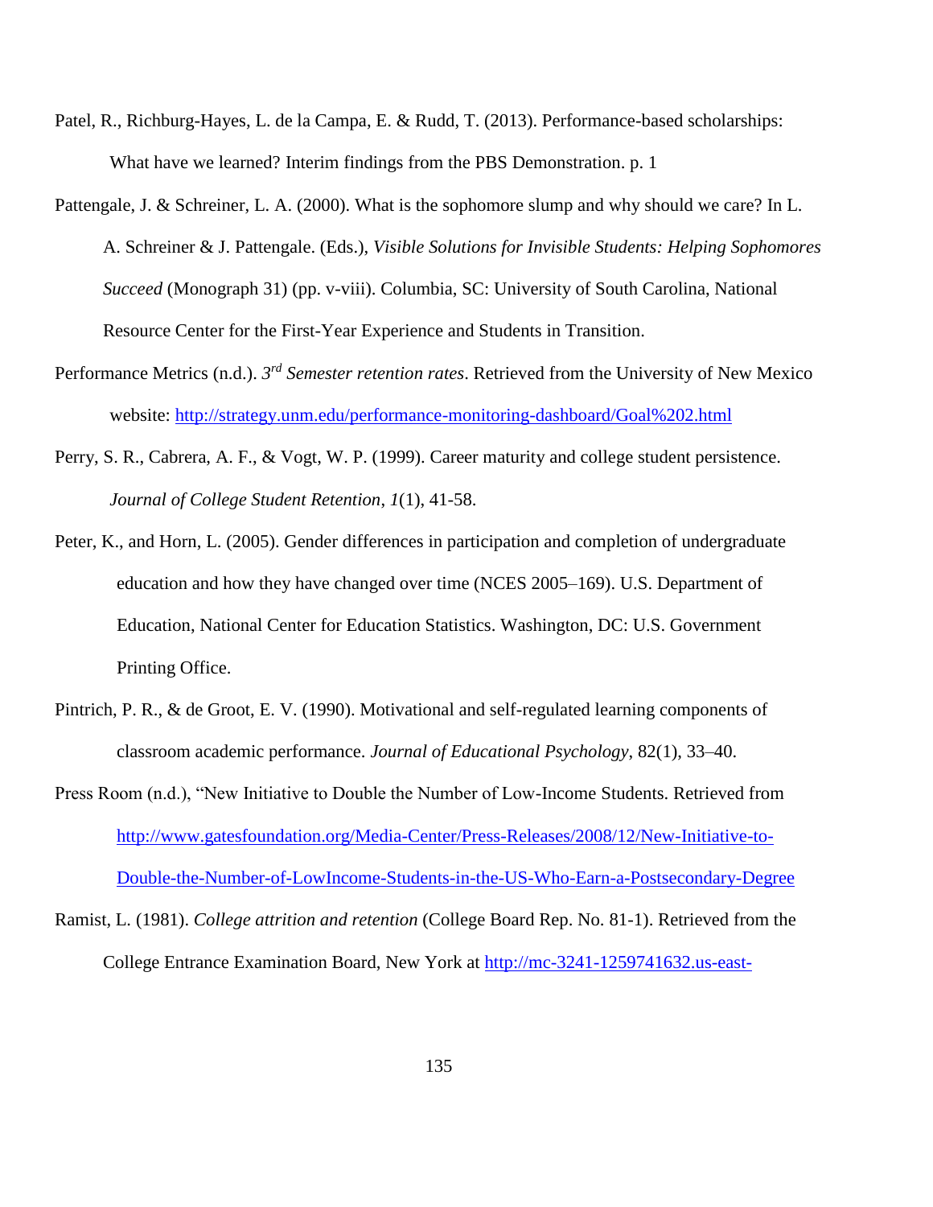Patel, R., Richburg-Hayes, L. de la Campa, E. & Rudd, T. (2013). Performance-based scholarships: What have we learned? Interim findings from the PBS Demonstration. p. 1

Pattengale, J. & Schreiner, L. A. (2000). What is the sophomore slump and why should we care? In L. A. Schreiner & J. Pattengale. (Eds.), *Visible Solutions for Invisible Students: Helping Sophomores Succeed* (Monograph 31) (pp. v-viii). Columbia, SC: University of South Carolina, National Resource Center for the First-Year Experience and Students in Transition.

Performance Metrics (n.d.). *3rd Semester retention rates*. Retrieved from the University of New Mexico website: http://strategy.unm.edu/performance-monitoring-dashboard/Goal%202.html

Perry, S. R., Cabrera, A. F., & Vogt, W. P. (1999). Career maturity and college student persistence. *Journal of College Student Retention*, *1*(1), 41-58.

Peter, K., and Horn, L. (2005). Gender differences in participation and completion of undergraduate education and how they have changed over time (NCES 2005–169). U.S. Department of Education, National Center for Education Statistics. Washington, DC: U.S. Government Printing Office.

Pintrich, P. R., & de Groot, E. V. (1990). Motivational and self-regulated learning components of classroom academic performance. *Journal of Educational Psychology*, 82(1), 33–40.

Press Room (n.d.), "New Initiative to Double the Number of Low-Income Students. Retrieved from http://www.gatesfoundation.org/Media-Center/Press-Releases/2008/12/New-Initiative-to-Double-the-Number-of-LowIncome-Students-in-the-US-Who-Earn-a-Postsecondary-Degree

Ramist, L. (1981). *College attrition and retention* (College Board Rep. No. 81-1). Retrieved from the College Entrance Examination Board, New York at http://mc-3241-1259741632.us-east-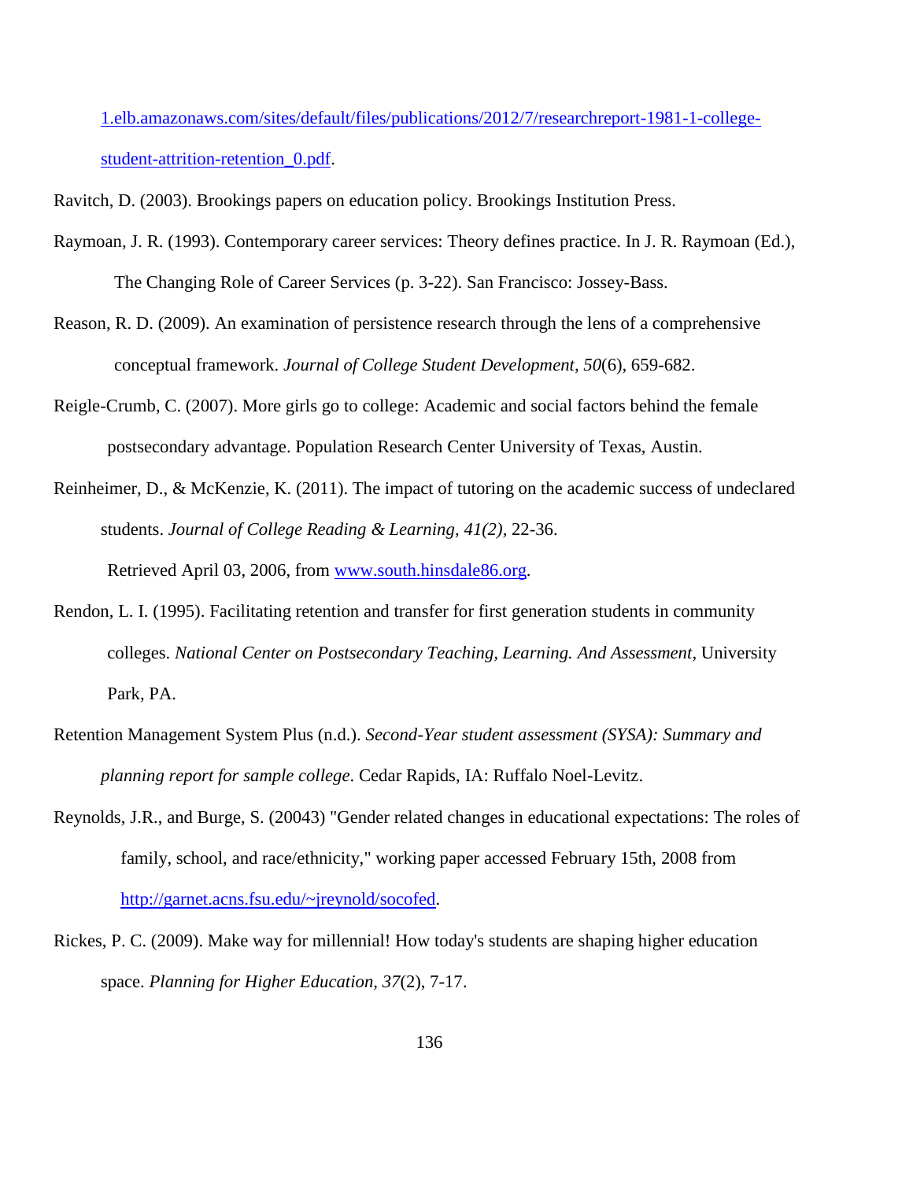1.elb.amazonaws.com/sites/default/files/publications/2012/7/researchreport-1981-1-college-student-attrition-retention_0.pdf.

Ravitch, D. (2003). Brookings papers on education policy. Brookings Institution Press.

Raymoan, J. R. (1993). Contemporary career services: Theory defines practice. In J. R. Raymoan (Ed.), The Changing Role of Career Services (p. 3-22). San Francisco: Jossey-Bass.

Reason, R. D. (2009). An examination of persistence research through the lens of a comprehensive conceptual framework. *Journal of College Student Development*, *50*(6), 659-682.

Reigle-Crumb, C. (2007). More girls go to college: Academic and social factors behind the female postsecondary advantage. Population Research Center University of Texas, Austin.

Reinheimer, D., & McKenzie, K. (2011). The impact of tutoring on the academic success of undeclared students. *Journal of College Reading & Learning*, *41(2)*, 22-36.

Retrieved April 03, 2006, from www.south.hinsdale86.org.

Rendon, L. I. (1995). Facilitating retention and transfer for first generation students in community colleges. *National Center on Postsecondary Teaching, Learning. And Assessment,* University Park, PA.

Retention Management System Plus (n.d.). *Second-Year student assessment (SYSA): Summary and planning report for sample college*. Cedar Rapids, IA: Ruffalo Noel-Levitz.

Reynolds, J.R., and Burge, S. (20043) "Gender related changes in educational expectations: The roles of family, school, and race/ethnicity," working paper accessed February 15th, 2008 from http://garnet.acns.fsu.edu/~jreynold/socofed.

Rickes, P. C. (2009). Make way for millennial! How today's students are shaping higher education space. *Planning for Higher Education, 37*(2), 7-17.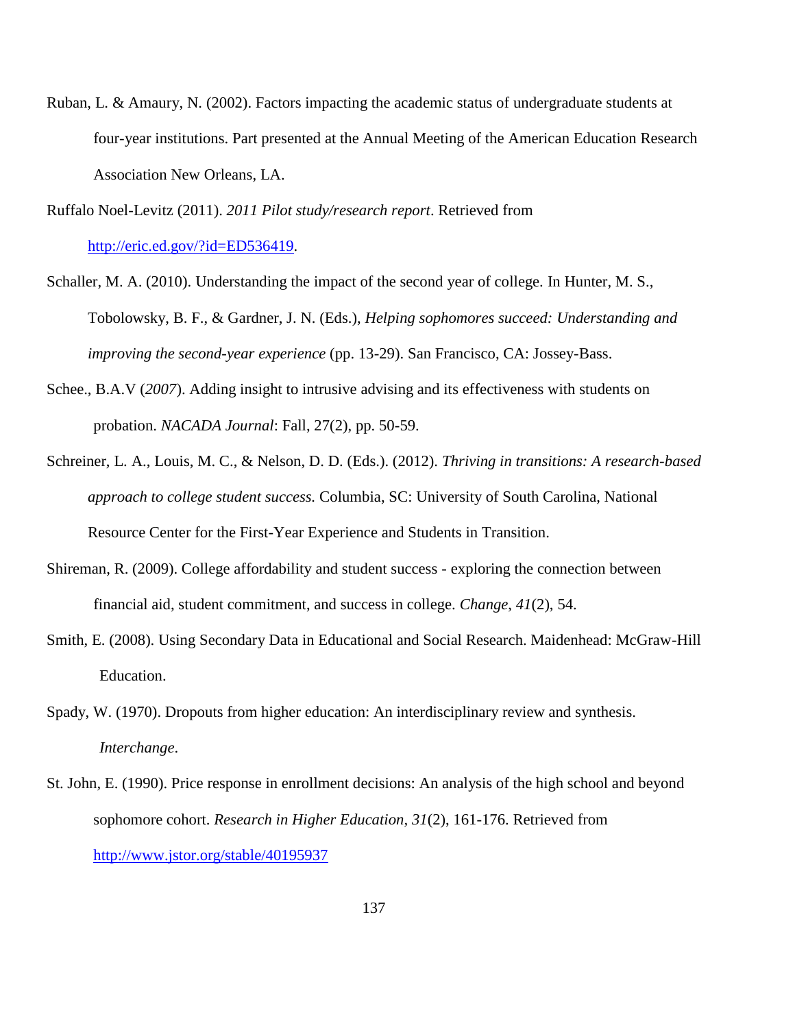Ruban, L. & Amaury, N. (2002). Factors impacting the academic status of undergraduate students at four-year institutions. Part presented at the Annual Meeting of the American Education Research Association New Orleans, LA.

Ruffalo Noel-Levitz (2011). *2011 Pilot study/research report*. Retrieved from http://eric.ed.gov/?id=ED536419.

Schaller, M. A. (2010). Understanding the impact of the second year of college. In Hunter, M. S., Tobolowsky, B. F., & Gardner, J. N. (Eds.), *Helping sophomores succeed: Understanding and improving the second-year experience* (pp. 13-29). San Francisco, CA: Jossey-Bass.

Schee., B.A.V (*2007*). Adding insight to intrusive advising and its effectiveness with students on probation. *NACADA Journal*: Fall, 27(2), pp. 50-59.

Schreiner, L. A., Louis, M. C., & Nelson, D. D. (Eds.). (2012). *Thriving in transitions: A research-based approach to college student success.* Columbia, SC: University of South Carolina, National Resource Center for the First-Year Experience and Students in Transition.

Shireman, R. (2009). College affordability and student success - exploring the connection between financial aid, student commitment, and success in college. *Change*, *41*(2), 54.

Smith, E. (2008). Using Secondary Data in Educational and Social Research. Maidenhead: McGraw-Hill Education.

Spady, W. (1970). Dropouts from higher education: An interdisciplinary review and synthesis. *Interchange*.

St. John, E. (1990). Price response in enrollment decisions: An analysis of the high school and beyond sophomore cohort. *Research in Higher Education, 31*(2), 161-176. Retrieved from http://www.jstor.org/stable/40195937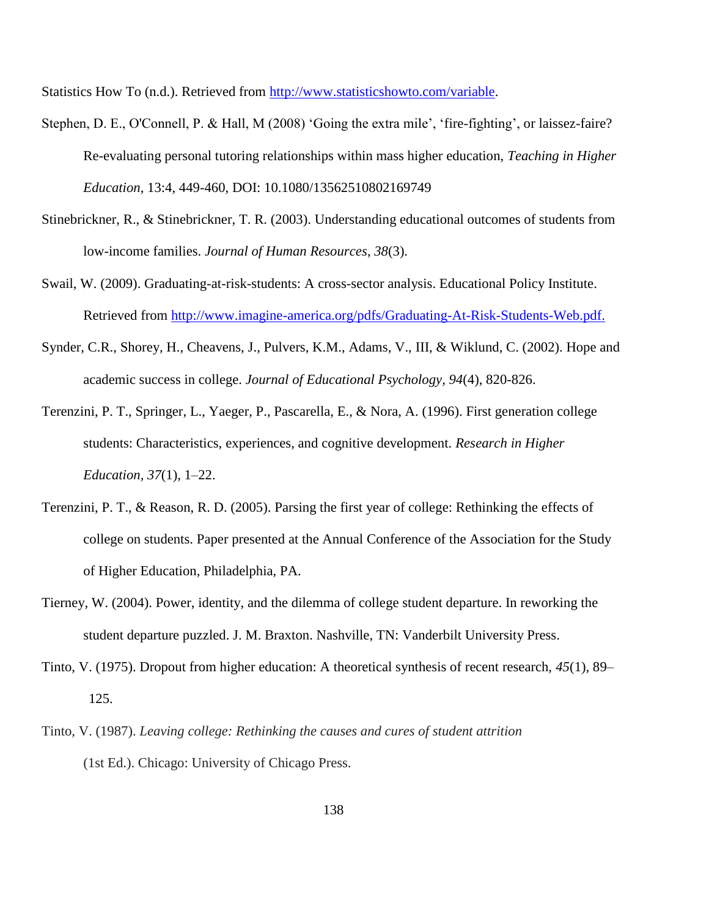Statistics How To (n.d.). Retrieved from http://www.statisticshowto.com/variable.

Stephen, D. E., O'Connell, P. & Hall, M (2008) 'Going the extra mile', 'fire-fighting', or laissez-faire? Re-evaluating personal tutoring relationships within mass higher education, *Teaching in Higher Education,* 13:4, 449-460, DOI: 10.1080/13562510802169749

Stinebrickner, R., & Stinebrickner, T. R. (2003). Understanding educational outcomes of students from low-income families. *Journal of Human Resources*, *38*(3).

Swail, W. (2009). Graduating-at-risk-students: A cross-sector analysis. Educational Policy Institute. Retrieved from http://www.imagine-america.org/pdfs/Graduating-At-Risk-Students-Web.pdf.

Synder, C.R., Shorey, H., Cheavens, J., Pulvers, K.M., Adams, V., III, & Wiklund, C. (2002). Hope and academic success in college. *Journal of Educational Psychology*, *94*(4), 820-826.

Terenzini, P. T., Springer, L., Yaeger, P., Pascarella, E., & Nora, A. (1996). First generation college students: Characteristics, experiences, and cognitive development. *Research in Higher Education, 37*(1), 1–22.

Terenzini, P. T., & Reason, R. D. (2005). Parsing the first year of college: Rethinking the effects of college on students. Paper presented at the Annual Conference of the Association for the Study of Higher Education, Philadelphia, PA.

Tierney, W. (2004). Power, identity, and the dilemma of college student departure. In reworking the student departure puzzled. J. M. Braxton. Nashville, TN: Vanderbilt University Press.

Tinto, V. (1975). Dropout from higher education: A theoretical synthesis of recent research, *45*(1), 89–125.

Tinto, V. (1987). *Leaving college: Rethinking the causes and cures of student attrition* (1st Ed.). Chicago: University of Chicago Press.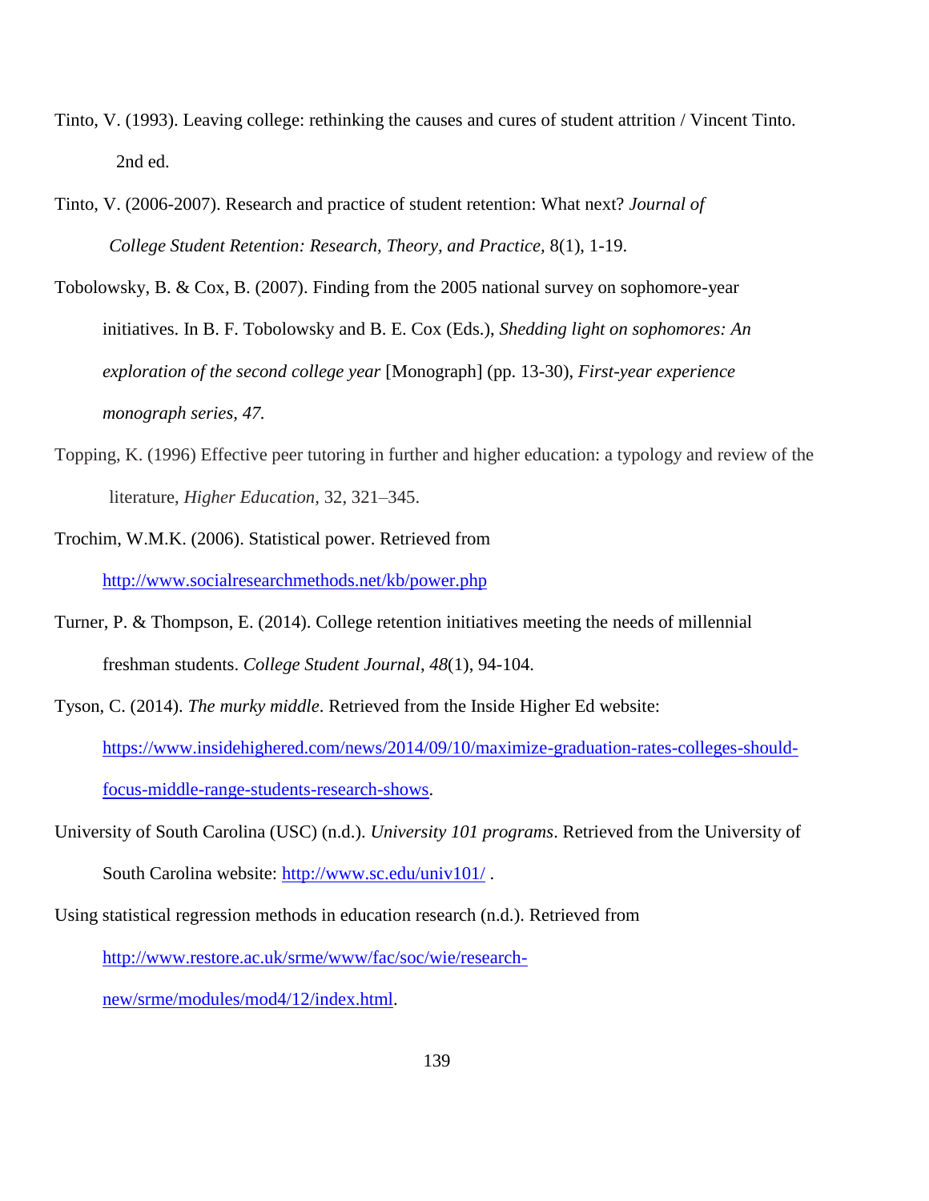Tinto, V. (1993). Leaving college: rethinking the causes and cures of student attrition / Vincent Tinto. 2nd ed.

Tinto, V. (2006-2007). Research and practice of student retention: What next? *Journal of College Student Retention: Research, Theory, and Practice,* 8(1), 1-19.

Tobolowsky, B. & Cox, B. (2007). Finding from the 2005 national survey on sophomore-year initiatives. In B. F. Tobolowsky and B. E. Cox (Eds.), *Shedding light on sophomores: An exploration of the second college year* [Monograph] (pp. 13-30), *First-year experience monograph series, 47.*

Topping, K. (1996) Effective peer tutoring in further and higher education: a typology and review of the literature, *Higher Education,* 32, 321–345.

Trochim, W.M.K. (2006). Statistical power. Retrieved from http://www.socialresearchmethods.net/kb/power.php

Turner, P. & Thompson, E. (2014). College retention initiatives meeting the needs of millennial freshman students. *College Student Journal, 48*(1), 94-104.

Tyson, C. (2014). *The murky middle*. Retrieved from the Inside Higher Ed website: https://www.insidehighered.com/news/2014/09/10/maximize-graduation-rates-colleges-should-focus-middle-range-students-research-shows.

University of South Carolina (USC) (n.d.). *University 101 programs*. Retrieved from the University of South Carolina website: http://www.sc.edu/univ101/ .

Using statistical regression methods in education research (n.d.). Retrieved from http://www.restore.ac.uk/srme/www/fac/soc/wie/research-new/srme/modules/mod4/12/index.html.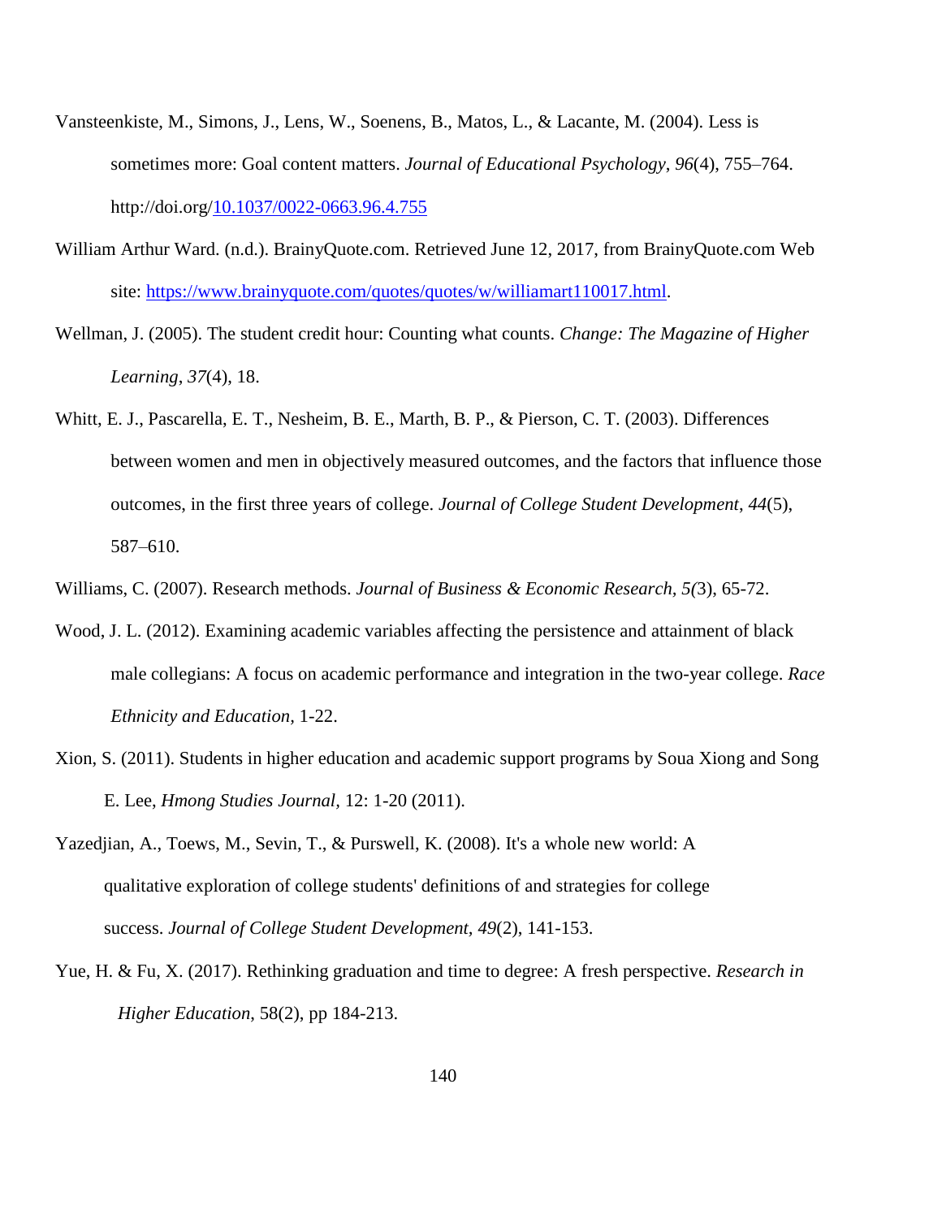Vansteenkiste, M., Simons, J., Lens, W., Soenens, B., Matos, L., & Lacante, M. (2004). Less is sometimes more: Goal content matters. *Journal of Educational Psychology*, *96*(4), 755–764. http://doi.org/10.1037/0022-0663.96.4.755

William Arthur Ward. (n.d.). BrainyQuote.com. Retrieved June 12, 2017, from BrainyQuote.com Web site: https://www.brainyquote.com/quotes/quotes/w/williamart110017.html.

Wellman, J. (2005). The student credit hour: Counting what counts. *Change: The Magazine of Higher Learning*, *37*(4), 18.

Whitt, E. J., Pascarella, E. T., Nesheim, B. E., Marth, B. P., & Pierson, C. T. (2003). Differences between women and men in objectively measured outcomes, and the factors that influence those outcomes, in the first three years of college. *Journal of College Student Development*, *44*(5), 587–610.

Williams, C. (2007). Research methods. *Journal of Business & Economic Research, 5(*3), 65-72.

Wood, J. L. (2012). Examining academic variables affecting the persistence and attainment of black male collegians: A focus on academic performance and integration in the two-year college. *Race Ethnicity and Education*, 1-22.

Xion, S. (2011). Students in higher education and academic support programs by Soua Xiong and Song E. Lee, *Hmong Studies Journal*, 12: 1-20 (2011).

Yazedjian, A., Toews, M., Sevin, T., & Purswell, K. (2008). It's a whole new world: A qualitative exploration of college students' definitions of and strategies for college success. *Journal of College Student Development, 49*(2), 141-153.

Yue, H. & Fu, X. (2017). Rethinking graduation and time to degree: A fresh perspective. *Research in Higher Education*, 58(2), pp 184-213.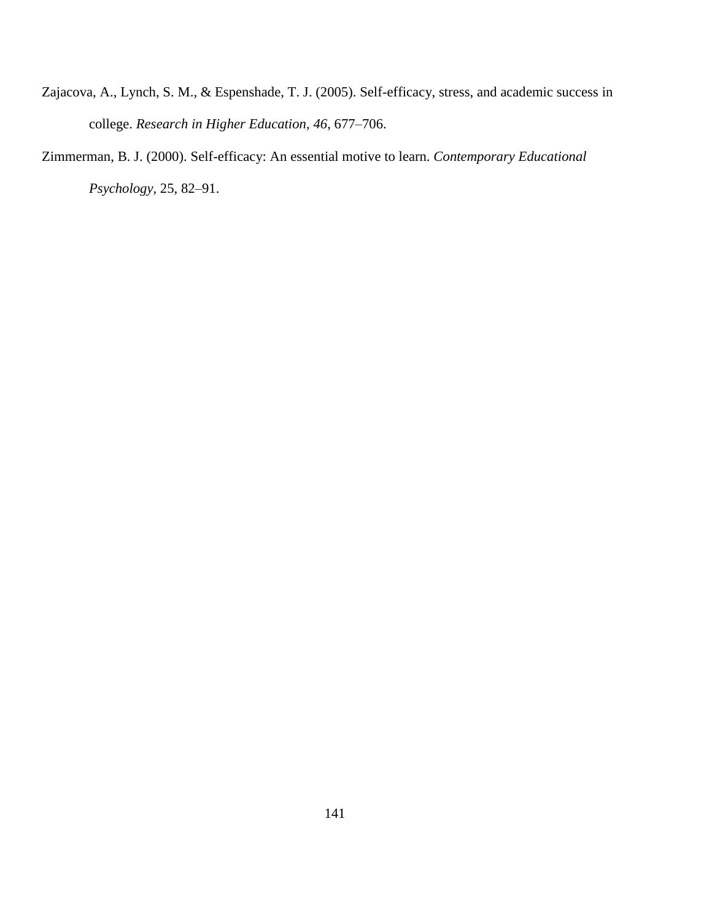Zajacova, A., Lynch, S. M., & Espenshade, T. J. (2005). Self-efficacy, stress, and academic success in college. *Research in Higher Education*, *46*, 677–706.

Zimmerman, B. J. (2000). Self-efficacy: An essential motive to learn. *Contemporary Educational Psychology*, 25, 82–91.